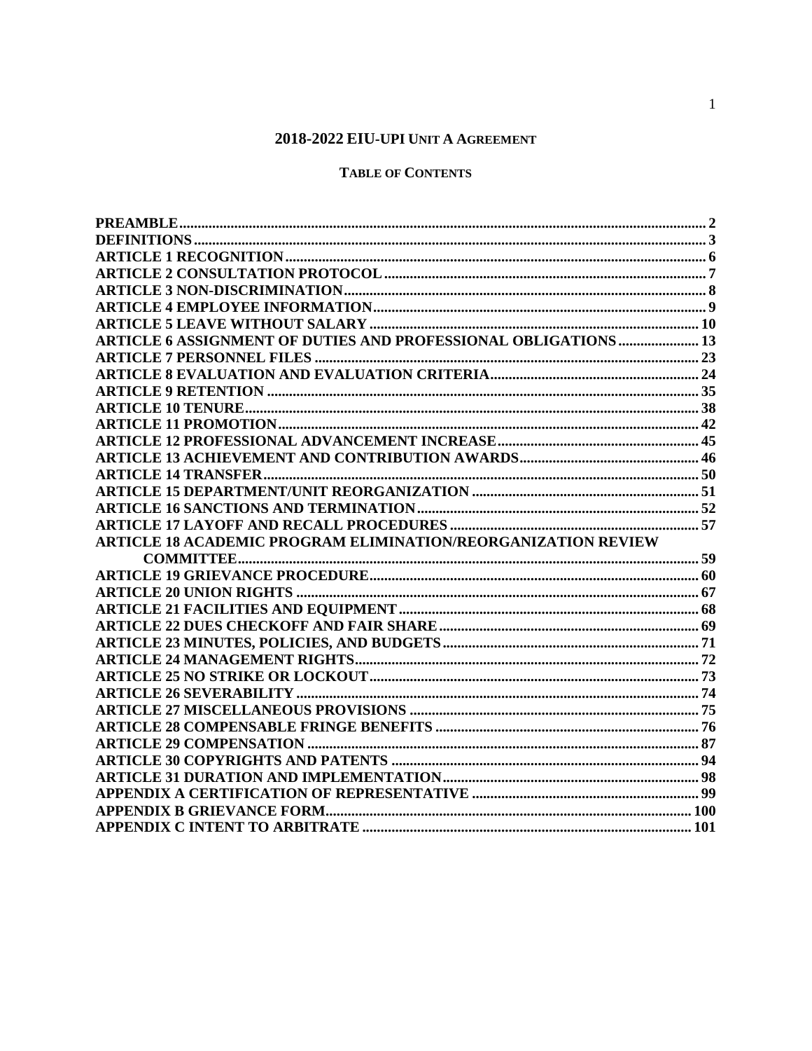# 2018-2022 EIU-UPI UNIT A AGREEMENT

## TABLE OF CONTENTS

| | |
|---|---|
| **PREAMBLE** | **2** |
| **DEFINITIONS** | **3** |
| **ARTICLE 1 RECOGNITION** | **6** |
| **ARTICLE 2 CONSULTATION PROTOCOL** | **7** |
| **ARTICLE 3 NON-DISCRIMINATION** | **8** |
| **ARTICLE 4 EMPLOYEE INFORMATION** | **9** |
| **ARTICLE 5 LEAVE WITHOUT SALARY** | **10** |
| **ARTICLE 6 ASSIGNMENT OF DUTIES AND PROFESSIONAL OBLIGATIONS** | **13** |
| **ARTICLE 7 PERSONNEL FILES** | **23** |
| **ARTICLE 8 EVALUATION AND EVALUATION CRITERIA** | **24** |
| **ARTICLE 9 RETENTION** | **35** |
| **ARTICLE 10 TENURE** | **38** |
| **ARTICLE 11 PROMOTION** | **42** |
| **ARTICLE 12 PROFESSIONAL ADVANCEMENT INCREASE** | **45** |
| **ARTICLE 13 ACHIEVEMENT AND CONTRIBUTION AWARDS** | **46** |
| **ARTICLE 14 TRANSFER** | **50** |
| **ARTICLE 15 DEPARTMENT/UNIT REORGANIZATION** | **51** |
| **ARTICLE 16 SANCTIONS AND TERMINATION** | **52** |
| **ARTICLE 17 LAYOFF AND RECALL PROCEDURES** | **57** |
| **ARTICLE 18 ACADEMIC PROGRAM ELIMINATION/REORGANIZATION REVIEW COMMITTEE** | **59** |
| **ARTICLE 19 GRIEVANCE PROCEDURE** | **60** |
| **ARTICLE 20 UNION RIGHTS** | **67** |
| **ARTICLE 21 FACILITIES AND EQUIPMENT** | **68** |
| **ARTICLE 22 DUES CHECKOFF AND FAIR SHARE** | **69** |
| **ARTICLE 23 MINUTES, POLICIES, AND BUDGETS** | **71** |
| **ARTICLE 24 MANAGEMENT RIGHTS** | **72** |
| **ARTICLE 25 NO STRIKE OR LOCKOUT** | **73** |
| **ARTICLE 26 SEVERABILITY** | **74** |
| **ARTICLE 27 MISCELLANEOUS PROVISIONS** | **75** |
| **ARTICLE 28 COMPENSABLE FRINGE BENEFITS** | **76** |
| **ARTICLE 29 COMPENSATION** | **87** |
| **ARTICLE 30 COPYRIGHTS AND PATENTS** | **94** |
| **ARTICLE 31 DURATION AND IMPLEMENTATION** | **98** |
| **APPENDIX A CERTIFICATION OF REPRESENTATIVE** | **99** |
| **APPENDIX B GRIEVANCE FORM** | **100** |
| **APPENDIX C INTENT TO ARBITRATE** | **101** |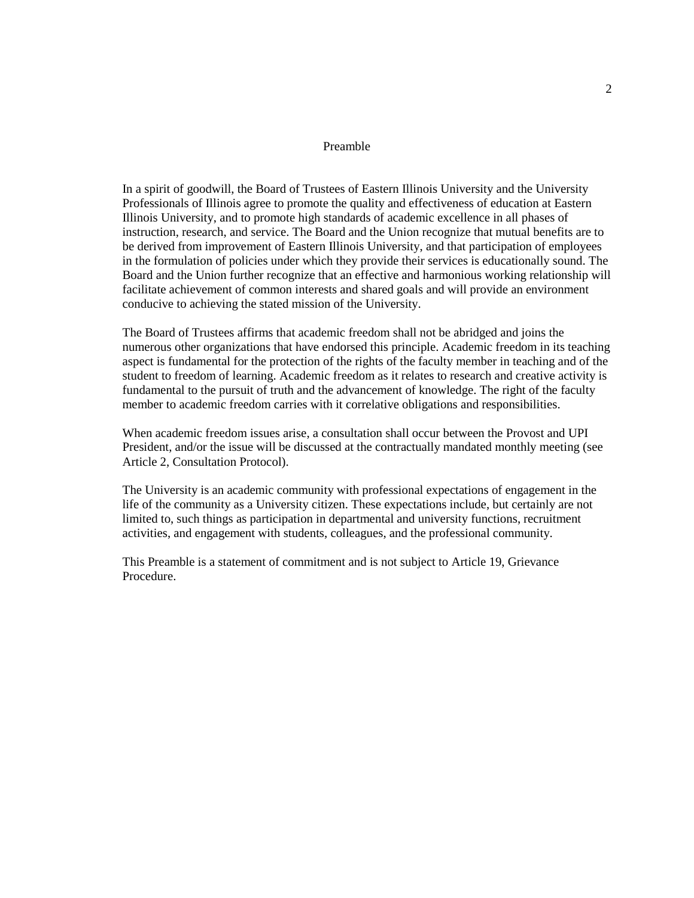# Preamble

In a spirit of goodwill, the Board of Trustees of Eastern Illinois University and the University Professionals of Illinois agree to promote the quality and effectiveness of education at Eastern Illinois University, and to promote high standards of academic excellence in all phases of instruction, research, and service. The Board and the Union recognize that mutual benefits are to be derived from improvement of Eastern Illinois University, and that participation of employees in the formulation of policies under which they provide their services is educationally sound. The Board and the Union further recognize that an effective and harmonious working relationship will facilitate achievement of common interests and shared goals and will provide an environment conducive to achieving the stated mission of the University.

The Board of Trustees affirms that academic freedom shall not be abridged and joins the numerous other organizations that have endorsed this principle. Academic freedom in its teaching aspect is fundamental for the protection of the rights of the faculty member in teaching and of the student to freedom of learning. Academic freedom as it relates to research and creative activity is fundamental to the pursuit of truth and the advancement of knowledge. The right of the faculty member to academic freedom carries with it correlative obligations and responsibilities.

When academic freedom issues arise, a consultation shall occur between the Provost and UPI President, and/or the issue will be discussed at the contractually mandated monthly meeting (see Article 2, Consultation Protocol).

The University is an academic community with professional expectations of engagement in the life of the community as a University citizen. These expectations include, but certainly are not limited to, such things as participation in departmental and university functions, recruitment activities, and engagement with students, colleagues, and the professional community.

This Preamble is a statement of commitment and is not subject to Article 19, Grievance Procedure.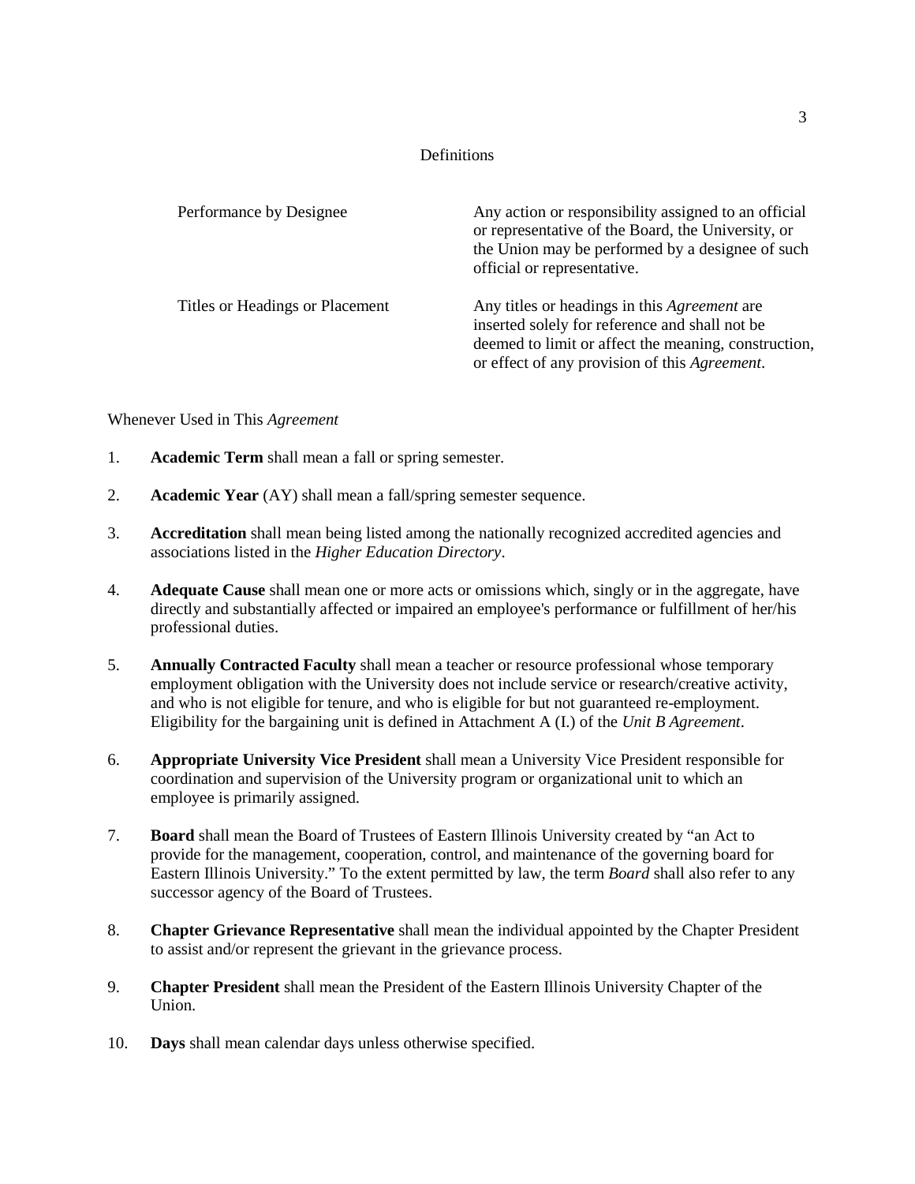## Definitions

| | |
|---|---|
| Performance by Designee | Any action or responsibility assigned to an official or representative of the Board, the University, or the Union may be performed by a designee of such official or representative. |
| Titles or Headings or Placement | Any titles or headings in this *Agreement* are inserted solely for reference and shall not be deemed to limit or affect the meaning, construction, or effect of any provision of this *Agreement*. |

Whenever Used in This *Agreement*

1. **Academic Term** shall mean a fall or spring semester.
2. **Academic Year** (AY) shall mean a fall/spring semester sequence.
3. **Accreditation** shall mean being listed among the nationally recognized accredited agencies and associations listed in the *Higher Education Directory*.
4. **Adequate Cause** shall mean one or more acts or omissions which, singly or in the aggregate, have directly and substantially affected or impaired an employee's performance or fulfillment of her/his professional duties.
5. **Annually Contracted Faculty** shall mean a teacher or resource professional whose temporary employment obligation with the University does not include service or research/creative activity, and who is not eligible for tenure, and who is eligible for but not guaranteed re-employment. Eligibility for the bargaining unit is defined in Attachment A (I.) of the *Unit B Agreement*.
6. **Appropriate University Vice President** shall mean a University Vice President responsible for coordination and supervision of the University program or organizational unit to which an employee is primarily assigned.
7. **Board** shall mean the Board of Trustees of Eastern Illinois University created by "an Act to provide for the management, cooperation, control, and maintenance of the governing board for Eastern Illinois University." To the extent permitted by law, the term *Board* shall also refer to any successor agency of the Board of Trustees.
8. **Chapter Grievance Representative** shall mean the individual appointed by the Chapter President to assist and/or represent the grievant in the grievance process.
9. **Chapter President** shall mean the President of the Eastern Illinois University Chapter of the Union.
10. **Days** shall mean calendar days unless otherwise specified.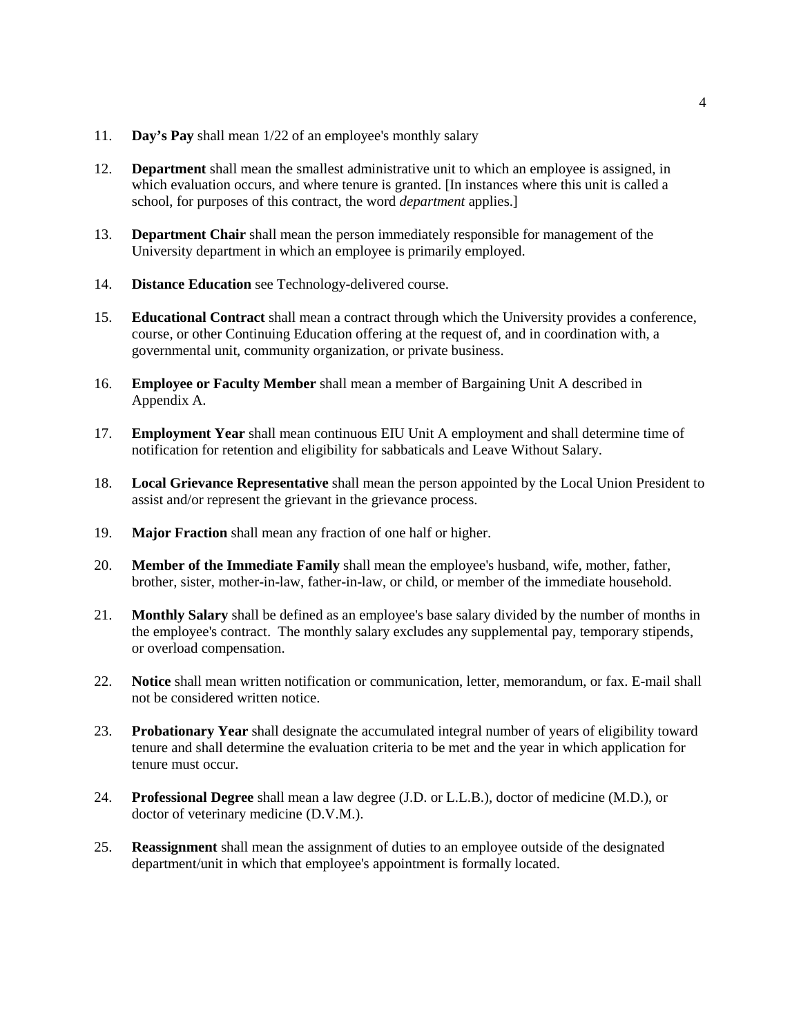11. **Day's Pay** shall mean 1/22 of an employee's monthly salary

12. **Department** shall mean the smallest administrative unit to which an employee is assigned, in which evaluation occurs, and where tenure is granted. [In instances where this unit is called a school, for purposes of this contract, the word *department* applies.]

13. **Department Chair** shall mean the person immediately responsible for management of the University department in which an employee is primarily employed.

14. **Distance Education** see Technology-delivered course.

15. **Educational Contract** shall mean a contract through which the University provides a conference, course, or other Continuing Education offering at the request of, and in coordination with, a governmental unit, community organization, or private business.

16. **Employee or Faculty Member** shall mean a member of Bargaining Unit A described in Appendix A.

17. **Employment Year** shall mean continuous EIU Unit A employment and shall determine time of notification for retention and eligibility for sabbaticals and Leave Without Salary.

18. **Local Grievance Representative** shall mean the person appointed by the Local Union President to assist and/or represent the grievant in the grievance process.

19. **Major Fraction** shall mean any fraction of one half or higher.

20. **Member of the Immediate Family** shall mean the employee's husband, wife, mother, father, brother, sister, mother-in-law, father-in-law, or child, or member of the immediate household.

21. **Monthly Salary** shall be defined as an employee's base salary divided by the number of months in the employee's contract. The monthly salary excludes any supplemental pay, temporary stipends, or overload compensation.

22. **Notice** shall mean written notification or communication, letter, memorandum, or fax. E-mail shall not be considered written notice.

23. **Probationary Year** shall designate the accumulated integral number of years of eligibility toward tenure and shall determine the evaluation criteria to be met and the year in which application for tenure must occur.

24. **Professional Degree** shall mean a law degree (J.D. or L.L.B.), doctor of medicine (M.D.), or doctor of veterinary medicine (D.V.M.).

25. **Reassignment** shall mean the assignment of duties to an employee outside of the designated department/unit in which that employee's appointment is formally located.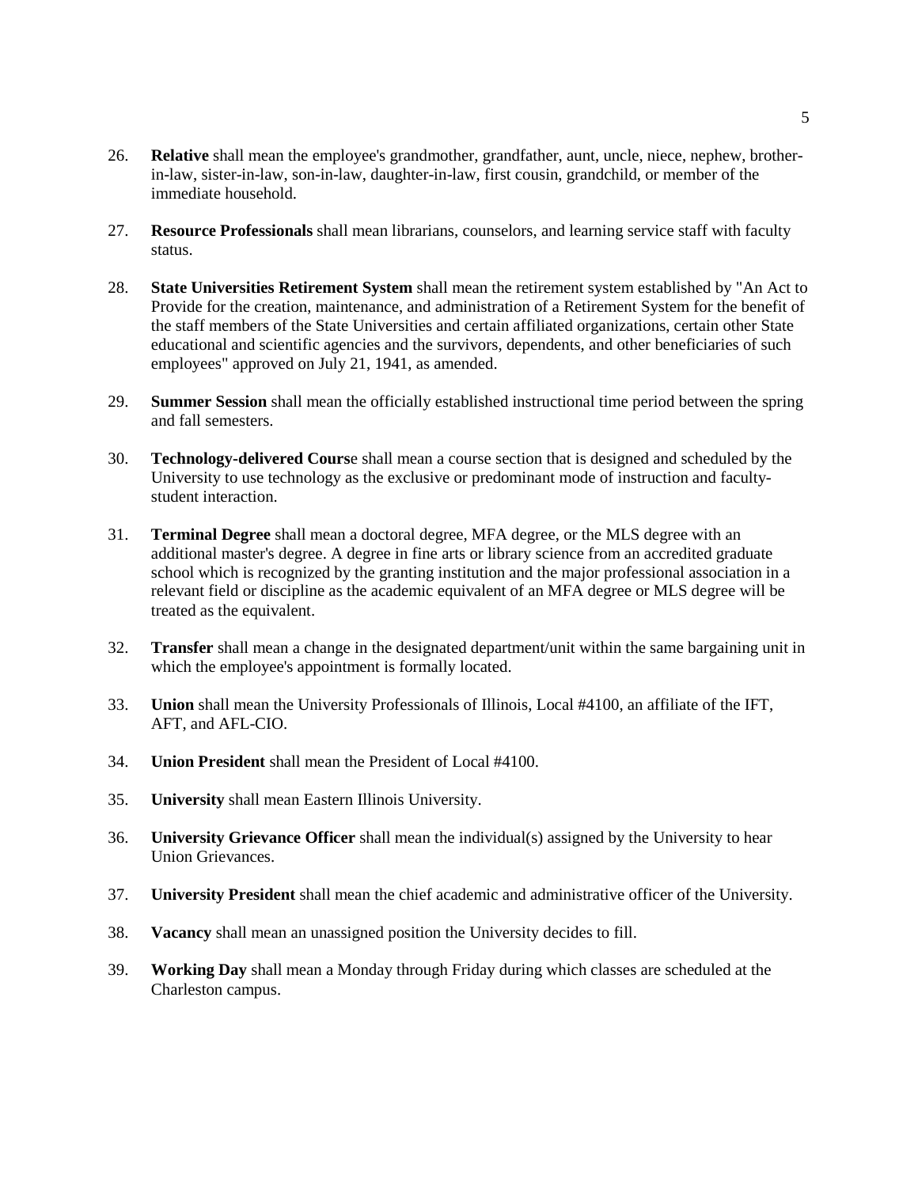26. **Relative** shall mean the employee's grandmother, grandfather, aunt, uncle, niece, nephew, brother-in-law, sister-in-law, son-in-law, daughter-in-law, first cousin, grandchild, or member of the immediate household.

27. **Resource Professionals** shall mean librarians, counselors, and learning service staff with faculty status.

28. **State Universities Retirement System** shall mean the retirement system established by "An Act to Provide for the creation, maintenance, and administration of a Retirement System for the benefit of the staff members of the State Universities and certain affiliated organizations, certain other State educational and scientific agencies and the survivors, dependents, and other beneficiaries of such employees" approved on July 21, 1941, as amended.

29. **Summer Session** shall mean the officially established instructional time period between the spring and fall semesters.

30. **Technology-delivered Cours**e shall mean a course section that is designed and scheduled by the University to use technology as the exclusive or predominant mode of instruction and faculty-student interaction.

31. **Terminal Degree** shall mean a doctoral degree, MFA degree, or the MLS degree with an additional master's degree. A degree in fine arts or library science from an accredited graduate school which is recognized by the granting institution and the major professional association in a relevant field or discipline as the academic equivalent of an MFA degree or MLS degree will be treated as the equivalent.

32. **Transfer** shall mean a change in the designated department/unit within the same bargaining unit in which the employee's appointment is formally located.

33. **Union** shall mean the University Professionals of Illinois, Local #4100, an affiliate of the IFT, AFT, and AFL-CIO.

34. **Union President** shall mean the President of Local #4100.

35. **University** shall mean Eastern Illinois University.

36. **University Grievance Officer** shall mean the individual(s) assigned by the University to hear Union Grievances.

37. **University President** shall mean the chief academic and administrative officer of the University.

38. **Vacancy** shall mean an unassigned position the University decides to fill.

39. **Working Day** shall mean a Monday through Friday during which classes are scheduled at the Charleston campus.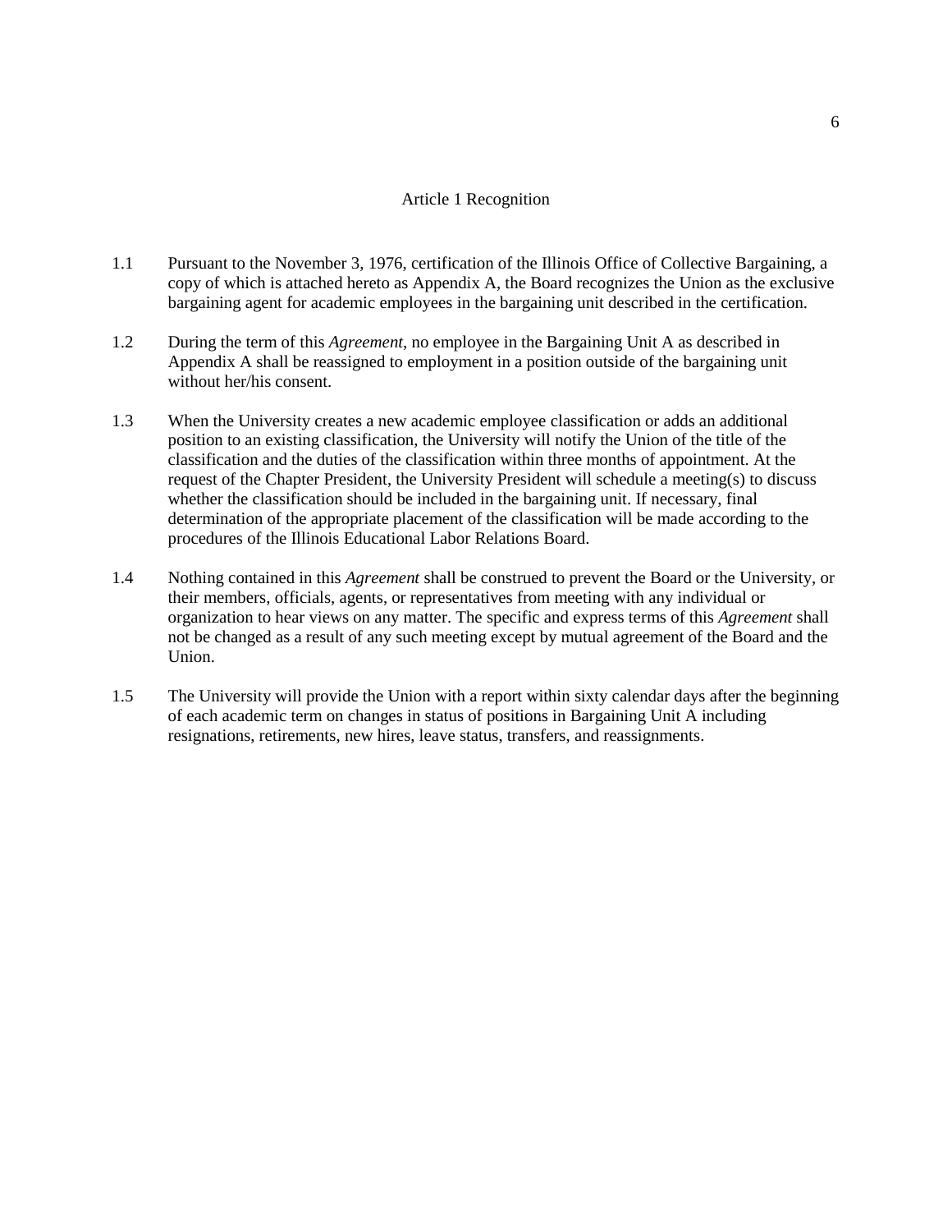## Article 1 Recognition

1.1 Pursuant to the November 3, 1976, certification of the Illinois Office of Collective Bargaining, a copy of which is attached hereto as Appendix A, the Board recognizes the Union as the exclusive bargaining agent for academic employees in the bargaining unit described in the certification.

1.2 During the term of this *Agreement*, no employee in the Bargaining Unit A as described in Appendix A shall be reassigned to employment in a position outside of the bargaining unit without her/his consent.

1.3 When the University creates a new academic employee classification or adds an additional position to an existing classification, the University will notify the Union of the title of the classification and the duties of the classification within three months of appointment. At the request of the Chapter President, the University President will schedule a meeting(s) to discuss whether the classification should be included in the bargaining unit. If necessary, final determination of the appropriate placement of the classification will be made according to the procedures of the Illinois Educational Labor Relations Board.

1.4 Nothing contained in this *Agreement* shall be construed to prevent the Board or the University, or their members, officials, agents, or representatives from meeting with any individual or organization to hear views on any matter. The specific and express terms of this *Agreement* shall not be changed as a result of any such meeting except by mutual agreement of the Board and the Union.

1.5 The University will provide the Union with a report within sixty calendar days after the beginning of each academic term on changes in status of positions in Bargaining Unit A including resignations, retirements, new hires, leave status, transfers, and reassignments.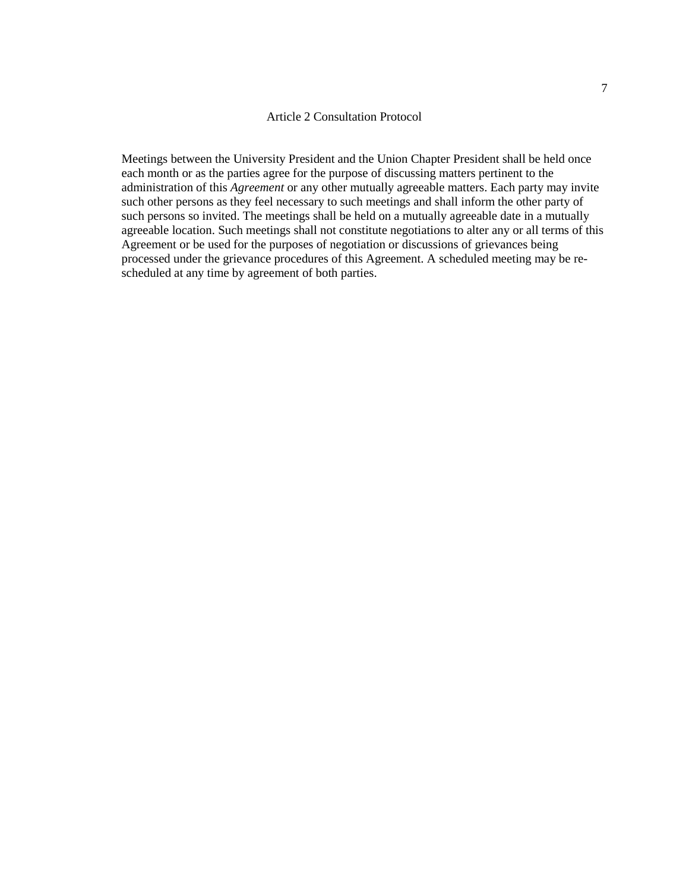## Article 2 Consultation Protocol

Meetings between the University President and the Union Chapter President shall be held once each month or as the parties agree for the purpose of discussing matters pertinent to the administration of this *Agreement* or any other mutually agreeable matters. Each party may invite such other persons as they feel necessary to such meetings and shall inform the other party of such persons so invited. The meetings shall be held on a mutually agreeable date in a mutually agreeable location. Such meetings shall not constitute negotiations to alter any or all terms of this Agreement or be used for the purposes of negotiation or discussions of grievances being processed under the grievance procedures of this Agreement. A scheduled meeting may be re-scheduled at any time by agreement of both parties.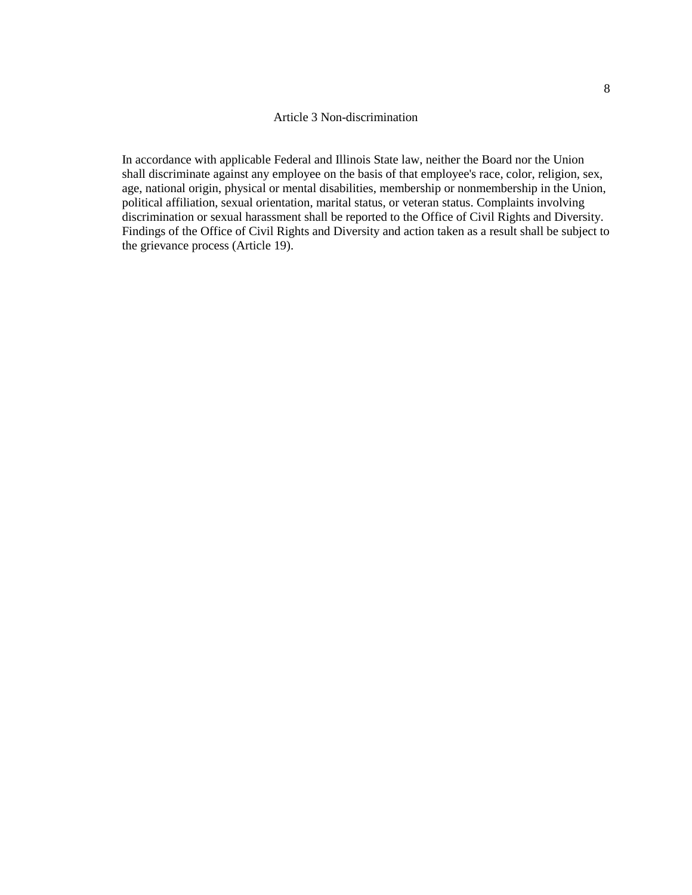## Article 3 Non-discrimination

In accordance with applicable Federal and Illinois State law, neither the Board nor the Union shall discriminate against any employee on the basis of that employee's race, color, religion, sex, age, national origin, physical or mental disabilities, membership or nonmembership in the Union, political affiliation, sexual orientation, marital status, or veteran status. Complaints involving discrimination or sexual harassment shall be reported to the Office of Civil Rights and Diversity. Findings of the Office of Civil Rights and Diversity and action taken as a result shall be subject to the grievance process (Article 19).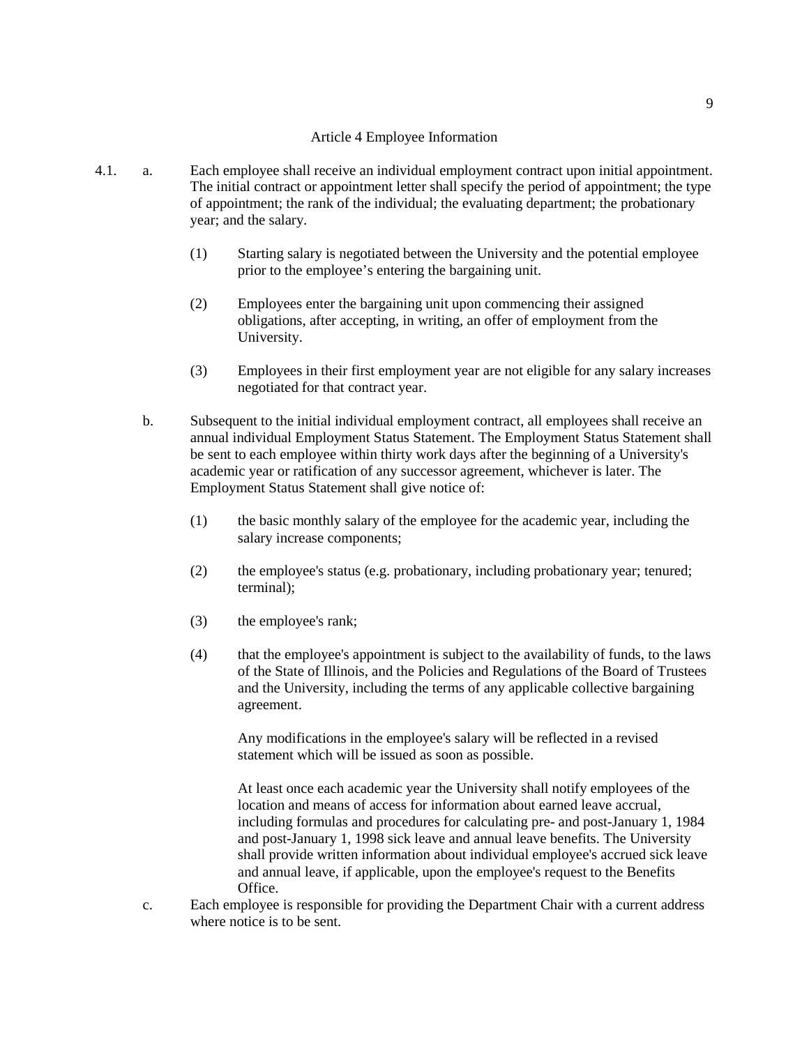## Article 4 Employee Information

4.1. a. Each employee shall receive an individual employment contract upon initial appointment. The initial contract or appointment letter shall specify the period of appointment; the type of appointment; the rank of the individual; the evaluating department; the probationary year; and the salary.

(1) Starting salary is negotiated between the University and the potential employee prior to the employee's entering the bargaining unit.

(2) Employees enter the bargaining unit upon commencing their assigned obligations, after accepting, in writing, an offer of employment from the University.

(3) Employees in their first employment year are not eligible for any salary increases negotiated for that contract year.

b. Subsequent to the initial individual employment contract, all employees shall receive an annual individual Employment Status Statement. The Employment Status Statement shall be sent to each employee within thirty work days after the beginning of a University's academic year or ratification of any successor agreement, whichever is later. The Employment Status Statement shall give notice of:

(1) the basic monthly salary of the employee for the academic year, including the salary increase components;

(2) the employee's status (e.g. probationary, including probationary year; tenured; terminal);

(3) the employee's rank;

(4) that the employee's appointment is subject to the availability of funds, to the laws of the State of Illinois, and the Policies and Regulations of the Board of Trustees and the University, including the terms of any applicable collective bargaining agreement.

Any modifications in the employee's salary will be reflected in a revised statement which will be issued as soon as possible.

At least once each academic year the University shall notify employees of the location and means of access for information about earned leave accrual, including formulas and procedures for calculating pre- and post-January 1, 1984 and post-January 1, 1998 sick leave and annual leave benefits. The University shall provide written information about individual employee's accrued sick leave and annual leave, if applicable, upon the employee's request to the Benefits Office.

c. Each employee is responsible for providing the Department Chair with a current address where notice is to be sent.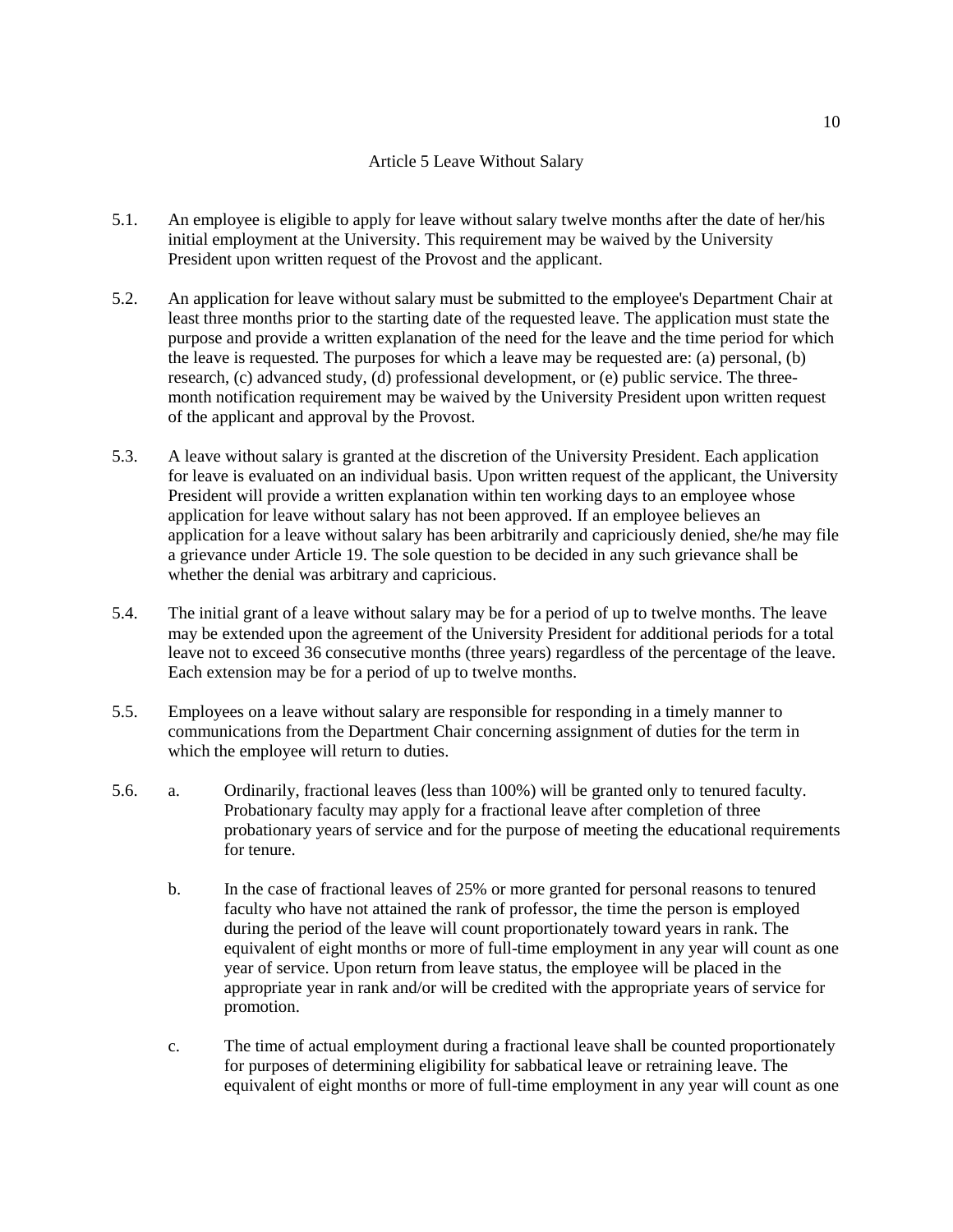# Article 5 Leave Without Salary

5.1. An employee is eligible to apply for leave without salary twelve months after the date of her/his initial employment at the University. This requirement may be waived by the University President upon written request of the Provost and the applicant.

5.2. An application for leave without salary must be submitted to the employee's Department Chair at least three months prior to the starting date of the requested leave. The application must state the purpose and provide a written explanation of the need for the leave and the time period for which the leave is requested. The purposes for which a leave may be requested are: (a) personal, (b) research, (c) advanced study, (d) professional development, or (e) public service. The three-month notification requirement may be waived by the University President upon written request of the applicant and approval by the Provost.

5.3. A leave without salary is granted at the discretion of the University President. Each application for leave is evaluated on an individual basis. Upon written request of the applicant, the University President will provide a written explanation within ten working days to an employee whose application for leave without salary has not been approved. If an employee believes an application for a leave without salary has been arbitrarily and capriciously denied, she/he may file a grievance under Article 19. The sole question to be decided in any such grievance shall be whether the denial was arbitrary and capricious.

5.4. The initial grant of a leave without salary may be for a period of up to twelve months. The leave may be extended upon the agreement of the University President for additional periods for a total leave not to exceed 36 consecutive months (three years) regardless of the percentage of the leave. Each extension may be for a period of up to twelve months.

5.5. Employees on a leave without salary are responsible for responding in a timely manner to communications from the Department Chair concerning assignment of duties for the term in which the employee will return to duties.

5.6. a. Ordinarily, fractional leaves (less than 100%) will be granted only to tenured faculty. Probationary faculty may apply for a fractional leave after completion of three probationary years of service and for the purpose of meeting the educational requirements for tenure.

b. In the case of fractional leaves of 25% or more granted for personal reasons to tenured faculty who have not attained the rank of professor, the time the person is employed during the period of the leave will count proportionately toward years in rank. The equivalent of eight months or more of full-time employment in any year will count as one year of service. Upon return from leave status, the employee will be placed in the appropriate year in rank and/or will be credited with the appropriate years of service for promotion.

c. The time of actual employment during a fractional leave shall be counted proportionately for purposes of determining eligibility for sabbatical leave or retraining leave. The equivalent of eight months or more of full-time employment in any year will count as one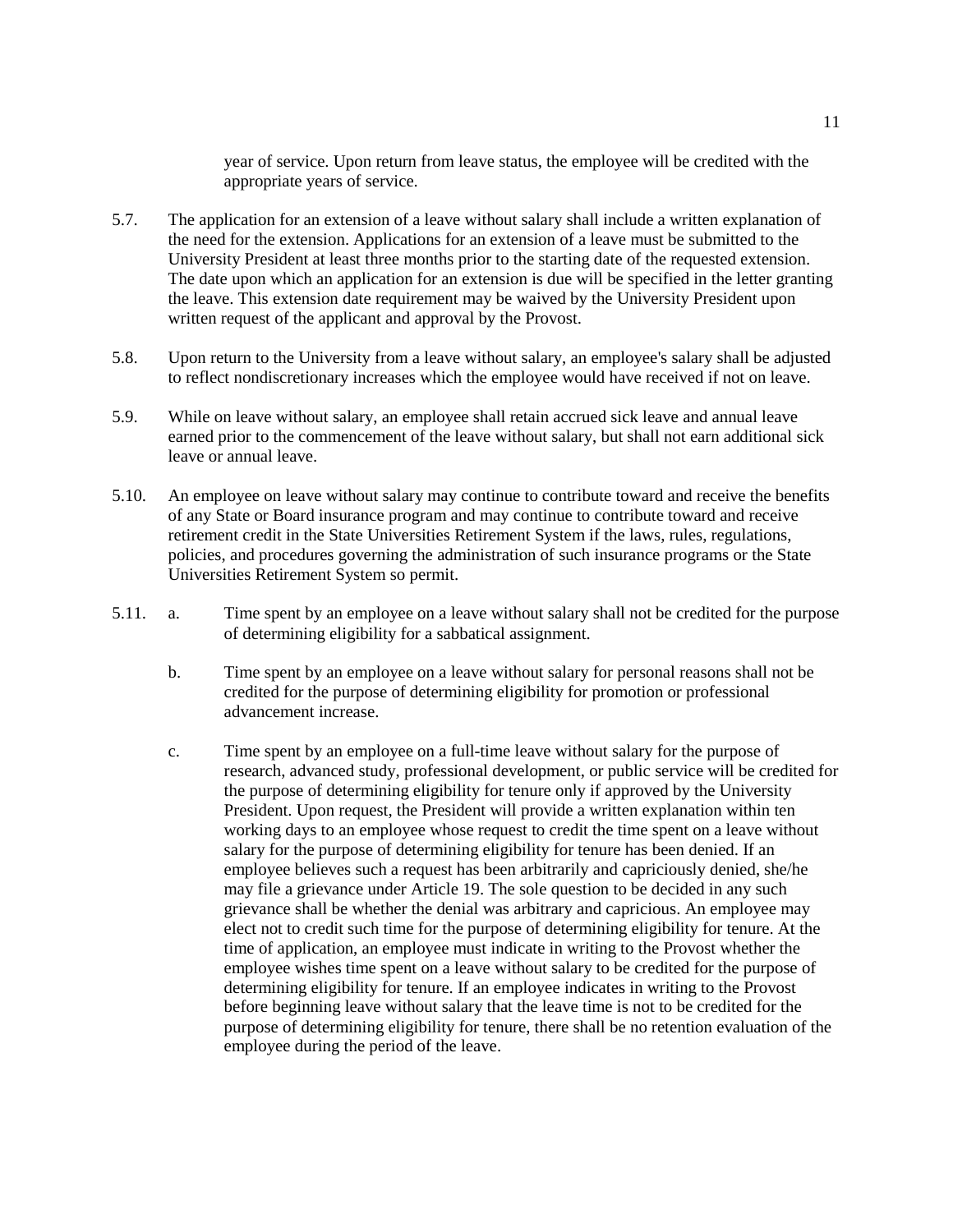year of service. Upon return from leave status, the employee will be credited with the appropriate years of service.

5.7. The application for an extension of a leave without salary shall include a written explanation of the need for the extension. Applications for an extension of a leave must be submitted to the University President at least three months prior to the starting date of the requested extension. The date upon which an application for an extension is due will be specified in the letter granting the leave. This extension date requirement may be waived by the University President upon written request of the applicant and approval by the Provost.

5.8. Upon return to the University from a leave without salary, an employee's salary shall be adjusted to reflect nondiscretionary increases which the employee would have received if not on leave.

5.9. While on leave without salary, an employee shall retain accrued sick leave and annual leave earned prior to the commencement of the leave without salary, but shall not earn additional sick leave or annual leave.

5.10. An employee on leave without salary may continue to contribute toward and receive the benefits of any State or Board insurance program and may continue to contribute toward and receive retirement credit in the State Universities Retirement System if the laws, rules, regulations, policies, and procedures governing the administration of such insurance programs or the State Universities Retirement System so permit.

5.11.

a. Time spent by an employee on a leave without salary shall not be credited for the purpose of determining eligibility for a sabbatical assignment.

b. Time spent by an employee on a leave without salary for personal reasons shall not be credited for the purpose of determining eligibility for promotion or professional advancement increase.

c. Time spent by an employee on a full-time leave without salary for the purpose of research, advanced study, professional development, or public service will be credited for the purpose of determining eligibility for tenure only if approved by the University President. Upon request, the President will provide a written explanation within ten working days to an employee whose request to credit the time spent on a leave without salary for the purpose of determining eligibility for tenure has been denied. If an employee believes such a request has been arbitrarily and capriciously denied, she/he may file a grievance under Article 19. The sole question to be decided in any such grievance shall be whether the denial was arbitrary and capricious. An employee may elect not to credit such time for the purpose of determining eligibility for tenure. At the time of application, an employee must indicate in writing to the Provost whether the employee wishes time spent on a leave without salary to be credited for the purpose of determining eligibility for tenure. If an employee indicates in writing to the Provost before beginning leave without salary that the leave time is not to be credited for the purpose of determining eligibility for tenure, there shall be no retention evaluation of the employee during the period of the leave.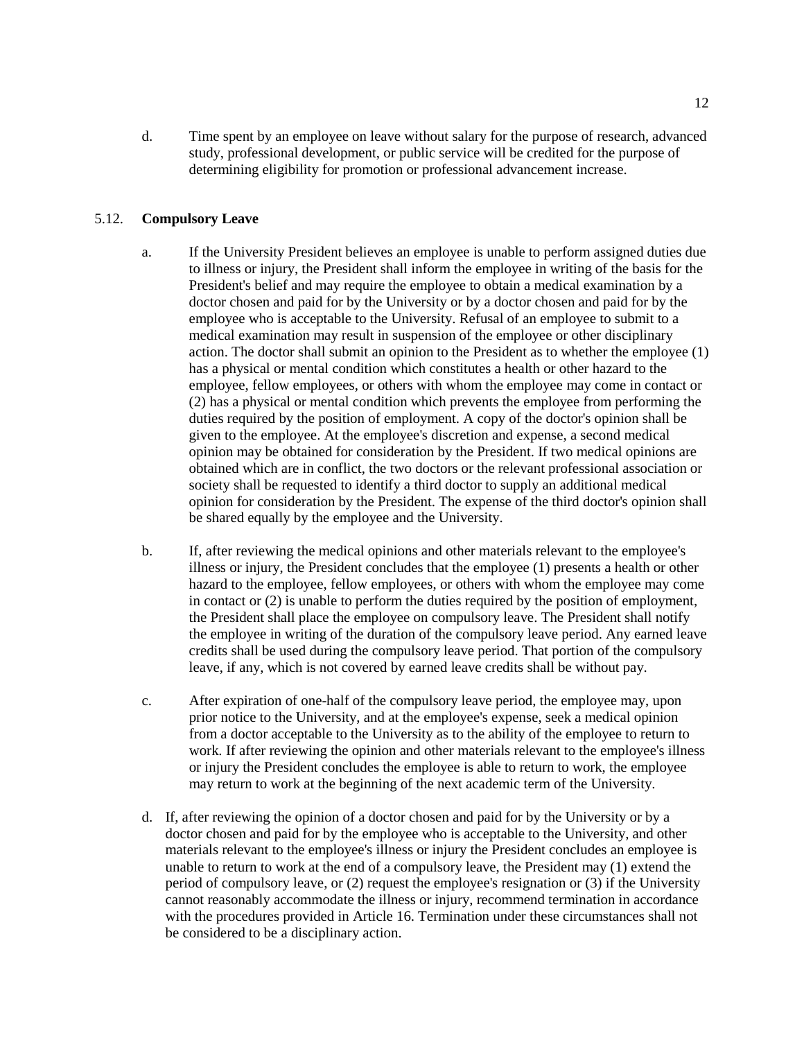d. Time spent by an employee on leave without salary for the purpose of research, advanced study, professional development, or public service will be credited for the purpose of determining eligibility for promotion or professional advancement increase.

5.12. **Compulsory Leave**

a. If the University President believes an employee is unable to perform assigned duties due to illness or injury, the President shall inform the employee in writing of the basis for the President's belief and may require the employee to obtain a medical examination by a doctor chosen and paid for by the University or by a doctor chosen and paid for by the employee who is acceptable to the University. Refusal of an employee to submit to a medical examination may result in suspension of the employee or other disciplinary action. The doctor shall submit an opinion to the President as to whether the employee (1) has a physical or mental condition which constitutes a health or other hazard to the employee, fellow employees, or others with whom the employee may come in contact or (2) has a physical or mental condition which prevents the employee from performing the duties required by the position of employment. A copy of the doctor's opinion shall be given to the employee. At the employee's discretion and expense, a second medical opinion may be obtained for consideration by the President. If two medical opinions are obtained which are in conflict, the two doctors or the relevant professional association or society shall be requested to identify a third doctor to supply an additional medical opinion for consideration by the President. The expense of the third doctor's opinion shall be shared equally by the employee and the University.

b. If, after reviewing the medical opinions and other materials relevant to the employee's illness or injury, the President concludes that the employee (1) presents a health or other hazard to the employee, fellow employees, or others with whom the employee may come in contact or (2) is unable to perform the duties required by the position of employment, the President shall place the employee on compulsory leave. The President shall notify the employee in writing of the duration of the compulsory leave period. Any earned leave credits shall be used during the compulsory leave period. That portion of the compulsory leave, if any, which is not covered by earned leave credits shall be without pay.

c. After expiration of one-half of the compulsory leave period, the employee may, upon prior notice to the University, and at the employee's expense, seek a medical opinion from a doctor acceptable to the University as to the ability of the employee to return to work. If after reviewing the opinion and other materials relevant to the employee's illness or injury the President concludes the employee is able to return to work, the employee may return to work at the beginning of the next academic term of the University.

d. If, after reviewing the opinion of a doctor chosen and paid for by the University or by a doctor chosen and paid for by the employee who is acceptable to the University, and other materials relevant to the employee's illness or injury the President concludes an employee is unable to return to work at the end of a compulsory leave, the President may (1) extend the period of compulsory leave, or (2) request the employee's resignation or (3) if the University cannot reasonably accommodate the illness or injury, recommend termination in accordance with the procedures provided in Article 16. Termination under these circumstances shall not be considered to be a disciplinary action.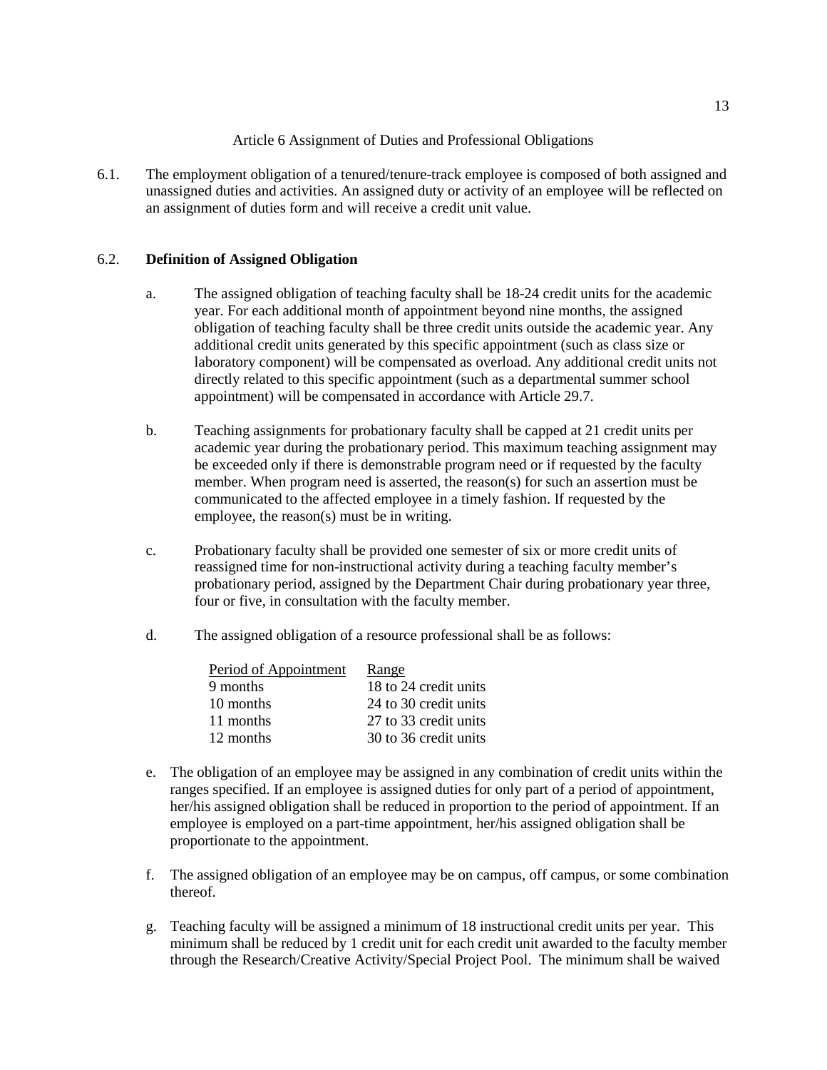## Article 6 Assignment of Duties and Professional Obligations

6.1. The employment obligation of a tenured/tenure-track employee is composed of both assigned and unassigned duties and activities. An assigned duty or activity of an employee will be reflected on an assignment of duties form and will receive a credit unit value.

6.2. **Definition of Assigned Obligation**

a. The assigned obligation of teaching faculty shall be 18-24 credit units for the academic year. For each additional month of appointment beyond nine months, the assigned obligation of teaching faculty shall be three credit units outside the academic year. Any additional credit units generated by this specific appointment (such as class size or laboratory component) will be compensated as overload. Any additional credit units not directly related to this specific appointment (such as a departmental summer school appointment) will be compensated in accordance with Article 29.7.

b. Teaching assignments for probationary faculty shall be capped at 21 credit units per academic year during the probationary period. This maximum teaching assignment may be exceeded only if there is demonstrable program need or if requested by the faculty member. When program need is asserted, the reason(s) for such an assertion must be communicated to the affected employee in a timely fashion. If requested by the employee, the reason(s) must be in writing.

c. Probationary faculty shall be provided one semester of six or more credit units of reassigned time for non-instructional activity during a teaching faculty member's probationary period, assigned by the Department Chair during probationary year three, four or five, in consultation with the faculty member.

d. The assigned obligation of a resource professional shall be as follows:

| Period of Appointment | Range |
| --- | --- |
| 9 months | 18 to 24 credit units |
| 10 months | 24 to 30 credit units |
| 11 months | 27 to 33 credit units |
| 12 months | 30 to 36 credit units |

e. The obligation of an employee may be assigned in any combination of credit units within the ranges specified. If an employee is assigned duties for only part of a period of appointment, her/his assigned obligation shall be reduced in proportion to the period of appointment. If an employee is employed on a part-time appointment, her/his assigned obligation shall be proportionate to the appointment.

f. The assigned obligation of an employee may be on campus, off campus, or some combination thereof.

g. Teaching faculty will be assigned a minimum of 18 instructional credit units per year. This minimum shall be reduced by 1 credit unit for each credit unit awarded to the faculty member through the Research/Creative Activity/Special Project Pool. The minimum shall be waived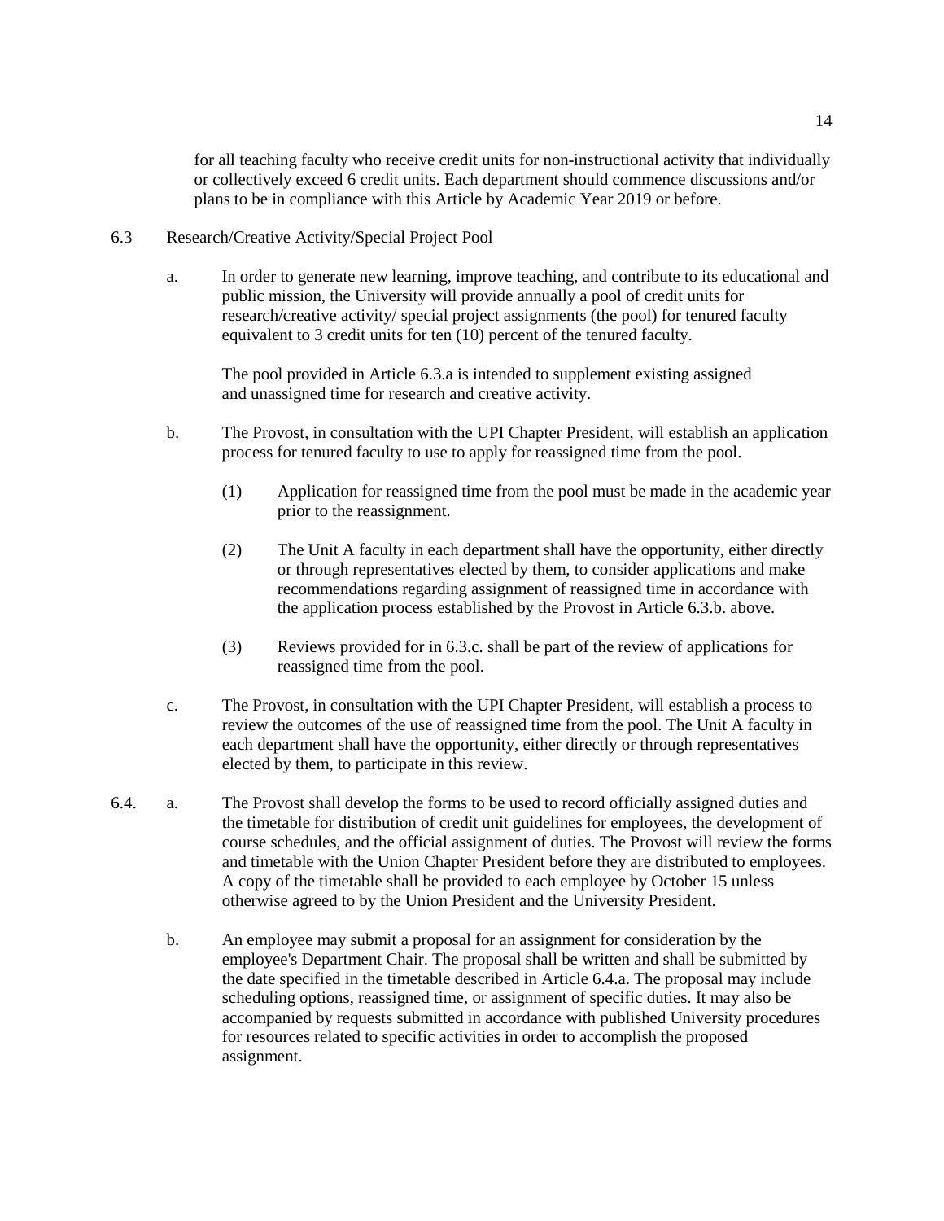for all teaching faculty who receive credit units for non-instructional activity that individually or collectively exceed 6 credit units. Each department should commence discussions and/or plans to be in compliance with this Article by Academic Year 2019 or before.

6.3 Research/Creative Activity/Special Project Pool

a. In order to generate new learning, improve teaching, and contribute to its educational and public mission, the University will provide annually a pool of credit units for research/creative activity/ special project assignments (the pool) for tenured faculty equivalent to 3 credit units for ten (10) percent of the tenured faculty.

The pool provided in Article 6.3.a is intended to supplement existing assigned and unassigned time for research and creative activity.

b. The Provost, in consultation with the UPI Chapter President, will establish an application process for tenured faculty to use to apply for reassigned time from the pool.

(1) Application for reassigned time from the pool must be made in the academic year prior to the reassignment.

(2) The Unit A faculty in each department shall have the opportunity, either directly or through representatives elected by them, to consider applications and make recommendations regarding assignment of reassigned time in accordance with the application process established by the Provost in Article 6.3.b. above.

(3) Reviews provided for in 6.3.c. shall be part of the review of applications for reassigned time from the pool.

c. The Provost, in consultation with the UPI Chapter President, will establish a process to review the outcomes of the use of reassigned time from the pool. The Unit A faculty in each department shall have the opportunity, either directly or through representatives elected by them, to participate in this review.

6.4. a. The Provost shall develop the forms to be used to record officially assigned duties and the timetable for distribution of credit unit guidelines for employees, the development of course schedules, and the official assignment of duties. The Provost will review the forms and timetable with the Union Chapter President before they are distributed to employees. A copy of the timetable shall be provided to each employee by October 15 unless otherwise agreed to by the Union President and the University President.

b. An employee may submit a proposal for an assignment for consideration by the employee's Department Chair. The proposal shall be written and shall be submitted by the date specified in the timetable described in Article 6.4.a. The proposal may include scheduling options, reassigned time, or assignment of specific duties. It may also be accompanied by requests submitted in accordance with published University procedures for resources related to specific activities in order to accomplish the proposed assignment.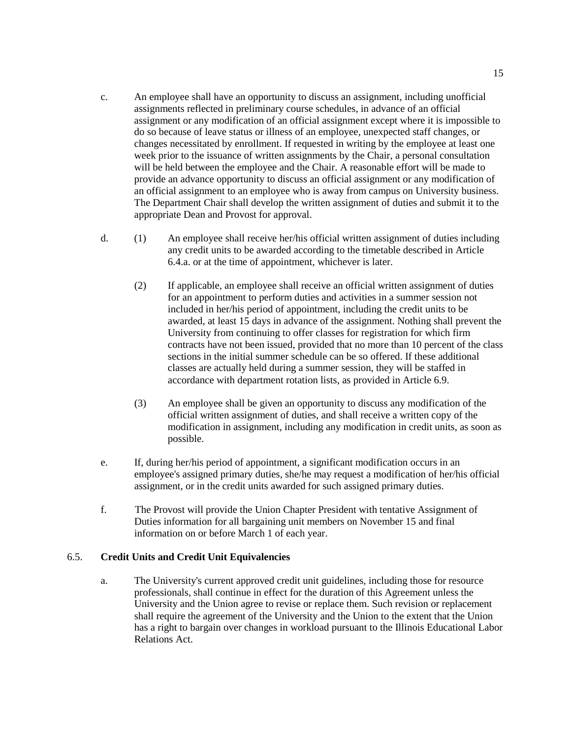c. An employee shall have an opportunity to discuss an assignment, including unofficial assignments reflected in preliminary course schedules, in advance of an official assignment or any modification of an official assignment except where it is impossible to do so because of leave status or illness of an employee, unexpected staff changes, or changes necessitated by enrollment. If requested in writing by the employee at least one week prior to the issuance of written assignments by the Chair, a personal consultation will be held between the employee and the Chair. A reasonable effort will be made to provide an advance opportunity to discuss an official assignment or any modification of an official assignment to an employee who is away from campus on University business. The Department Chair shall develop the written assignment of duties and submit it to the appropriate Dean and Provost for approval.

d. (1) An employee shall receive her/his official written assignment of duties including any credit units to be awarded according to the timetable described in Article 6.4.a. or at the time of appointment, whichever is later.

(2) If applicable, an employee shall receive an official written assignment of duties for an appointment to perform duties and activities in a summer session not included in her/his period of appointment, including the credit units to be awarded, at least 15 days in advance of the assignment. Nothing shall prevent the University from continuing to offer classes for registration for which firm contracts have not been issued, provided that no more than 10 percent of the class sections in the initial summer schedule can be so offered. If these additional classes are actually held during a summer session, they will be staffed in accordance with department rotation lists, as provided in Article 6.9.

(3) An employee shall be given an opportunity to discuss any modification of the official written assignment of duties, and shall receive a written copy of the modification in assignment, including any modification in credit units, as soon as possible.

e. If, during her/his period of appointment, a significant modification occurs in an employee's assigned primary duties, she/he may request a modification of her/his official assignment, or in the credit units awarded for such assigned primary duties.

f. The Provost will provide the Union Chapter President with tentative Assignment of Duties information for all bargaining unit members on November 15 and final information on or before March 1 of each year.

### 6.5. Credit Units and Credit Unit Equivalencies

a. The University's current approved credit unit guidelines, including those for resource professionals, shall continue in effect for the duration of this Agreement unless the University and the Union agree to revise or replace them. Such revision or replacement shall require the agreement of the University and the Union to the extent that the Union has a right to bargain over changes in workload pursuant to the Illinois Educational Labor Relations Act.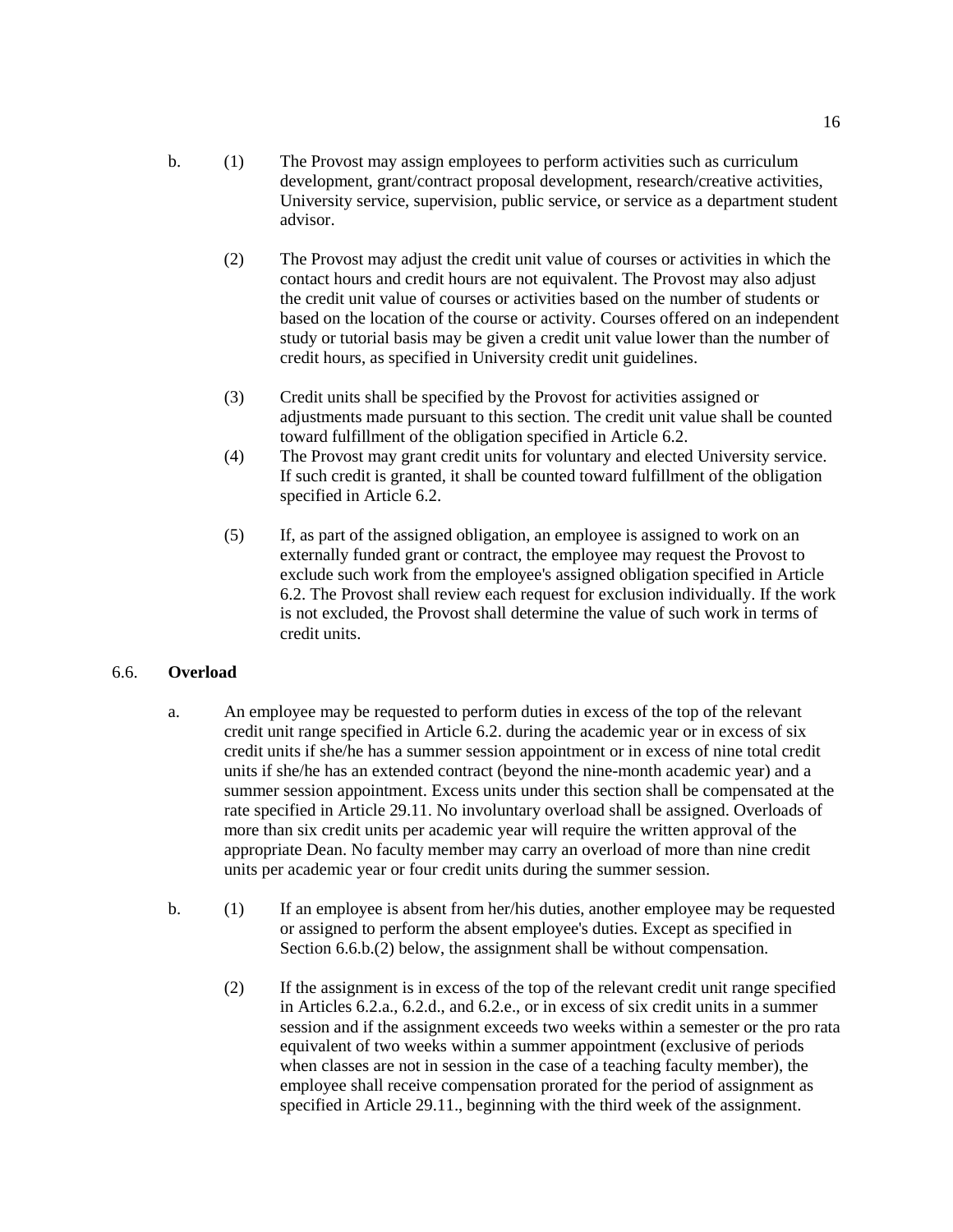b. (1) The Provost may assign employees to perform activities such as curriculum development, grant/contract proposal development, research/creative activities, University service, supervision, public service, or service as a department student advisor.

(2) The Provost may adjust the credit unit value of courses or activities in which the contact hours and credit hours are not equivalent. The Provost may also adjust the credit unit value of courses or activities based on the number of students or based on the location of the course or activity. Courses offered on an independent study or tutorial basis may be given a credit unit value lower than the number of credit hours, as specified in University credit unit guidelines.

(3) Credit units shall be specified by the Provost for activities assigned or adjustments made pursuant to this section. The credit unit value shall be counted toward fulfillment of the obligation specified in Article 6.2.

(4) The Provost may grant credit units for voluntary and elected University service. If such credit is granted, it shall be counted toward fulfillment of the obligation specified in Article 6.2.

(5) If, as part of the assigned obligation, an employee is assigned to work on an externally funded grant or contract, the employee may request the Provost to exclude such work from the employee's assigned obligation specified in Article 6.2. The Provost shall review each request for exclusion individually. If the work is not excluded, the Provost shall determine the value of such work in terms of credit units.

6.6. **Overload**

a. An employee may be requested to perform duties in excess of the top of the relevant credit unit range specified in Article 6.2. during the academic year or in excess of six credit units if she/he has a summer session appointment or in excess of nine total credit units if she/he has an extended contract (beyond the nine-month academic year) and a summer session appointment. Excess units under this section shall be compensated at the rate specified in Article 29.11. No involuntary overload shall be assigned. Overloads of more than six credit units per academic year will require the written approval of the appropriate Dean. No faculty member may carry an overload of more than nine credit units per academic year or four credit units during the summer session.

b. (1) If an employee is absent from her/his duties, another employee may be requested or assigned to perform the absent employee's duties. Except as specified in Section 6.6.b.(2) below, the assignment shall be without compensation.

(2) If the assignment is in excess of the top of the relevant credit unit range specified in Articles 6.2.a., 6.2.d., and 6.2.e., or in excess of six credit units in a summer session and if the assignment exceeds two weeks within a semester or the pro rata equivalent of two weeks within a summer appointment (exclusive of periods when classes are not in session in the case of a teaching faculty member), the employee shall receive compensation prorated for the period of assignment as specified in Article 29.11., beginning with the third week of the assignment.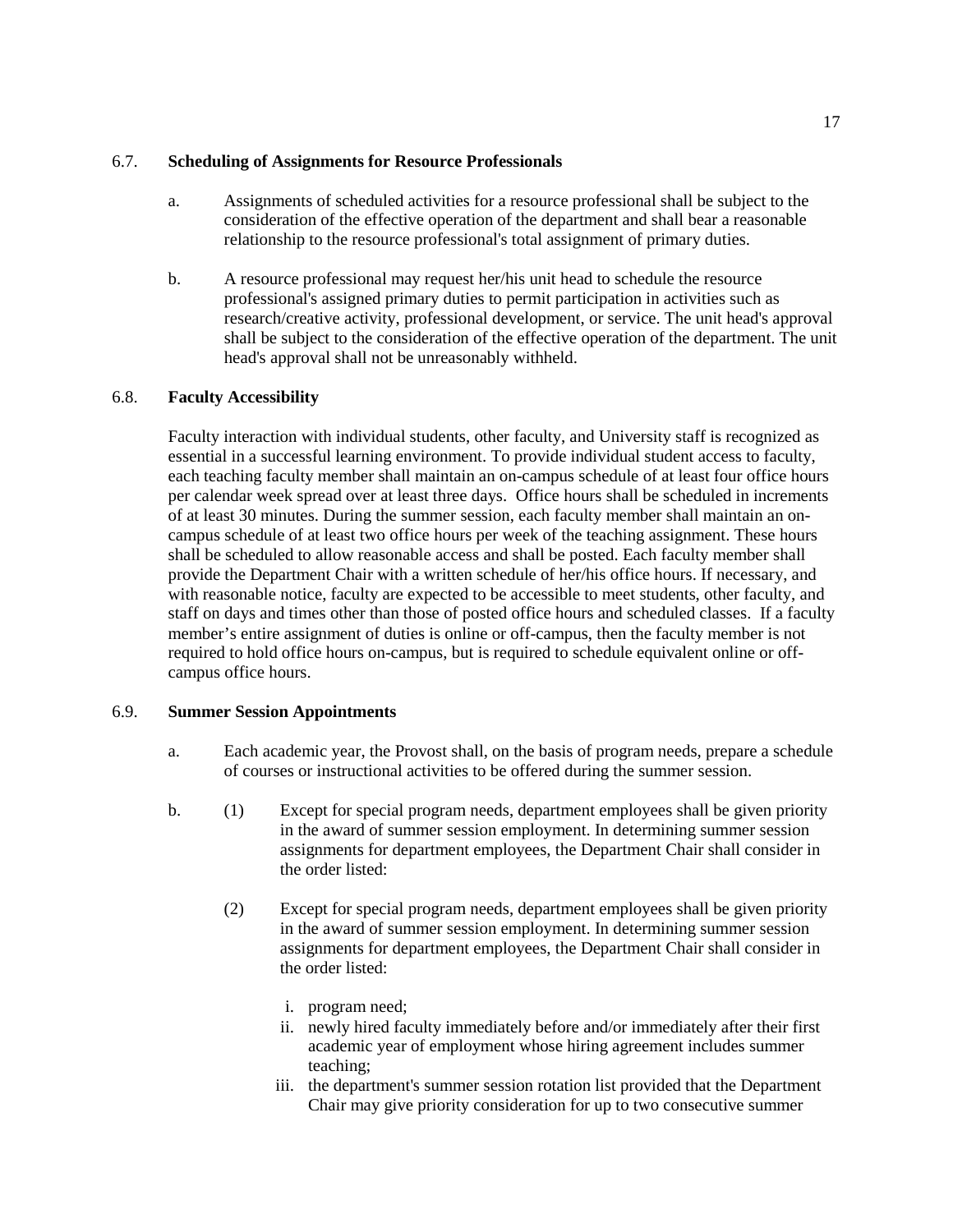## 6.7. **Scheduling of Assignments for Resource Professionals**

a. Assignments of scheduled activities for a resource professional shall be subject to the consideration of the effective operation of the department and shall bear a reasonable relationship to the resource professional's total assignment of primary duties.

b. A resource professional may request her/his unit head to schedule the resource professional's assigned primary duties to permit participation in activities such as research/creative activity, professional development, or service. The unit head's approval shall be subject to the consideration of the effective operation of the department. The unit head's approval shall not be unreasonably withheld.

## 6.8. **Faculty Accessibility**

Faculty interaction with individual students, other faculty, and University staff is recognized as essential in a successful learning environment. To provide individual student access to faculty, each teaching faculty member shall maintain an on-campus schedule of at least four office hours per calendar week spread over at least three days. Office hours shall be scheduled in increments of at least 30 minutes. During the summer session, each faculty member shall maintain an on-campus schedule of at least two office hours per week of the teaching assignment. These hours shall be scheduled to allow reasonable access and shall be posted. Each faculty member shall provide the Department Chair with a written schedule of her/his office hours. If necessary, and with reasonable notice, faculty are expected to be accessible to meet students, other faculty, and staff on days and times other than those of posted office hours and scheduled classes. If a faculty member's entire assignment of duties is online or off-campus, then the faculty member is not required to hold office hours on-campus, but is required to schedule equivalent online or off-campus office hours.

## 6.9. **Summer Session Appointments**

a. Each academic year, the Provost shall, on the basis of program needs, prepare a schedule of courses or instructional activities to be offered during the summer session.

b. (1) Except for special program needs, department employees shall be given priority in the award of summer session employment. In determining summer session assignments for department employees, the Department Chair shall consider in the order listed:

(2) Except for special program needs, department employees shall be given priority in the award of summer session employment. In determining summer session assignments for department employees, the Department Chair shall consider in the order listed:

i. program need;
ii. newly hired faculty immediately before and/or immediately after their first academic year of employment whose hiring agreement includes summer teaching;
iii. the department's summer session rotation list provided that the Department Chair may give priority consideration for up to two consecutive summer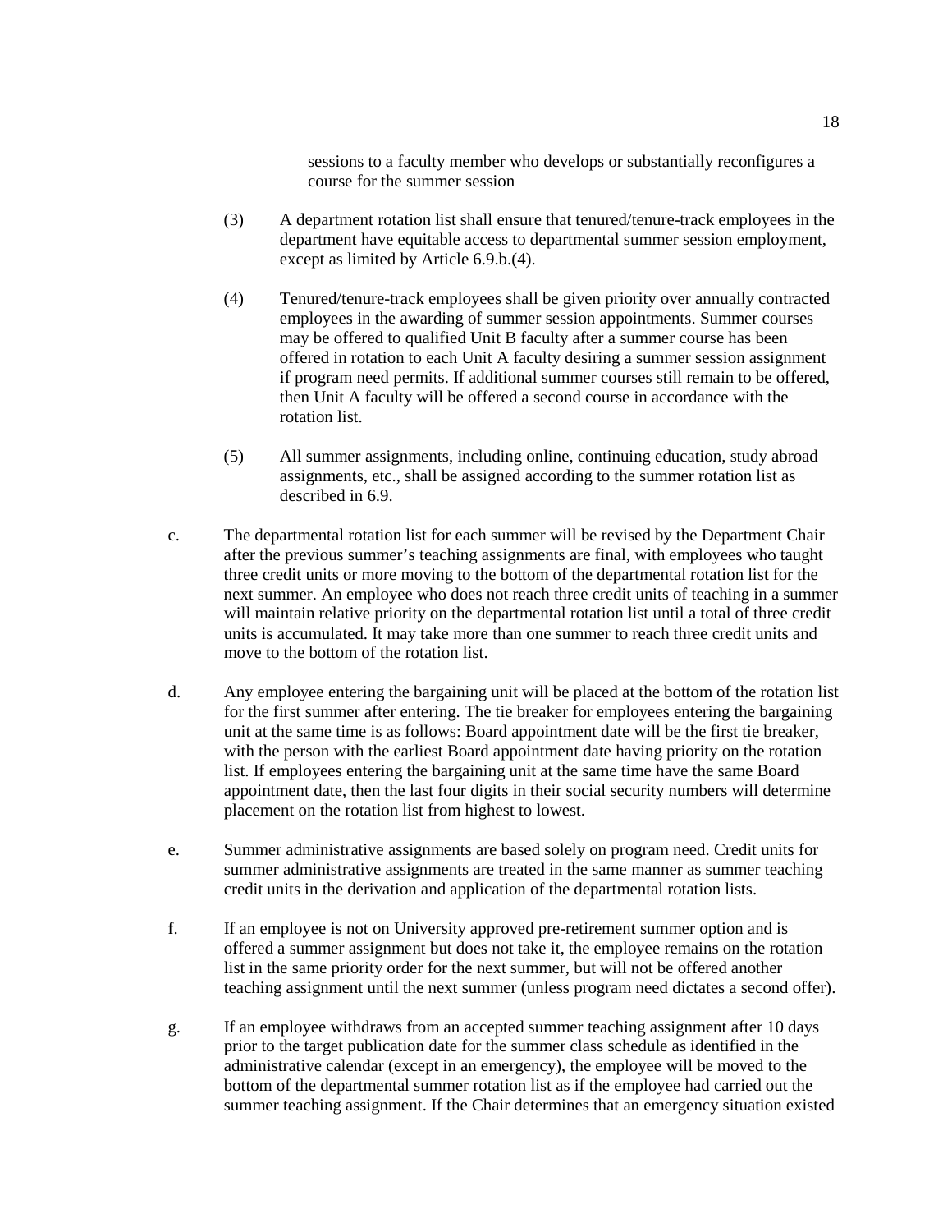sessions to a faculty member who develops or substantially reconfigures a course for the summer session

(3) A department rotation list shall ensure that tenured/tenure-track employees in the department have equitable access to departmental summer session employment, except as limited by Article 6.9.b.(4).

(4) Tenured/tenure-track employees shall be given priority over annually contracted employees in the awarding of summer session appointments. Summer courses may be offered to qualified Unit B faculty after a summer course has been offered in rotation to each Unit A faculty desiring a summer session assignment if program need permits. If additional summer courses still remain to be offered, then Unit A faculty will be offered a second course in accordance with the rotation list.

(5) All summer assignments, including online, continuing education, study abroad assignments, etc., shall be assigned according to the summer rotation list as described in 6.9.

c. The departmental rotation list for each summer will be revised by the Department Chair after the previous summer's teaching assignments are final, with employees who taught three credit units or more moving to the bottom of the departmental rotation list for the next summer. An employee who does not reach three credit units of teaching in a summer will maintain relative priority on the departmental rotation list until a total of three credit units is accumulated. It may take more than one summer to reach three credit units and move to the bottom of the rotation list.

d. Any employee entering the bargaining unit will be placed at the bottom of the rotation list for the first summer after entering. The tie breaker for employees entering the bargaining unit at the same time is as follows: Board appointment date will be the first tie breaker, with the person with the earliest Board appointment date having priority on the rotation list. If employees entering the bargaining unit at the same time have the same Board appointment date, then the last four digits in their social security numbers will determine placement on the rotation list from highest to lowest.

e. Summer administrative assignments are based solely on program need. Credit units for summer administrative assignments are treated in the same manner as summer teaching credit units in the derivation and application of the departmental rotation lists.

f. If an employee is not on University approved pre-retirement summer option and is offered a summer assignment but does not take it, the employee remains on the rotation list in the same priority order for the next summer, but will not be offered another teaching assignment until the next summer (unless program need dictates a second offer).

g. If an employee withdraws from an accepted summer teaching assignment after 10 days prior to the target publication date for the summer class schedule as identified in the administrative calendar (except in an emergency), the employee will be moved to the bottom of the departmental summer rotation list as if the employee had carried out the summer teaching assignment. If the Chair determines that an emergency situation existed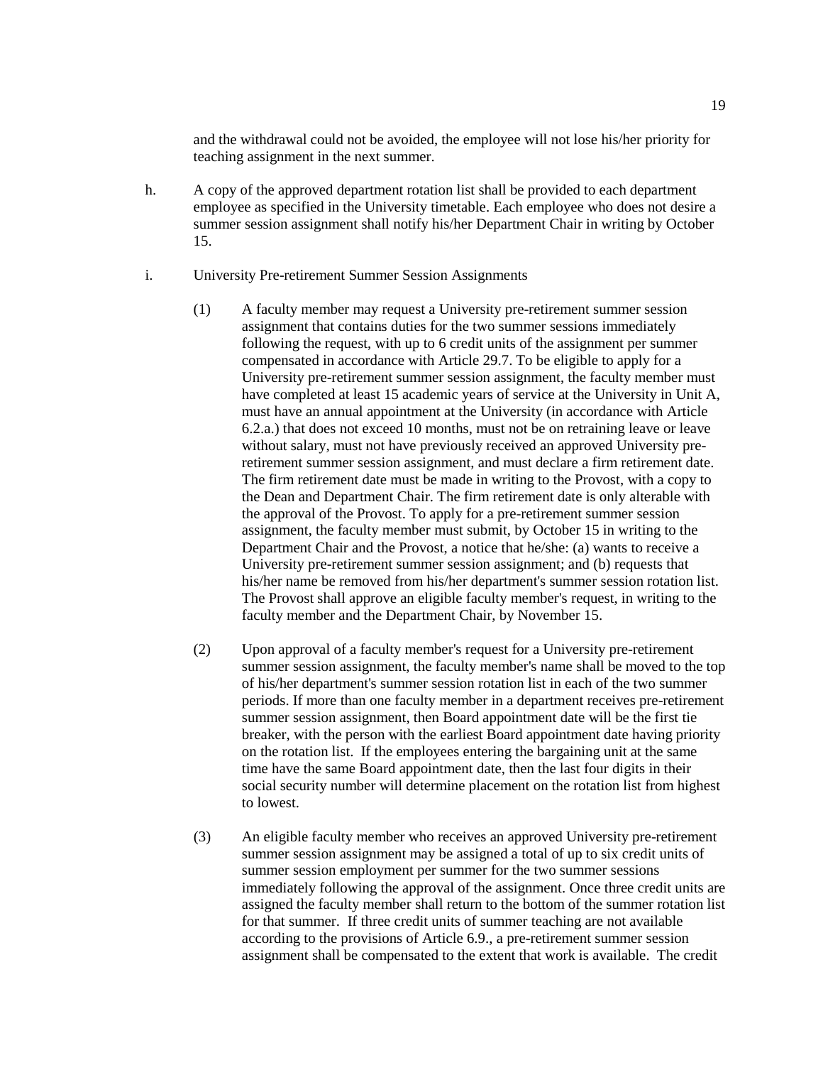and the withdrawal could not be avoided, the employee will not lose his/her priority for teaching assignment in the next summer.

h. A copy of the approved department rotation list shall be provided to each department employee as specified in the University timetable. Each employee who does not desire a summer session assignment shall notify his/her Department Chair in writing by October 15.

i. University Pre-retirement Summer Session Assignments

   (1) A faculty member may request a University pre-retirement summer session assignment that contains duties for the two summer sessions immediately following the request, with up to 6 credit units of the assignment per summer compensated in accordance with Article 29.7. To be eligible to apply for a University pre-retirement summer session assignment, the faculty member must have completed at least 15 academic years of service at the University in Unit A, must have an annual appointment at the University (in accordance with Article 6.2.a.) that does not exceed 10 months, must not be on retraining leave or leave without salary, must not have previously received an approved University pre-retirement summer session assignment, and must declare a firm retirement date. The firm retirement date must be made in writing to the Provost, with a copy to the Dean and Department Chair. The firm retirement date is only alterable with the approval of the Provost. To apply for a pre-retirement summer session assignment, the faculty member must submit, by October 15 in writing to the Department Chair and the Provost, a notice that he/she: (a) wants to receive a University pre-retirement summer session assignment; and (b) requests that his/her name be removed from his/her department's summer session rotation list. The Provost shall approve an eligible faculty member's request, in writing to the faculty member and the Department Chair, by November 15.

   (2) Upon approval of a faculty member's request for a University pre-retirement summer session assignment, the faculty member's name shall be moved to the top of his/her department's summer session rotation list in each of the two summer periods. If more than one faculty member in a department receives pre-retirement summer session assignment, then Board appointment date will be the first tie breaker, with the person with the earliest Board appointment date having priority on the rotation list. If the employees entering the bargaining unit at the same time have the same Board appointment date, then the last four digits in their social security number will determine placement on the rotation list from highest to lowest.

   (3) An eligible faculty member who receives an approved University pre-retirement summer session assignment may be assigned a total of up to six credit units of summer session employment per summer for the two summer sessions immediately following the approval of the assignment. Once three credit units are assigned the faculty member shall return to the bottom of the summer rotation list for that summer. If three credit units of summer teaching are not available according to the provisions of Article 6.9., a pre-retirement summer session assignment shall be compensated to the extent that work is available. The credit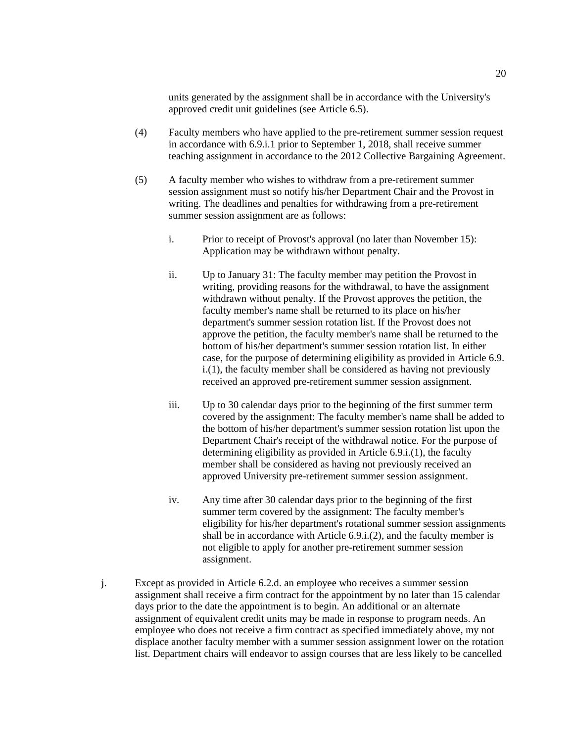units generated by the assignment shall be in accordance with the University's approved credit unit guidelines (see Article 6.5).

(4) Faculty members who have applied to the pre-retirement summer session request in accordance with 6.9.i.1 prior to September 1, 2018, shall receive summer teaching assignment in accordance to the 2012 Collective Bargaining Agreement.

(5) A faculty member who wishes to withdraw from a pre-retirement summer session assignment must so notify his/her Department Chair and the Provost in writing. The deadlines and penalties for withdrawing from a pre-retirement summer session assignment are as follows:

i. Prior to receipt of Provost's approval (no later than November 15): Application may be withdrawn without penalty.

ii. Up to January 31: The faculty member may petition the Provost in writing, providing reasons for the withdrawal, to have the assignment withdrawn without penalty. If the Provost approves the petition, the faculty member's name shall be returned to its place on his/her department's summer session rotation list. If the Provost does not approve the petition, the faculty member's name shall be returned to the bottom of his/her department's summer session rotation list. In either case, for the purpose of determining eligibility as provided in Article 6.9. i.(1), the faculty member shall be considered as having not previously received an approved pre-retirement summer session assignment.

iii. Up to 30 calendar days prior to the beginning of the first summer term covered by the assignment: The faculty member's name shall be added to the bottom of his/her department's summer session rotation list upon the Department Chair's receipt of the withdrawal notice. For the purpose of determining eligibility as provided in Article 6.9.i.(1), the faculty member shall be considered as having not previously received an approved University pre-retirement summer session assignment.

iv. Any time after 30 calendar days prior to the beginning of the first summer term covered by the assignment: The faculty member's eligibility for his/her department's rotational summer session assignments shall be in accordance with Article 6.9.i.(2), and the faculty member is not eligible to apply for another pre-retirement summer session assignment.

j. Except as provided in Article 6.2.d. an employee who receives a summer session assignment shall receive a firm contract for the appointment by no later than 15 calendar days prior to the date the appointment is to begin. An additional or an alternate assignment of equivalent credit units may be made in response to program needs. An employee who does not receive a firm contract as specified immediately above, my not displace another faculty member with a summer session assignment lower on the rotation list. Department chairs will endeavor to assign courses that are less likely to be cancelled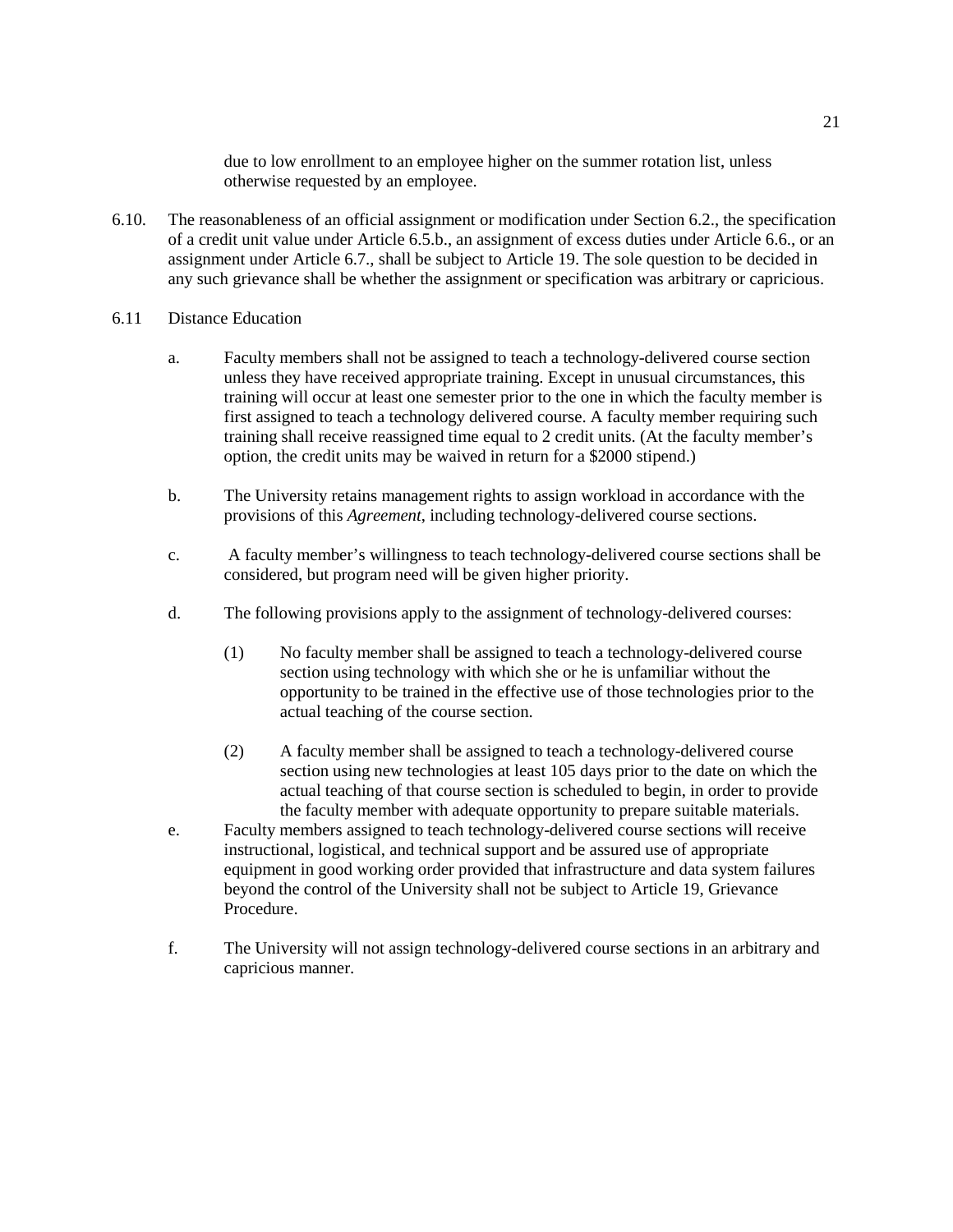due to low enrollment to an employee higher on the summer rotation list, unless otherwise requested by an employee.

6.10. The reasonableness of an official assignment or modification under Section 6.2., the specification of a credit unit value under Article 6.5.b., an assignment of excess duties under Article 6.6., or an assignment under Article 6.7., shall be subject to Article 19. The sole question to be decided in any such grievance shall be whether the assignment or specification was arbitrary or capricious.

6.11 Distance Education

a. Faculty members shall not be assigned to teach a technology-delivered course section unless they have received appropriate training. Except in unusual circumstances, this training will occur at least one semester prior to the one in which the faculty member is first assigned to teach a technology delivered course. A faculty member requiring such training shall receive reassigned time equal to 2 credit units. (At the faculty member's option, the credit units may be waived in return for a $2000 stipend.)

b. The University retains management rights to assign workload in accordance with the provisions of this *Agreement*, including technology-delivered course sections.

c. A faculty member's willingness to teach technology-delivered course sections shall be considered, but program need will be given higher priority.

d. The following provisions apply to the assignment of technology-delivered courses:

(1) No faculty member shall be assigned to teach a technology-delivered course section using technology with which she or he is unfamiliar without the opportunity to be trained in the effective use of those technologies prior to the actual teaching of the course section.

(2) A faculty member shall be assigned to teach a technology-delivered course section using new technologies at least 105 days prior to the date on which the actual teaching of that course section is scheduled to begin, in order to provide the faculty member with adequate opportunity to prepare suitable materials.

e. Faculty members assigned to teach technology-delivered course sections will receive instructional, logistical, and technical support and be assured use of appropriate equipment in good working order provided that infrastructure and data system failures beyond the control of the University shall not be subject to Article 19, Grievance Procedure.

f. The University will not assign technology-delivered course sections in an arbitrary and capricious manner.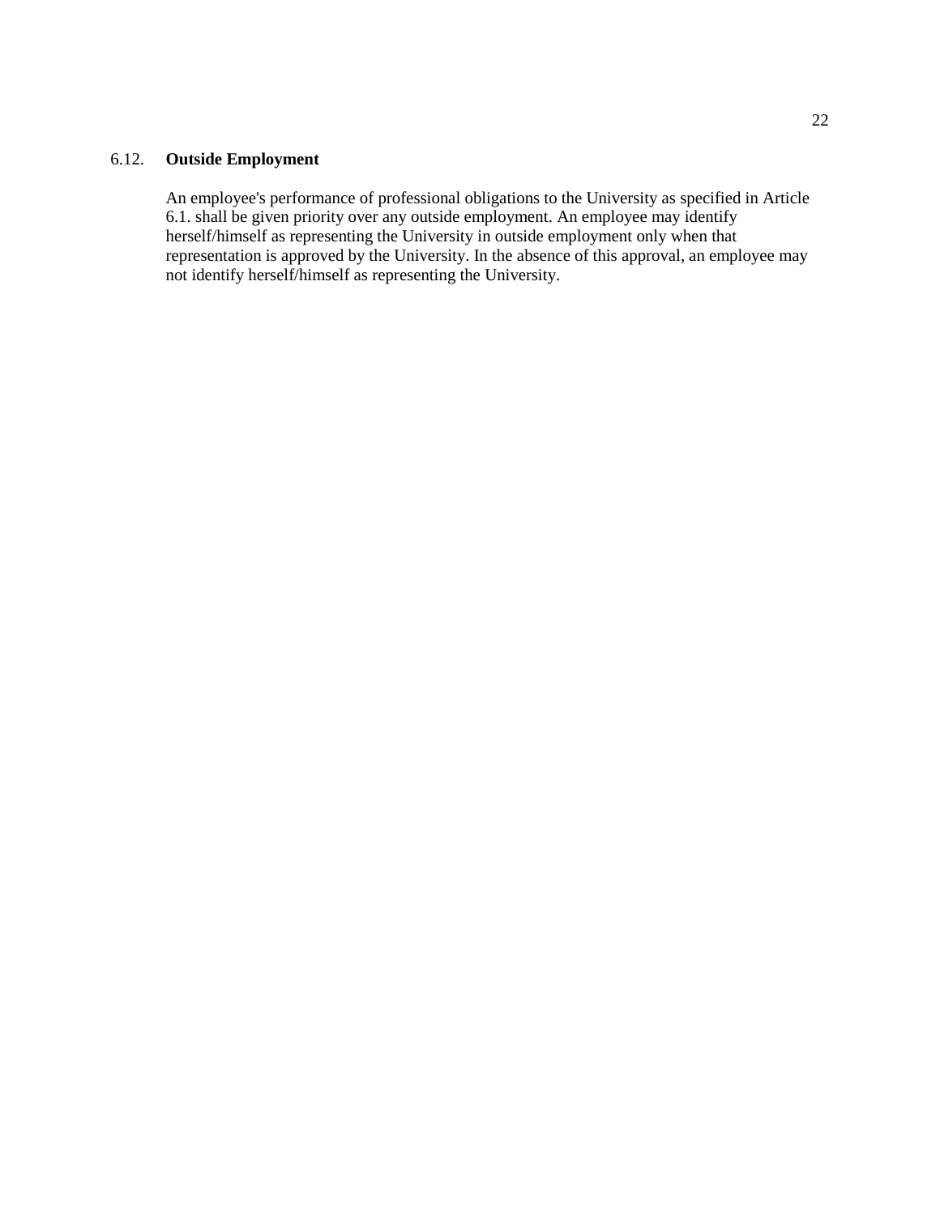### 6.12. **Outside Employment**

An employee's performance of professional obligations to the University as specified in Article 6.1. shall be given priority over any outside employment. An employee may identify herself/himself as representing the University in outside employment only when that representation is approved by the University. In the absence of this approval, an employee may not identify herself/himself as representing the University.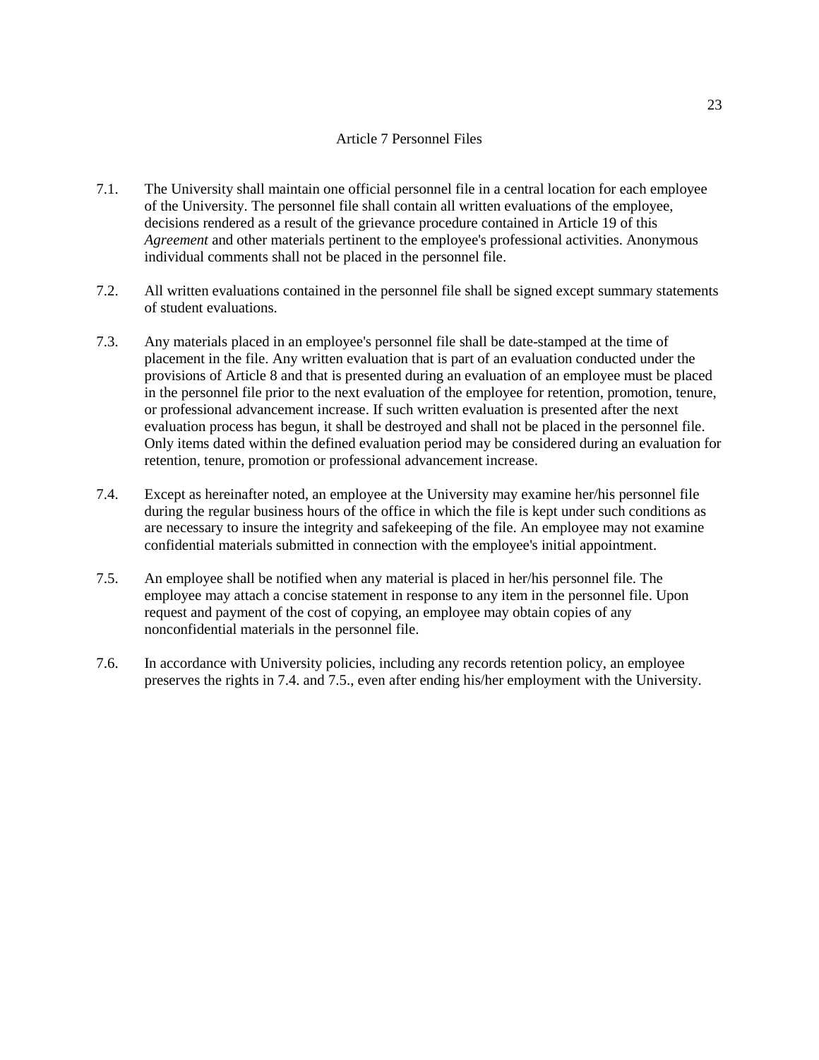# Article 7 Personnel Files

7.1. The University shall maintain one official personnel file in a central location for each employee of the University. The personnel file shall contain all written evaluations of the employee, decisions rendered as a result of the grievance procedure contained in Article 19 of this *Agreement* and other materials pertinent to the employee's professional activities. Anonymous individual comments shall not be placed in the personnel file.

7.2. All written evaluations contained in the personnel file shall be signed except summary statements of student evaluations.

7.3. Any materials placed in an employee's personnel file shall be date-stamped at the time of placement in the file. Any written evaluation that is part of an evaluation conducted under the provisions of Article 8 and that is presented during an evaluation of an employee must be placed in the personnel file prior to the next evaluation of the employee for retention, promotion, tenure, or professional advancement increase. If such written evaluation is presented after the next evaluation process has begun, it shall be destroyed and shall not be placed in the personnel file. Only items dated within the defined evaluation period may be considered during an evaluation for retention, tenure, promotion or professional advancement increase.

7.4. Except as hereinafter noted, an employee at the University may examine her/his personnel file during the regular business hours of the office in which the file is kept under such conditions as are necessary to insure the integrity and safekeeping of the file. An employee may not examine confidential materials submitted in connection with the employee's initial appointment.

7.5. An employee shall be notified when any material is placed in her/his personnel file. The employee may attach a concise statement in response to any item in the personnel file. Upon request and payment of the cost of copying, an employee may obtain copies of any nonconfidential materials in the personnel file.

7.6. In accordance with University policies, including any records retention policy, an employee preserves the rights in 7.4. and 7.5., even after ending his/her employment with the University.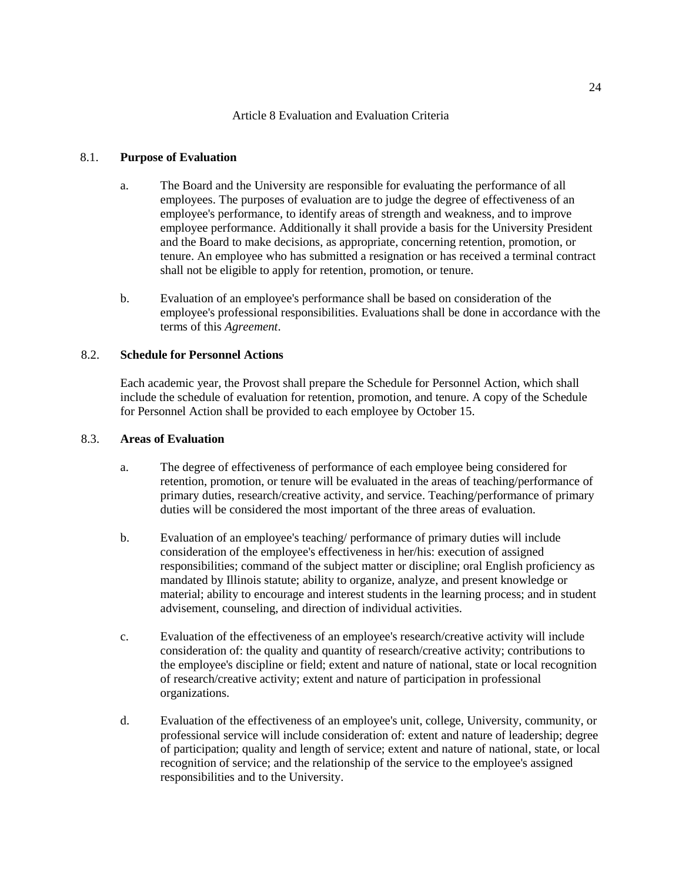## Article 8 Evaluation and Evaluation Criteria

### 8.1. Purpose of Evaluation

a. The Board and the University are responsible for evaluating the performance of all employees. The purposes of evaluation are to judge the degree of effectiveness of an employee's performance, to identify areas of strength and weakness, and to improve employee performance. Additionally it shall provide a basis for the University President and the Board to make decisions, as appropriate, concerning retention, promotion, or tenure. An employee who has submitted a resignation or has received a terminal contract shall not be eligible to apply for retention, promotion, or tenure.

b. Evaluation of an employee's performance shall be based on consideration of the employee's professional responsibilities. Evaluations shall be done in accordance with the terms of this *Agreement*.

### 8.2. Schedule for Personnel Actions

Each academic year, the Provost shall prepare the Schedule for Personnel Action, which shall include the schedule of evaluation for retention, promotion, and tenure. A copy of the Schedule for Personnel Action shall be provided to each employee by October 15.

### 8.3. Areas of Evaluation

a. The degree of effectiveness of performance of each employee being considered for retention, promotion, or tenure will be evaluated in the areas of teaching/performance of primary duties, research/creative activity, and service. Teaching/performance of primary duties will be considered the most important of the three areas of evaluation.

b. Evaluation of an employee's teaching/ performance of primary duties will include consideration of the employee's effectiveness in her/his: execution of assigned responsibilities; command of the subject matter or discipline; oral English proficiency as mandated by Illinois statute; ability to organize, analyze, and present knowledge or material; ability to encourage and interest students in the learning process; and in student advisement, counseling, and direction of individual activities.

c. Evaluation of the effectiveness of an employee's research/creative activity will include consideration of: the quality and quantity of research/creative activity; contributions to the employee's discipline or field; extent and nature of national, state or local recognition of research/creative activity; extent and nature of participation in professional organizations.

d. Evaluation of the effectiveness of an employee's unit, college, University, community, or professional service will include consideration of: extent and nature of leadership; degree of participation; quality and length of service; extent and nature of national, state, or local recognition of service; and the relationship of the service to the employee's assigned responsibilities and to the University.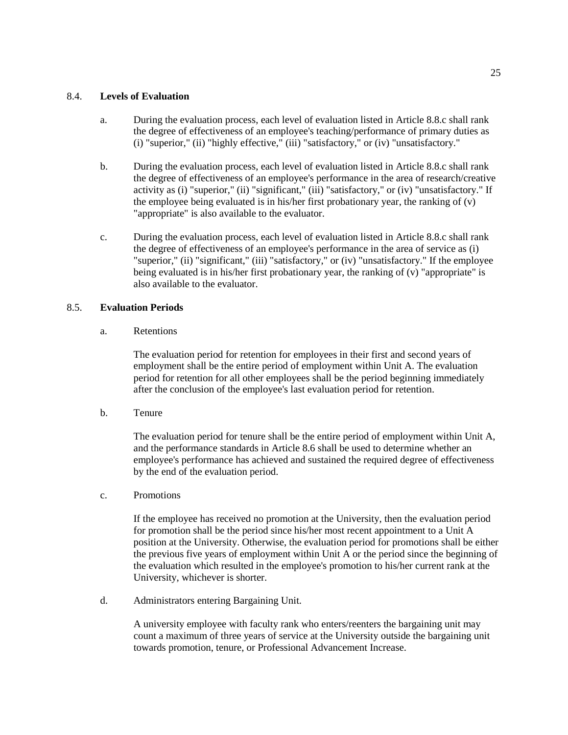## 8.4. **Levels of Evaluation**

a. During the evaluation process, each level of evaluation listed in Article 8.8.c shall rank the degree of effectiveness of an employee's teaching/performance of primary duties as (i) "superior," (ii) "highly effective," (iii) "satisfactory," or (iv) "unsatisfactory."

b. During the evaluation process, each level of evaluation listed in Article 8.8.c shall rank the degree of effectiveness of an employee's performance in the area of research/creative activity as (i) "superior," (ii) "significant," (iii) "satisfactory," or (iv) "unsatisfactory." If the employee being evaluated is in his/her first probationary year, the ranking of (v) "appropriate" is also available to the evaluator.

c. During the evaluation process, each level of evaluation listed in Article 8.8.c shall rank the degree of effectiveness of an employee's performance in the area of service as (i) "superior," (ii) "significant," (iii) "satisfactory," or (iv) "unsatisfactory." If the employee being evaluated is in his/her first probationary year, the ranking of (v) "appropriate" is also available to the evaluator.

## 8.5. **Evaluation Periods**

a. Retentions

The evaluation period for retention for employees in their first and second years of employment shall be the entire period of employment within Unit A. The evaluation period for retention for all other employees shall be the period beginning immediately after the conclusion of the employee's last evaluation period for retention.

b. Tenure

The evaluation period for tenure shall be the entire period of employment within Unit A, and the performance standards in Article 8.6 shall be used to determine whether an employee's performance has achieved and sustained the required degree of effectiveness by the end of the evaluation period.

c. Promotions

If the employee has received no promotion at the University, then the evaluation period for promotion shall be the period since his/her most recent appointment to a Unit A position at the University. Otherwise, the evaluation period for promotions shall be either the previous five years of employment within Unit A or the period since the beginning of the evaluation which resulted in the employee's promotion to his/her current rank at the University, whichever is shorter.

d. Administrators entering Bargaining Unit.

A university employee with faculty rank who enters/reenters the bargaining unit may count a maximum of three years of service at the University outside the bargaining unit towards promotion, tenure, or Professional Advancement Increase.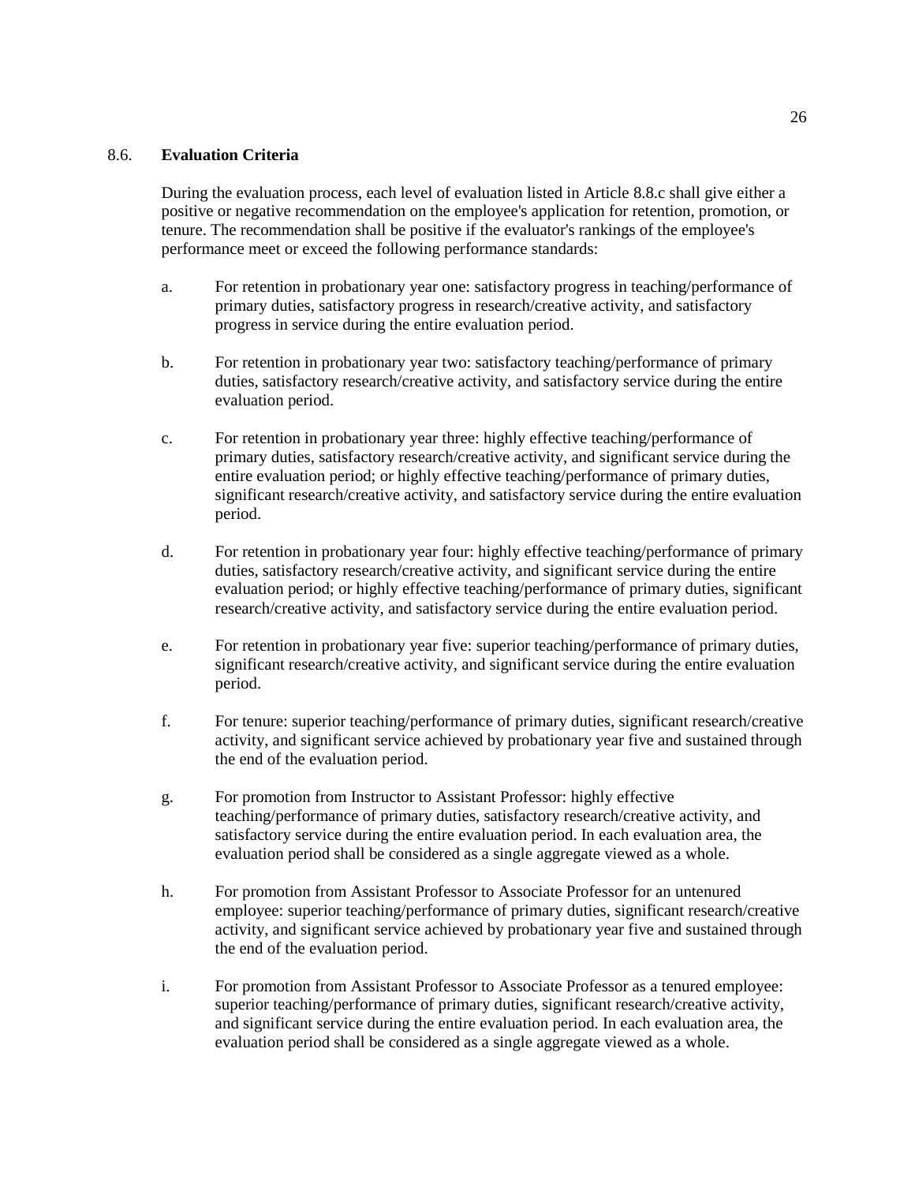## 8.6. **Evaluation Criteria**

During the evaluation process, each level of evaluation listed in Article 8.8.c shall give either a positive or negative recommendation on the employee's application for retention, promotion, or tenure. The recommendation shall be positive if the evaluator's rankings of the employee's performance meet or exceed the following performance standards:

a. For retention in probationary year one: satisfactory progress in teaching/performance of primary duties, satisfactory progress in research/creative activity, and satisfactory progress in service during the entire evaluation period.

b. For retention in probationary year two: satisfactory teaching/performance of primary duties, satisfactory research/creative activity, and satisfactory service during the entire evaluation period.

c. For retention in probationary year three: highly effective teaching/performance of primary duties, satisfactory research/creative activity, and significant service during the entire evaluation period; or highly effective teaching/performance of primary duties, significant research/creative activity, and satisfactory service during the entire evaluation period.

d. For retention in probationary year four: highly effective teaching/performance of primary duties, satisfactory research/creative activity, and significant service during the entire evaluation period; or highly effective teaching/performance of primary duties, significant research/creative activity, and satisfactory service during the entire evaluation period.

e. For retention in probationary year five: superior teaching/performance of primary duties, significant research/creative activity, and significant service during the entire evaluation period.

f. For tenure: superior teaching/performance of primary duties, significant research/creative activity, and significant service achieved by probationary year five and sustained through the end of the evaluation period.

g. For promotion from Instructor to Assistant Professor: highly effective teaching/performance of primary duties, satisfactory research/creative activity, and satisfactory service during the entire evaluation period. In each evaluation area, the evaluation period shall be considered as a single aggregate viewed as a whole.

h. For promotion from Assistant Professor to Associate Professor for an untenured employee: superior teaching/performance of primary duties, significant research/creative activity, and significant service achieved by probationary year five and sustained through the end of the evaluation period.

i. For promotion from Assistant Professor to Associate Professor as a tenured employee: superior teaching/performance of primary duties, significant research/creative activity, and significant service during the entire evaluation period. In each evaluation area, the evaluation period shall be considered as a single aggregate viewed as a whole.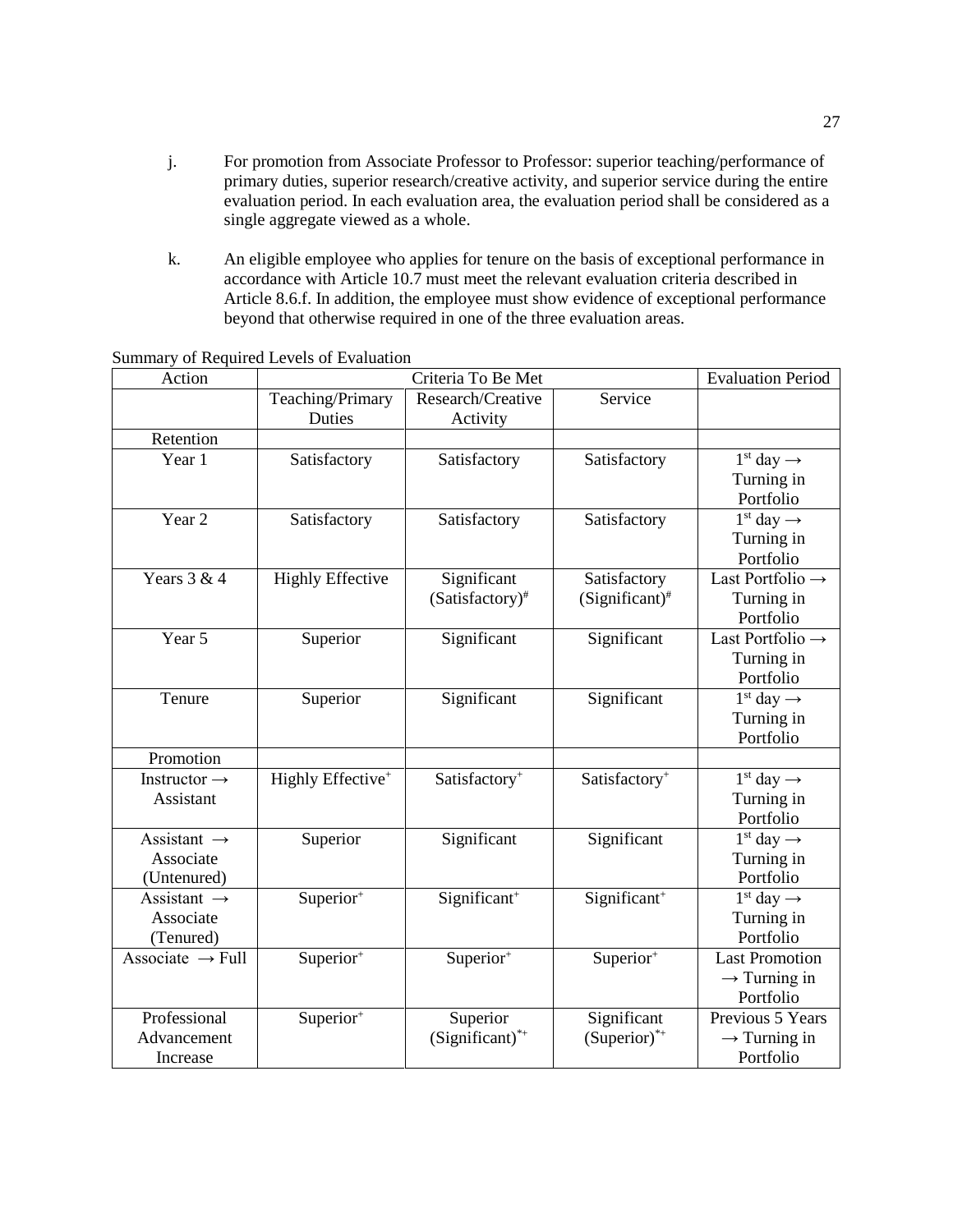j. For promotion from Associate Professor to Professor: superior teaching/performance of primary duties, superior research/creative activity, and superior service during the entire evaluation period. In each evaluation area, the evaluation period shall be considered as a single aggregate viewed as a whole.

k. An eligible employee who applies for tenure on the basis of exceptional performance in accordance with Article 10.7 must meet the relevant evaluation criteria described in Article 8.6.f. In addition, the employee must show evidence of exceptional performance beyond that otherwise required in one of the three evaluation areas.

Summary of Required Levels of Evaluation

| Action | Criteria To Be Met | | | Evaluation Period |
|---|---|---|---|---|
| | Teaching/Primary Duties | Research/Creative Activity | Service | |
| Retention | | | | |
| Year 1 | Satisfactory | Satisfactory | Satisfactory | 1st day → Turning in Portfolio |
| Year 2 | Satisfactory | Satisfactory | Satisfactory | 1st day → Turning in Portfolio |
| Years 3 & 4 | Highly Effective | Significant (Satisfactory)# | Satisfactory (Significant)# | Last Portfolio → Turning in Portfolio |
| Year 5 | Superior | Significant | Significant | Last Portfolio → Turning in Portfolio |
| Tenure | Superior | Significant | Significant | 1st day → Turning in Portfolio |
| Promotion | | | | |
| Instructor → Assistant | Highly Effective+ | Satisfactory+ | Satisfactory+ | 1st day → Turning in Portfolio |
| Assistant → Associate (Untenured) | Superior | Significant | Significant | 1st day → Turning in Portfolio |
| Assistant → Associate (Tenured) | Superior+ | Significant+ | Significant+ | 1st day → Turning in Portfolio |
| Associate → Full | Superior+ | Superior+ | Superior+ | Last Promotion → Turning in Portfolio |
| Professional Advancement Increase | Superior+ | Superior (Significant)*+ | Significant (Superior)*+ | Previous 5 Years → Turning in Portfolio |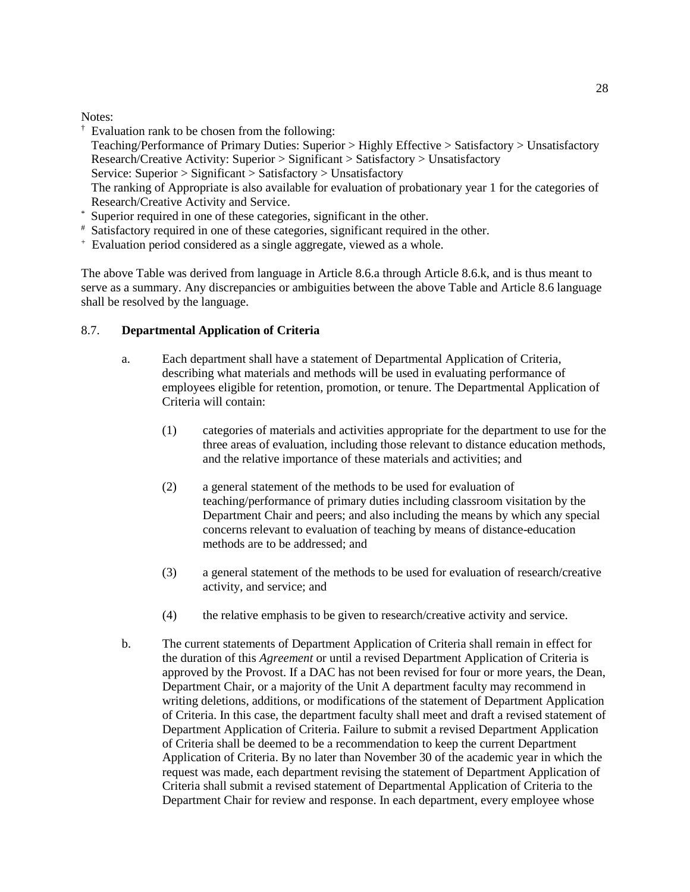Notes:

† Evaluation rank to be chosen from the following:
Teaching/Performance of Primary Duties: Superior > Highly Effective > Satisfactory > Unsatisfactory
Research/Creative Activity: Superior > Significant > Satisfactory > Unsatisfactory
Service: Superior > Significant > Satisfactory > Unsatisfactory
The ranking of Appropriate is also available for evaluation of probationary year 1 for the categories of Research/Creative Activity and Service.

* Superior required in one of these categories, significant in the other.

# Satisfactory required in one of these categories, significant required in the other.

+ Evaluation period considered as a single aggregate, viewed as a whole.

The above Table was derived from language in Article 8.6.a through Article 8.6.k, and is thus meant to serve as a summary. Any discrepancies or ambiguities between the above Table and Article 8.6 language shall be resolved by the language.

## 8.7. **Departmental Application of Criteria**

a. Each department shall have a statement of Departmental Application of Criteria, describing what materials and methods will be used in evaluating performance of employees eligible for retention, promotion, or tenure. The Departmental Application of Criteria will contain:

(1) categories of materials and activities appropriate for the department to use for the three areas of evaluation, including those relevant to distance education methods, and the relative importance of these materials and activities; and

(2) a general statement of the methods to be used for evaluation of teaching/performance of primary duties including classroom visitation by the Department Chair and peers; and also including the means by which any special concerns relevant to evaluation of teaching by means of distance-education methods are to be addressed; and

(3) a general statement of the methods to be used for evaluation of research/creative activity, and service; and

(4) the relative emphasis to be given to research/creative activity and service.

b. The current statements of Department Application of Criteria shall remain in effect for the duration of this *Agreement* or until a revised Department Application of Criteria is approved by the Provost. If a DAC has not been revised for four or more years, the Dean, Department Chair, or a majority of the Unit A department faculty may recommend in writing deletions, additions, or modifications of the statement of Department Application of Criteria. In this case, the department faculty shall meet and draft a revised statement of Department Application of Criteria. Failure to submit a revised Department Application of Criteria shall be deemed to be a recommendation to keep the current Department Application of Criteria. By no later than November 30 of the academic year in which the request was made, each department revising the statement of Department Application of Criteria shall submit a revised statement of Departmental Application of Criteria to the Department Chair for review and response. In each department, every employee whose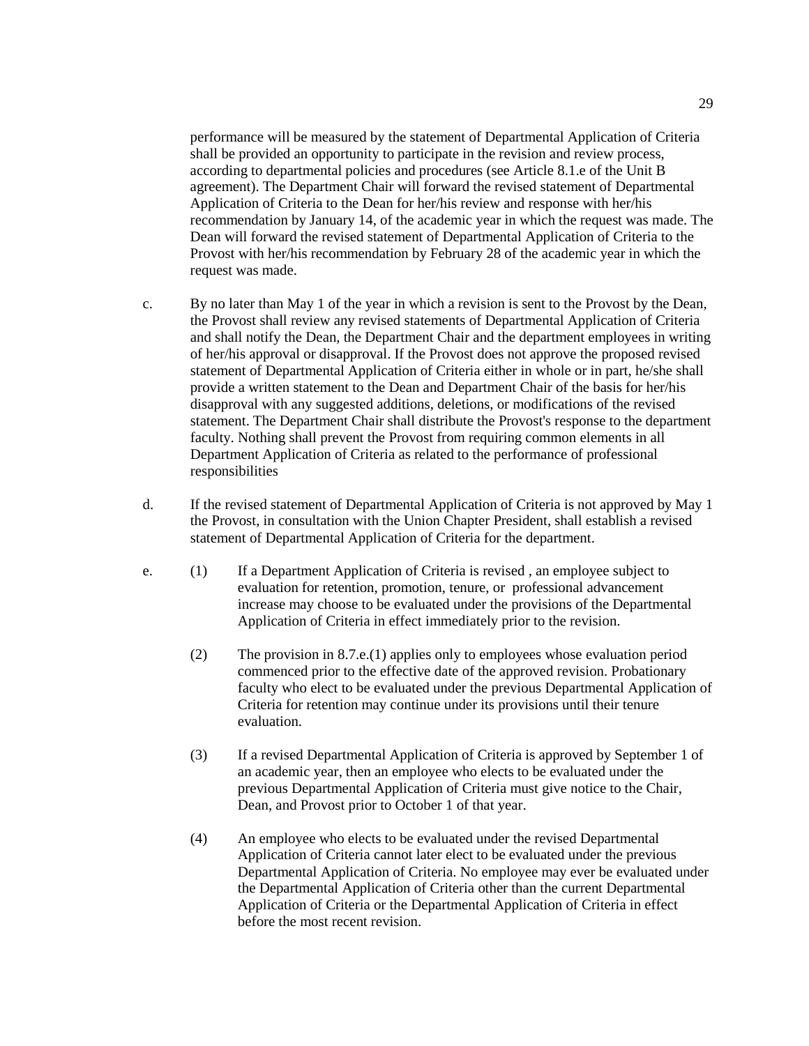performance will be measured by the statement of Departmental Application of Criteria shall be provided an opportunity to participate in the revision and review process, according to departmental policies and procedures (see Article 8.1.e of the Unit B agreement). The Department Chair will forward the revised statement of Departmental Application of Criteria to the Dean for her/his review and response with her/his recommendation by January 14, of the academic year in which the request was made. The Dean will forward the revised statement of Departmental Application of Criteria to the Provost with her/his recommendation by February 28 of the academic year in which the request was made.

c. By no later than May 1 of the year in which a revision is sent to the Provost by the Dean, the Provost shall review any revised statements of Departmental Application of Criteria and shall notify the Dean, the Department Chair and the department employees in writing of her/his approval or disapproval. If the Provost does not approve the proposed revised statement of Departmental Application of Criteria either in whole or in part, he/she shall provide a written statement to the Dean and Department Chair of the basis for her/his disapproval with any suggested additions, deletions, or modifications of the revised statement. The Department Chair shall distribute the Provost's response to the department faculty. Nothing shall prevent the Provost from requiring common elements in all Department Application of Criteria as related to the performance of professional responsibilities

d. If the revised statement of Departmental Application of Criteria is not approved by May 1 the Provost, in consultation with the Union Chapter President, shall establish a revised statement of Departmental Application of Criteria for the department.

e. (1) If a Department Application of Criteria is revised , an employee subject to evaluation for retention, promotion, tenure, or professional advancement increase may choose to be evaluated under the provisions of the Departmental Application of Criteria in effect immediately prior to the revision.

(2) The provision in 8.7.e.(1) applies only to employees whose evaluation period commenced prior to the effective date of the approved revision. Probationary faculty who elect to be evaluated under the previous Departmental Application of Criteria for retention may continue under its provisions until their tenure evaluation.

(3) If a revised Departmental Application of Criteria is approved by September 1 of an academic year, then an employee who elects to be evaluated under the previous Departmental Application of Criteria must give notice to the Chair, Dean, and Provost prior to October 1 of that year.

(4) An employee who elects to be evaluated under the revised Departmental Application of Criteria cannot later elect to be evaluated under the previous Departmental Application of Criteria. No employee may ever be evaluated under the Departmental Application of Criteria other than the current Departmental Application of Criteria or the Departmental Application of Criteria in effect before the most recent revision.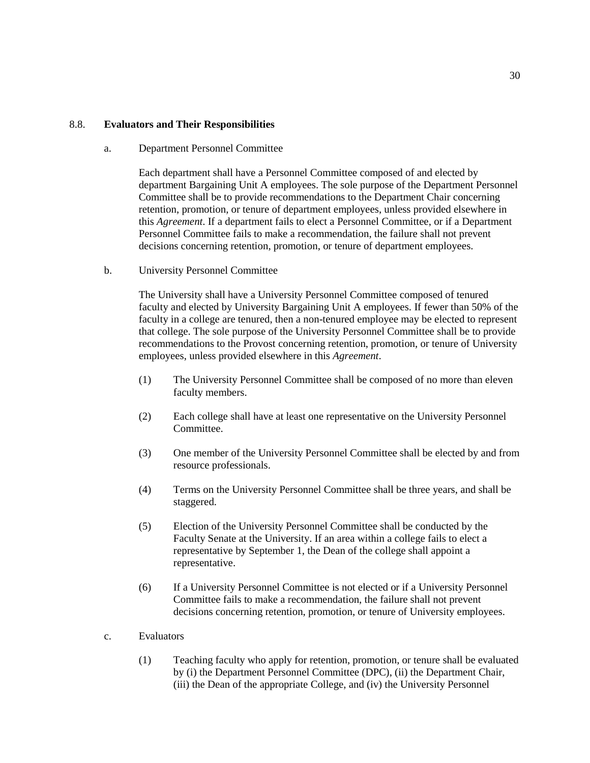## 8.8. **Evaluators and Their Responsibilities**

a. Department Personnel Committee

Each department shall have a Personnel Committee composed of and elected by department Bargaining Unit A employees. The sole purpose of the Department Personnel Committee shall be to provide recommendations to the Department Chair concerning retention, promotion, or tenure of department employees, unless provided elsewhere in this *Agreement*. If a department fails to elect a Personnel Committee, or if a Department Personnel Committee fails to make a recommendation, the failure shall not prevent decisions concerning retention, promotion, or tenure of department employees.

b. University Personnel Committee

The University shall have a University Personnel Committee composed of tenured faculty and elected by University Bargaining Unit A employees. If fewer than 50% of the faculty in a college are tenured, then a non-tenured employee may be elected to represent that college. The sole purpose of the University Personnel Committee shall be to provide recommendations to the Provost concerning retention, promotion, or tenure of University employees, unless provided elsewhere in this *Agreement*.

(1) The University Personnel Committee shall be composed of no more than eleven faculty members.

(2) Each college shall have at least one representative on the University Personnel Committee.

(3) One member of the University Personnel Committee shall be elected by and from resource professionals.

(4) Terms on the University Personnel Committee shall be three years, and shall be staggered.

(5) Election of the University Personnel Committee shall be conducted by the Faculty Senate at the University. If an area within a college fails to elect a representative by September 1, the Dean of the college shall appoint a representative.

(6) If a University Personnel Committee is not elected or if a University Personnel Committee fails to make a recommendation, the failure shall not prevent decisions concerning retention, promotion, or tenure of University employees.

c. Evaluators

(1) Teaching faculty who apply for retention, promotion, or tenure shall be evaluated by (i) the Department Personnel Committee (DPC), (ii) the Department Chair, (iii) the Dean of the appropriate College, and (iv) the University Personnel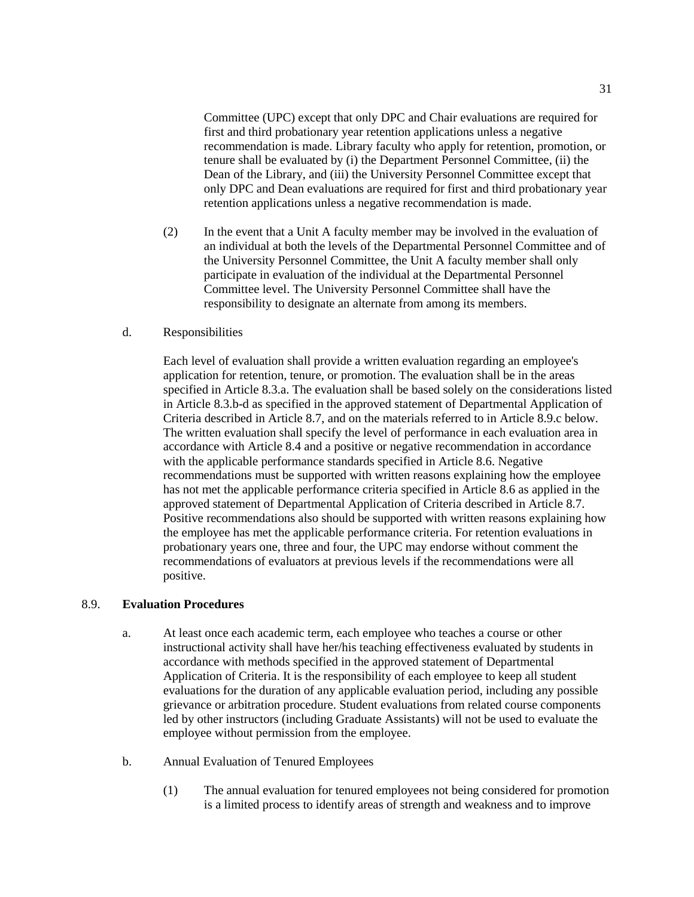Committee (UPC) except that only DPC and Chair evaluations are required for first and third probationary year retention applications unless a negative recommendation is made. Library faculty who apply for retention, promotion, or tenure shall be evaluated by (i) the Department Personnel Committee, (ii) the Dean of the Library, and (iii) the University Personnel Committee except that only DPC and Dean evaluations are required for first and third probationary year retention applications unless a negative recommendation is made.

(2) In the event that a Unit A faculty member may be involved in the evaluation of an individual at both the levels of the Departmental Personnel Committee and of the University Personnel Committee, the Unit A faculty member shall only participate in evaluation of the individual at the Departmental Personnel Committee level. The University Personnel Committee shall have the responsibility to designate an alternate from among its members.

d. Responsibilities

Each level of evaluation shall provide a written evaluation regarding an employee's application for retention, tenure, or promotion. The evaluation shall be in the areas specified in Article 8.3.a. The evaluation shall be based solely on the considerations listed in Article 8.3.b-d as specified in the approved statement of Departmental Application of Criteria described in Article 8.7, and on the materials referred to in Article 8.9.c below. The written evaluation shall specify the level of performance in each evaluation area in accordance with Article 8.4 and a positive or negative recommendation in accordance with the applicable performance standards specified in Article 8.6. Negative recommendations must be supported with written reasons explaining how the employee has not met the applicable performance criteria specified in Article 8.6 as applied in the approved statement of Departmental Application of Criteria described in Article 8.7. Positive recommendations also should be supported with written reasons explaining how the employee has met the applicable performance criteria. For retention evaluations in probationary years one, three and four, the UPC may endorse without comment the recommendations of evaluators at previous levels if the recommendations were all positive.

## 8.9. **Evaluation Procedures**

a. At least once each academic term, each employee who teaches a course or other instructional activity shall have her/his teaching effectiveness evaluated by students in accordance with methods specified in the approved statement of Departmental Application of Criteria. It is the responsibility of each employee to keep all student evaluations for the duration of any applicable evaluation period, including any possible grievance or arbitration procedure. Student evaluations from related course components led by other instructors (including Graduate Assistants) will not be used to evaluate the employee without permission from the employee.

b. Annual Evaluation of Tenured Employees

(1) The annual evaluation for tenured employees not being considered for promotion is a limited process to identify areas of strength and weakness and to improve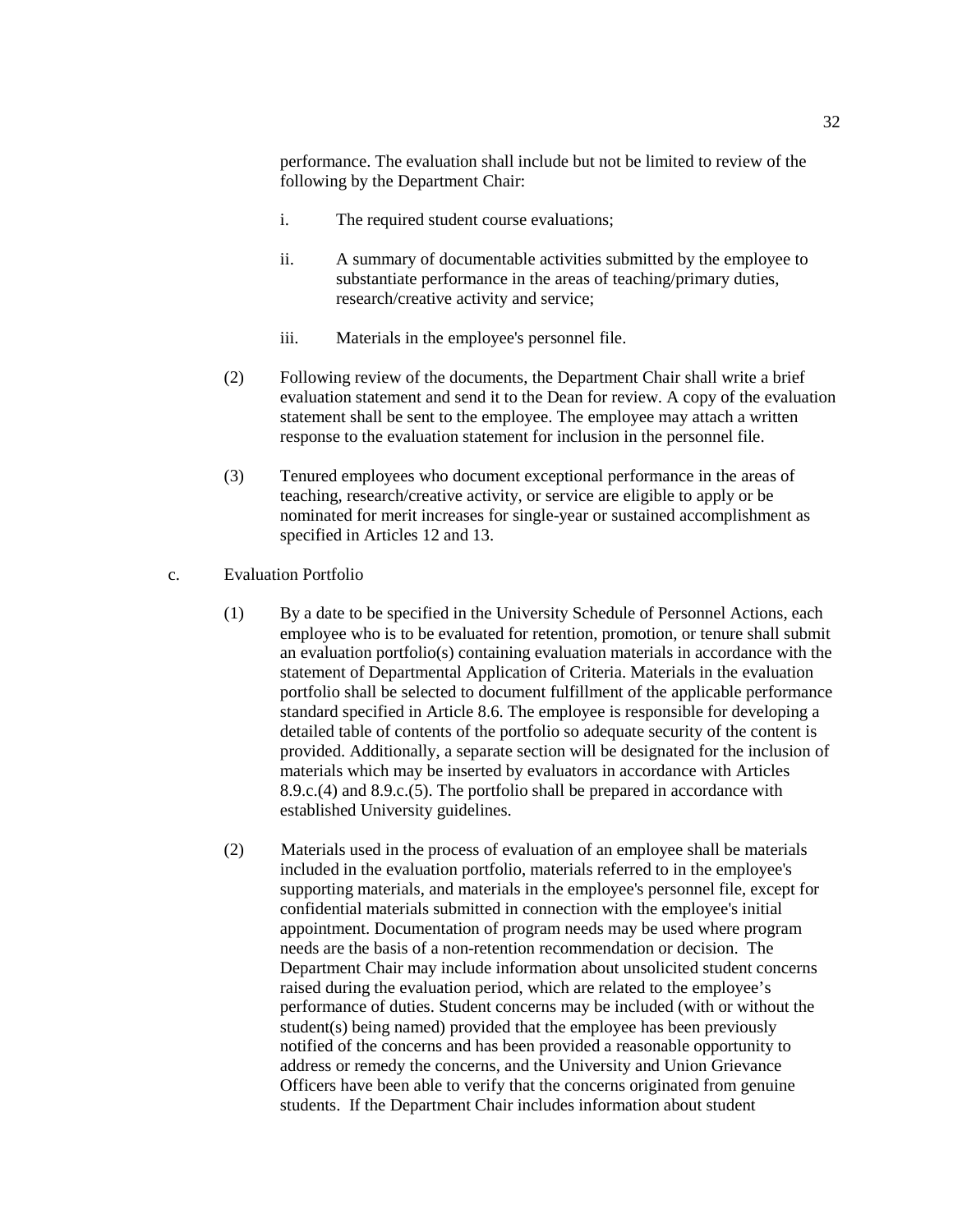performance. The evaluation shall include but not be limited to review of the following by the Department Chair:

i. The required student course evaluations;

ii. A summary of documentable activities submitted by the employee to substantiate performance in the areas of teaching/primary duties, research/creative activity and service;

iii. Materials in the employee's personnel file.

(2) Following review of the documents, the Department Chair shall write a brief evaluation statement and send it to the Dean for review. A copy of the evaluation statement shall be sent to the employee. The employee may attach a written response to the evaluation statement for inclusion in the personnel file.

(3) Tenured employees who document exceptional performance in the areas of teaching, research/creative activity, or service are eligible to apply or be nominated for merit increases for single-year or sustained accomplishment as specified in Articles 12 and 13.

c. Evaluation Portfolio

(1) By a date to be specified in the University Schedule of Personnel Actions, each employee who is to be evaluated for retention, promotion, or tenure shall submit an evaluation portfolio(s) containing evaluation materials in accordance with the statement of Departmental Application of Criteria. Materials in the evaluation portfolio shall be selected to document fulfillment of the applicable performance standard specified in Article 8.6. The employee is responsible for developing a detailed table of contents of the portfolio so adequate security of the content is provided. Additionally, a separate section will be designated for the inclusion of materials which may be inserted by evaluators in accordance with Articles 8.9.c.(4) and 8.9.c.(5). The portfolio shall be prepared in accordance with established University guidelines.

(2) Materials used in the process of evaluation of an employee shall be materials included in the evaluation portfolio, materials referred to in the employee's supporting materials, and materials in the employee's personnel file, except for confidential materials submitted in connection with the employee's initial appointment. Documentation of program needs may be used where program needs are the basis of a non-retention recommendation or decision. The Department Chair may include information about unsolicited student concerns raised during the evaluation period, which are related to the employee's performance of duties. Student concerns may be included (with or without the student(s) being named) provided that the employee has been previously notified of the concerns and has been provided a reasonable opportunity to address or remedy the concerns, and the University and Union Grievance Officers have been able to verify that the concerns originated from genuine students. If the Department Chair includes information about student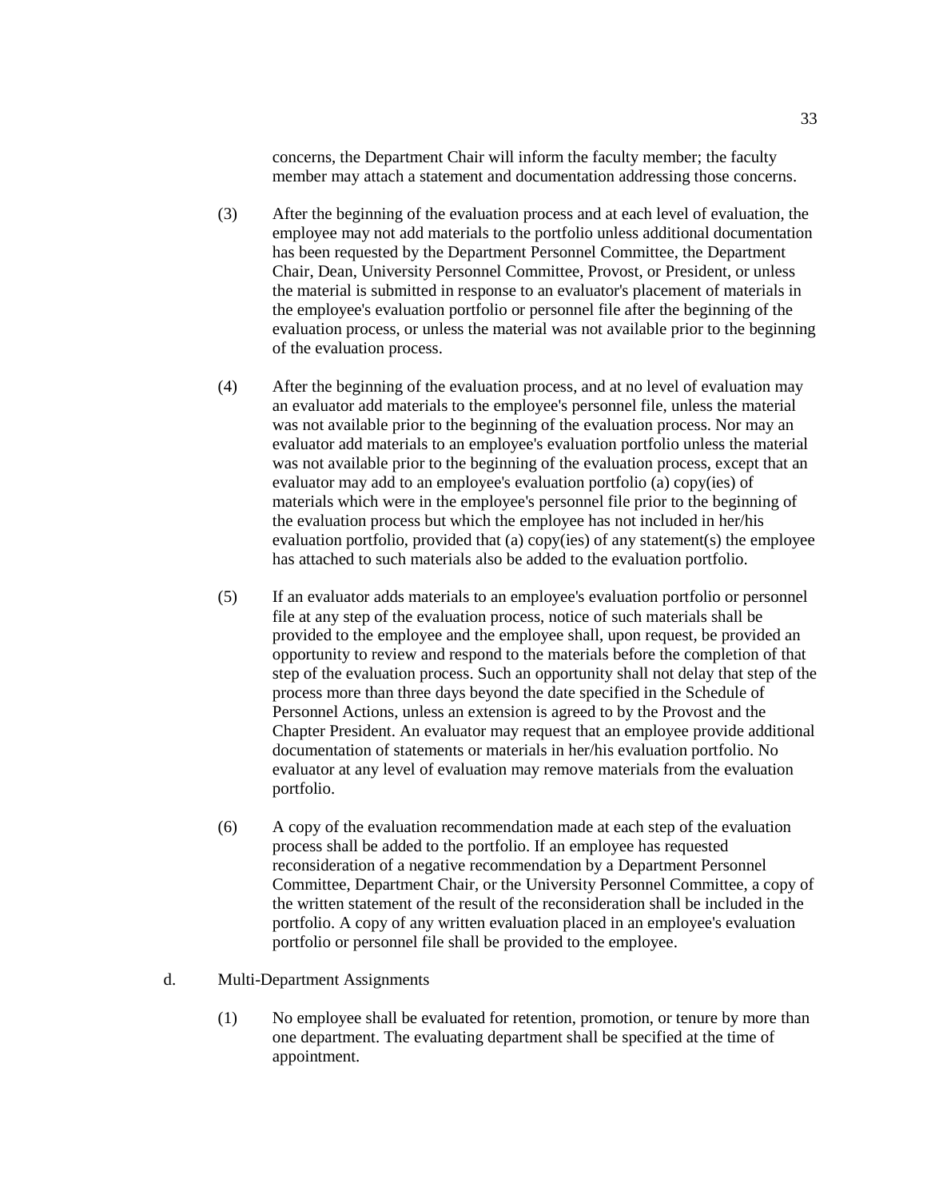concerns, the Department Chair will inform the faculty member; the faculty member may attach a statement and documentation addressing those concerns.

(3) After the beginning of the evaluation process and at each level of evaluation, the employee may not add materials to the portfolio unless additional documentation has been requested by the Department Personnel Committee, the Department Chair, Dean, University Personnel Committee, Provost, or President, or unless the material is submitted in response to an evaluator's placement of materials in the employee's evaluation portfolio or personnel file after the beginning of the evaluation process, or unless the material was not available prior to the beginning of the evaluation process.

(4) After the beginning of the evaluation process, and at no level of evaluation may an evaluator add materials to the employee's personnel file, unless the material was not available prior to the beginning of the evaluation process. Nor may an evaluator add materials to an employee's evaluation portfolio unless the material was not available prior to the beginning of the evaluation process, except that an evaluator may add to an employee's evaluation portfolio (a) copy(ies) of materials which were in the employee's personnel file prior to the beginning of the evaluation process but which the employee has not included in her/his evaluation portfolio, provided that (a) copy(ies) of any statement(s) the employee has attached to such materials also be added to the evaluation portfolio.

(5) If an evaluator adds materials to an employee's evaluation portfolio or personnel file at any step of the evaluation process, notice of such materials shall be provided to the employee and the employee shall, upon request, be provided an opportunity to review and respond to the materials before the completion of that step of the evaluation process. Such an opportunity shall not delay that step of the process more than three days beyond the date specified in the Schedule of Personnel Actions, unless an extension is agreed to by the Provost and the Chapter President. An evaluator may request that an employee provide additional documentation of statements or materials in her/his evaluation portfolio. No evaluator at any level of evaluation may remove materials from the evaluation portfolio.

(6) A copy of the evaluation recommendation made at each step of the evaluation process shall be added to the portfolio. If an employee has requested reconsideration of a negative recommendation by a Department Personnel Committee, Department Chair, or the University Personnel Committee, a copy of the written statement of the result of the reconsideration shall be included in the portfolio. A copy of any written evaluation placed in an employee's evaluation portfolio or personnel file shall be provided to the employee.

d. Multi-Department Assignments

(1) No employee shall be evaluated for retention, promotion, or tenure by more than one department. The evaluating department shall be specified at the time of appointment.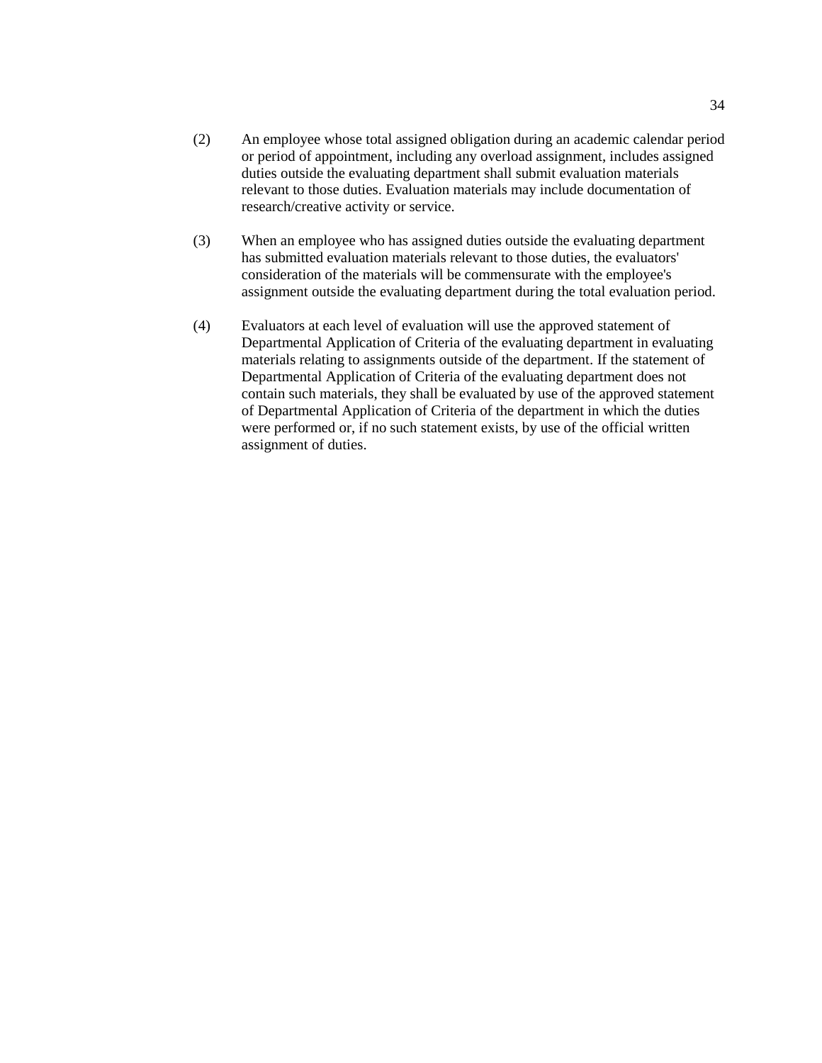(2) An employee whose total assigned obligation during an academic calendar period or period of appointment, including any overload assignment, includes assigned duties outside the evaluating department shall submit evaluation materials relevant to those duties. Evaluation materials may include documentation of research/creative activity or service.

(3) When an employee who has assigned duties outside the evaluating department has submitted evaluation materials relevant to those duties, the evaluators' consideration of the materials will be commensurate with the employee's assignment outside the evaluating department during the total evaluation period.

(4) Evaluators at each level of evaluation will use the approved statement of Departmental Application of Criteria of the evaluating department in evaluating materials relating to assignments outside of the department. If the statement of Departmental Application of Criteria of the evaluating department does not contain such materials, they shall be evaluated by use of the approved statement of Departmental Application of Criteria of the department in which the duties were performed or, if no such statement exists, by use of the official written assignment of duties.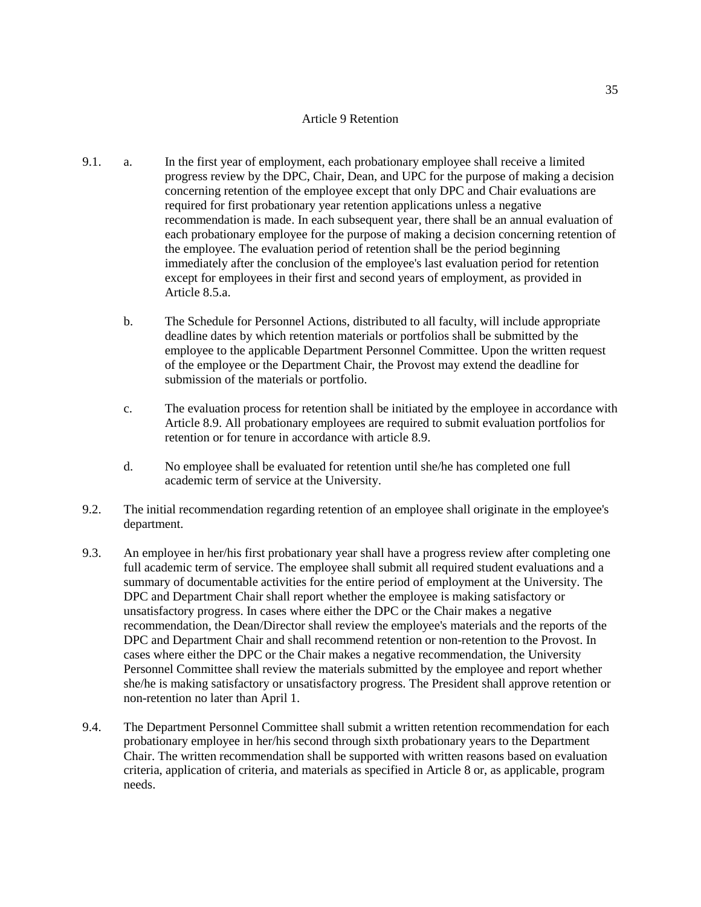# Article 9 Retention

9.1. a. In the first year of employment, each probationary employee shall receive a limited progress review by the DPC, Chair, Dean, and UPC for the purpose of making a decision concerning retention of the employee except that only DPC and Chair evaluations are required for first probationary year retention applications unless a negative recommendation is made. In each subsequent year, there shall be an annual evaluation of each probationary employee for the purpose of making a decision concerning retention of the employee. The evaluation period of retention shall be the period beginning immediately after the conclusion of the employee's last evaluation period for retention except for employees in their first and second years of employment, as provided in Article 8.5.a.

b. The Schedule for Personnel Actions, distributed to all faculty, will include appropriate deadline dates by which retention materials or portfolios shall be submitted by the employee to the applicable Department Personnel Committee. Upon the written request of the employee or the Department Chair, the Provost may extend the deadline for submission of the materials or portfolio.

c. The evaluation process for retention shall be initiated by the employee in accordance with Article 8.9. All probationary employees are required to submit evaluation portfolios for retention or for tenure in accordance with article 8.9.

d. No employee shall be evaluated for retention until she/he has completed one full academic term of service at the University.

9.2. The initial recommendation regarding retention of an employee shall originate in the employee's department.

9.3. An employee in her/his first probationary year shall have a progress review after completing one full academic term of service. The employee shall submit all required student evaluations and a summary of documentable activities for the entire period of employment at the University. The DPC and Department Chair shall report whether the employee is making satisfactory or unsatisfactory progress. In cases where either the DPC or the Chair makes a negative recommendation, the Dean/Director shall review the employee's materials and the reports of the DPC and Department Chair and shall recommend retention or non-retention to the Provost. In cases where either the DPC or the Chair makes a negative recommendation, the University Personnel Committee shall review the materials submitted by the employee and report whether she/he is making satisfactory or unsatisfactory progress. The President shall approve retention or non-retention no later than April 1.

9.4. The Department Personnel Committee shall submit a written retention recommendation for each probationary employee in her/his second through sixth probationary years to the Department Chair. The written recommendation shall be supported with written reasons based on evaluation criteria, application of criteria, and materials as specified in Article 8 or, as applicable, program needs.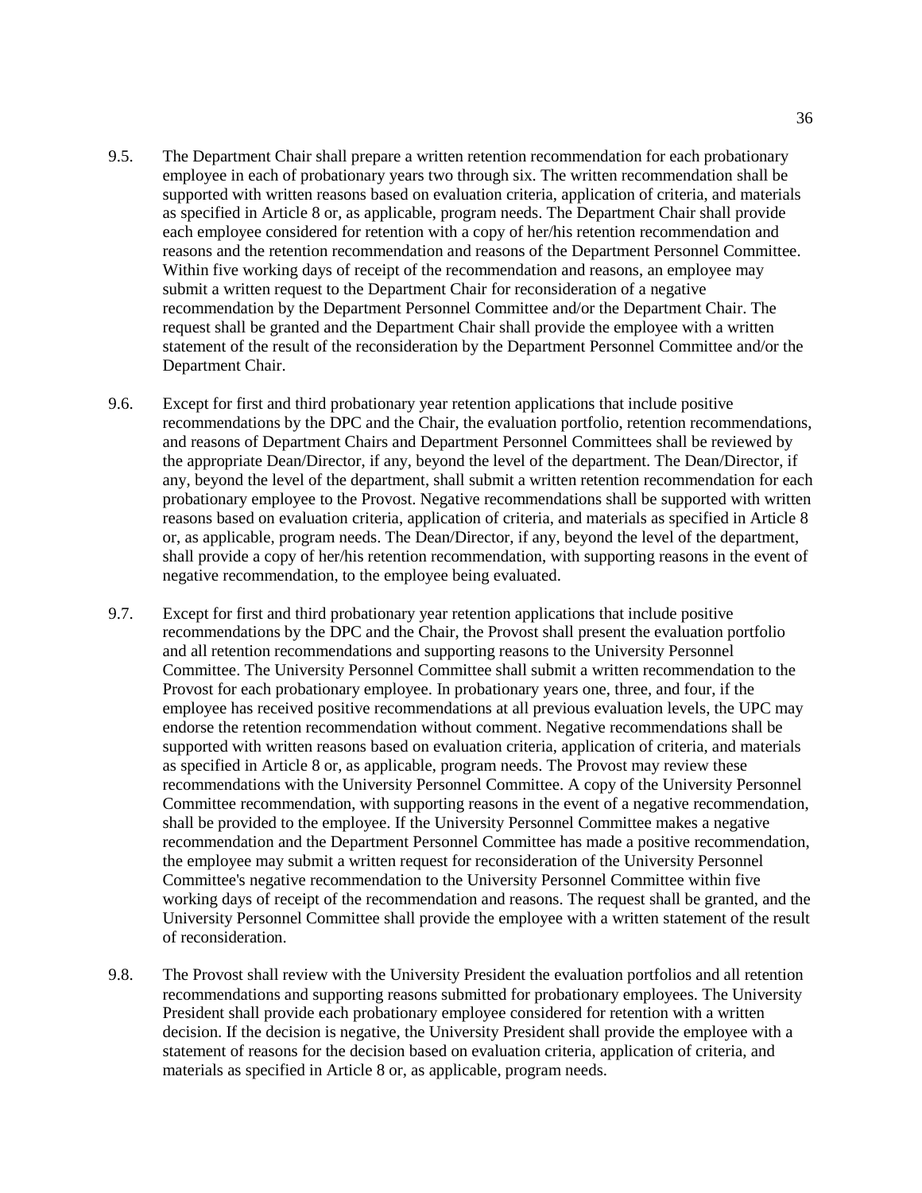9.5. The Department Chair shall prepare a written retention recommendation for each probationary employee in each of probationary years two through six. The written recommendation shall be supported with written reasons based on evaluation criteria, application of criteria, and materials as specified in Article 8 or, as applicable, program needs. The Department Chair shall provide each employee considered for retention with a copy of her/his retention recommendation and reasons and the retention recommendation and reasons of the Department Personnel Committee. Within five working days of receipt of the recommendation and reasons, an employee may submit a written request to the Department Chair for reconsideration of a negative recommendation by the Department Personnel Committee and/or the Department Chair. The request shall be granted and the Department Chair shall provide the employee with a written statement of the result of the reconsideration by the Department Personnel Committee and/or the Department Chair.

9.6. Except for first and third probationary year retention applications that include positive recommendations by the DPC and the Chair, the evaluation portfolio, retention recommendations, and reasons of Department Chairs and Department Personnel Committees shall be reviewed by the appropriate Dean/Director, if any, beyond the level of the department. The Dean/Director, if any, beyond the level of the department, shall submit a written retention recommendation for each probationary employee to the Provost. Negative recommendations shall be supported with written reasons based on evaluation criteria, application of criteria, and materials as specified in Article 8 or, as applicable, program needs. The Dean/Director, if any, beyond the level of the department, shall provide a copy of her/his retention recommendation, with supporting reasons in the event of negative recommendation, to the employee being evaluated.

9.7. Except for first and third probationary year retention applications that include positive recommendations by the DPC and the Chair, the Provost shall present the evaluation portfolio and all retention recommendations and supporting reasons to the University Personnel Committee. The University Personnel Committee shall submit a written recommendation to the Provost for each probationary employee. In probationary years one, three, and four, if the employee has received positive recommendations at all previous evaluation levels, the UPC may endorse the retention recommendation without comment. Negative recommendations shall be supported with written reasons based on evaluation criteria, application of criteria, and materials as specified in Article 8 or, as applicable, program needs. The Provost may review these recommendations with the University Personnel Committee. A copy of the University Personnel Committee recommendation, with supporting reasons in the event of a negative recommendation, shall be provided to the employee. If the University Personnel Committee makes a negative recommendation and the Department Personnel Committee has made a positive recommendation, the employee may submit a written request for reconsideration of the University Personnel Committee's negative recommendation to the University Personnel Committee within five working days of receipt of the recommendation and reasons. The request shall be granted, and the University Personnel Committee shall provide the employee with a written statement of the result of reconsideration.

9.8. The Provost shall review with the University President the evaluation portfolios and all retention recommendations and supporting reasons submitted for probationary employees. The University President shall provide each probationary employee considered for retention with a written decision. If the decision is negative, the University President shall provide the employee with a statement of reasons for the decision based on evaluation criteria, application of criteria, and materials as specified in Article 8 or, as applicable, program needs.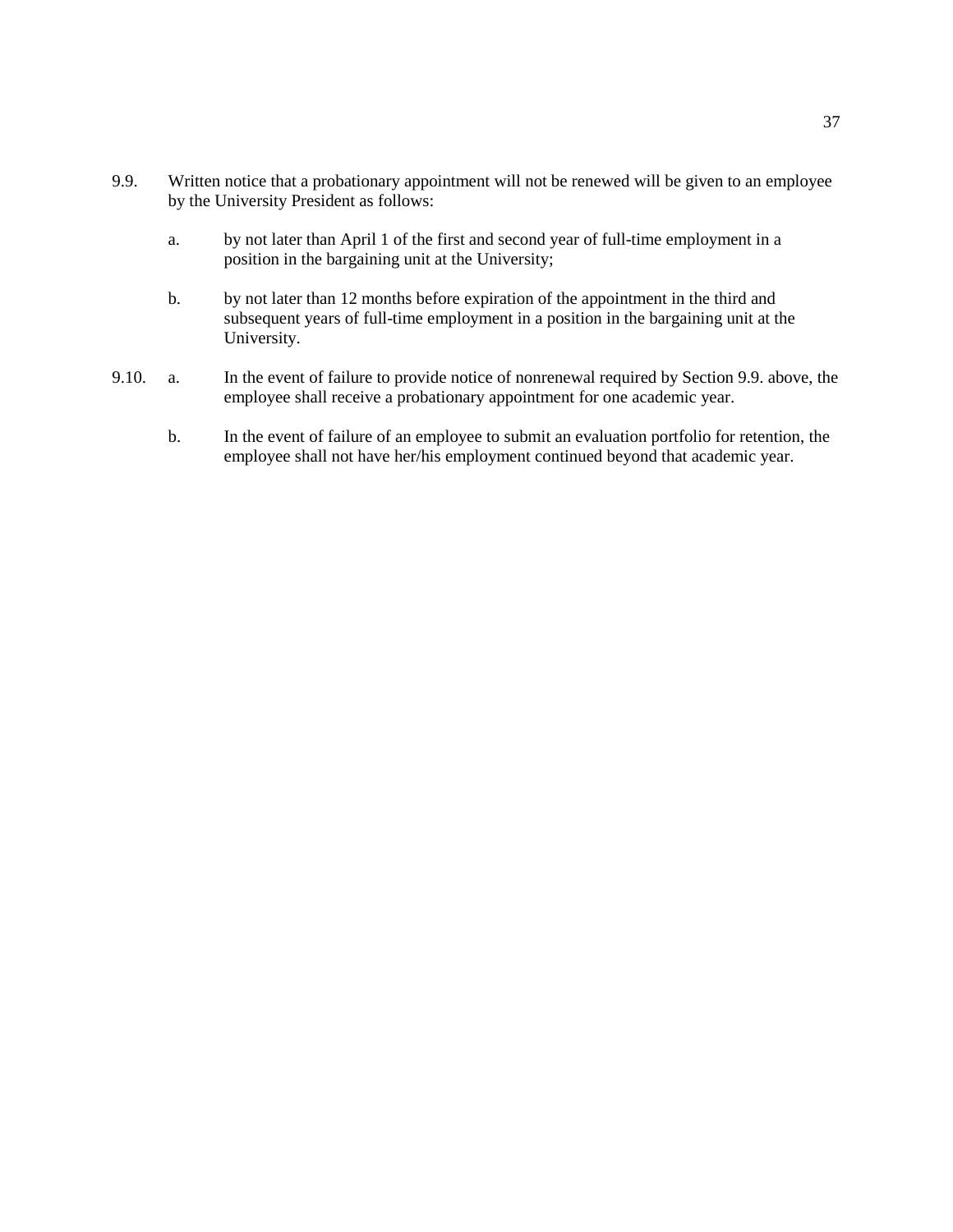9.9. Written notice that a probationary appointment will not be renewed will be given to an employee by the University President as follows:

   a. by not later than April 1 of the first and second year of full-time employment in a position in the bargaining unit at the University;

   b. by not later than 12 months before expiration of the appointment in the third and subsequent years of full-time employment in a position in the bargaining unit at the University.

9.10. a. In the event of failure to provide notice of nonrenewal required by Section 9.9. above, the employee shall receive a probationary appointment for one academic year.

   b. In the event of failure of an employee to submit an evaluation portfolio for retention, the employee shall not have her/his employment continued beyond that academic year.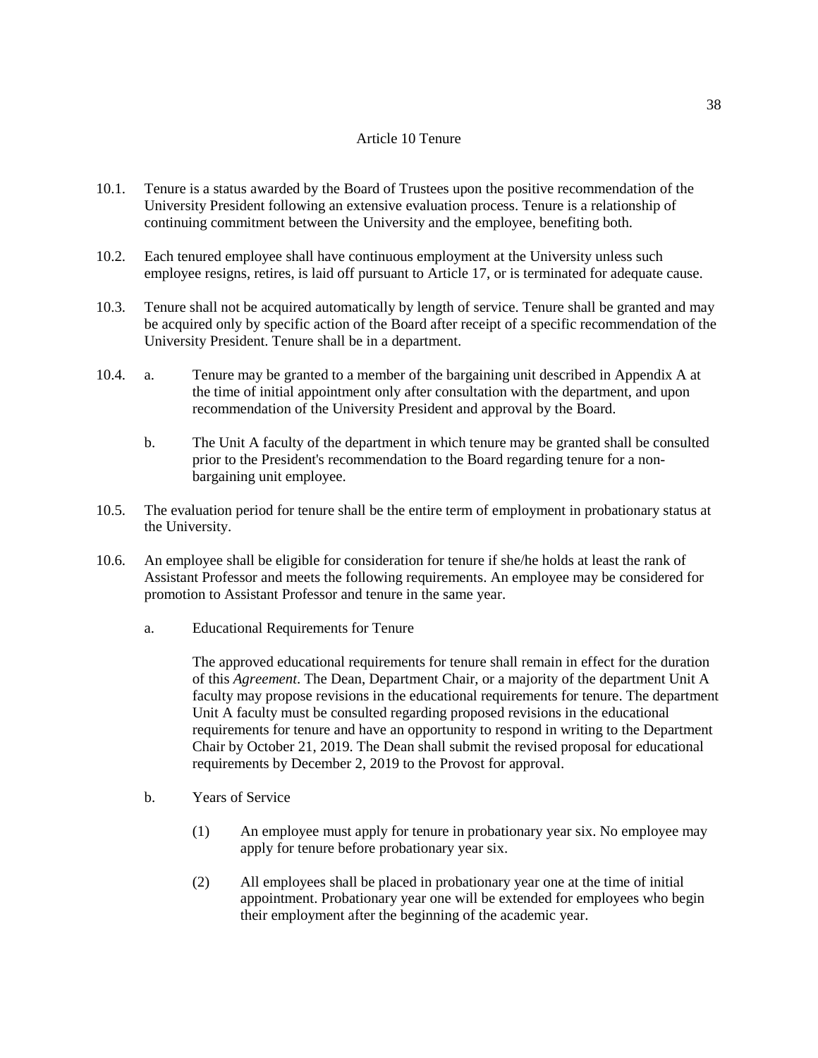# Article 10 Tenure

10.1. Tenure is a status awarded by the Board of Trustees upon the positive recommendation of the University President following an extensive evaluation process. Tenure is a relationship of continuing commitment between the University and the employee, benefiting both.

10.2. Each tenured employee shall have continuous employment at the University unless such employee resigns, retires, is laid off pursuant to Article 17, or is terminated for adequate cause.

10.3. Tenure shall not be acquired automatically by length of service. Tenure shall be granted and may be acquired only by specific action of the Board after receipt of a specific recommendation of the University President. Tenure shall be in a department.

10.4. a. Tenure may be granted to a member of the bargaining unit described in Appendix A at the time of initial appointment only after consultation with the department, and upon recommendation of the University President and approval by the Board.

b. The Unit A faculty of the department in which tenure may be granted shall be consulted prior to the President's recommendation to the Board regarding tenure for a non-bargaining unit employee.

10.5. The evaluation period for tenure shall be the entire term of employment in probationary status at the University.

10.6. An employee shall be eligible for consideration for tenure if she/he holds at least the rank of Assistant Professor and meets the following requirements. An employee may be considered for promotion to Assistant Professor and tenure in the same year.

a. Educational Requirements for Tenure

The approved educational requirements for tenure shall remain in effect for the duration of this *Agreement*. The Dean, Department Chair, or a majority of the department Unit A faculty may propose revisions in the educational requirements for tenure. The department Unit A faculty must be consulted regarding proposed revisions in the educational requirements for tenure and have an opportunity to respond in writing to the Department Chair by October 21, 2019. The Dean shall submit the revised proposal for educational requirements by December 2, 2019 to the Provost for approval.

b. Years of Service

(1) An employee must apply for tenure in probationary year six. No employee may apply for tenure before probationary year six.

(2) All employees shall be placed in probationary year one at the time of initial appointment. Probationary year one will be extended for employees who begin their employment after the beginning of the academic year.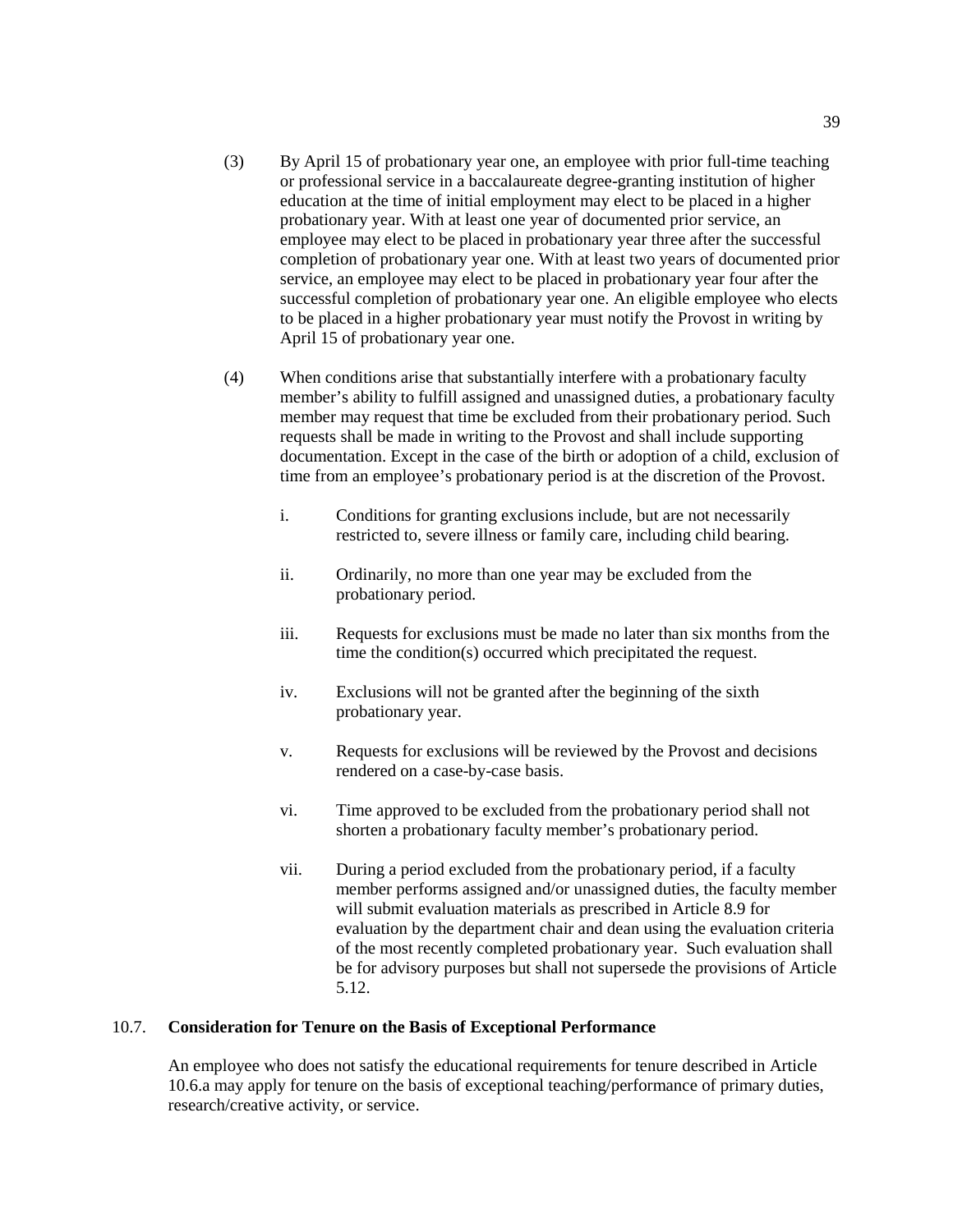(3) By April 15 of probationary year one, an employee with prior full-time teaching or professional service in a baccalaureate degree-granting institution of higher education at the time of initial employment may elect to be placed in a higher probationary year. With at least one year of documented prior service, an employee may elect to be placed in probationary year three after the successful completion of probationary year one. With at least two years of documented prior service, an employee may elect to be placed in probationary year four after the successful completion of probationary year one. An eligible employee who elects to be placed in a higher probationary year must notify the Provost in writing by April 15 of probationary year one.

(4) When conditions arise that substantially interfere with a probationary faculty member's ability to fulfill assigned and unassigned duties, a probationary faculty member may request that time be excluded from their probationary period. Such requests shall be made in writing to the Provost and shall include supporting documentation. Except in the case of the birth or adoption of a child, exclusion of time from an employee's probationary period is at the discretion of the Provost.

   i. Conditions for granting exclusions include, but are not necessarily restricted to, severe illness or family care, including child bearing.

   ii. Ordinarily, no more than one year may be excluded from the probationary period.

   iii. Requests for exclusions must be made no later than six months from the time the condition(s) occurred which precipitated the request.

   iv. Exclusions will not be granted after the beginning of the sixth probationary year.

   v. Requests for exclusions will be reviewed by the Provost and decisions rendered on a case-by-case basis.

   vi. Time approved to be excluded from the probationary period shall not shorten a probationary faculty member's probationary period.

   vii. During a period excluded from the probationary period, if a faculty member performs assigned and/or unassigned duties, the faculty member will submit evaluation materials as prescribed in Article 8.9 for evaluation by the department chair and dean using the evaluation criteria of the most recently completed probationary year. Such evaluation shall be for advisory purposes but shall not supersede the provisions of Article 5.12.

10.7. **Consideration for Tenure on the Basis of Exceptional Performance**

An employee who does not satisfy the educational requirements for tenure described in Article 10.6.a may apply for tenure on the basis of exceptional teaching/performance of primary duties, research/creative activity, or service.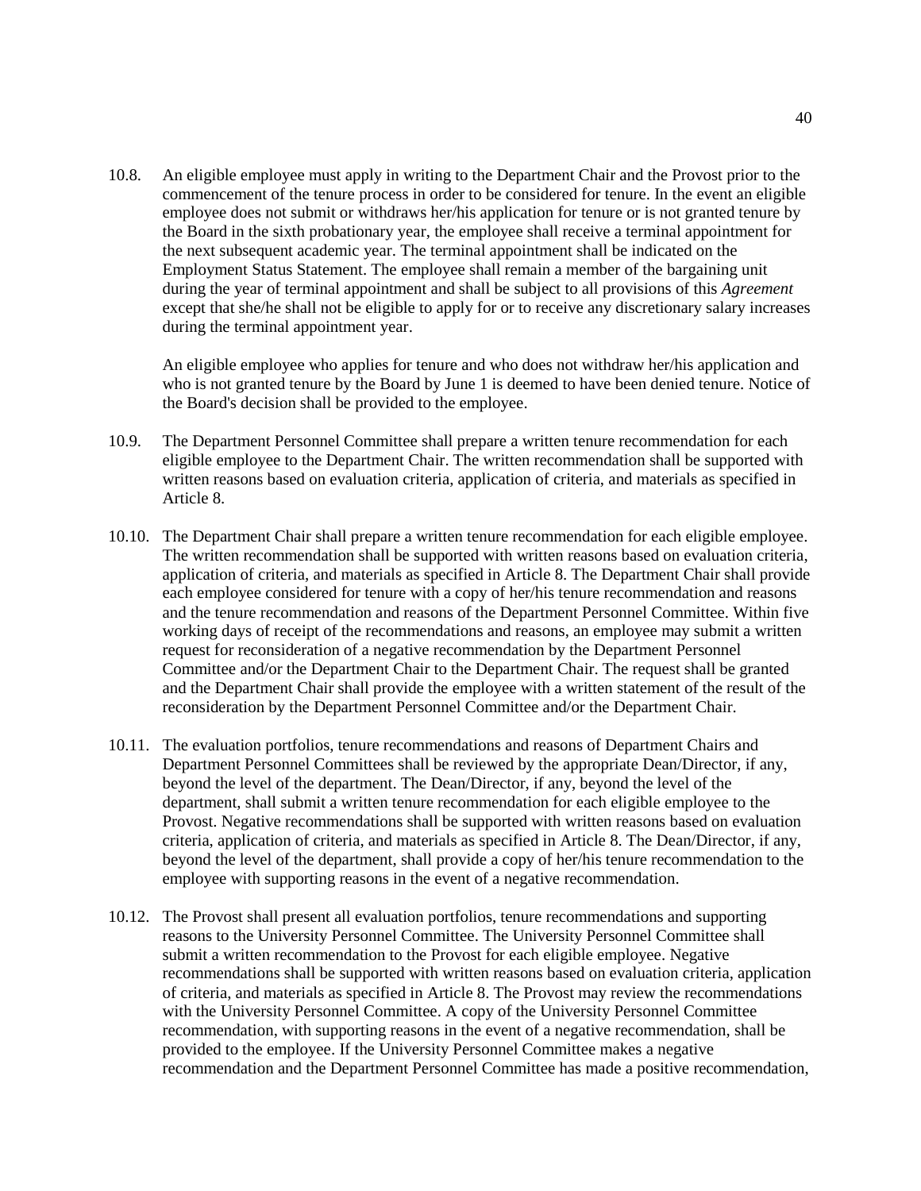10.8. An eligible employee must apply in writing to the Department Chair and the Provost prior to the commencement of the tenure process in order to be considered for tenure. In the event an eligible employee does not submit or withdraws her/his application for tenure or is not granted tenure by the Board in the sixth probationary year, the employee shall receive a terminal appointment for the next subsequent academic year. The terminal appointment shall be indicated on the Employment Status Statement. The employee shall remain a member of the bargaining unit during the year of terminal appointment and shall be subject to all provisions of this *Agreement* except that she/he shall not be eligible to apply for or to receive any discretionary salary increases during the terminal appointment year.

An eligible employee who applies for tenure and who does not withdraw her/his application and who is not granted tenure by the Board by June 1 is deemed to have been denied tenure. Notice of the Board's decision shall be provided to the employee.

10.9. The Department Personnel Committee shall prepare a written tenure recommendation for each eligible employee to the Department Chair. The written recommendation shall be supported with written reasons based on evaluation criteria, application of criteria, and materials as specified in Article 8.

10.10. The Department Chair shall prepare a written tenure recommendation for each eligible employee. The written recommendation shall be supported with written reasons based on evaluation criteria, application of criteria, and materials as specified in Article 8. The Department Chair shall provide each employee considered for tenure with a copy of her/his tenure recommendation and reasons and the tenure recommendation and reasons of the Department Personnel Committee. Within five working days of receipt of the recommendations and reasons, an employee may submit a written request for reconsideration of a negative recommendation by the Department Personnel Committee and/or the Department Chair to the Department Chair. The request shall be granted and the Department Chair shall provide the employee with a written statement of the result of the reconsideration by the Department Personnel Committee and/or the Department Chair.

10.11. The evaluation portfolios, tenure recommendations and reasons of Department Chairs and Department Personnel Committees shall be reviewed by the appropriate Dean/Director, if any, beyond the level of the department. The Dean/Director, if any, beyond the level of the department, shall submit a written tenure recommendation for each eligible employee to the Provost. Negative recommendations shall be supported with written reasons based on evaluation criteria, application of criteria, and materials as specified in Article 8. The Dean/Director, if any, beyond the level of the department, shall provide a copy of her/his tenure recommendation to the employee with supporting reasons in the event of a negative recommendation.

10.12. The Provost shall present all evaluation portfolios, tenure recommendations and supporting reasons to the University Personnel Committee. The University Personnel Committee shall submit a written recommendation to the Provost for each eligible employee. Negative recommendations shall be supported with written reasons based on evaluation criteria, application of criteria, and materials as specified in Article 8. The Provost may review the recommendations with the University Personnel Committee. A copy of the University Personnel Committee recommendation, with supporting reasons in the event of a negative recommendation, shall be provided to the employee. If the University Personnel Committee makes a negative recommendation and the Department Personnel Committee has made a positive recommendation,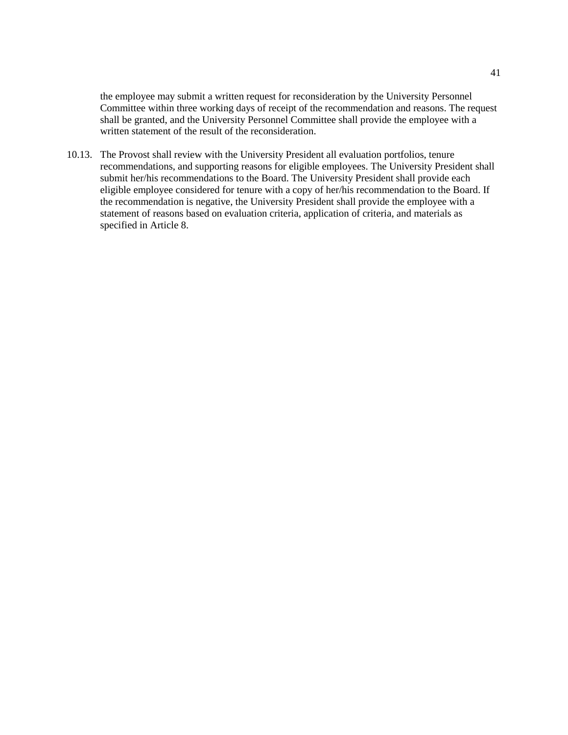the employee may submit a written request for reconsideration by the University Personnel Committee within three working days of receipt of the recommendation and reasons. The request shall be granted, and the University Personnel Committee shall provide the employee with a written statement of the result of the reconsideration.

10.13. The Provost shall review with the University President all evaluation portfolios, tenure recommendations, and supporting reasons for eligible employees. The University President shall submit her/his recommendations to the Board. The University President shall provide each eligible employee considered for tenure with a copy of her/his recommendation to the Board. If the recommendation is negative, the University President shall provide the employee with a statement of reasons based on evaluation criteria, application of criteria, and materials as specified in Article 8.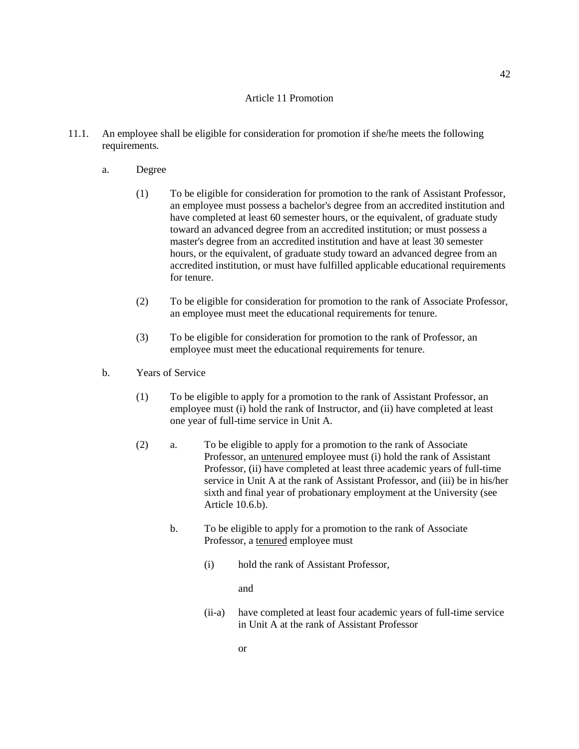# Article 11 Promotion

11.1. An employee shall be eligible for consideration for promotion if she/he meets the following requirements.

a. Degree

(1) To be eligible for consideration for promotion to the rank of Assistant Professor, an employee must possess a bachelor's degree from an accredited institution and have completed at least 60 semester hours, or the equivalent, of graduate study toward an advanced degree from an accredited institution; or must possess a master's degree from an accredited institution and have at least 30 semester hours, or the equivalent, of graduate study toward an advanced degree from an accredited institution, or must have fulfilled applicable educational requirements for tenure.

(2) To be eligible for consideration for promotion to the rank of Associate Professor, an employee must meet the educational requirements for tenure.

(3) To be eligible for consideration for promotion to the rank of Professor, an employee must meet the educational requirements for tenure.

b. Years of Service

(1) To be eligible to apply for a promotion to the rank of Assistant Professor, an employee must (i) hold the rank of Instructor, and (ii) have completed at least one year of full-time service in Unit A.

(2) a. To be eligible to apply for a promotion to the rank of Associate Professor, an <u>untenured</u> employee must (i) hold the rank of Assistant Professor, (ii) have completed at least three academic years of full-time service in Unit A at the rank of Assistant Professor, and (iii) be in his/her sixth and final year of probationary employment at the University (see Article 10.6.b).

b. To be eligible to apply for a promotion to the rank of Associate Professor, a <u>tenured</u> employee must

(i) hold the rank of Assistant Professor,

and

(ii-a) have completed at least four academic years of full-time service in Unit A at the rank of Assistant Professor

or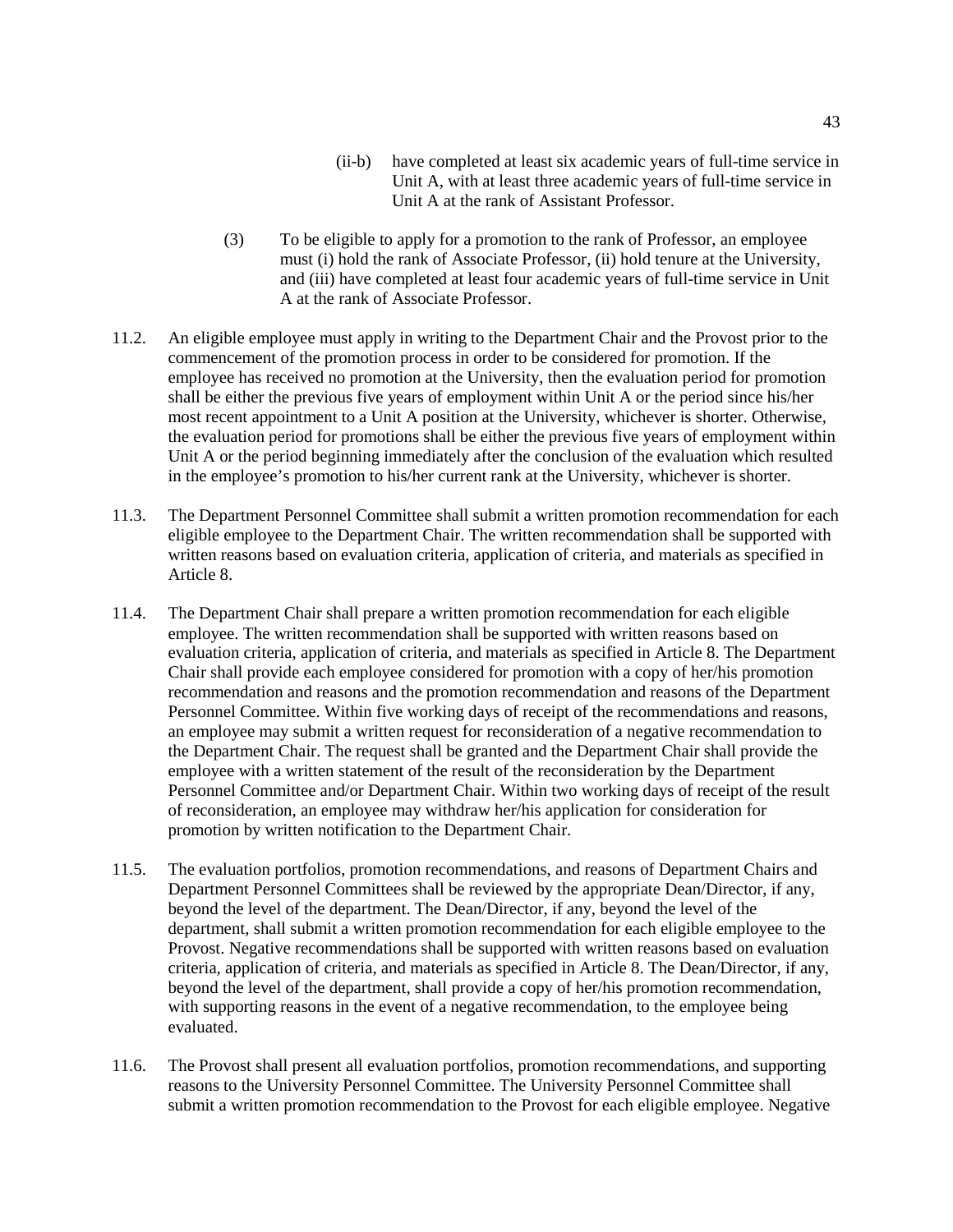(ii-b) have completed at least six academic years of full-time service in Unit A, with at least three academic years of full-time service in Unit A at the rank of Assistant Professor.

(3) To be eligible to apply for a promotion to the rank of Professor, an employee must (i) hold the rank of Associate Professor, (ii) hold tenure at the University, and (iii) have completed at least four academic years of full-time service in Unit A at the rank of Associate Professor.

11.2. An eligible employee must apply in writing to the Department Chair and the Provost prior to the commencement of the promotion process in order to be considered for promotion. If the employee has received no promotion at the University, then the evaluation period for promotion shall be either the previous five years of employment within Unit A or the period since his/her most recent appointment to a Unit A position at the University, whichever is shorter. Otherwise, the evaluation period for promotions shall be either the previous five years of employment within Unit A or the period beginning immediately after the conclusion of the evaluation which resulted in the employee's promotion to his/her current rank at the University, whichever is shorter.

11.3. The Department Personnel Committee shall submit a written promotion recommendation for each eligible employee to the Department Chair. The written recommendation shall be supported with written reasons based on evaluation criteria, application of criteria, and materials as specified in Article 8.

11.4. The Department Chair shall prepare a written promotion recommendation for each eligible employee. The written recommendation shall be supported with written reasons based on evaluation criteria, application of criteria, and materials as specified in Article 8. The Department Chair shall provide each employee considered for promotion with a copy of her/his promotion recommendation and reasons and the promotion recommendation and reasons of the Department Personnel Committee. Within five working days of receipt of the recommendations and reasons, an employee may submit a written request for reconsideration of a negative recommendation to the Department Chair. The request shall be granted and the Department Chair shall provide the employee with a written statement of the result of the reconsideration by the Department Personnel Committee and/or Department Chair. Within two working days of receipt of the result of reconsideration, an employee may withdraw her/his application for consideration for promotion by written notification to the Department Chair.

11.5. The evaluation portfolios, promotion recommendations, and reasons of Department Chairs and Department Personnel Committees shall be reviewed by the appropriate Dean/Director, if any, beyond the level of the department. The Dean/Director, if any, beyond the level of the department, shall submit a written promotion recommendation for each eligible employee to the Provost. Negative recommendations shall be supported with written reasons based on evaluation criteria, application of criteria, and materials as specified in Article 8. The Dean/Director, if any, beyond the level of the department, shall provide a copy of her/his promotion recommendation, with supporting reasons in the event of a negative recommendation, to the employee being evaluated.

11.6. The Provost shall present all evaluation portfolios, promotion recommendations, and supporting reasons to the University Personnel Committee. The University Personnel Committee shall submit a written promotion recommendation to the Provost for each eligible employee. Negative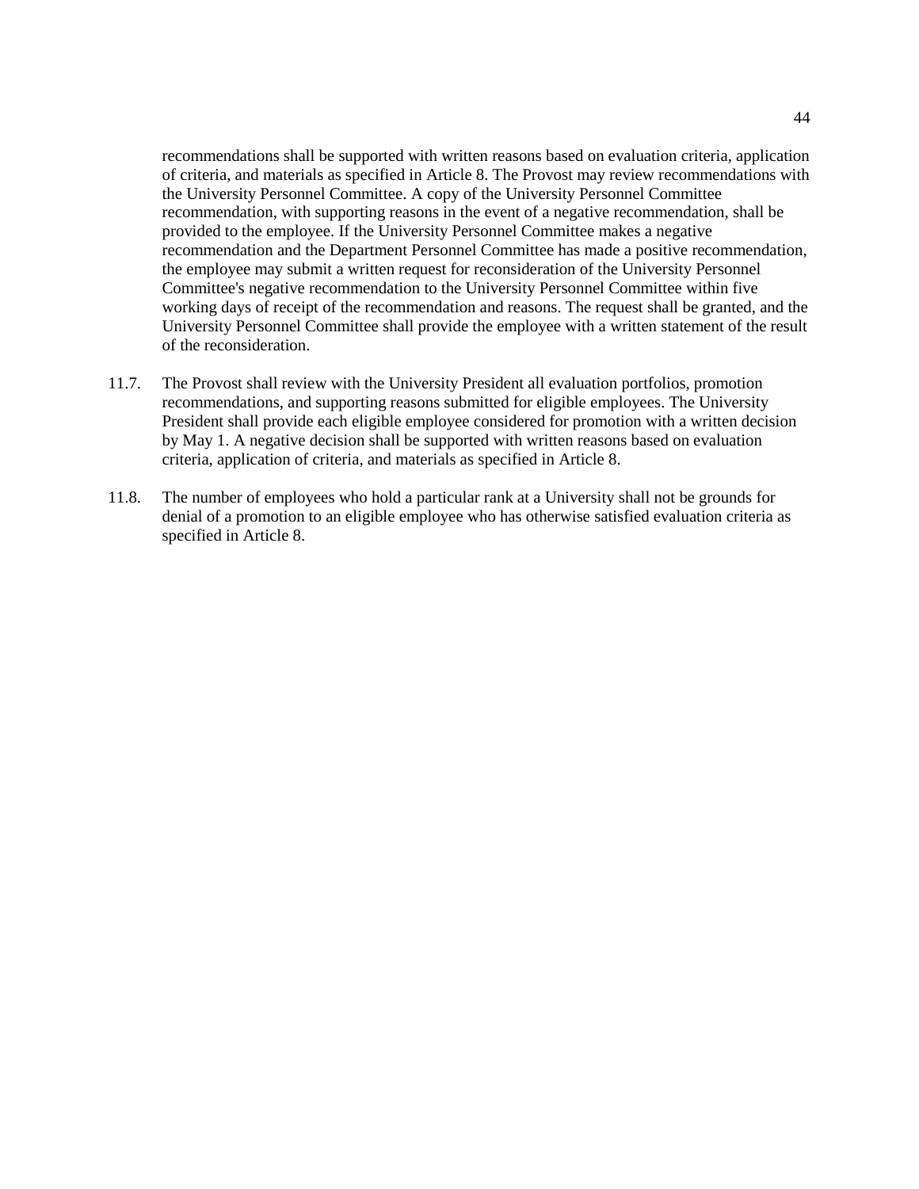recommendations shall be supported with written reasons based on evaluation criteria, application of criteria, and materials as specified in Article 8. The Provost may review recommendations with the University Personnel Committee. A copy of the University Personnel Committee recommendation, with supporting reasons in the event of a negative recommendation, shall be provided to the employee. If the University Personnel Committee makes a negative recommendation and the Department Personnel Committee has made a positive recommendation, the employee may submit a written request for reconsideration of the University Personnel Committee's negative recommendation to the University Personnel Committee within five working days of receipt of the recommendation and reasons. The request shall be granted, and the University Personnel Committee shall provide the employee with a written statement of the result of the reconsideration.

11.7. The Provost shall review with the University President all evaluation portfolios, promotion recommendations, and supporting reasons submitted for eligible employees. The University President shall provide each eligible employee considered for promotion with a written decision by May 1. A negative decision shall be supported with written reasons based on evaluation criteria, application of criteria, and materials as specified in Article 8.

11.8. The number of employees who hold a particular rank at a University shall not be grounds for denial of a promotion to an eligible employee who has otherwise satisfied evaluation criteria as specified in Article 8.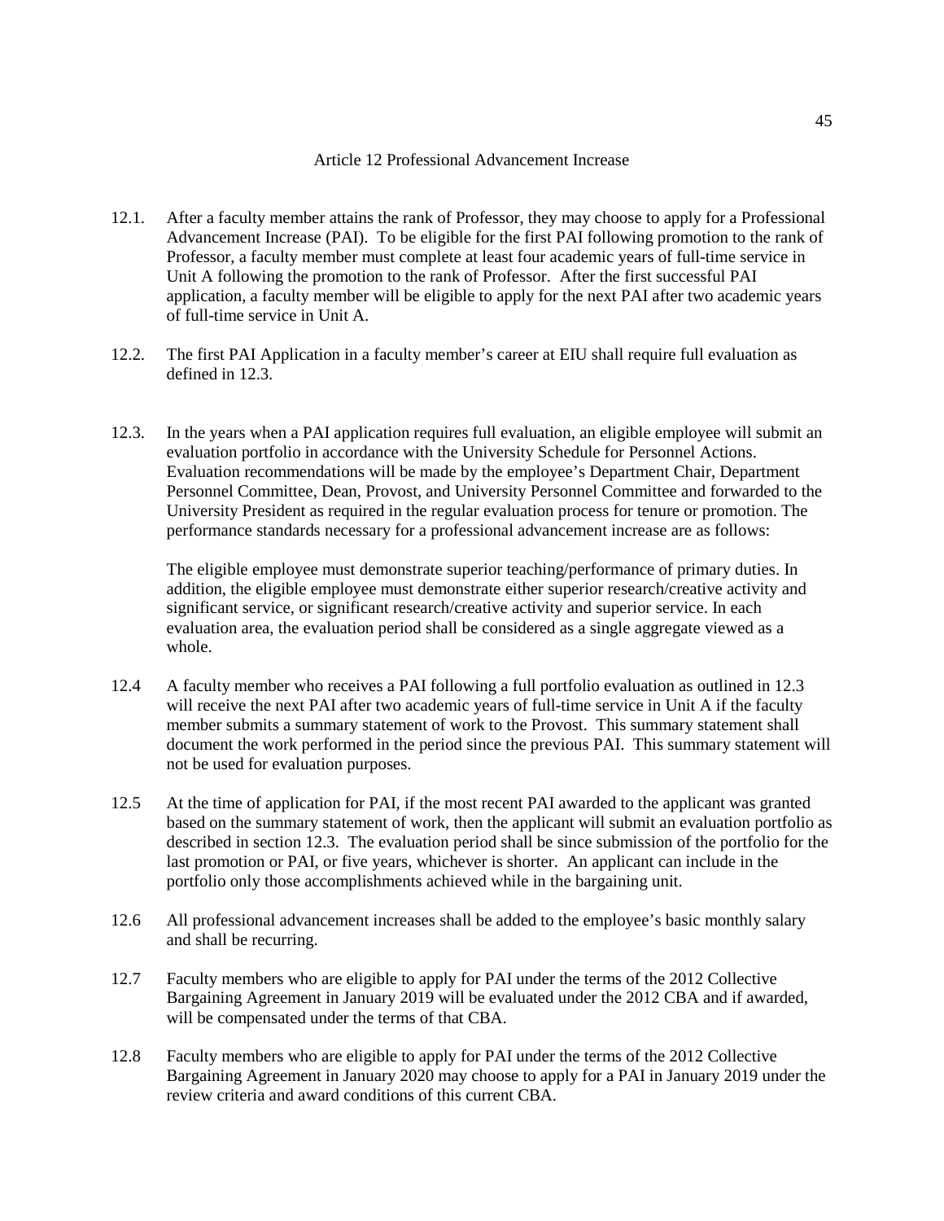# Article 12 Professional Advancement Increase

12.1. After a faculty member attains the rank of Professor, they may choose to apply for a Professional Advancement Increase (PAI). To be eligible for the first PAI following promotion to the rank of Professor, a faculty member must complete at least four academic years of full-time service in Unit A following the promotion to the rank of Professor. After the first successful PAI application, a faculty member will be eligible to apply for the next PAI after two academic years of full-time service in Unit A.

12.2. The first PAI Application in a faculty member's career at EIU shall require full evaluation as defined in 12.3.

12.3. In the years when a PAI application requires full evaluation, an eligible employee will submit an evaluation portfolio in accordance with the University Schedule for Personnel Actions. Evaluation recommendations will be made by the employee's Department Chair, Department Personnel Committee, Dean, Provost, and University Personnel Committee and forwarded to the University President as required in the regular evaluation process for tenure or promotion. The performance standards necessary for a professional advancement increase are as follows:

The eligible employee must demonstrate superior teaching/performance of primary duties. In addition, the eligible employee must demonstrate either superior research/creative activity and significant service, or significant research/creative activity and superior service. In each evaluation area, the evaluation period shall be considered as a single aggregate viewed as a whole.

12.4 A faculty member who receives a PAI following a full portfolio evaluation as outlined in 12.3 will receive the next PAI after two academic years of full-time service in Unit A if the faculty member submits a summary statement of work to the Provost. This summary statement shall document the work performed in the period since the previous PAI. This summary statement will not be used for evaluation purposes.

12.5 At the time of application for PAI, if the most recent PAI awarded to the applicant was granted based on the summary statement of work, then the applicant will submit an evaluation portfolio as described in section 12.3. The evaluation period shall be since submission of the portfolio for the last promotion or PAI, or five years, whichever is shorter. An applicant can include in the portfolio only those accomplishments achieved while in the bargaining unit.

12.6 All professional advancement increases shall be added to the employee's basic monthly salary and shall be recurring.

12.7 Faculty members who are eligible to apply for PAI under the terms of the 2012 Collective Bargaining Agreement in January 2019 will be evaluated under the 2012 CBA and if awarded, will be compensated under the terms of that CBA.

12.8 Faculty members who are eligible to apply for PAI under the terms of the 2012 Collective Bargaining Agreement in January 2020 may choose to apply for a PAI in January 2019 under the review criteria and award conditions of this current CBA.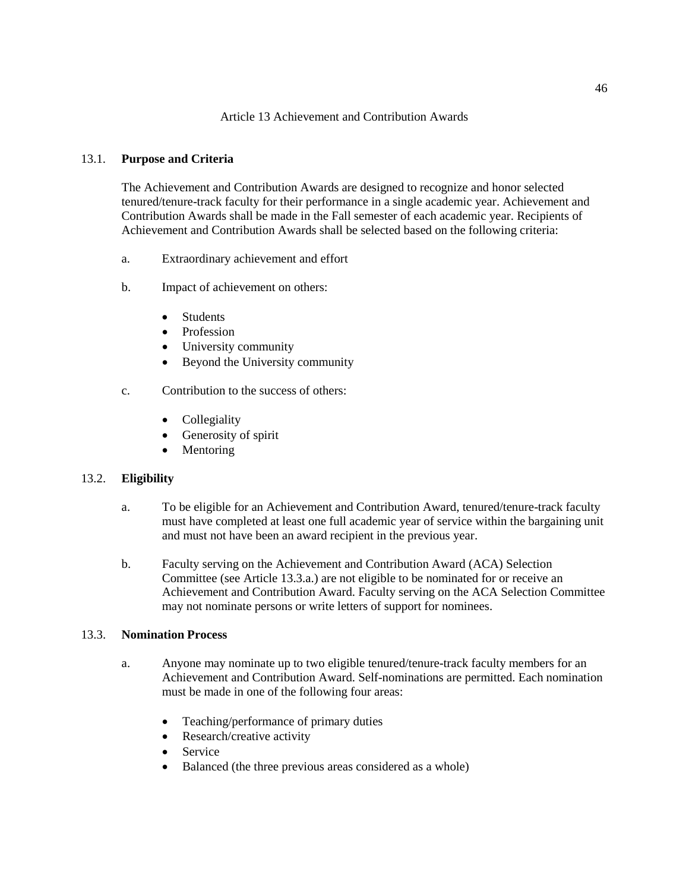# Article 13 Achievement and Contribution Awards

## 13.1. Purpose and Criteria

The Achievement and Contribution Awards are designed to recognize and honor selected tenured/tenure-track faculty for their performance in a single academic year. Achievement and Contribution Awards shall be made in the Fall semester of each academic year. Recipients of Achievement and Contribution Awards shall be selected based on the following criteria:

a. Extraordinary achievement and effort

b. Impact of achievement on others:

- Students
- Profession
- University community
- Beyond the University community

c. Contribution to the success of others:

- Collegiality
- Generosity of spirit
- Mentoring

## 13.2. Eligibility

a. To be eligible for an Achievement and Contribution Award, tenured/tenure-track faculty must have completed at least one full academic year of service within the bargaining unit and must not have been an award recipient in the previous year.

b. Faculty serving on the Achievement and Contribution Award (ACA) Selection Committee (see Article 13.3.a.) are not eligible to be nominated for or receive an Achievement and Contribution Award. Faculty serving on the ACA Selection Committee may not nominate persons or write letters of support for nominees.

## 13.3. Nomination Process

a. Anyone may nominate up to two eligible tenured/tenure-track faculty members for an Achievement and Contribution Award. Self-nominations are permitted. Each nomination must be made in one of the following four areas:

- Teaching/performance of primary duties
- Research/creative activity
- Service
- Balanced (the three previous areas considered as a whole)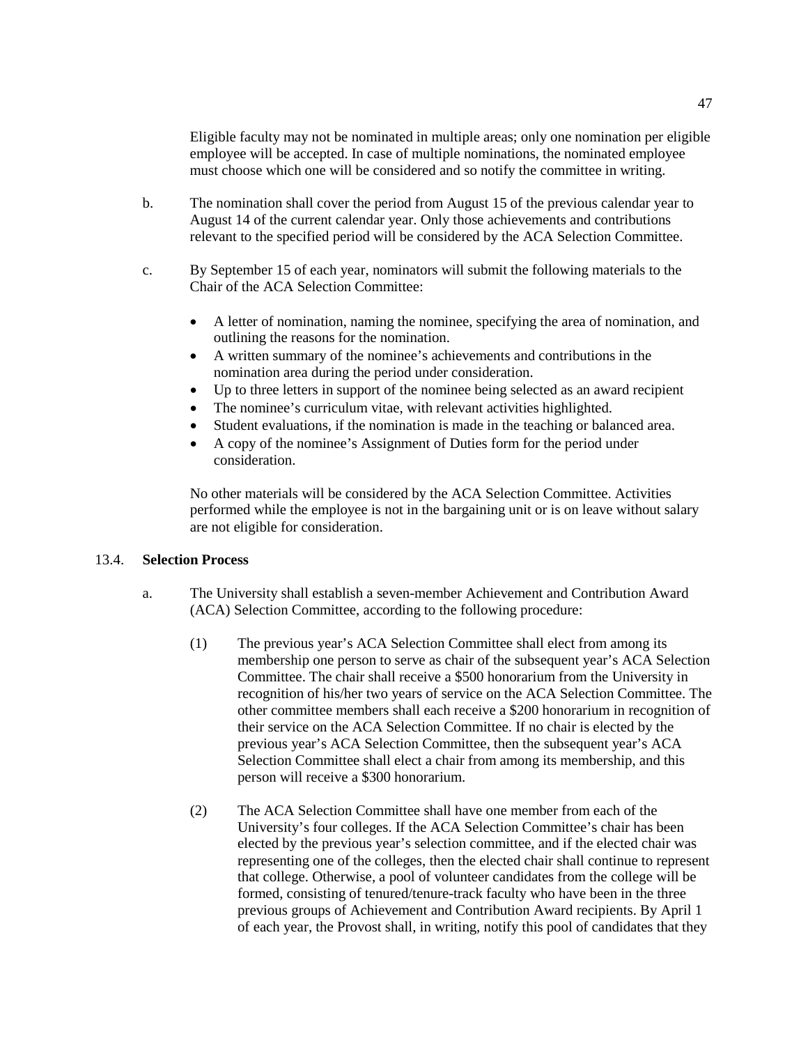Eligible faculty may not be nominated in multiple areas; only one nomination per eligible employee will be accepted. In case of multiple nominations, the nominated employee must choose which one will be considered and so notify the committee in writing.

b. The nomination shall cover the period from August 15 of the previous calendar year to August 14 of the current calendar year. Only those achievements and contributions relevant to the specified period will be considered by the ACA Selection Committee.

c. By September 15 of each year, nominators will submit the following materials to the Chair of the ACA Selection Committee:

- A letter of nomination, naming the nominee, specifying the area of nomination, and outlining the reasons for the nomination.
- A written summary of the nominee's achievements and contributions in the nomination area during the period under consideration.
- Up to three letters in support of the nominee being selected as an award recipient
- The nominee's curriculum vitae, with relevant activities highlighted.
- Student evaluations, if the nomination is made in the teaching or balanced area.
- A copy of the nominee's Assignment of Duties form for the period under consideration.

No other materials will be considered by the ACA Selection Committee. Activities performed while the employee is not in the bargaining unit or is on leave without salary are not eligible for consideration.

13.4. **Selection Process**

a. The University shall establish a seven-member Achievement and Contribution Award (ACA) Selection Committee, according to the following procedure:

(1) The previous year's ACA Selection Committee shall elect from among its membership one person to serve as chair of the subsequent year's ACA Selection Committee. The chair shall receive a $500 honorarium from the University in recognition of his/her two years of service on the ACA Selection Committee. The other committee members shall each receive a $200 honorarium in recognition of their service on the ACA Selection Committee. If no chair is elected by the previous year's ACA Selection Committee, then the subsequent year's ACA Selection Committee shall elect a chair from among its membership, and this person will receive a $300 honorarium.

(2) The ACA Selection Committee shall have one member from each of the University's four colleges. If the ACA Selection Committee's chair has been elected by the previous year's selection committee, and if the elected chair was representing one of the colleges, then the elected chair shall continue to represent that college. Otherwise, a pool of volunteer candidates from the college will be formed, consisting of tenured/tenure-track faculty who have been in the three previous groups of Achievement and Contribution Award recipients. By April 1 of each year, the Provost shall, in writing, notify this pool of candidates that they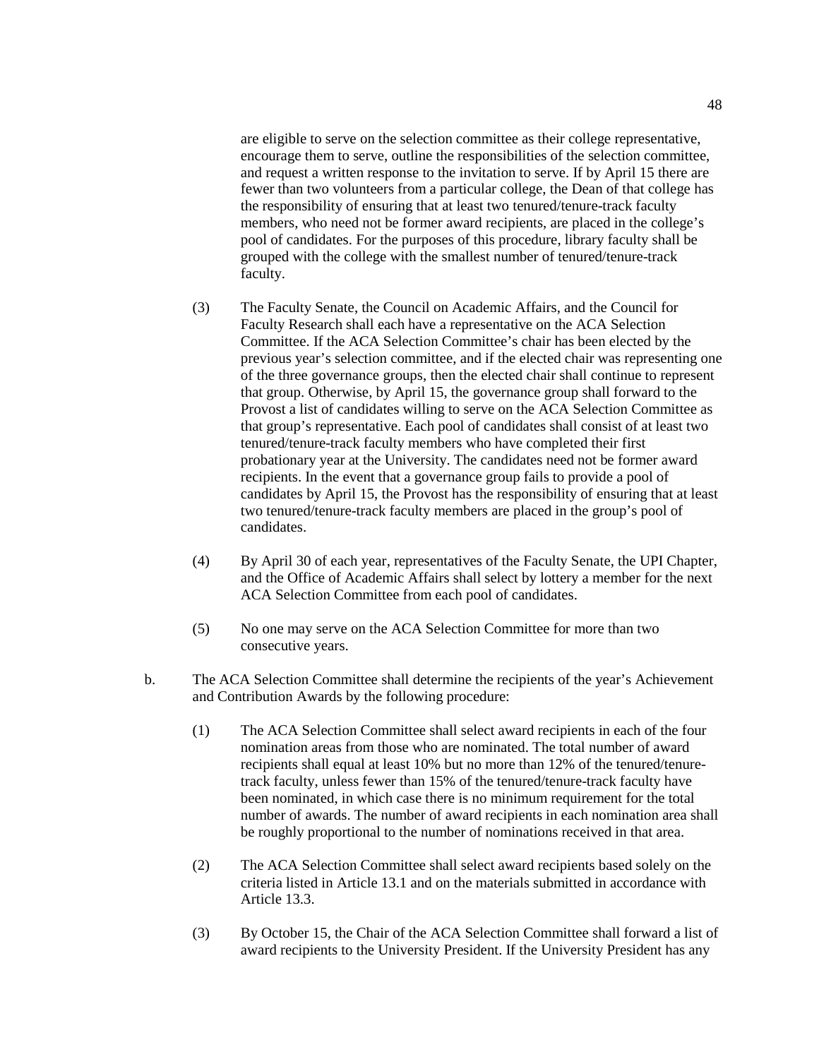are eligible to serve on the selection committee as their college representative, encourage them to serve, outline the responsibilities of the selection committee, and request a written response to the invitation to serve. If by April 15 there are fewer than two volunteers from a particular college, the Dean of that college has the responsibility of ensuring that at least two tenured/tenure-track faculty members, who need not be former award recipients, are placed in the college's pool of candidates. For the purposes of this procedure, library faculty shall be grouped with the college with the smallest number of tenured/tenure-track faculty.

(3) The Faculty Senate, the Council on Academic Affairs, and the Council for Faculty Research shall each have a representative on the ACA Selection Committee. If the ACA Selection Committee's chair has been elected by the previous year's selection committee, and if the elected chair was representing one of the three governance groups, then the elected chair shall continue to represent that group. Otherwise, by April 15, the governance group shall forward to the Provost a list of candidates willing to serve on the ACA Selection Committee as that group's representative. Each pool of candidates shall consist of at least two tenured/tenure-track faculty members who have completed their first probationary year at the University. The candidates need not be former award recipients. In the event that a governance group fails to provide a pool of candidates by April 15, the Provost has the responsibility of ensuring that at least two tenured/tenure-track faculty members are placed in the group's pool of candidates.

(4) By April 30 of each year, representatives of the Faculty Senate, the UPI Chapter, and the Office of Academic Affairs shall select by lottery a member for the next ACA Selection Committee from each pool of candidates.

(5) No one may serve on the ACA Selection Committee for more than two consecutive years.

b. The ACA Selection Committee shall determine the recipients of the year's Achievement and Contribution Awards by the following procedure:

(1) The ACA Selection Committee shall select award recipients in each of the four nomination areas from those who are nominated. The total number of award recipients shall equal at least 10% but no more than 12% of the tenured/tenure-track faculty, unless fewer than 15% of the tenured/tenure-track faculty have been nominated, in which case there is no minimum requirement for the total number of awards. The number of award recipients in each nomination area shall be roughly proportional to the number of nominations received in that area.

(2) The ACA Selection Committee shall select award recipients based solely on the criteria listed in Article 13.1 and on the materials submitted in accordance with Article 13.3.

(3) By October 15, the Chair of the ACA Selection Committee shall forward a list of award recipients to the University President. If the University President has any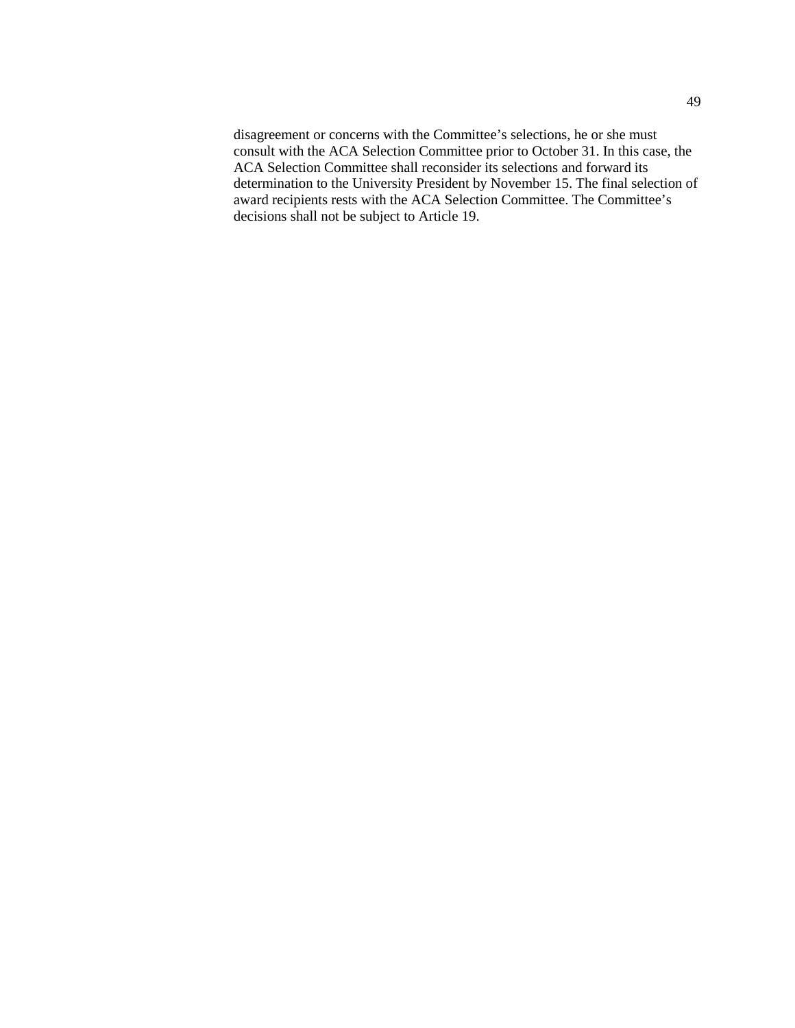disagreement or concerns with the Committee's selections, he or she must consult with the ACA Selection Committee prior to October 31. In this case, the ACA Selection Committee shall reconsider its selections and forward its determination to the University President by November 15. The final selection of award recipients rests with the ACA Selection Committee. The Committee's decisions shall not be subject to Article 19.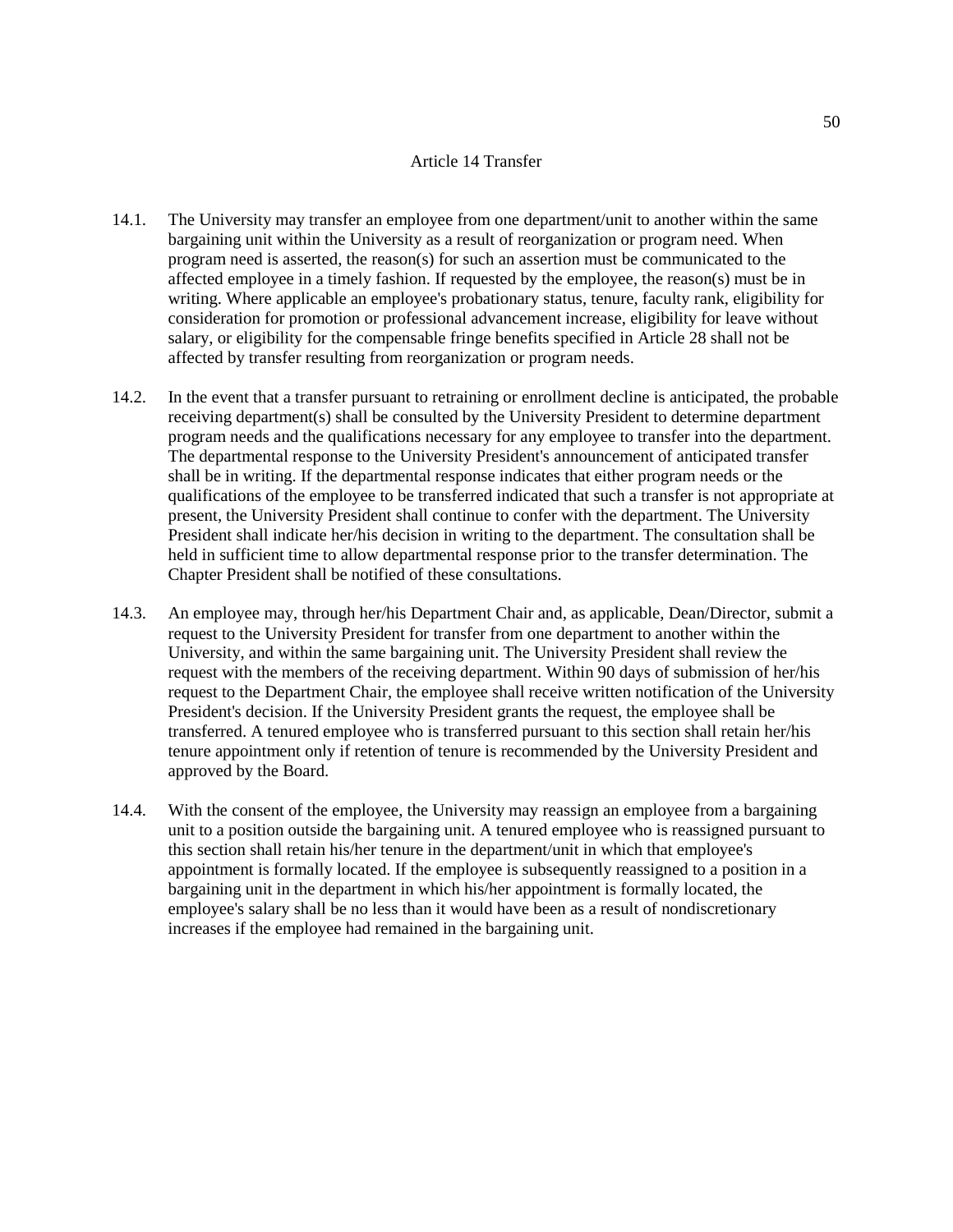# Article 14 Transfer

14.1. The University may transfer an employee from one department/unit to another within the same bargaining unit within the University as a result of reorganization or program need. When program need is asserted, the reason(s) for such an assertion must be communicated to the affected employee in a timely fashion. If requested by the employee, the reason(s) must be in writing. Where applicable an employee's probationary status, tenure, faculty rank, eligibility for consideration for promotion or professional advancement increase, eligibility for leave without salary, or eligibility for the compensable fringe benefits specified in Article 28 shall not be affected by transfer resulting from reorganization or program needs.

14.2. In the event that a transfer pursuant to retraining or enrollment decline is anticipated, the probable receiving department(s) shall be consulted by the University President to determine department program needs and the qualifications necessary for any employee to transfer into the department. The departmental response to the University President's announcement of anticipated transfer shall be in writing. If the departmental response indicates that either program needs or the qualifications of the employee to be transferred indicated that such a transfer is not appropriate at present, the University President shall continue to confer with the department. The University President shall indicate her/his decision in writing to the department. The consultation shall be held in sufficient time to allow departmental response prior to the transfer determination. The Chapter President shall be notified of these consultations.

14.3. An employee may, through her/his Department Chair and, as applicable, Dean/Director, submit a request to the University President for transfer from one department to another within the University, and within the same bargaining unit. The University President shall review the request with the members of the receiving department. Within 90 days of submission of her/his request to the Department Chair, the employee shall receive written notification of the University President's decision. If the University President grants the request, the employee shall be transferred. A tenured employee who is transferred pursuant to this section shall retain her/his tenure appointment only if retention of tenure is recommended by the University President and approved by the Board.

14.4. With the consent of the employee, the University may reassign an employee from a bargaining unit to a position outside the bargaining unit. A tenured employee who is reassigned pursuant to this section shall retain his/her tenure in the department/unit in which that employee's appointment is formally located. If the employee is subsequently reassigned to a position in a bargaining unit in the department in which his/her appointment is formally located, the employee's salary shall be no less than it would have been as a result of nondiscretionary increases if the employee had remained in the bargaining unit.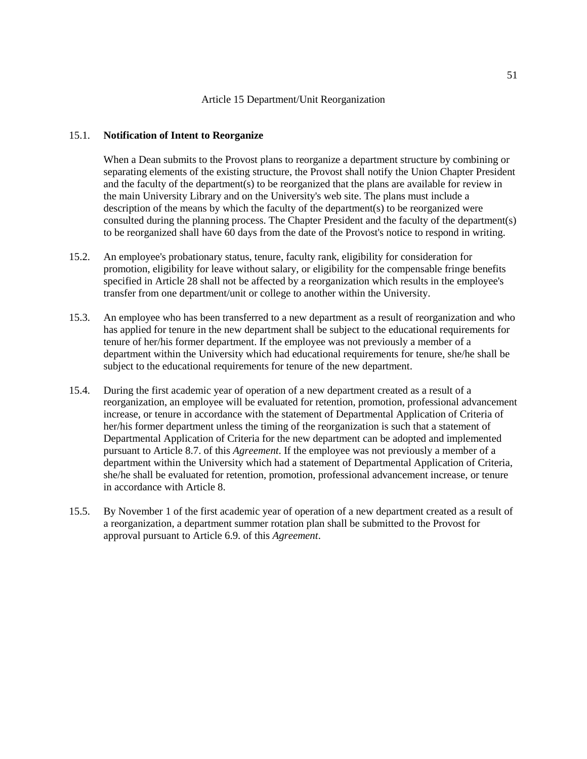# Article 15 Department/Unit Reorganization

15.1. **Notification of Intent to Reorganize**

When a Dean submits to the Provost plans to reorganize a department structure by combining or separating elements of the existing structure, the Provost shall notify the Union Chapter President and the faculty of the department(s) to be reorganized that the plans are available for review in the main University Library and on the University's web site. The plans must include a description of the means by which the faculty of the department(s) to be reorganized were consulted during the planning process. The Chapter President and the faculty of the department(s) to be reorganized shall have 60 days from the date of the Provost's notice to respond in writing.

15.2. An employee's probationary status, tenure, faculty rank, eligibility for consideration for promotion, eligibility for leave without salary, or eligibility for the compensable fringe benefits specified in Article 28 shall not be affected by a reorganization which results in the employee's transfer from one department/unit or college to another within the University.

15.3. An employee who has been transferred to a new department as a result of reorganization and who has applied for tenure in the new department shall be subject to the educational requirements for tenure of her/his former department. If the employee was not previously a member of a department within the University which had educational requirements for tenure, she/he shall be subject to the educational requirements for tenure of the new department.

15.4. During the first academic year of operation of a new department created as a result of a reorganization, an employee will be evaluated for retention, promotion, professional advancement increase, or tenure in accordance with the statement of Departmental Application of Criteria of her/his former department unless the timing of the reorganization is such that a statement of Departmental Application of Criteria for the new department can be adopted and implemented pursuant to Article 8.7. of this *Agreement*. If the employee was not previously a member of a department within the University which had a statement of Departmental Application of Criteria, she/he shall be evaluated for retention, promotion, professional advancement increase, or tenure in accordance with Article 8.

15.5. By November 1 of the first academic year of operation of a new department created as a result of a reorganization, a department summer rotation plan shall be submitted to the Provost for approval pursuant to Article 6.9. of this *Agreement*.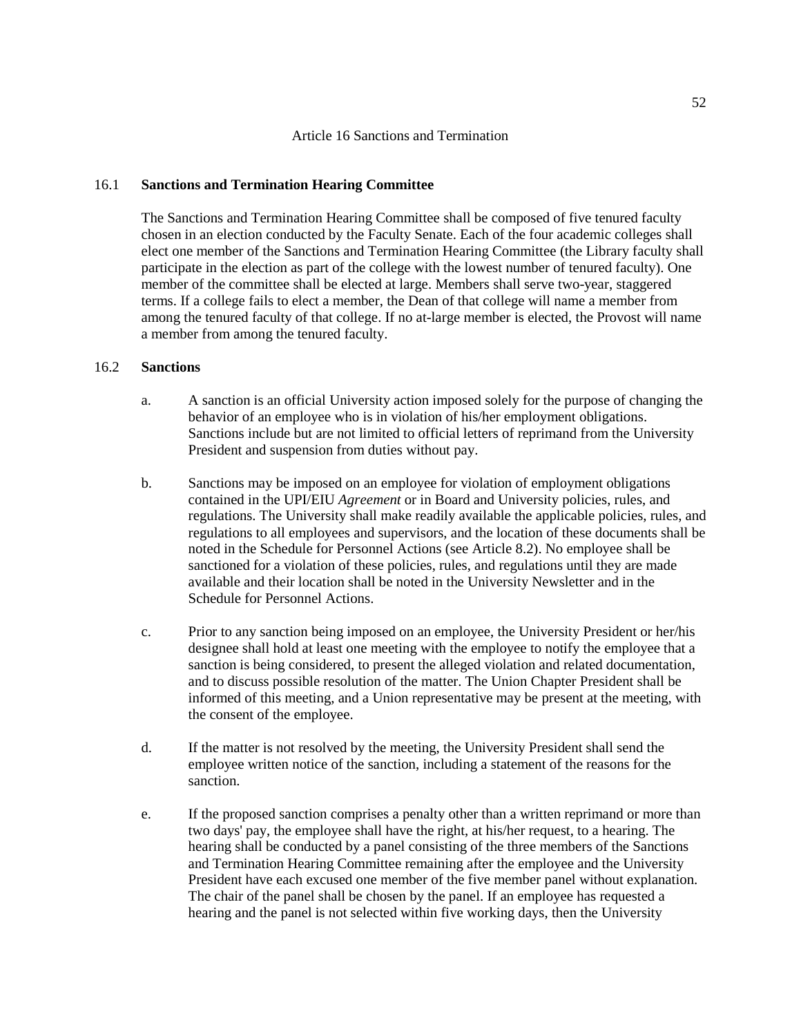# Article 16 Sanctions and Termination

## 16.1 **Sanctions and Termination Hearing Committee**

The Sanctions and Termination Hearing Committee shall be composed of five tenured faculty chosen in an election conducted by the Faculty Senate. Each of the four academic colleges shall elect one member of the Sanctions and Termination Hearing Committee (the Library faculty shall participate in the election as part of the college with the lowest number of tenured faculty). One member of the committee shall be elected at large. Members shall serve two-year, staggered terms. If a college fails to elect a member, the Dean of that college will name a member from among the tenured faculty of that college. If no at-large member is elected, the Provost will name a member from among the tenured faculty.

## 16.2 **Sanctions**

a. A sanction is an official University action imposed solely for the purpose of changing the behavior of an employee who is in violation of his/her employment obligations. Sanctions include but are not limited to official letters of reprimand from the University President and suspension from duties without pay.

b. Sanctions may be imposed on an employee for violation of employment obligations contained in the UPI/EIU *Agreement* or in Board and University policies, rules, and regulations. The University shall make readily available the applicable policies, rules, and regulations to all employees and supervisors, and the location of these documents shall be noted in the Schedule for Personnel Actions (see Article 8.2). No employee shall be sanctioned for a violation of these policies, rules, and regulations until they are made available and their location shall be noted in the University Newsletter and in the Schedule for Personnel Actions.

c. Prior to any sanction being imposed on an employee, the University President or her/his designee shall hold at least one meeting with the employee to notify the employee that a sanction is being considered, to present the alleged violation and related documentation, and to discuss possible resolution of the matter. The Union Chapter President shall be informed of this meeting, and a Union representative may be present at the meeting, with the consent of the employee.

d. If the matter is not resolved by the meeting, the University President shall send the employee written notice of the sanction, including a statement of the reasons for the sanction.

e. If the proposed sanction comprises a penalty other than a written reprimand or more than two days' pay, the employee shall have the right, at his/her request, to a hearing. The hearing shall be conducted by a panel consisting of the three members of the Sanctions and Termination Hearing Committee remaining after the employee and the University President have each excused one member of the five member panel without explanation. The chair of the panel shall be chosen by the panel. If an employee has requested a hearing and the panel is not selected within five working days, then the University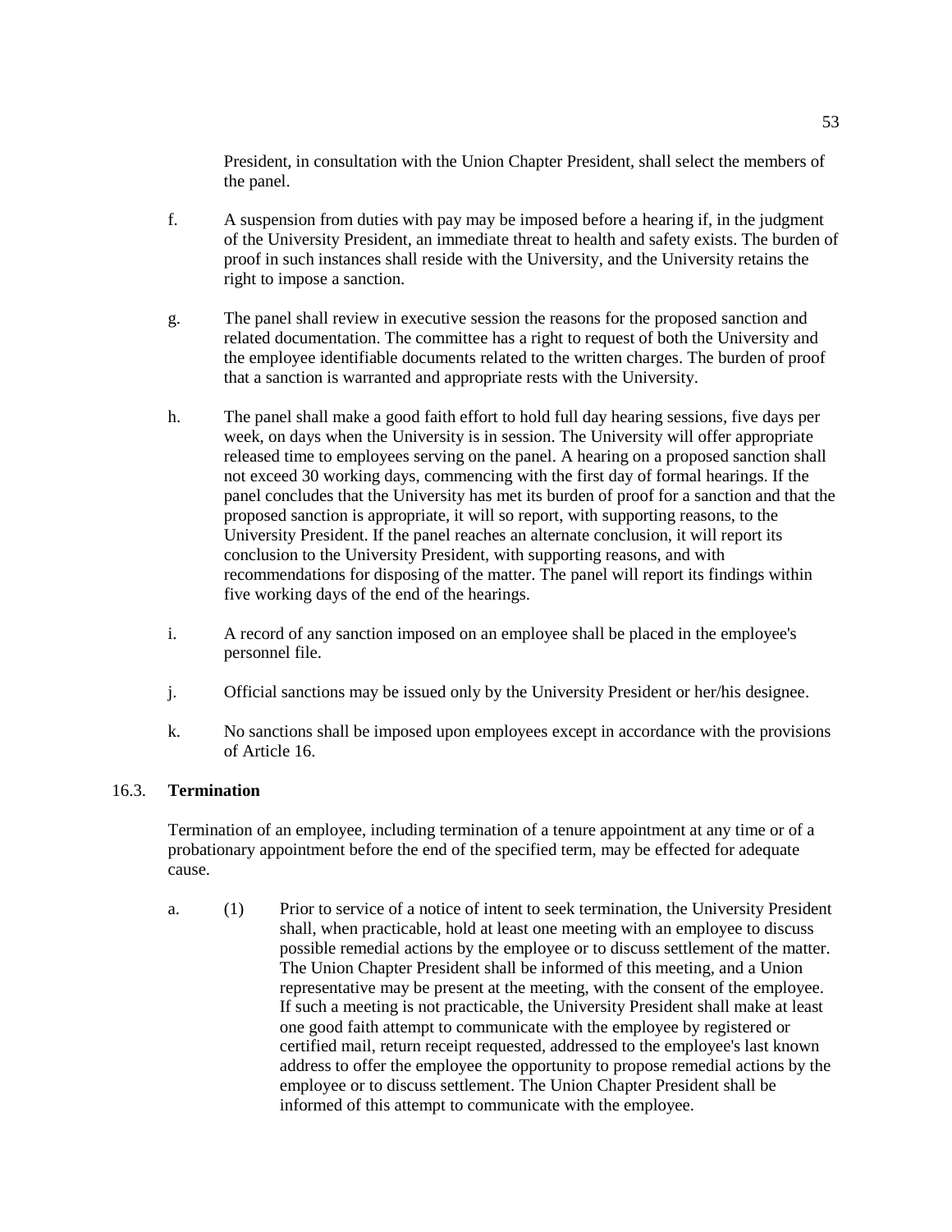President, in consultation with the Union Chapter President, shall select the members of the panel.

f. A suspension from duties with pay may be imposed before a hearing if, in the judgment of the University President, an immediate threat to health and safety exists. The burden of proof in such instances shall reside with the University, and the University retains the right to impose a sanction.

g. The panel shall review in executive session the reasons for the proposed sanction and related documentation. The committee has a right to request of both the University and the employee identifiable documents related to the written charges. The burden of proof that a sanction is warranted and appropriate rests with the University.

h. The panel shall make a good faith effort to hold full day hearing sessions, five days per week, on days when the University is in session. The University will offer appropriate released time to employees serving on the panel. A hearing on a proposed sanction shall not exceed 30 working days, commencing with the first day of formal hearings. If the panel concludes that the University has met its burden of proof for a sanction and that the proposed sanction is appropriate, it will so report, with supporting reasons, to the University President. If the panel reaches an alternate conclusion, it will report its conclusion to the University President, with supporting reasons, and with recommendations for disposing of the matter. The panel will report its findings within five working days of the end of the hearings.

i. A record of any sanction imposed on an employee shall be placed in the employee's personnel file.

j. Official sanctions may be issued only by the University President or her/his designee.

k. No sanctions shall be imposed upon employees except in accordance with the provisions of Article 16.

## 16.3. **Termination**

Termination of an employee, including termination of a tenure appointment at any time or of a probationary appointment before the end of the specified term, may be effected for adequate cause.

a. (1) Prior to service of a notice of intent to seek termination, the University President shall, when practicable, hold at least one meeting with an employee to discuss possible remedial actions by the employee or to discuss settlement of the matter. The Union Chapter President shall be informed of this meeting, and a Union representative may be present at the meeting, with the consent of the employee. If such a meeting is not practicable, the University President shall make at least one good faith attempt to communicate with the employee by registered or certified mail, return receipt requested, addressed to the employee's last known address to offer the employee the opportunity to propose remedial actions by the employee or to discuss settlement. The Union Chapter President shall be informed of this attempt to communicate with the employee.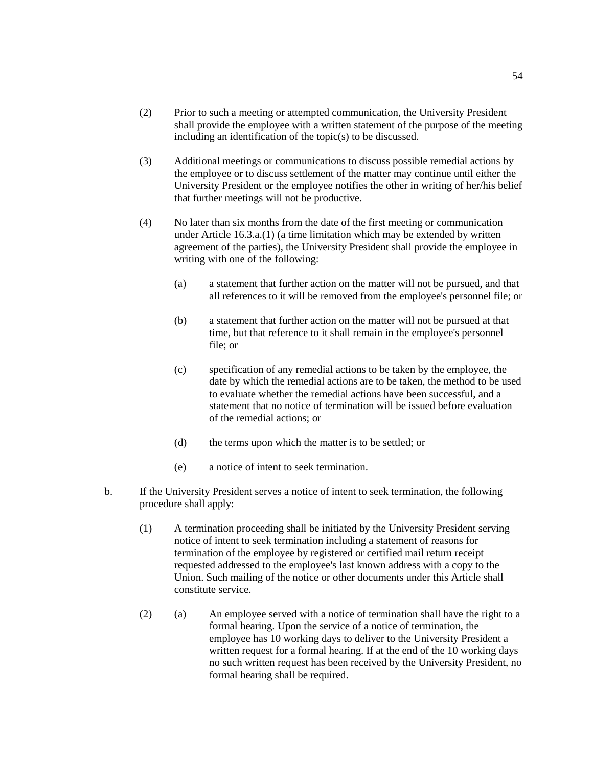(2) Prior to such a meeting or attempted communication, the University President shall provide the employee with a written statement of the purpose of the meeting including an identification of the topic(s) to be discussed.

(3) Additional meetings or communications to discuss possible remedial actions by the employee or to discuss settlement of the matter may continue until either the University President or the employee notifies the other in writing of her/his belief that further meetings will not be productive.

(4) No later than six months from the date of the first meeting or communication under Article 16.3.a.(1) (a time limitation which may be extended by written agreement of the parties), the University President shall provide the employee in writing with one of the following:

   (a) a statement that further action on the matter will not be pursued, and that all references to it will be removed from the employee's personnel file; or

   (b) a statement that further action on the matter will not be pursued at that time, but that reference to it shall remain in the employee's personnel file; or

   (c) specification of any remedial actions to be taken by the employee, the date by which the remedial actions are to be taken, the method to be used to evaluate whether the remedial actions have been successful, and a statement that no notice of termination will be issued before evaluation of the remedial actions; or

   (d) the terms upon which the matter is to be settled; or

   (e) a notice of intent to seek termination.

b. If the University President serves a notice of intent to seek termination, the following procedure shall apply:

(1) A termination proceeding shall be initiated by the University President serving notice of intent to seek termination including a statement of reasons for termination of the employee by registered or certified mail return receipt requested addressed to the employee's last known address with a copy to the Union. Such mailing of the notice or other documents under this Article shall constitute service.

(2) (a) An employee served with a notice of termination shall have the right to a formal hearing. Upon the service of a notice of termination, the employee has 10 working days to deliver to the University President a written request for a formal hearing. If at the end of the 10 working days no such written request has been received by the University President, no formal hearing shall be required.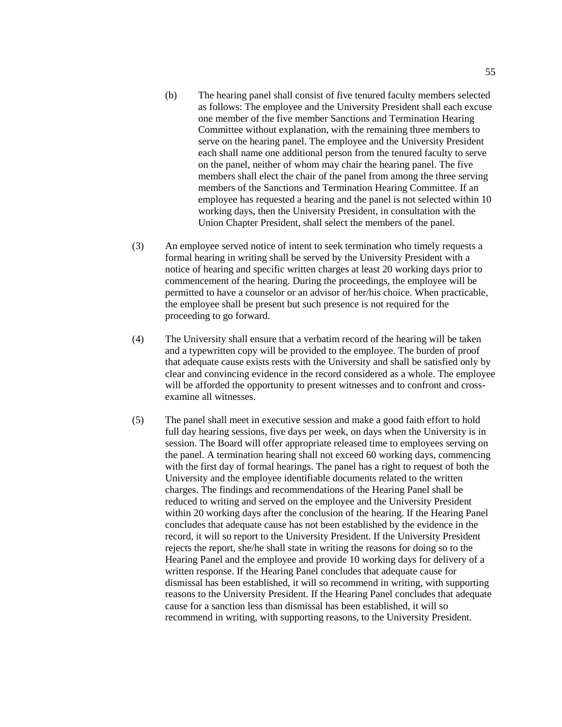(b) The hearing panel shall consist of five tenured faculty members selected as follows: The employee and the University President shall each excuse one member of the five member Sanctions and Termination Hearing Committee without explanation, with the remaining three members to serve on the hearing panel. The employee and the University President each shall name one additional person from the tenured faculty to serve on the panel, neither of whom may chair the hearing panel. The five members shall elect the chair of the panel from among the three serving members of the Sanctions and Termination Hearing Committee. If an employee has requested a hearing and the panel is not selected within 10 working days, then the University President, in consultation with the Union Chapter President, shall select the members of the panel.

(3) An employee served notice of intent to seek termination who timely requests a formal hearing in writing shall be served by the University President with a notice of hearing and specific written charges at least 20 working days prior to commencement of the hearing. During the proceedings, the employee will be permitted to have a counselor or an advisor of her/his choice. When practicable, the employee shall be present but such presence is not required for the proceeding to go forward.

(4) The University shall ensure that a verbatim record of the hearing will be taken and a typewritten copy will be provided to the employee. The burden of proof that adequate cause exists rests with the University and shall be satisfied only by clear and convincing evidence in the record considered as a whole. The employee will be afforded the opportunity to present witnesses and to confront and cross-examine all witnesses.

(5) The panel shall meet in executive session and make a good faith effort to hold full day hearing sessions, five days per week, on days when the University is in session. The Board will offer appropriate released time to employees serving on the panel. A termination hearing shall not exceed 60 working days, commencing with the first day of formal hearings. The panel has a right to request of both the University and the employee identifiable documents related to the written charges. The findings and recommendations of the Hearing Panel shall be reduced to writing and served on the employee and the University President within 20 working days after the conclusion of the hearing. If the Hearing Panel concludes that adequate cause has not been established by the evidence in the record, it will so report to the University President. If the University President rejects the report, she/he shall state in writing the reasons for doing so to the Hearing Panel and the employee and provide 10 working days for delivery of a written response. If the Hearing Panel concludes that adequate cause for dismissal has been established, it will so recommend in writing, with supporting reasons to the University President. If the Hearing Panel concludes that adequate cause for a sanction less than dismissal has been established, it will so recommend in writing, with supporting reasons, to the University President.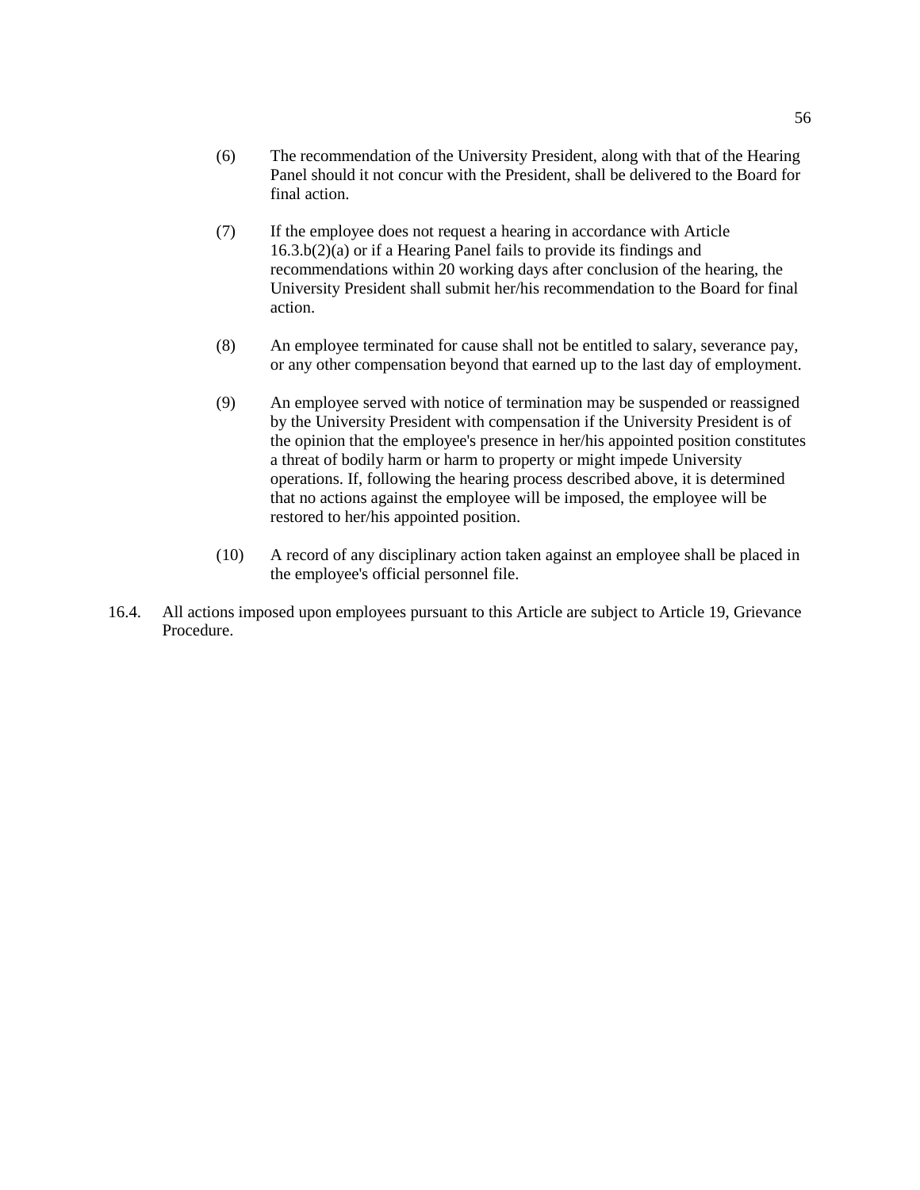(6) The recommendation of the University President, along with that of the Hearing Panel should it not concur with the President, shall be delivered to the Board for final action.

(7) If the employee does not request a hearing in accordance with Article 16.3.b(2)(a) or if a Hearing Panel fails to provide its findings and recommendations within 20 working days after conclusion of the hearing, the University President shall submit her/his recommendation to the Board for final action.

(8) An employee terminated for cause shall not be entitled to salary, severance pay, or any other compensation beyond that earned up to the last day of employment.

(9) An employee served with notice of termination may be suspended or reassigned by the University President with compensation if the University President is of the opinion that the employee's presence in her/his appointed position constitutes a threat of bodily harm or harm to property or might impede University operations. If, following the hearing process described above, it is determined that no actions against the employee will be imposed, the employee will be restored to her/his appointed position.

(10) A record of any disciplinary action taken against an employee shall be placed in the employee's official personnel file.

16.4. All actions imposed upon employees pursuant to this Article are subject to Article 19, Grievance Procedure.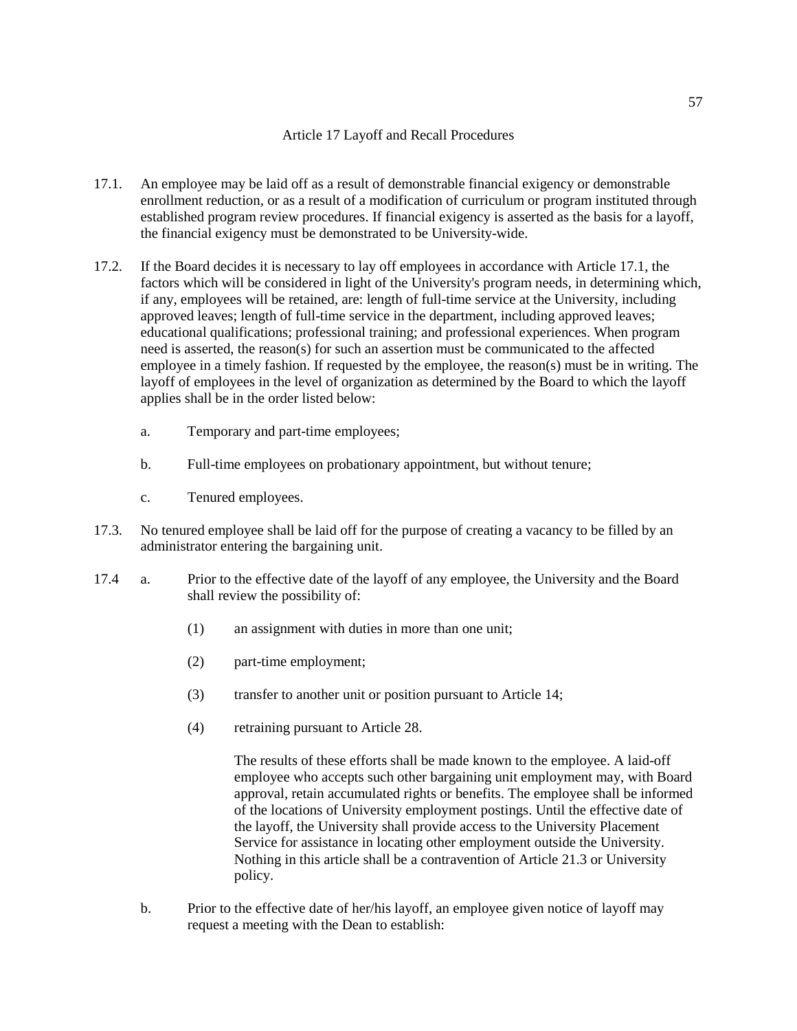# Article 17 Layoff and Recall Procedures

17.1. An employee may be laid off as a result of demonstrable financial exigency or demonstrable enrollment reduction, or as a result of a modification of curriculum or program instituted through established program review procedures. If financial exigency is asserted as the basis for a layoff, the financial exigency must be demonstrated to be University-wide.

17.2. If the Board decides it is necessary to lay off employees in accordance with Article 17.1, the factors which will be considered in light of the University's program needs, in determining which, if any, employees will be retained, are: length of full-time service at the University, including approved leaves; length of full-time service in the department, including approved leaves; educational qualifications; professional training; and professional experiences. When program need is asserted, the reason(s) for such an assertion must be communicated to the affected employee in a timely fashion. If requested by the employee, the reason(s) must be in writing. The layoff of employees in the level of organization as determined by the Board to which the layoff applies shall be in the order listed below:

- a. Temporary and part-time employees;
- b. Full-time employees on probationary appointment, but without tenure;
- c. Tenured employees.

17.3. No tenured employee shall be laid off for the purpose of creating a vacancy to be filled by an administrator entering the bargaining unit.

17.4 a. Prior to the effective date of the layoff of any employee, the University and the Board shall review the possibility of:

- (1) an assignment with duties in more than one unit;
- (2) part-time employment;
- (3) transfer to another unit or position pursuant to Article 14;
- (4) retraining pursuant to Article 28.

The results of these efforts shall be made known to the employee. A laid-off employee who accepts such other bargaining unit employment may, with Board approval, retain accumulated rights or benefits. The employee shall be informed of the locations of University employment postings. Until the effective date of the layoff, the University shall provide access to the University Placement Service for assistance in locating other employment outside the University. Nothing in this article shall be a contravention of Article 21.3 or University policy.

b. Prior to the effective date of her/his layoff, an employee given notice of layoff may request a meeting with the Dean to establish: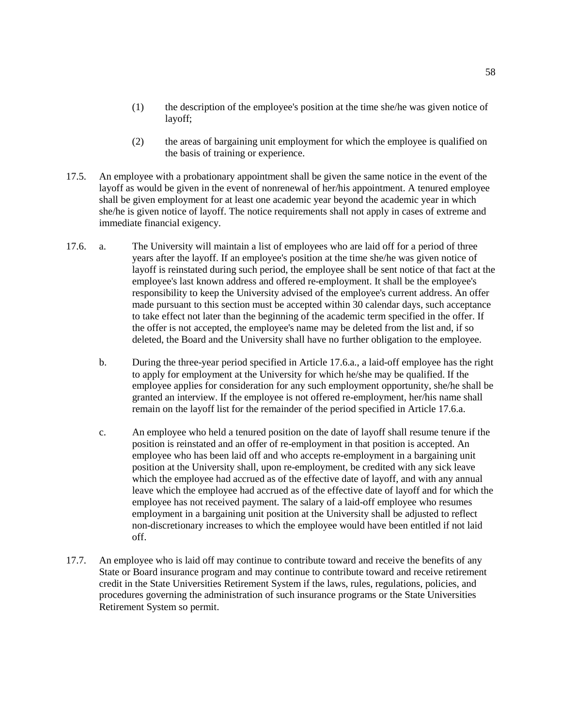(1) the description of the employee's position at the time she/he was given notice of layoff;

(2) the areas of bargaining unit employment for which the employee is qualified on the basis of training or experience.

17.5. An employee with a probationary appointment shall be given the same notice in the event of the layoff as would be given in the event of nonrenewal of her/his appointment. A tenured employee shall be given employment for at least one academic year beyond the academic year in which she/he is given notice of layoff. The notice requirements shall not apply in cases of extreme and immediate financial exigency.

17.6. a. The University will maintain a list of employees who are laid off for a period of three years after the layoff. If an employee's position at the time she/he was given notice of layoff is reinstated during such period, the employee shall be sent notice of that fact at the employee's last known address and offered re-employment. It shall be the employee's responsibility to keep the University advised of the employee's current address. An offer made pursuant to this section must be accepted within 30 calendar days, such acceptance to take effect not later than the beginning of the academic term specified in the offer. If the offer is not accepted, the employee's name may be deleted from the list and, if so deleted, the Board and the University shall have no further obligation to the employee.

b. During the three-year period specified in Article 17.6.a., a laid-off employee has the right to apply for employment at the University for which he/she may be qualified. If the employee applies for consideration for any such employment opportunity, she/he shall be granted an interview. If the employee is not offered re-employment, her/his name shall remain on the layoff list for the remainder of the period specified in Article 17.6.a.

c. An employee who held a tenured position on the date of layoff shall resume tenure if the position is reinstated and an offer of re-employment in that position is accepted. An employee who has been laid off and who accepts re-employment in a bargaining unit position at the University shall, upon re-employment, be credited with any sick leave which the employee had accrued as of the effective date of layoff, and with any annual leave which the employee had accrued as of the effective date of layoff and for which the employee has not received payment. The salary of a laid-off employee who resumes employment in a bargaining unit position at the University shall be adjusted to reflect non-discretionary increases to which the employee would have been entitled if not laid off.

17.7. An employee who is laid off may continue to contribute toward and receive the benefits of any State or Board insurance program and may continue to contribute toward and receive retirement credit in the State Universities Retirement System if the laws, rules, regulations, policies, and procedures governing the administration of such insurance programs or the State Universities Retirement System so permit.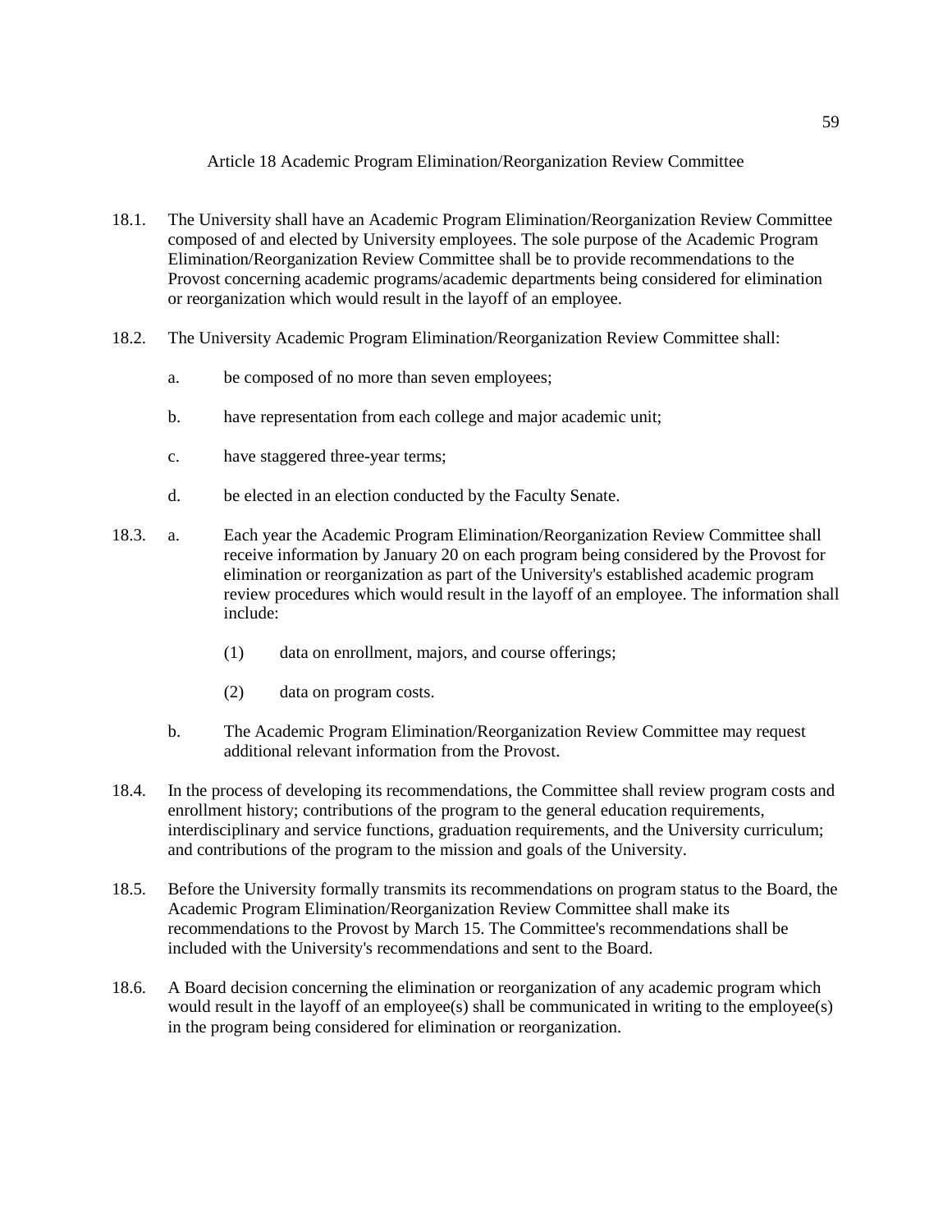## Article 18 Academic Program Elimination/Reorganization Review Committee

18.1. The University shall have an Academic Program Elimination/Reorganization Review Committee composed of and elected by University employees. The sole purpose of the Academic Program Elimination/Reorganization Review Committee shall be to provide recommendations to the Provost concerning academic programs/academic departments being considered for elimination or reorganization which would result in the layoff of an employee.

18.2. The University Academic Program Elimination/Reorganization Review Committee shall:

- a. be composed of no more than seven employees;
- b. have representation from each college and major academic unit;
- c. have staggered three-year terms;
- d. be elected in an election conducted by the Faculty Senate.

18.3. a. Each year the Academic Program Elimination/Reorganization Review Committee shall receive information by January 20 on each program being considered by the Provost for elimination or reorganization as part of the University's established academic program review procedures which would result in the layoff of an employee. The information shall include:

- (1) data on enrollment, majors, and course offerings;
- (2) data on program costs.

b. The Academic Program Elimination/Reorganization Review Committee may request additional relevant information from the Provost.

18.4. In the process of developing its recommendations, the Committee shall review program costs and enrollment history; contributions of the program to the general education requirements, interdisciplinary and service functions, graduation requirements, and the University curriculum; and contributions of the program to the mission and goals of the University.

18.5. Before the University formally transmits its recommendations on program status to the Board, the Academic Program Elimination/Reorganization Review Committee shall make its recommendations to the Provost by March 15. The Committee's recommendations shall be included with the University's recommendations and sent to the Board.

18.6. A Board decision concerning the elimination or reorganization of any academic program which would result in the layoff of an employee(s) shall be communicated in writing to the employee(s) in the program being considered for elimination or reorganization.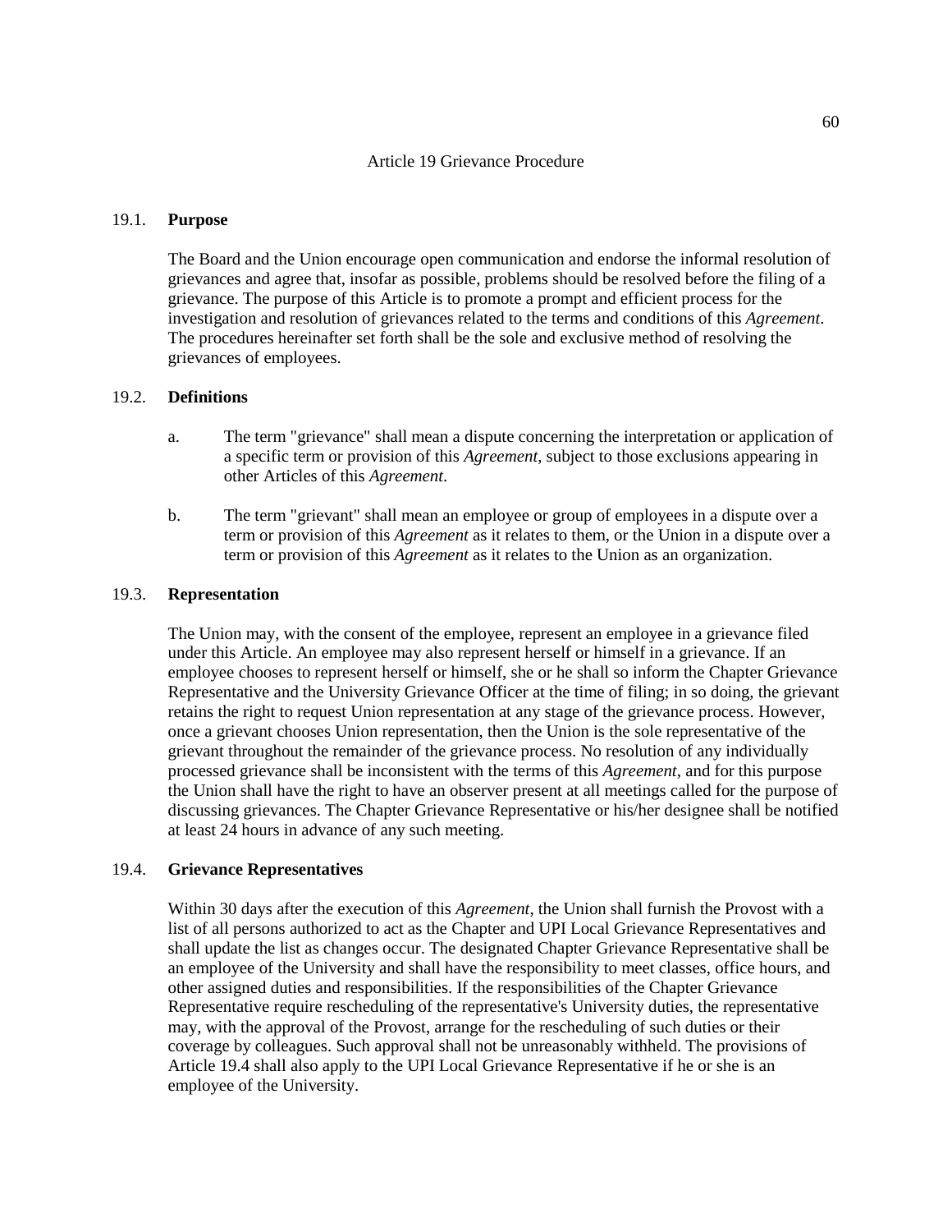# Article 19 Grievance Procedure

## 19.1. **Purpose**

The Board and the Union encourage open communication and endorse the informal resolution of grievances and agree that, insofar as possible, problems should be resolved before the filing of a grievance. The purpose of this Article is to promote a prompt and efficient process for the investigation and resolution of grievances related to the terms and conditions of this *Agreement*. The procedures hereinafter set forth shall be the sole and exclusive method of resolving the grievances of employees.

## 19.2. **Definitions**

a. The term "grievance" shall mean a dispute concerning the interpretation or application of a specific term or provision of this *Agreement*, subject to those exclusions appearing in other Articles of this *Agreement*.

b. The term "grievant" shall mean an employee or group of employees in a dispute over a term or provision of this *Agreement* as it relates to them, or the Union in a dispute over a term or provision of this *Agreement* as it relates to the Union as an organization.

## 19.3. **Representation**

The Union may, with the consent of the employee, represent an employee in a grievance filed under this Article. An employee may also represent herself or himself in a grievance. If an employee chooses to represent herself or himself, she or he shall so inform the Chapter Grievance Representative and the University Grievance Officer at the time of filing; in so doing, the grievant retains the right to request Union representation at any stage of the grievance process. However, once a grievant chooses Union representation, then the Union is the sole representative of the grievant throughout the remainder of the grievance process. No resolution of any individually processed grievance shall be inconsistent with the terms of this *Agreement*, and for this purpose the Union shall have the right to have an observer present at all meetings called for the purpose of discussing grievances. The Chapter Grievance Representative or his/her designee shall be notified at least 24 hours in advance of any such meeting.

## 19.4. **Grievance Representatives**

Within 30 days after the execution of this *Agreement*, the Union shall furnish the Provost with a list of all persons authorized to act as the Chapter and UPI Local Grievance Representatives and shall update the list as changes occur. The designated Chapter Grievance Representative shall be an employee of the University and shall have the responsibility to meet classes, office hours, and other assigned duties and responsibilities. If the responsibilities of the Chapter Grievance Representative require rescheduling of the representative's University duties, the representative may, with the approval of the Provost, arrange for the rescheduling of such duties or their coverage by colleagues. Such approval shall not be unreasonably withheld. The provisions of Article 19.4 shall also apply to the UPI Local Grievance Representative if he or she is an employee of the University.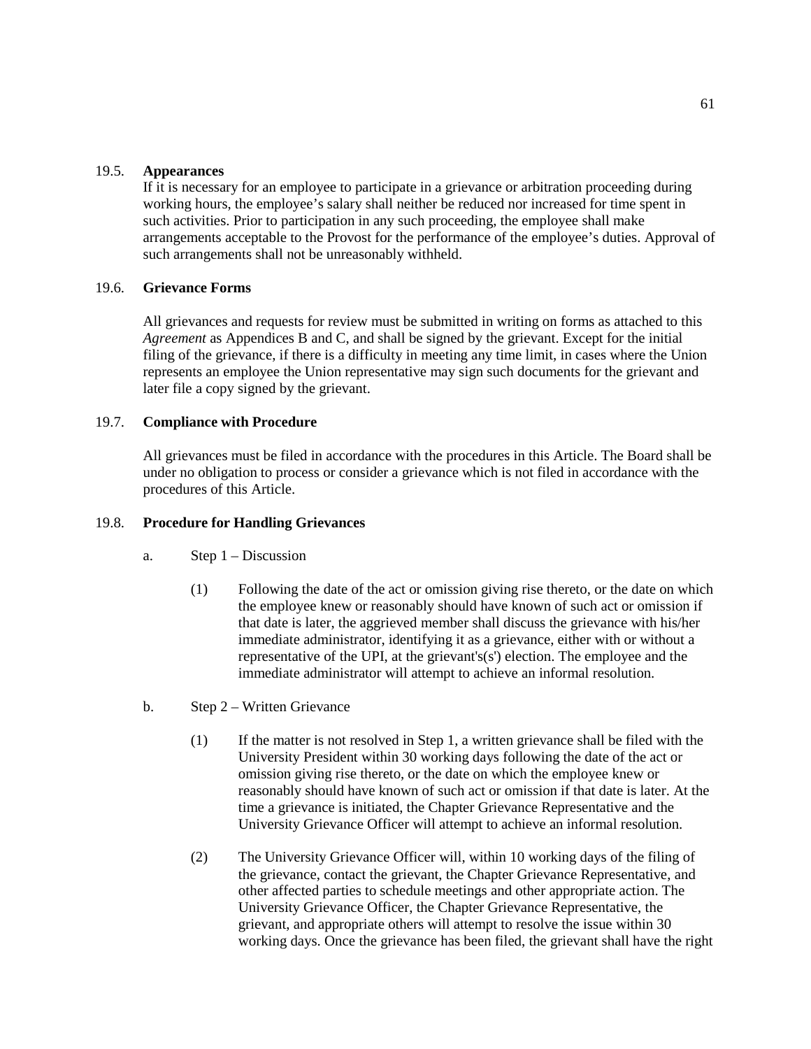## 19.5. **Appearances**

If it is necessary for an employee to participate in a grievance or arbitration proceeding during working hours, the employee's salary shall neither be reduced nor increased for time spent in such activities. Prior to participation in any such proceeding, the employee shall make arrangements acceptable to the Provost for the performance of the employee's duties. Approval of such arrangements shall not be unreasonably withheld.

## 19.6. **Grievance Forms**

All grievances and requests for review must be submitted in writing on forms as attached to this *Agreement* as Appendices B and C, and shall be signed by the grievant. Except for the initial filing of the grievance, if there is a difficulty in meeting any time limit, in cases where the Union represents an employee the Union representative may sign such documents for the grievant and later file a copy signed by the grievant.

## 19.7. **Compliance with Procedure**

All grievances must be filed in accordance with the procedures in this Article. The Board shall be under no obligation to process or consider a grievance which is not filed in accordance with the procedures of this Article.

## 19.8. **Procedure for Handling Grievances**

a. Step 1 – Discussion

(1) Following the date of the act or omission giving rise thereto, or the date on which the employee knew or reasonably should have known of such act or omission if that date is later, the aggrieved member shall discuss the grievance with his/her immediate administrator, identifying it as a grievance, either with or without a representative of the UPI, at the grievant's(s') election. The employee and the immediate administrator will attempt to achieve an informal resolution.

b. Step 2 – Written Grievance

(1) If the matter is not resolved in Step 1, a written grievance shall be filed with the University President within 30 working days following the date of the act or omission giving rise thereto, or the date on which the employee knew or reasonably should have known of such act or omission if that date is later. At the time a grievance is initiated, the Chapter Grievance Representative and the University Grievance Officer will attempt to achieve an informal resolution.

(2) The University Grievance Officer will, within 10 working days of the filing of the grievance, contact the grievant, the Chapter Grievance Representative, and other affected parties to schedule meetings and other appropriate action. The University Grievance Officer, the Chapter Grievance Representative, the grievant, and appropriate others will attempt to resolve the issue within 30 working days. Once the grievance has been filed, the grievant shall have the right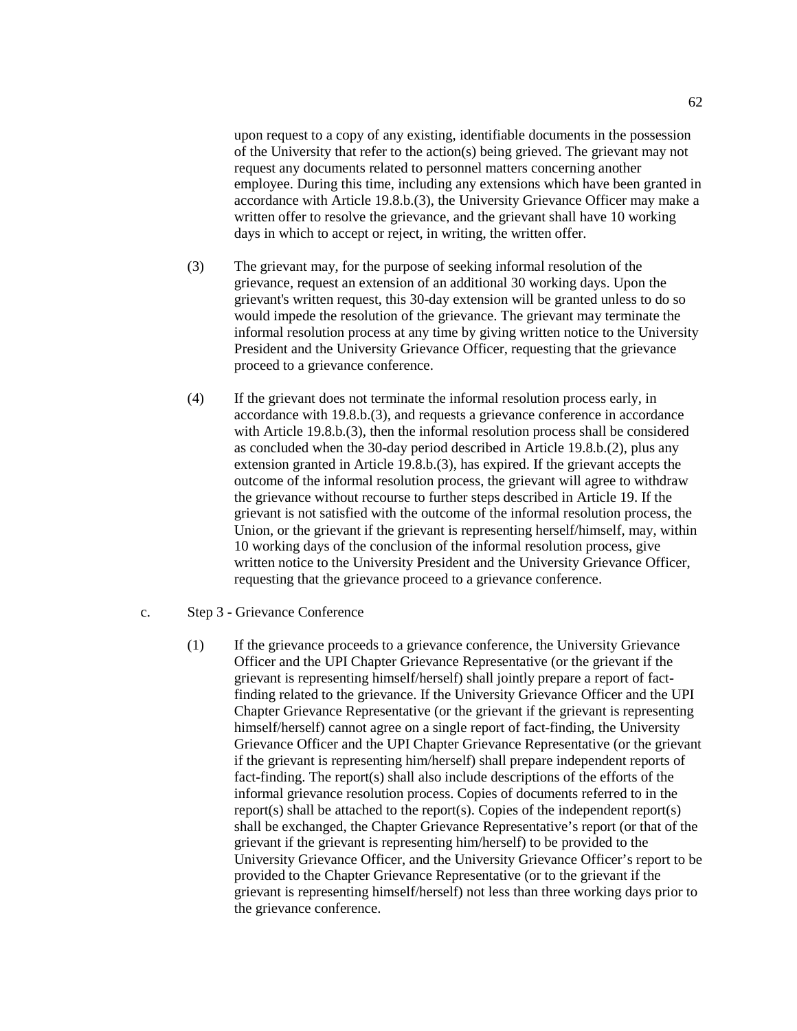upon request to a copy of any existing, identifiable documents in the possession of the University that refer to the action(s) being grieved. The grievant may not request any documents related to personnel matters concerning another employee. During this time, including any extensions which have been granted in accordance with Article 19.8.b.(3), the University Grievance Officer may make a written offer to resolve the grievance, and the grievant shall have 10 working days in which to accept or reject, in writing, the written offer.

(3) The grievant may, for the purpose of seeking informal resolution of the grievance, request an extension of an additional 30 working days. Upon the grievant's written request, this 30-day extension will be granted unless to do so would impede the resolution of the grievance. The grievant may terminate the informal resolution process at any time by giving written notice to the University President and the University Grievance Officer, requesting that the grievance proceed to a grievance conference.

(4) If the grievant does not terminate the informal resolution process early, in accordance with 19.8.b.(3), and requests a grievance conference in accordance with Article 19.8.b.(3), then the informal resolution process shall be considered as concluded when the 30-day period described in Article 19.8.b.(2), plus any extension granted in Article 19.8.b.(3), has expired. If the grievant accepts the outcome of the informal resolution process, the grievant will agree to withdraw the grievance without recourse to further steps described in Article 19. If the grievant is not satisfied with the outcome of the informal resolution process, the Union, or the grievant if the grievant is representing herself/himself, may, within 10 working days of the conclusion of the informal resolution process, give written notice to the University President and the University Grievance Officer, requesting that the grievance proceed to a grievance conference.

c. Step 3 - Grievance Conference

(1) If the grievance proceeds to a grievance conference, the University Grievance Officer and the UPI Chapter Grievance Representative (or the grievant if the grievant is representing himself/herself) shall jointly prepare a report of fact-finding related to the grievance. If the University Grievance Officer and the UPI Chapter Grievance Representative (or the grievant if the grievant is representing himself/herself) cannot agree on a single report of fact-finding, the University Grievance Officer and the UPI Chapter Grievance Representative (or the grievant if the grievant is representing him/herself) shall prepare independent reports of fact-finding. The report(s) shall also include descriptions of the efforts of the informal grievance resolution process. Copies of documents referred to in the report(s) shall be attached to the report(s). Copies of the independent report(s) shall be exchanged, the Chapter Grievance Representative's report (or that of the grievant if the grievant is representing him/herself) to be provided to the University Grievance Officer, and the University Grievance Officer's report to be provided to the Chapter Grievance Representative (or to the grievant if the grievant is representing himself/herself) not less than three working days prior to the grievance conference.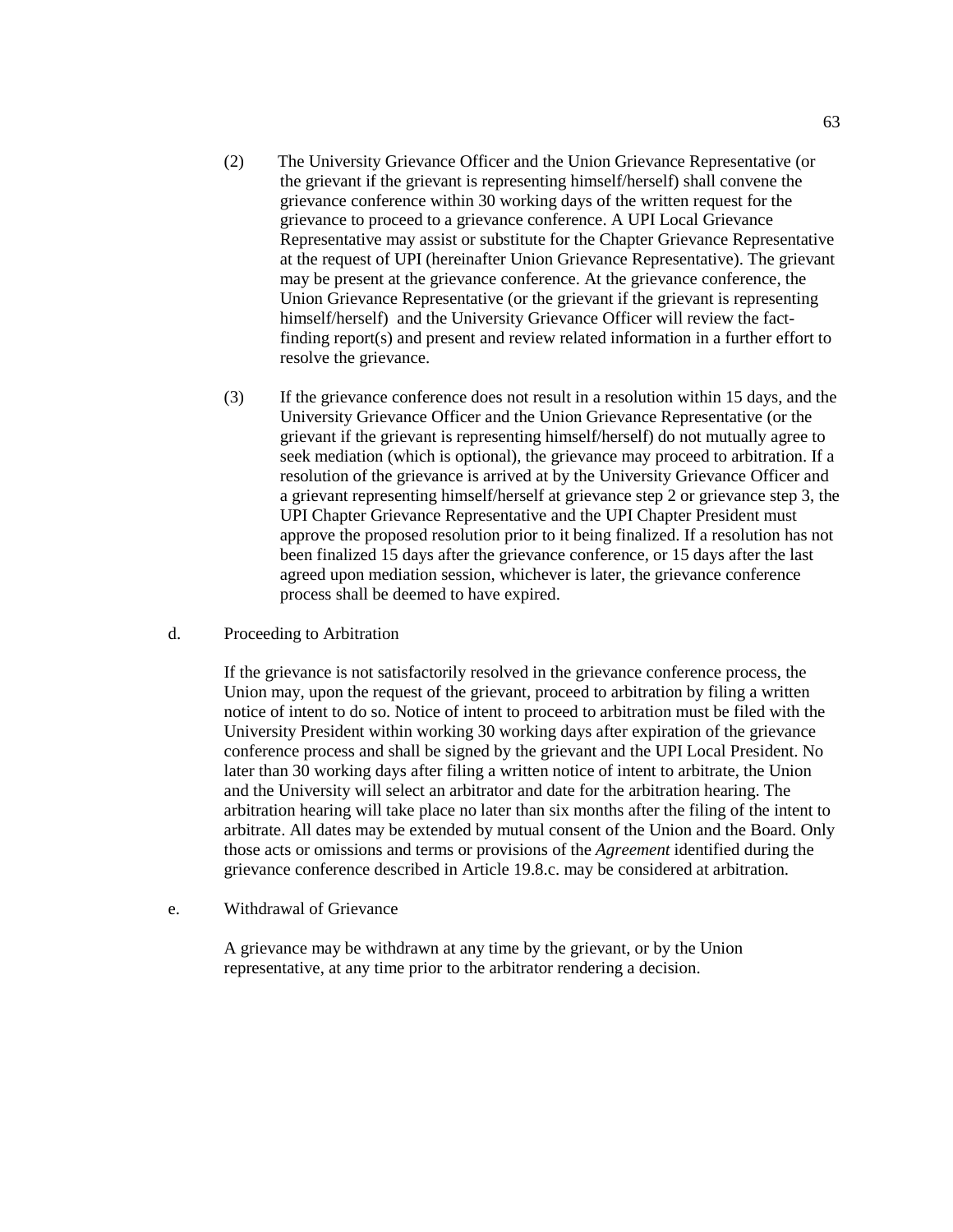(2) The University Grievance Officer and the Union Grievance Representative (or the grievant if the grievant is representing himself/herself) shall convene the grievance conference within 30 working days of the written request for the grievance to proceed to a grievance conference. A UPI Local Grievance Representative may assist or substitute for the Chapter Grievance Representative at the request of UPI (hereinafter Union Grievance Representative). The grievant may be present at the grievance conference. At the grievance conference, the Union Grievance Representative (or the grievant if the grievant is representing himself/herself) and the University Grievance Officer will review the fact-finding report(s) and present and review related information in a further effort to resolve the grievance.

(3) If the grievance conference does not result in a resolution within 15 days, and the University Grievance Officer and the Union Grievance Representative (or the grievant if the grievant is representing himself/herself) do not mutually agree to seek mediation (which is optional), the grievance may proceed to arbitration. If a resolution of the grievance is arrived at by the University Grievance Officer and a grievant representing himself/herself at grievance step 2 or grievance step 3, the UPI Chapter Grievance Representative and the UPI Chapter President must approve the proposed resolution prior to it being finalized. If a resolution has not been finalized 15 days after the grievance conference, or 15 days after the last agreed upon mediation session, whichever is later, the grievance conference process shall be deemed to have expired.

d. Proceeding to Arbitration

If the grievance is not satisfactorily resolved in the grievance conference process, the Union may, upon the request of the grievant, proceed to arbitration by filing a written notice of intent to do so. Notice of intent to proceed to arbitration must be filed with the University President within working 30 working days after expiration of the grievance conference process and shall be signed by the grievant and the UPI Local President. No later than 30 working days after filing a written notice of intent to arbitrate, the Union and the University will select an arbitrator and date for the arbitration hearing. The arbitration hearing will take place no later than six months after the filing of the intent to arbitrate. All dates may be extended by mutual consent of the Union and the Board. Only those acts or omissions and terms or provisions of the *Agreement* identified during the grievance conference described in Article 19.8.c. may be considered at arbitration.

e. Withdrawal of Grievance

A grievance may be withdrawn at any time by the grievant, or by the Union representative, at any time prior to the arbitrator rendering a decision.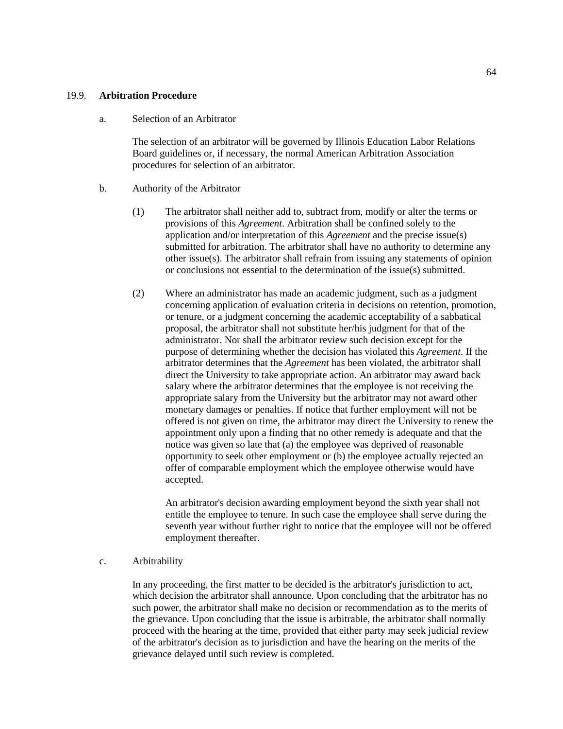### 19.9. **Arbitration Procedure**

a. Selection of an Arbitrator

The selection of an arbitrator will be governed by Illinois Education Labor Relations Board guidelines or, if necessary, the normal American Arbitration Association procedures for selection of an arbitrator.

b. Authority of the Arbitrator

(1) The arbitrator shall neither add to, subtract from, modify or alter the terms or provisions of this *Agreement*. Arbitration shall be confined solely to the application and/or interpretation of this *Agreement* and the precise issue(s) submitted for arbitration. The arbitrator shall have no authority to determine any other issue(s). The arbitrator shall refrain from issuing any statements of opinion or conclusions not essential to the determination of the issue(s) submitted.

(2) Where an administrator has made an academic judgment, such as a judgment concerning application of evaluation criteria in decisions on retention, promotion, or tenure, or a judgment concerning the academic acceptability of a sabbatical proposal, the arbitrator shall not substitute her/his judgment for that of the administrator. Nor shall the arbitrator review such decision except for the purpose of determining whether the decision has violated this *Agreement*. If the arbitrator determines that the *Agreement* has been violated, the arbitrator shall direct the University to take appropriate action. An arbitrator may award back salary where the arbitrator determines that the employee is not receiving the appropriate salary from the University but the arbitrator may not award other monetary damages or penalties. If notice that further employment will not be offered is not given on time, the arbitrator may direct the University to renew the appointment only upon a finding that no other remedy is adequate and that the notice was given so late that (a) the employee was deprived of reasonable opportunity to seek other employment or (b) the employee actually rejected an offer of comparable employment which the employee otherwise would have accepted.

An arbitrator's decision awarding employment beyond the sixth year shall not entitle the employee to tenure. In such case the employee shall serve during the seventh year without further right to notice that the employee will not be offered employment thereafter.

c. Arbitrability

In any proceeding, the first matter to be decided is the arbitrator's jurisdiction to act, which decision the arbitrator shall announce. Upon concluding that the arbitrator has no such power, the arbitrator shall make no decision or recommendation as to the merits of the grievance. Upon concluding that the issue is arbitrable, the arbitrator shall normally proceed with the hearing at the time, provided that either party may seek judicial review of the arbitrator's decision as to jurisdiction and have the hearing on the merits of the grievance delayed until such review is completed.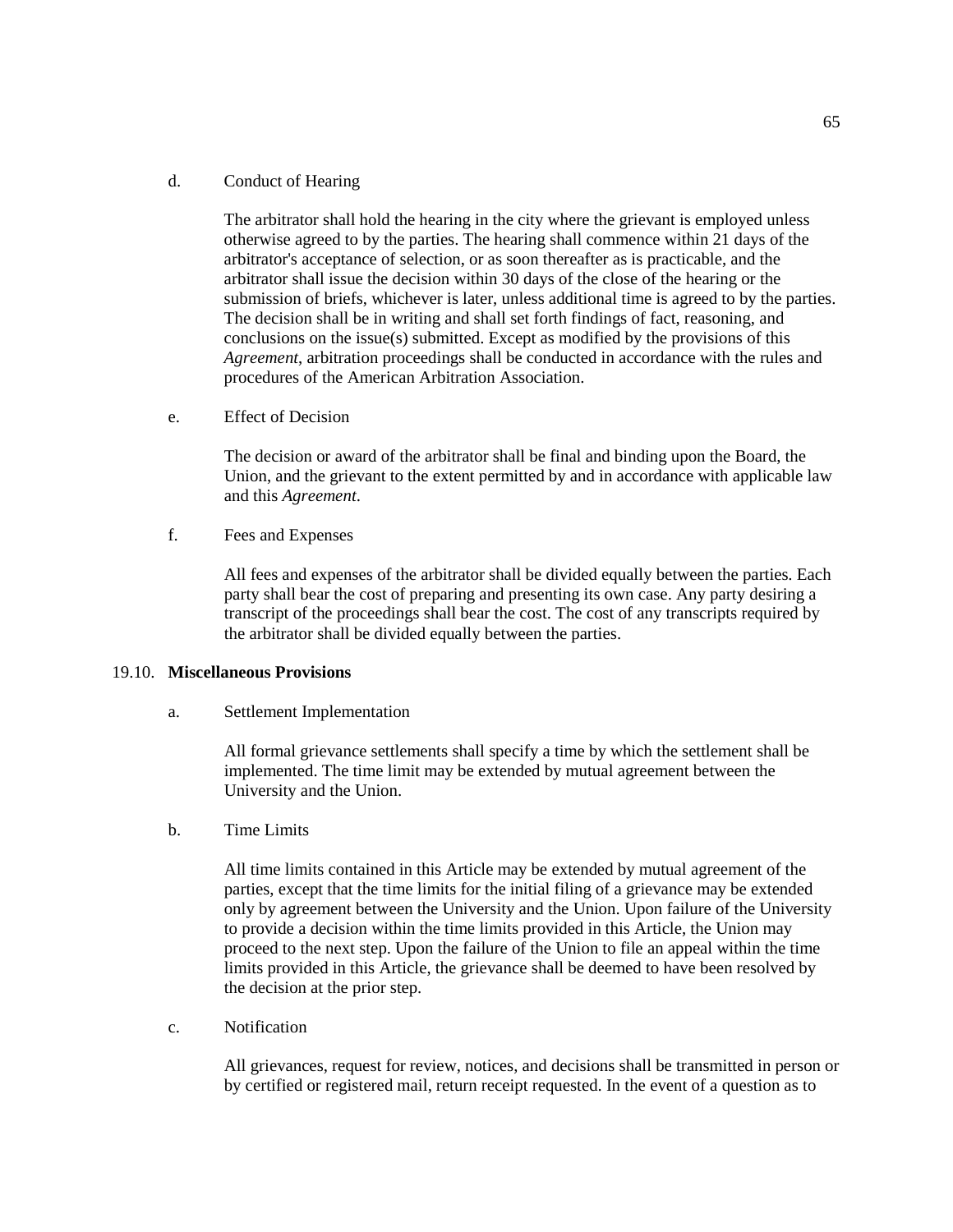d. Conduct of Hearing

The arbitrator shall hold the hearing in the city where the grievant is employed unless otherwise agreed to by the parties. The hearing shall commence within 21 days of the arbitrator's acceptance of selection, or as soon thereafter as is practicable, and the arbitrator shall issue the decision within 30 days of the close of the hearing or the submission of briefs, whichever is later, unless additional time is agreed to by the parties. The decision shall be in writing and shall set forth findings of fact, reasoning, and conclusions on the issue(s) submitted. Except as modified by the provisions of this *Agreement*, arbitration proceedings shall be conducted in accordance with the rules and procedures of the American Arbitration Association.

e. Effect of Decision

The decision or award of the arbitrator shall be final and binding upon the Board, the Union, and the grievant to the extent permitted by and in accordance with applicable law and this *Agreement*.

f. Fees and Expenses

All fees and expenses of the arbitrator shall be divided equally between the parties. Each party shall bear the cost of preparing and presenting its own case. Any party desiring a transcript of the proceedings shall bear the cost. The cost of any transcripts required by the arbitrator shall be divided equally between the parties.

19.10. **Miscellaneous Provisions**

a. Settlement Implementation

All formal grievance settlements shall specify a time by which the settlement shall be implemented. The time limit may be extended by mutual agreement between the University and the Union.

b. Time Limits

All time limits contained in this Article may be extended by mutual agreement of the parties, except that the time limits for the initial filing of a grievance may be extended only by agreement between the University and the Union. Upon failure of the University to provide a decision within the time limits provided in this Article, the Union may proceed to the next step. Upon the failure of the Union to file an appeal within the time limits provided in this Article, the grievance shall be deemed to have been resolved by the decision at the prior step.

c. Notification

All grievances, request for review, notices, and decisions shall be transmitted in person or by certified or registered mail, return receipt requested. In the event of a question as to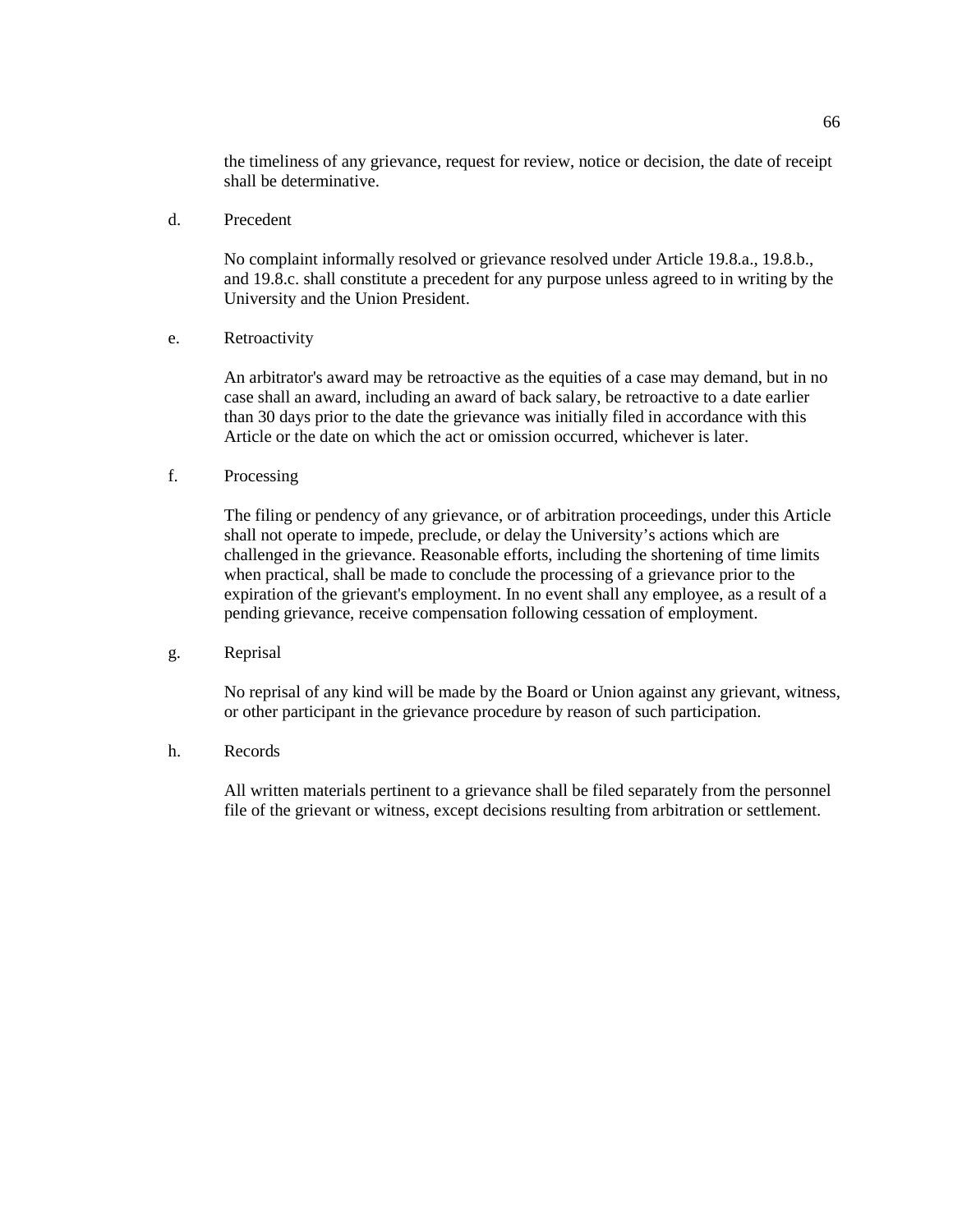the timeliness of any grievance, request for review, notice or decision, the date of receipt shall be determinative.

d. Precedent

No complaint informally resolved or grievance resolved under Article 19.8.a., 19.8.b., and 19.8.c. shall constitute a precedent for any purpose unless agreed to in writing by the University and the Union President.

e. Retroactivity

An arbitrator's award may be retroactive as the equities of a case may demand, but in no case shall an award, including an award of back salary, be retroactive to a date earlier than 30 days prior to the date the grievance was initially filed in accordance with this Article or the date on which the act or omission occurred, whichever is later.

f. Processing

The filing or pendency of any grievance, or of arbitration proceedings, under this Article shall not operate to impede, preclude, or delay the University's actions which are challenged in the grievance. Reasonable efforts, including the shortening of time limits when practical, shall be made to conclude the processing of a grievance prior to the expiration of the grievant's employment. In no event shall any employee, as a result of a pending grievance, receive compensation following cessation of employment.

g. Reprisal

No reprisal of any kind will be made by the Board or Union against any grievant, witness, or other participant in the grievance procedure by reason of such participation.

h. Records

All written materials pertinent to a grievance shall be filed separately from the personnel file of the grievant or witness, except decisions resulting from arbitration or settlement.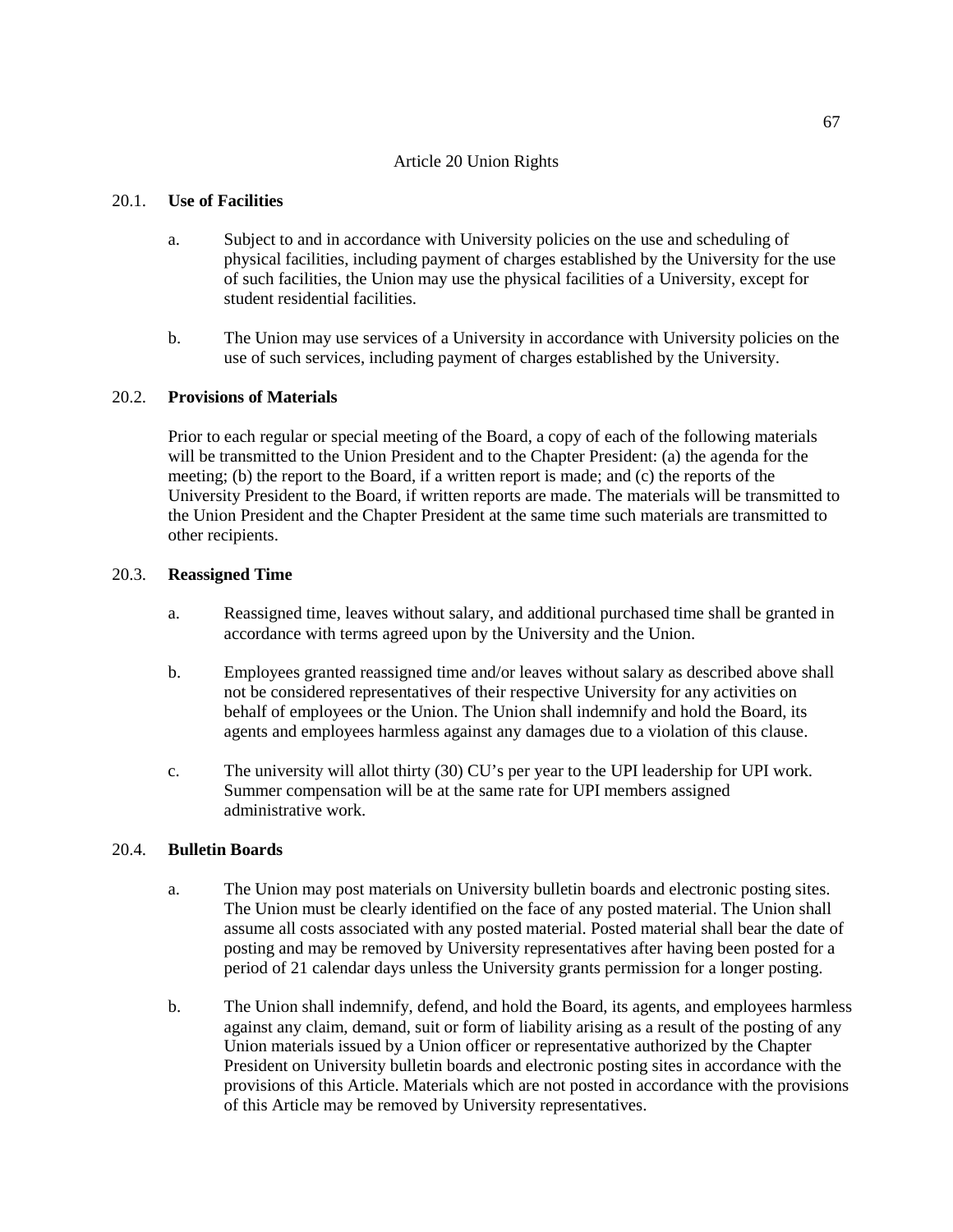# Article 20 Union Rights

## 20.1. **Use of Facilities**

a. Subject to and in accordance with University policies on the use and scheduling of physical facilities, including payment of charges established by the University for the use of such facilities, the Union may use the physical facilities of a University, except for student residential facilities.

b. The Union may use services of a University in accordance with University policies on the use of such services, including payment of charges established by the University.

## 20.2. **Provisions of Materials**

Prior to each regular or special meeting of the Board, a copy of each of the following materials will be transmitted to the Union President and to the Chapter President: (a) the agenda for the meeting; (b) the report to the Board, if a written report is made; and (c) the reports of the University President to the Board, if written reports are made. The materials will be transmitted to the Union President and the Chapter President at the same time such materials are transmitted to other recipients.

## 20.3. **Reassigned Time**

a. Reassigned time, leaves without salary, and additional purchased time shall be granted in accordance with terms agreed upon by the University and the Union.

b. Employees granted reassigned time and/or leaves without salary as described above shall not be considered representatives of their respective University for any activities on behalf of employees or the Union. The Union shall indemnify and hold the Board, its agents and employees harmless against any damages due to a violation of this clause.

c. The university will allot thirty (30) CU's per year to the UPI leadership for UPI work. Summer compensation will be at the same rate for UPI members assigned administrative work.

## 20.4. **Bulletin Boards**

a. The Union may post materials on University bulletin boards and electronic posting sites. The Union must be clearly identified on the face of any posted material. The Union shall assume all costs associated with any posted material. Posted material shall bear the date of posting and may be removed by University representatives after having been posted for a period of 21 calendar days unless the University grants permission for a longer posting.

b. The Union shall indemnify, defend, and hold the Board, its agents, and employees harmless against any claim, demand, suit or form of liability arising as a result of the posting of any Union materials issued by a Union officer or representative authorized by the Chapter President on University bulletin boards and electronic posting sites in accordance with the provisions of this Article. Materials which are not posted in accordance with the provisions of this Article may be removed by University representatives.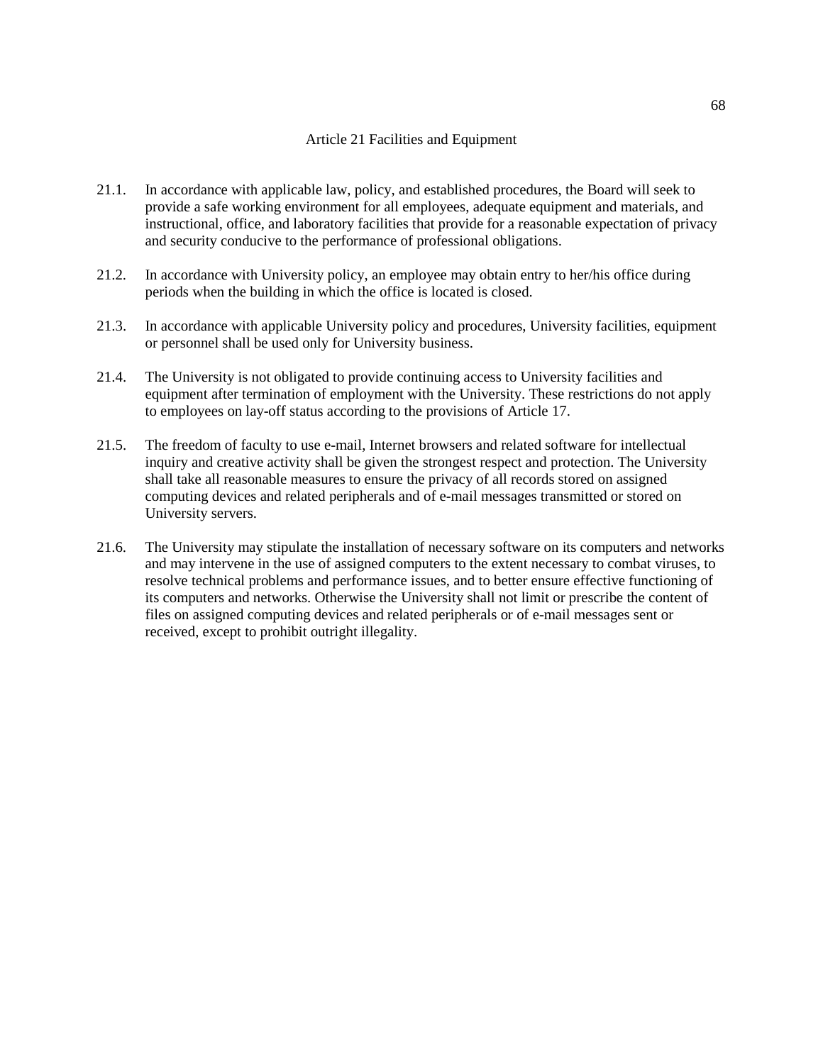# Article 21 Facilities and Equipment

21.1. In accordance with applicable law, policy, and established procedures, the Board will seek to provide a safe working environment for all employees, adequate equipment and materials, and instructional, office, and laboratory facilities that provide for a reasonable expectation of privacy and security conducive to the performance of professional obligations.

21.2. In accordance with University policy, an employee may obtain entry to her/his office during periods when the building in which the office is located is closed.

21.3. In accordance with applicable University policy and procedures, University facilities, equipment or personnel shall be used only for University business.

21.4. The University is not obligated to provide continuing access to University facilities and equipment after termination of employment with the University. These restrictions do not apply to employees on lay-off status according to the provisions of Article 17.

21.5. The freedom of faculty to use e-mail, Internet browsers and related software for intellectual inquiry and creative activity shall be given the strongest respect and protection. The University shall take all reasonable measures to ensure the privacy of all records stored on assigned computing devices and related peripherals and of e-mail messages transmitted or stored on University servers.

21.6. The University may stipulate the installation of necessary software on its computers and networks and may intervene in the use of assigned computers to the extent necessary to combat viruses, to resolve technical problems and performance issues, and to better ensure effective functioning of its computers and networks. Otherwise the University shall not limit or prescribe the content of files on assigned computing devices and related peripherals or of e-mail messages sent or received, except to prohibit outright illegality.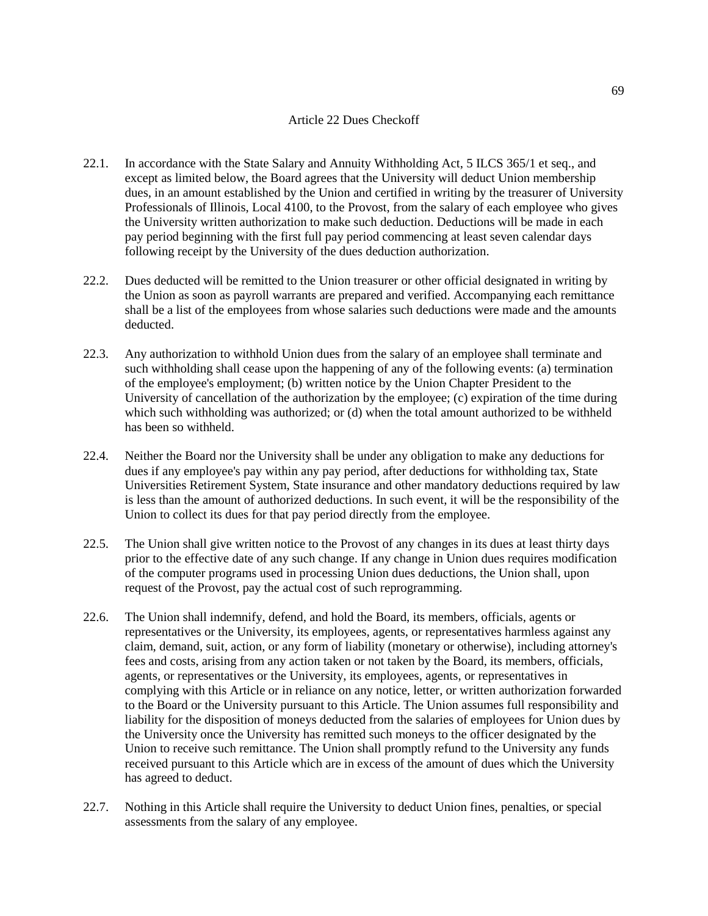# Article 22 Dues Checkoff

22.1. In accordance with the State Salary and Annuity Withholding Act, 5 ILCS 365/1 et seq., and except as limited below, the Board agrees that the University will deduct Union membership dues, in an amount established by the Union and certified in writing by the treasurer of University Professionals of Illinois, Local 4100, to the Provost, from the salary of each employee who gives the University written authorization to make such deduction. Deductions will be made in each pay period beginning with the first full pay period commencing at least seven calendar days following receipt by the University of the dues deduction authorization.

22.2. Dues deducted will be remitted to the Union treasurer or other official designated in writing by the Union as soon as payroll warrants are prepared and verified. Accompanying each remittance shall be a list of the employees from whose salaries such deductions were made and the amounts deducted.

22.3. Any authorization to withhold Union dues from the salary of an employee shall terminate and such withholding shall cease upon the happening of any of the following events: (a) termination of the employee's employment; (b) written notice by the Union Chapter President to the University of cancellation of the authorization by the employee; (c) expiration of the time during which such withholding was authorized; or (d) when the total amount authorized to be withheld has been so withheld.

22.4. Neither the Board nor the University shall be under any obligation to make any deductions for dues if any employee's pay within any pay period, after deductions for withholding tax, State Universities Retirement System, State insurance and other mandatory deductions required by law is less than the amount of authorized deductions. In such event, it will be the responsibility of the Union to collect its dues for that pay period directly from the employee.

22.5. The Union shall give written notice to the Provost of any changes in its dues at least thirty days prior to the effective date of any such change. If any change in Union dues requires modification of the computer programs used in processing Union dues deductions, the Union shall, upon request of the Provost, pay the actual cost of such reprogramming.

22.6. The Union shall indemnify, defend, and hold the Board, its members, officials, agents or representatives or the University, its employees, agents, or representatives harmless against any claim, demand, suit, action, or any form of liability (monetary or otherwise), including attorney's fees and costs, arising from any action taken or not taken by the Board, its members, officials, agents, or representatives or the University, its employees, agents, or representatives in complying with this Article or in reliance on any notice, letter, or written authorization forwarded to the Board or the University pursuant to this Article. The Union assumes full responsibility and liability for the disposition of moneys deducted from the salaries of employees for Union dues by the University once the University has remitted such moneys to the officer designated by the Union to receive such remittance. The Union shall promptly refund to the University any funds received pursuant to this Article which are in excess of the amount of dues which the University has agreed to deduct.

22.7. Nothing in this Article shall require the University to deduct Union fines, penalties, or special assessments from the salary of any employee.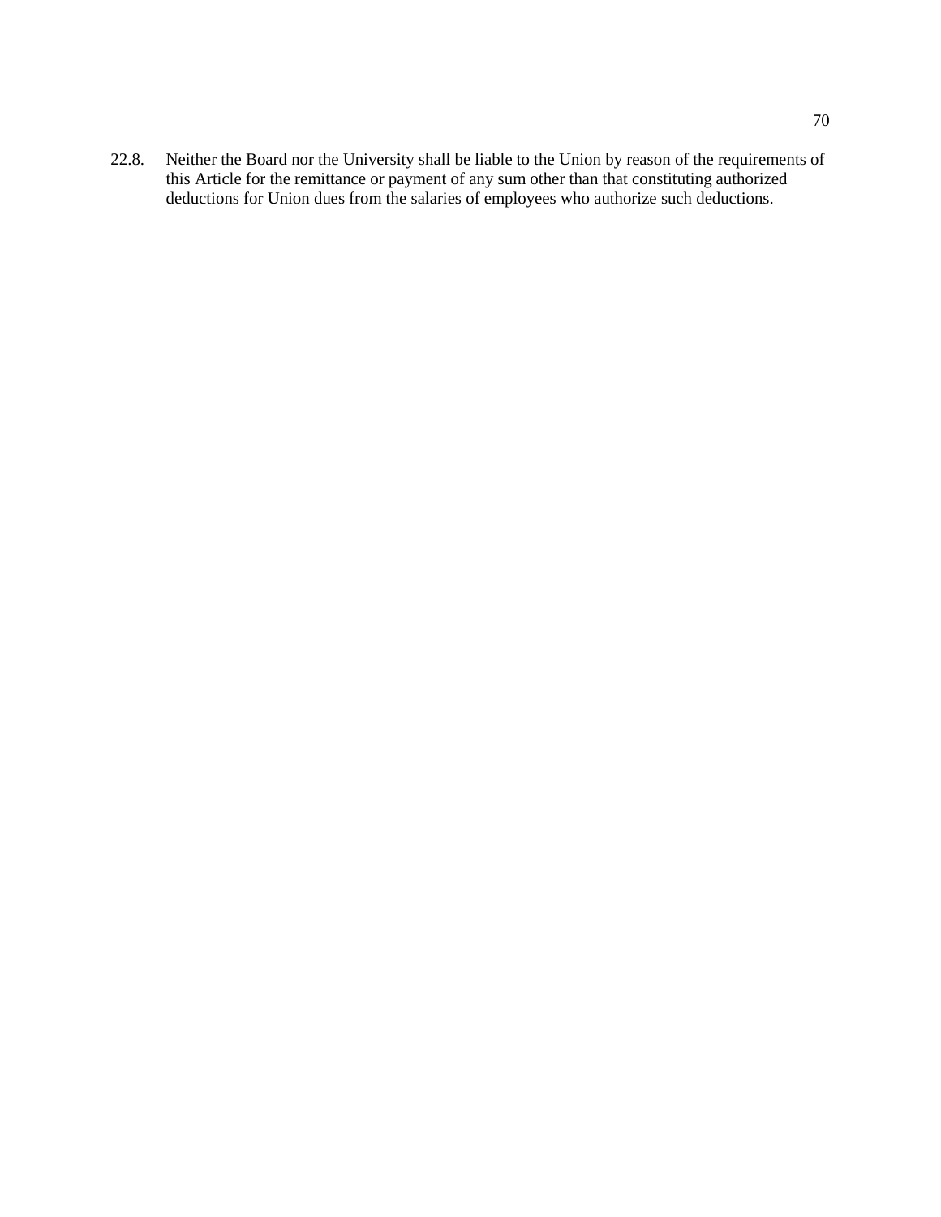22.8. Neither the Board nor the University shall be liable to the Union by reason of the requirements of this Article for the remittance or payment of any sum other than that constituting authorized deductions for Union dues from the salaries of employees who authorize such deductions.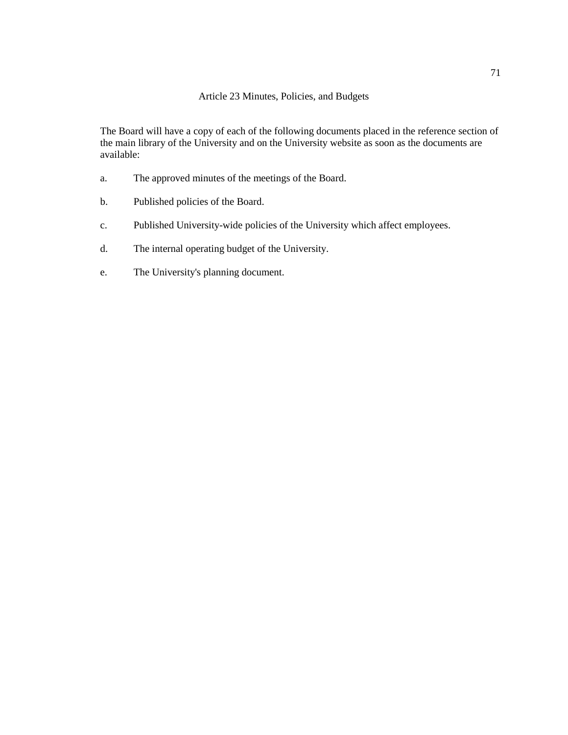## Article 23 Minutes, Policies, and Budgets

The Board will have a copy of each of the following documents placed in the reference section of the main library of the University and on the University website as soon as the documents are available:

a. The approved minutes of the meetings of the Board.

b. Published policies of the Board.

c. Published University-wide policies of the University which affect employees.

d. The internal operating budget of the University.

e. The University's planning document.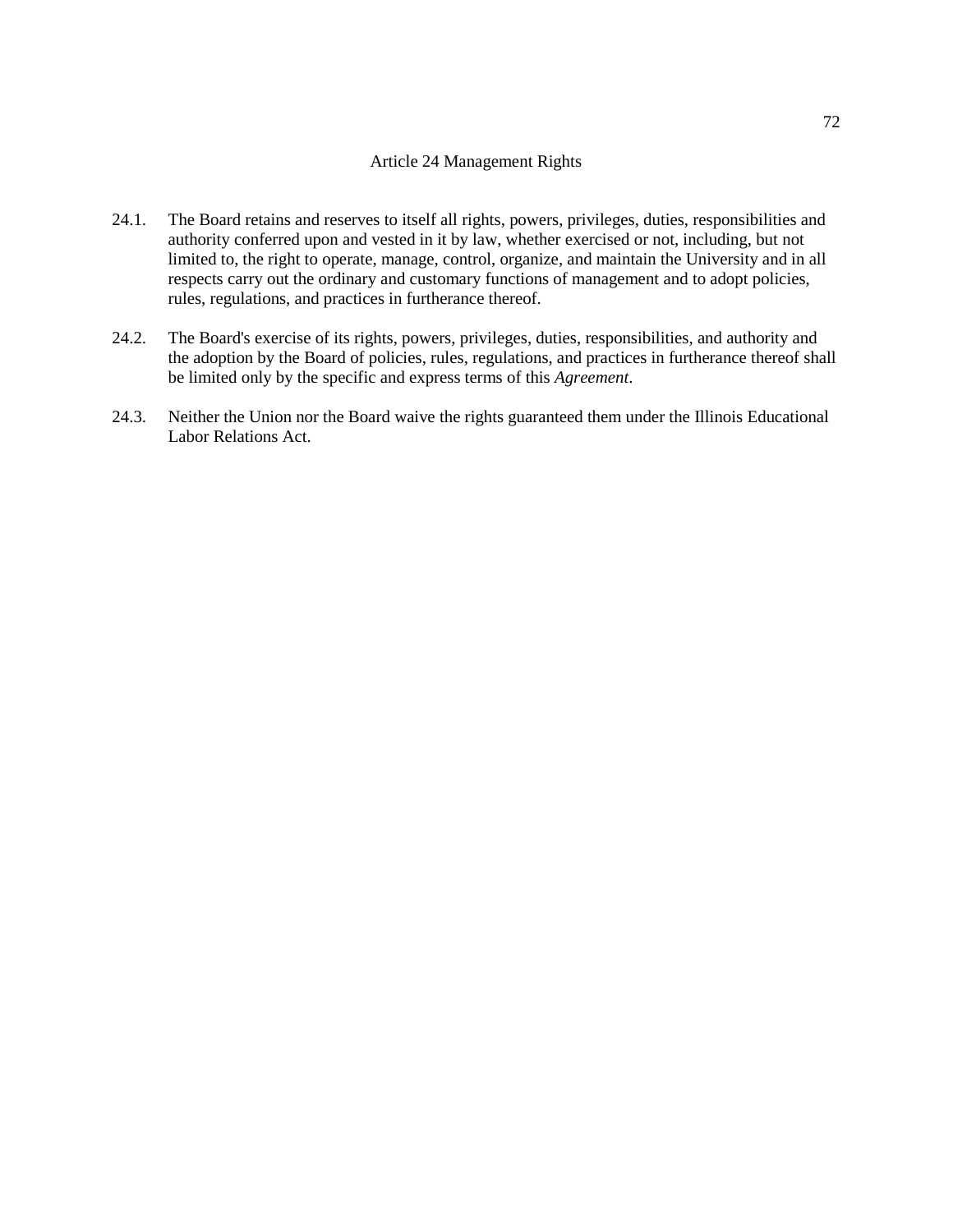## Article 24 Management Rights

24.1. The Board retains and reserves to itself all rights, powers, privileges, duties, responsibilities and authority conferred upon and vested in it by law, whether exercised or not, including, but not limited to, the right to operate, manage, control, organize, and maintain the University and in all respects carry out the ordinary and customary functions of management and to adopt policies, rules, regulations, and practices in furtherance thereof.

24.2. The Board's exercise of its rights, powers, privileges, duties, responsibilities, and authority and the adoption by the Board of policies, rules, regulations, and practices in furtherance thereof shall be limited only by the specific and express terms of this *Agreement*.

24.3. Neither the Union nor the Board waive the rights guaranteed them under the Illinois Educational Labor Relations Act.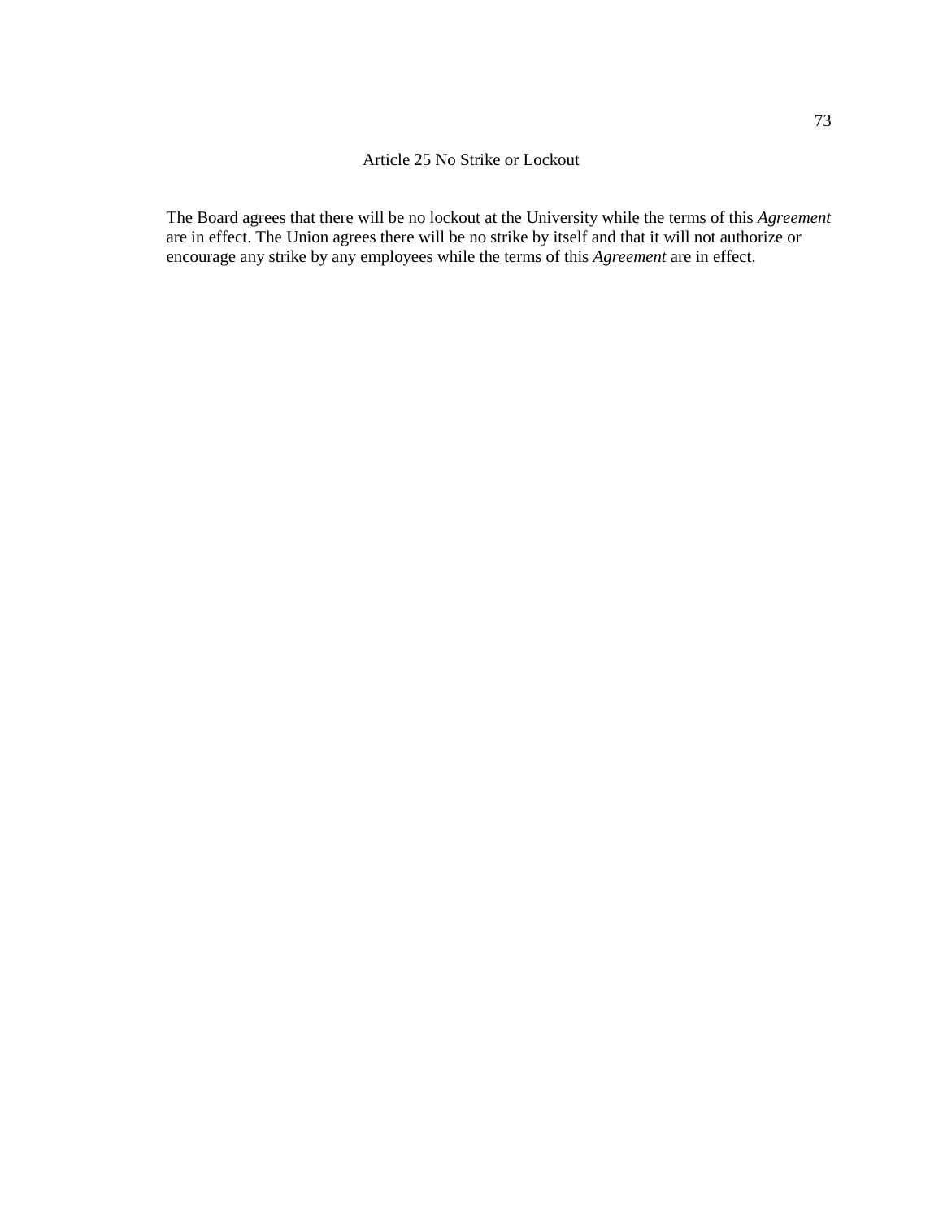## Article 25 No Strike or Lockout

The Board agrees that there will be no lockout at the University while the terms of this *Agreement* are in effect. The Union agrees there will be no strike by itself and that it will not authorize or encourage any strike by any employees while the terms of this *Agreement* are in effect.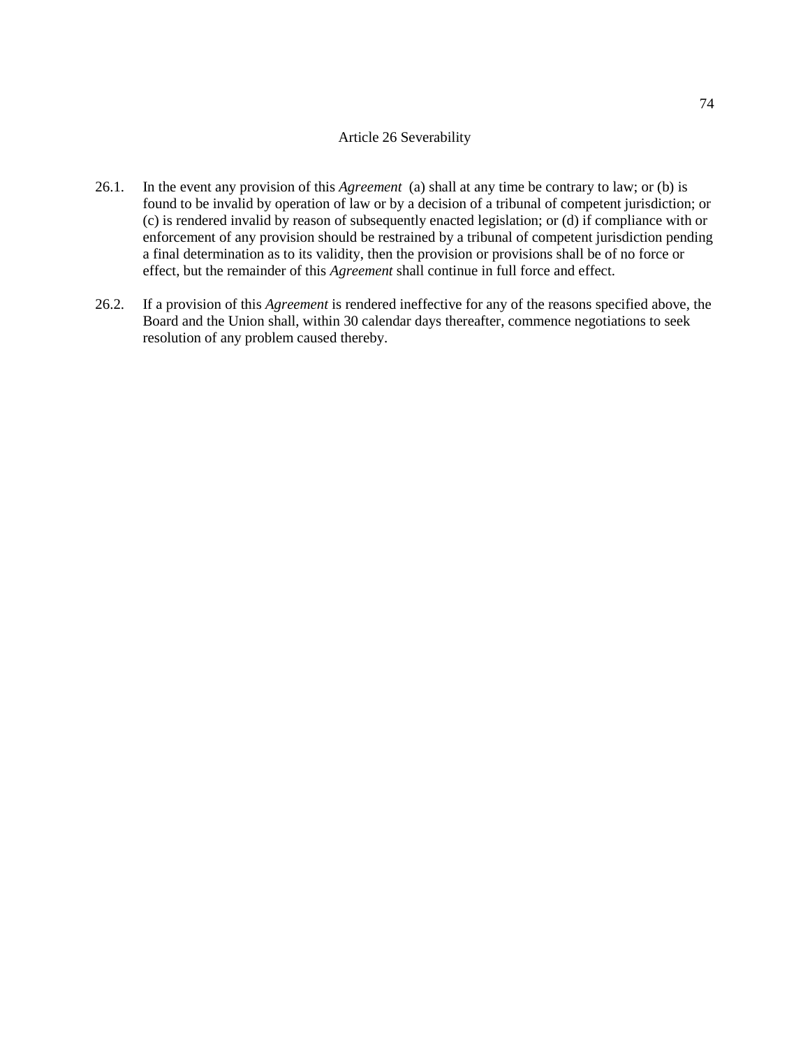## Article 26 Severability

26.1. In the event any provision of this *Agreement* (a) shall at any time be contrary to law; or (b) is found to be invalid by operation of law or by a decision of a tribunal of competent jurisdiction; or (c) is rendered invalid by reason of subsequently enacted legislation; or (d) if compliance with or enforcement of any provision should be restrained by a tribunal of competent jurisdiction pending a final determination as to its validity, then the provision or provisions shall be of no force or effect, but the remainder of this *Agreement* shall continue in full force and effect.

26.2. If a provision of this *Agreement* is rendered ineffective for any of the reasons specified above, the Board and the Union shall, within 30 calendar days thereafter, commence negotiations to seek resolution of any problem caused thereby.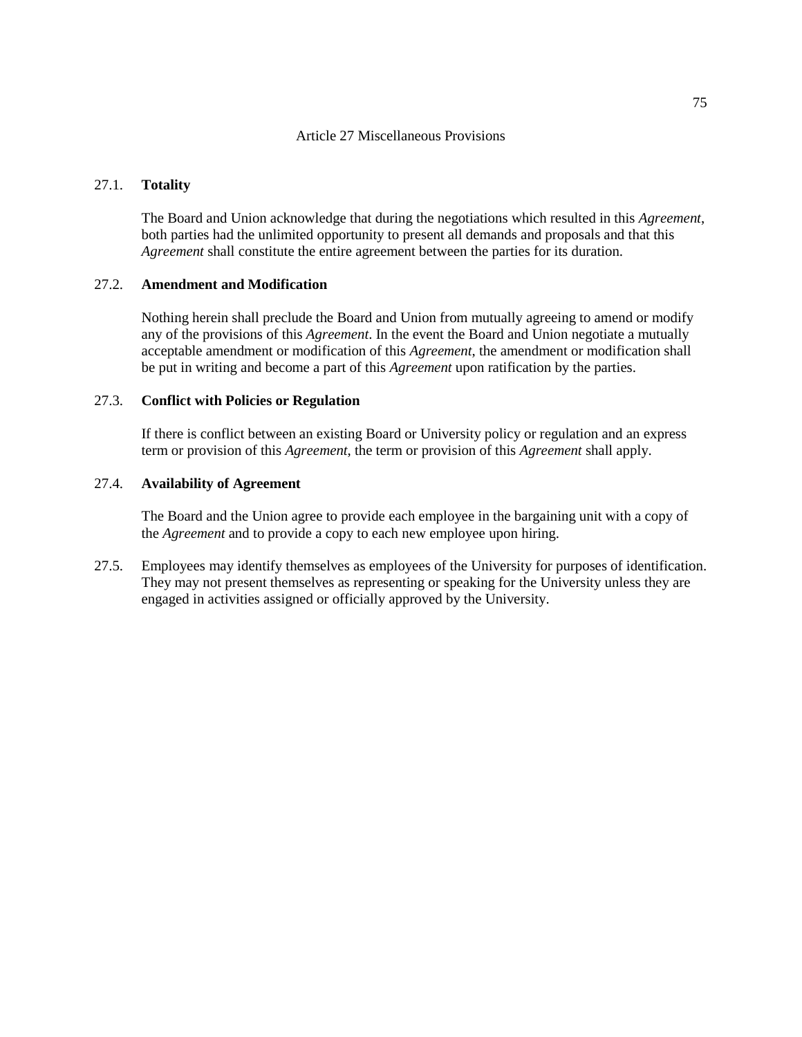# Article 27 Miscellaneous Provisions

27.1. **Totality**

The Board and Union acknowledge that during the negotiations which resulted in this *Agreement*, both parties had the unlimited opportunity to present all demands and proposals and that this *Agreement* shall constitute the entire agreement between the parties for its duration.

27.2. **Amendment and Modification**

Nothing herein shall preclude the Board and Union from mutually agreeing to amend or modify any of the provisions of this *Agreement*. In the event the Board and Union negotiate a mutually acceptable amendment or modification of this *Agreement*, the amendment or modification shall be put in writing and become a part of this *Agreement* upon ratification by the parties.

27.3. **Conflict with Policies or Regulation**

If there is conflict between an existing Board or University policy or regulation and an express term or provision of this *Agreement*, the term or provision of this *Agreement* shall apply.

27.4. **Availability of Agreement**

The Board and the Union agree to provide each employee in the bargaining unit with a copy of the *Agreement* and to provide a copy to each new employee upon hiring.

27.5. Employees may identify themselves as employees of the University for purposes of identification. They may not present themselves as representing or speaking for the University unless they are engaged in activities assigned or officially approved by the University.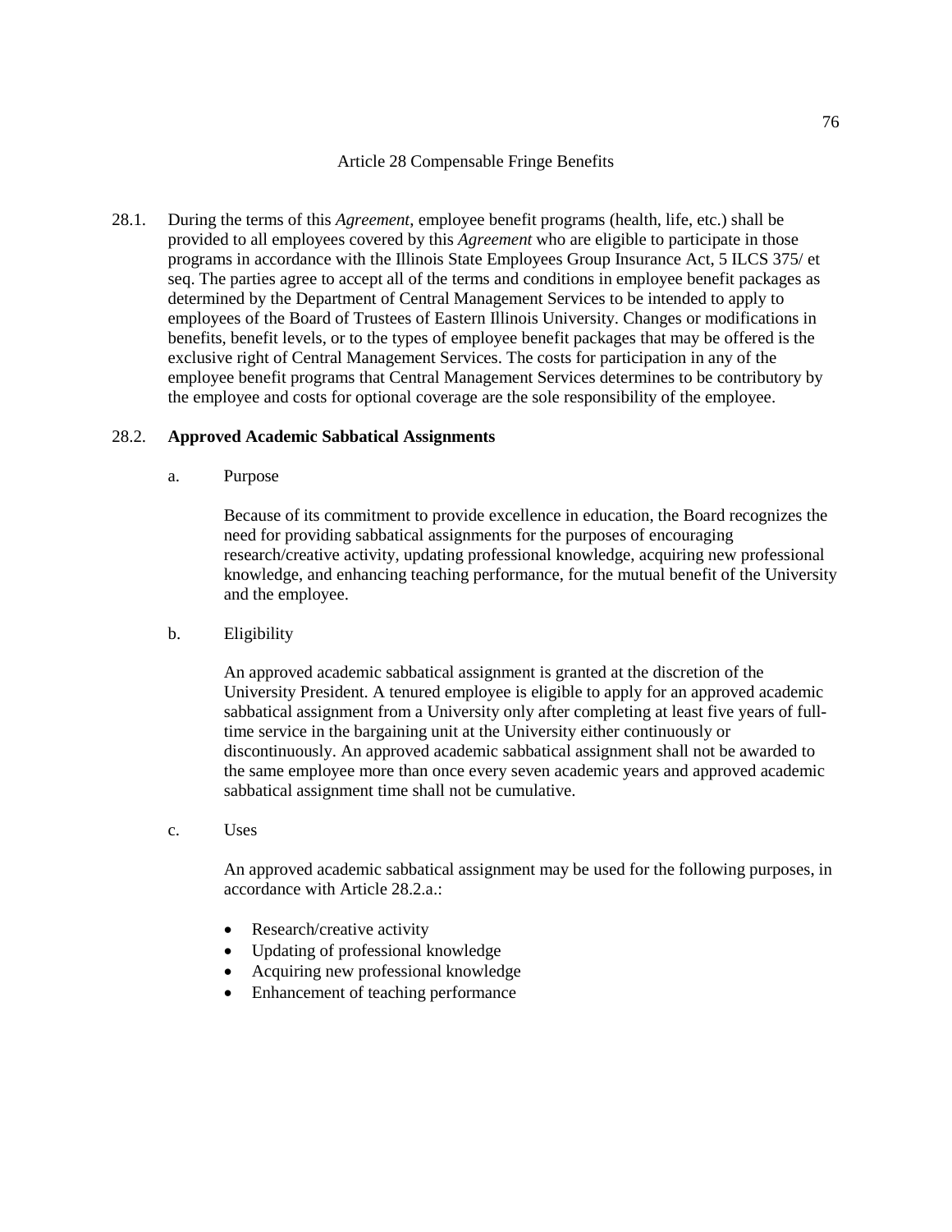# Article 28 Compensable Fringe Benefits

28.1. During the terms of this *Agreement*, employee benefit programs (health, life, etc.) shall be provided to all employees covered by this *Agreement* who are eligible to participate in those programs in accordance with the Illinois State Employees Group Insurance Act, 5 ILCS 375/ et seq. The parties agree to accept all of the terms and conditions in employee benefit packages as determined by the Department of Central Management Services to be intended to apply to employees of the Board of Trustees of Eastern Illinois University. Changes or modifications in benefits, benefit levels, or to the types of employee benefit packages that may be offered is the exclusive right of Central Management Services. The costs for participation in any of the employee benefit programs that Central Management Services determines to be contributory by the employee and costs for optional coverage are the sole responsibility of the employee.

28.2. **Approved Academic Sabbatical Assignments**

a. Purpose

Because of its commitment to provide excellence in education, the Board recognizes the need for providing sabbatical assignments for the purposes of encouraging research/creative activity, updating professional knowledge, acquiring new professional knowledge, and enhancing teaching performance, for the mutual benefit of the University and the employee.

b. Eligibility

An approved academic sabbatical assignment is granted at the discretion of the University President. A tenured employee is eligible to apply for an approved academic sabbatical assignment from a University only after completing at least five years of full-time service in the bargaining unit at the University either continuously or discontinuously. An approved academic sabbatical assignment shall not be awarded to the same employee more than once every seven academic years and approved academic sabbatical assignment time shall not be cumulative.

c. Uses

An approved academic sabbatical assignment may be used for the following purposes, in accordance with Article 28.2.a.:

- Research/creative activity
- Updating of professional knowledge
- Acquiring new professional knowledge
- Enhancement of teaching performance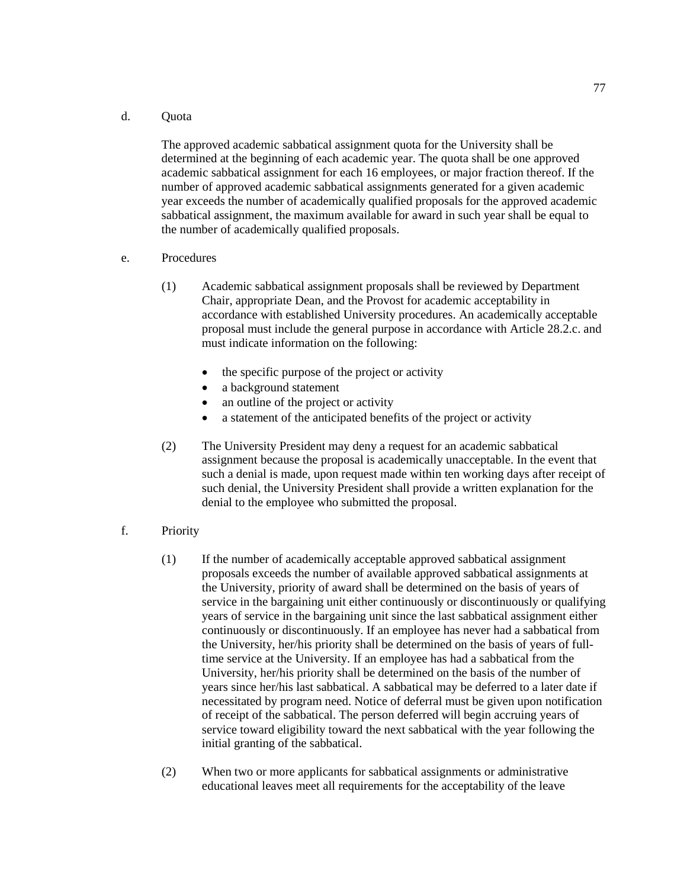d. Quota

The approved academic sabbatical assignment quota for the University shall be determined at the beginning of each academic year. The quota shall be one approved academic sabbatical assignment for each 16 employees, or major fraction thereof. If the number of approved academic sabbatical assignments generated for a given academic year exceeds the number of academically qualified proposals for the approved academic sabbatical assignment, the maximum available for award in such year shall be equal to the number of academically qualified proposals.

e. Procedures

(1) Academic sabbatical assignment proposals shall be reviewed by Department Chair, appropriate Dean, and the Provost for academic acceptability in accordance with established University procedures. An academically acceptable proposal must include the general purpose in accordance with Article 28.2.c. and must indicate information on the following:

- the specific purpose of the project or activity
- a background statement
- an outline of the project or activity
- a statement of the anticipated benefits of the project or activity

(2) The University President may deny a request for an academic sabbatical assignment because the proposal is academically unacceptable. In the event that such a denial is made, upon request made within ten working days after receipt of such denial, the University President shall provide a written explanation for the denial to the employee who submitted the proposal.

f. Priority

(1) If the number of academically acceptable approved sabbatical assignment proposals exceeds the number of available approved sabbatical assignments at the University, priority of award shall be determined on the basis of years of service in the bargaining unit either continuously or discontinuously or qualifying years of service in the bargaining unit since the last sabbatical assignment either continuously or discontinuously. If an employee has never had a sabbatical from the University, her/his priority shall be determined on the basis of years of full-time service at the University. If an employee has had a sabbatical from the University, her/his priority shall be determined on the basis of the number of years since her/his last sabbatical. A sabbatical may be deferred to a later date if necessitated by program need. Notice of deferral must be given upon notification of receipt of the sabbatical. The person deferred will begin accruing years of service toward eligibility toward the next sabbatical with the year following the initial granting of the sabbatical.

(2) When two or more applicants for sabbatical assignments or administrative educational leaves meet all requirements for the acceptability of the leave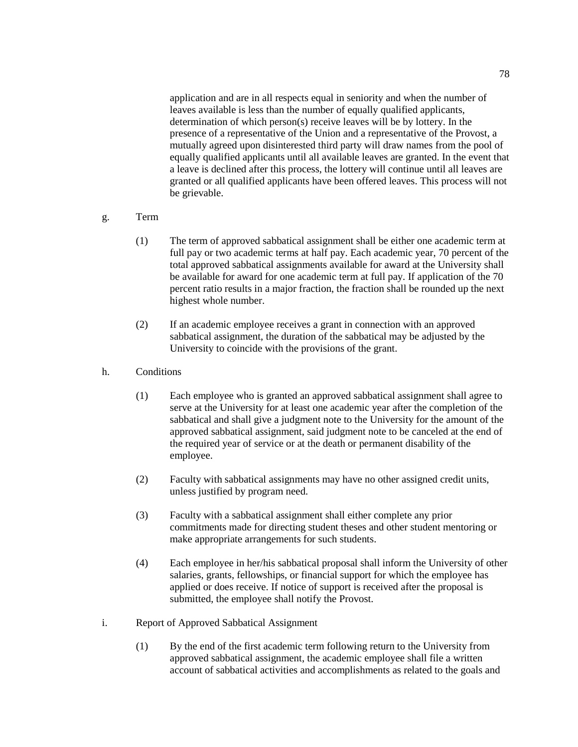application and are in all respects equal in seniority and when the number of leaves available is less than the number of equally qualified applicants, determination of which person(s) receive leaves will be by lottery. In the presence of a representative of the Union and a representative of the Provost, a mutually agreed upon disinterested third party will draw names from the pool of equally qualified applicants until all available leaves are granted. In the event that a leave is declined after this process, the lottery will continue until all leaves are granted or all qualified applicants have been offered leaves. This process will not be grievable.

g. Term

(1) The term of approved sabbatical assignment shall be either one academic term at full pay or two academic terms at half pay. Each academic year, 70 percent of the total approved sabbatical assignments available for award at the University shall be available for award for one academic term at full pay. If application of the 70 percent ratio results in a major fraction, the fraction shall be rounded up the next highest whole number.

(2) If an academic employee receives a grant in connection with an approved sabbatical assignment, the duration of the sabbatical may be adjusted by the University to coincide with the provisions of the grant.

h. Conditions

(1) Each employee who is granted an approved sabbatical assignment shall agree to serve at the University for at least one academic year after the completion of the sabbatical and shall give a judgment note to the University for the amount of the approved sabbatical assignment, said judgment note to be canceled at the end of the required year of service or at the death or permanent disability of the employee.

(2) Faculty with sabbatical assignments may have no other assigned credit units, unless justified by program need.

(3) Faculty with a sabbatical assignment shall either complete any prior commitments made for directing student theses and other student mentoring or make appropriate arrangements for such students.

(4) Each employee in her/his sabbatical proposal shall inform the University of other salaries, grants, fellowships, or financial support for which the employee has applied or does receive. If notice of support is received after the proposal is submitted, the employee shall notify the Provost.

i. Report of Approved Sabbatical Assignment

(1) By the end of the first academic term following return to the University from approved sabbatical assignment, the academic employee shall file a written account of sabbatical activities and accomplishments as related to the goals and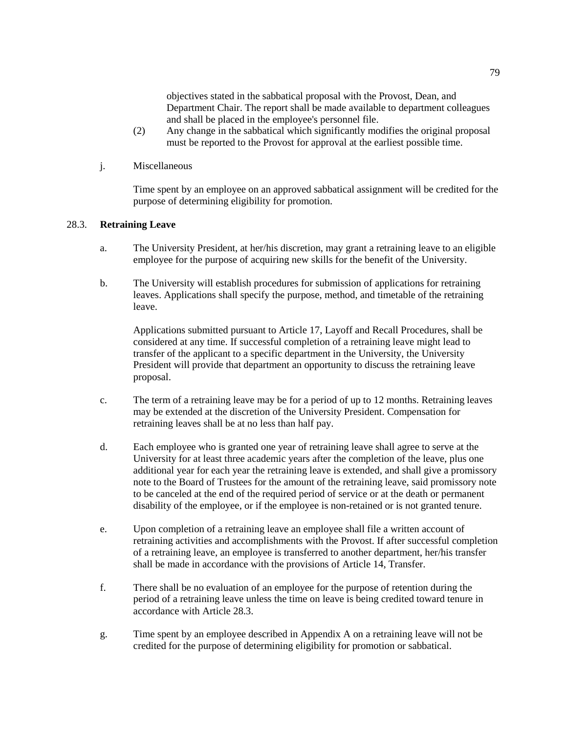objectives stated in the sabbatical proposal with the Provost, Dean, and Department Chair. The report shall be made available to department colleagues and shall be placed in the employee's personnel file.

(2) Any change in the sabbatical which significantly modifies the original proposal must be reported to the Provost for approval at the earliest possible time.

j. Miscellaneous

Time spent by an employee on an approved sabbatical assignment will be credited for the purpose of determining eligibility for promotion.

## 28.3. **Retraining Leave**

a. The University President, at her/his discretion, may grant a retraining leave to an eligible employee for the purpose of acquiring new skills for the benefit of the University.

b. The University will establish procedures for submission of applications for retraining leaves. Applications shall specify the purpose, method, and timetable of the retraining leave.

Applications submitted pursuant to Article 17, Layoff and Recall Procedures, shall be considered at any time. If successful completion of a retraining leave might lead to transfer of the applicant to a specific department in the University, the University President will provide that department an opportunity to discuss the retraining leave proposal.

c. The term of a retraining leave may be for a period of up to 12 months. Retraining leaves may be extended at the discretion of the University President. Compensation for retraining leaves shall be at no less than half pay.

d. Each employee who is granted one year of retraining leave shall agree to serve at the University for at least three academic years after the completion of the leave, plus one additional year for each year the retraining leave is extended, and shall give a promissory note to the Board of Trustees for the amount of the retraining leave, said promissory note to be canceled at the end of the required period of service or at the death or permanent disability of the employee, or if the employee is non-retained or is not granted tenure.

e. Upon completion of a retraining leave an employee shall file a written account of retraining activities and accomplishments with the Provost. If after successful completion of a retraining leave, an employee is transferred to another department, her/his transfer shall be made in accordance with the provisions of Article 14, Transfer.

f. There shall be no evaluation of an employee for the purpose of retention during the period of a retraining leave unless the time on leave is being credited toward tenure in accordance with Article 28.3.

g. Time spent by an employee described in Appendix A on a retraining leave will not be credited for the purpose of determining eligibility for promotion or sabbatical.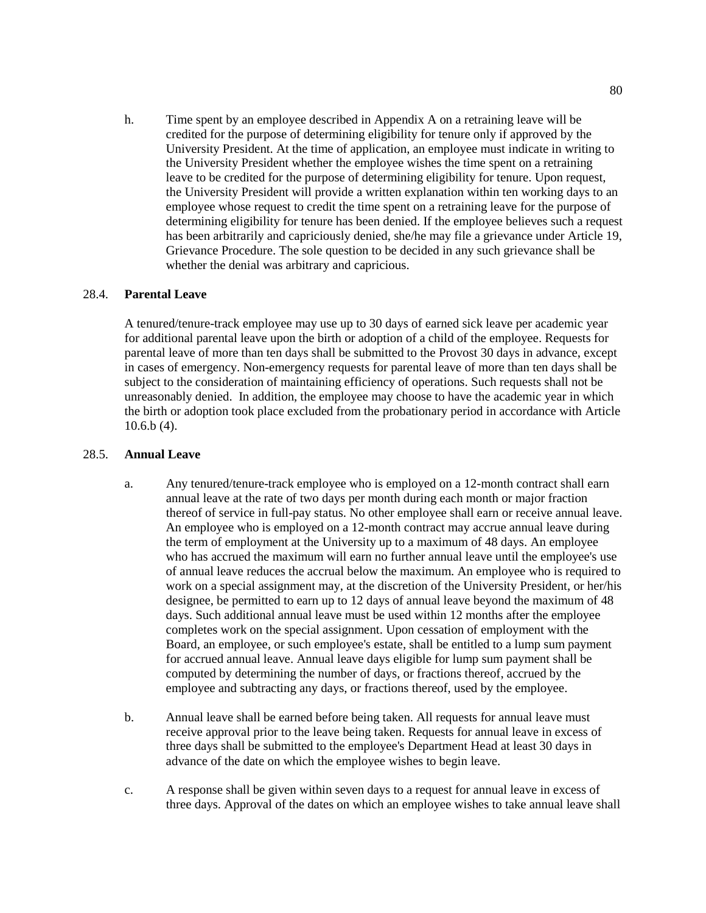h. Time spent by an employee described in Appendix A on a retraining leave will be credited for the purpose of determining eligibility for tenure only if approved by the University President. At the time of application, an employee must indicate in writing to the University President whether the employee wishes the time spent on a retraining leave to be credited for the purpose of determining eligibility for tenure. Upon request, the University President will provide a written explanation within ten working days to an employee whose request to credit the time spent on a retraining leave for the purpose of determining eligibility for tenure has been denied. If the employee believes such a request has been arbitrarily and capriciously denied, she/he may file a grievance under Article 19, Grievance Procedure. The sole question to be decided in any such grievance shall be whether the denial was arbitrary and capricious.

## 28.4. **Parental Leave**

A tenured/tenure-track employee may use up to 30 days of earned sick leave per academic year for additional parental leave upon the birth or adoption of a child of the employee. Requests for parental leave of more than ten days shall be submitted to the Provost 30 days in advance, except in cases of emergency. Non-emergency requests for parental leave of more than ten days shall be subject to the consideration of maintaining efficiency of operations. Such requests shall not be unreasonably denied. In addition, the employee may choose to have the academic year in which the birth or adoption took place excluded from the probationary period in accordance with Article 10.6.b (4).

## 28.5. **Annual Leave**

a. Any tenured/tenure-track employee who is employed on a 12-month contract shall earn annual leave at the rate of two days per month during each month or major fraction thereof of service in full-pay status. No other employee shall earn or receive annual leave. An employee who is employed on a 12-month contract may accrue annual leave during the term of employment at the University up to a maximum of 48 days. An employee who has accrued the maximum will earn no further annual leave until the employee's use of annual leave reduces the accrual below the maximum. An employee who is required to work on a special assignment may, at the discretion of the University President, or her/his designee, be permitted to earn up to 12 days of annual leave beyond the maximum of 48 days. Such additional annual leave must be used within 12 months after the employee completes work on the special assignment. Upon cessation of employment with the Board, an employee, or such employee's estate, shall be entitled to a lump sum payment for accrued annual leave. Annual leave days eligible for lump sum payment shall be computed by determining the number of days, or fractions thereof, accrued by the employee and subtracting any days, or fractions thereof, used by the employee.

b. Annual leave shall be earned before being taken. All requests for annual leave must receive approval prior to the leave being taken. Requests for annual leave in excess of three days shall be submitted to the employee's Department Head at least 30 days in advance of the date on which the employee wishes to begin leave.

c. A response shall be given within seven days to a request for annual leave in excess of three days. Approval of the dates on which an employee wishes to take annual leave shall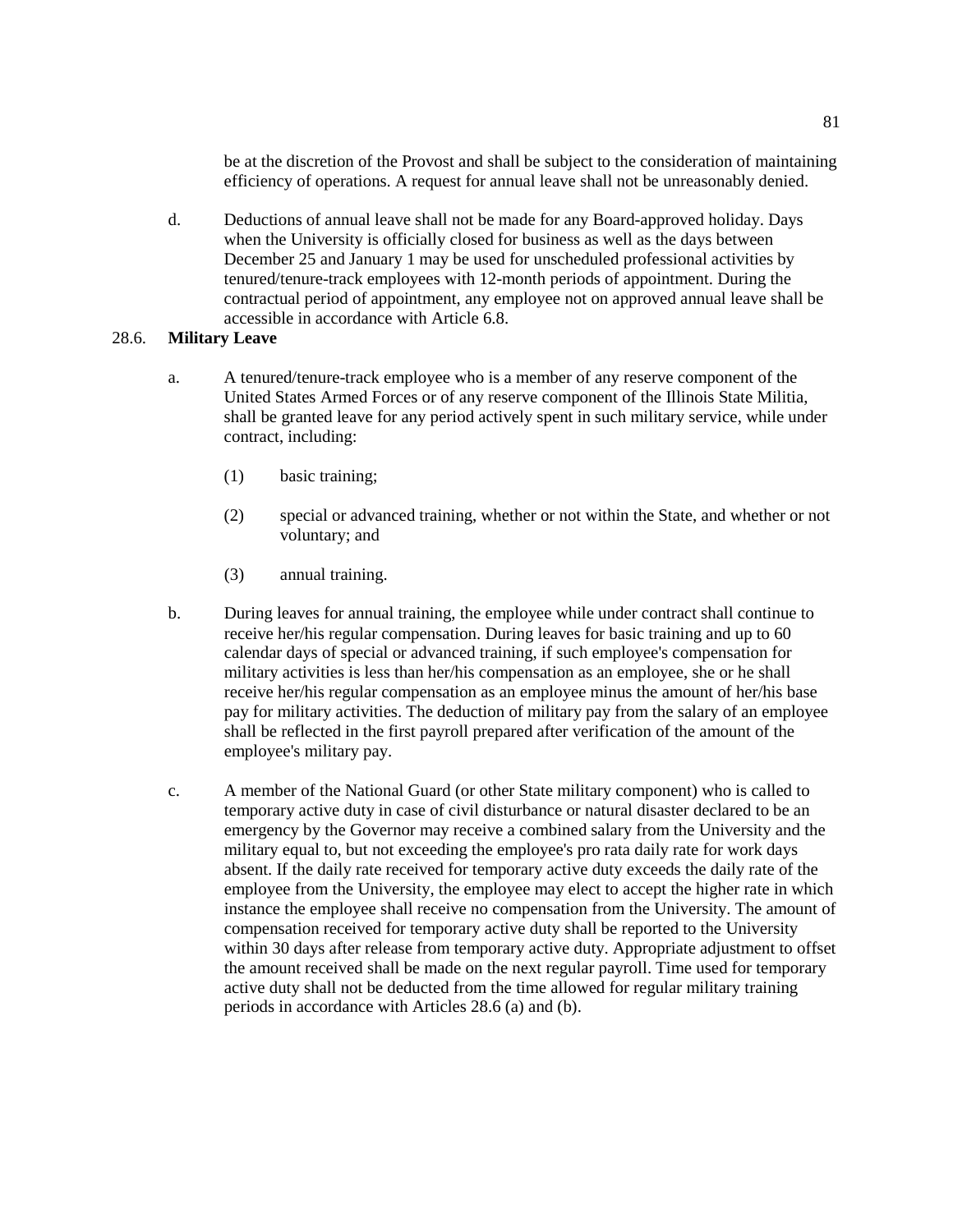be at the discretion of the Provost and shall be subject to the consideration of maintaining efficiency of operations. A request for annual leave shall not be unreasonably denied.

d. Deductions of annual leave shall not be made for any Board-approved holiday. Days when the University is officially closed for business as well as the days between December 25 and January 1 may be used for unscheduled professional activities by tenured/tenure-track employees with 12-month periods of appointment. During the contractual period of appointment, any employee not on approved annual leave shall be accessible in accordance with Article 6.8.

28.6. **Military Leave**

a. A tenured/tenure-track employee who is a member of any reserve component of the United States Armed Forces or of any reserve component of the Illinois State Militia, shall be granted leave for any period actively spent in such military service, while under contract, including:

(1) basic training;

(2) special or advanced training, whether or not within the State, and whether or not voluntary; and

(3) annual training.

b. During leaves for annual training, the employee while under contract shall continue to receive her/his regular compensation. During leaves for basic training and up to 60 calendar days of special or advanced training, if such employee's compensation for military activities is less than her/his compensation as an employee, she or he shall receive her/his regular compensation as an employee minus the amount of her/his base pay for military activities. The deduction of military pay from the salary of an employee shall be reflected in the first payroll prepared after verification of the amount of the employee's military pay.

c. A member of the National Guard (or other State military component) who is called to temporary active duty in case of civil disturbance or natural disaster declared to be an emergency by the Governor may receive a combined salary from the University and the military equal to, but not exceeding the employee's pro rata daily rate for work days absent. If the daily rate received for temporary active duty exceeds the daily rate of the employee from the University, the employee may elect to accept the higher rate in which instance the employee shall receive no compensation from the University. The amount of compensation received for temporary active duty shall be reported to the University within 30 days after release from temporary active duty. Appropriate adjustment to offset the amount received shall be made on the next regular payroll. Time used for temporary active duty shall not be deducted from the time allowed for regular military training periods in accordance with Articles 28.6 (a) and (b).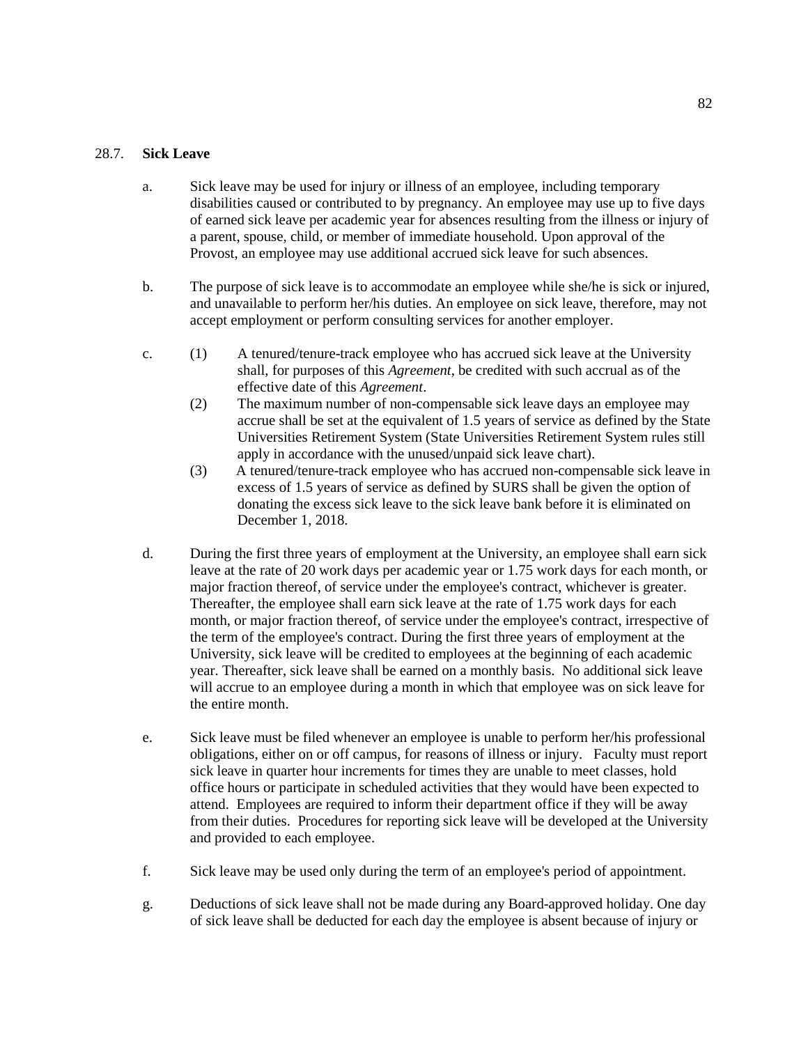### 28.7. **Sick Leave**

a. Sick leave may be used for injury or illness of an employee, including temporary disabilities caused or contributed to by pregnancy. An employee may use up to five days of earned sick leave per academic year for absences resulting from the illness or injury of a parent, spouse, child, or member of immediate household. Upon approval of the Provost, an employee may use additional accrued sick leave for such absences.

b. The purpose of sick leave is to accommodate an employee while she/he is sick or injured, and unavailable to perform her/his duties. An employee on sick leave, therefore, may not accept employment or perform consulting services for another employer.

c. (1) A tenured/tenure-track employee who has accrued sick leave at the University shall, for purposes of this *Agreement*, be credited with such accrual as of the effective date of this *Agreement*.

(2) The maximum number of non-compensable sick leave days an employee may accrue shall be set at the equivalent of 1.5 years of service as defined by the State Universities Retirement System (State Universities Retirement System rules still apply in accordance with the unused/unpaid sick leave chart).

(3) A tenured/tenure-track employee who has accrued non-compensable sick leave in excess of 1.5 years of service as defined by SURS shall be given the option of donating the excess sick leave to the sick leave bank before it is eliminated on December 1, 2018.

d. During the first three years of employment at the University, an employee shall earn sick leave at the rate of 20 work days per academic year or 1.75 work days for each month, or major fraction thereof, of service under the employee's contract, whichever is greater. Thereafter, the employee shall earn sick leave at the rate of 1.75 work days for each month, or major fraction thereof, of service under the employee's contract, irrespective of the term of the employee's contract. During the first three years of employment at the University, sick leave will be credited to employees at the beginning of each academic year. Thereafter, sick leave shall be earned on a monthly basis. No additional sick leave will accrue to an employee during a month in which that employee was on sick leave for the entire month.

e. Sick leave must be filed whenever an employee is unable to perform her/his professional obligations, either on or off campus, for reasons of illness or injury. Faculty must report sick leave in quarter hour increments for times they are unable to meet classes, hold office hours or participate in scheduled activities that they would have been expected to attend. Employees are required to inform their department office if they will be away from their duties. Procedures for reporting sick leave will be developed at the University and provided to each employee.

f. Sick leave may be used only during the term of an employee's period of appointment.

g. Deductions of sick leave shall not be made during any Board-approved holiday. One day of sick leave shall be deducted for each day the employee is absent because of injury or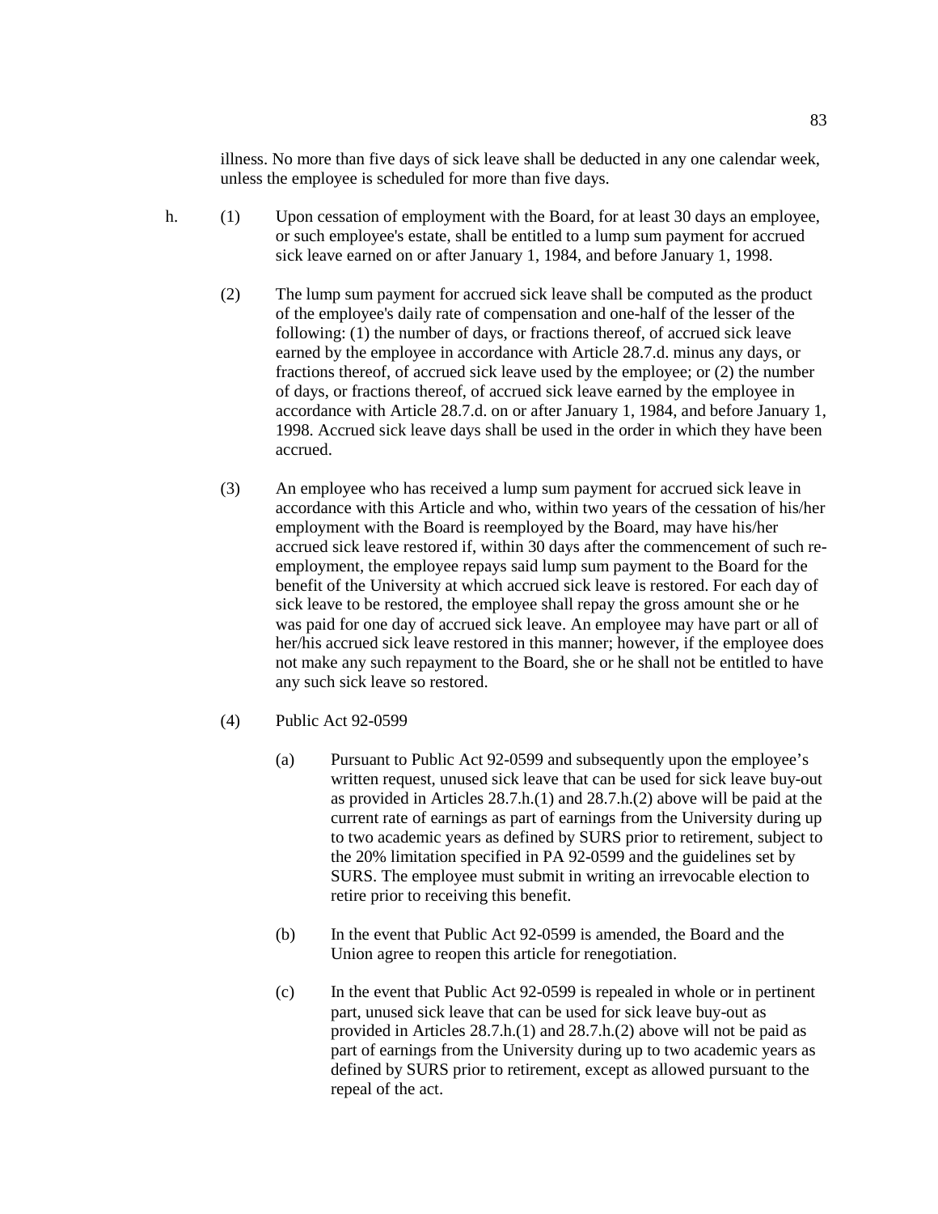illness. No more than five days of sick leave shall be deducted in any one calendar week, unless the employee is scheduled for more than five days.

h. (1) Upon cessation of employment with the Board, for at least 30 days an employee, or such employee's estate, shall be entitled to a lump sum payment for accrued sick leave earned on or after January 1, 1984, and before January 1, 1998.

(2) The lump sum payment for accrued sick leave shall be computed as the product of the employee's daily rate of compensation and one-half of the lesser of the following: (1) the number of days, or fractions thereof, of accrued sick leave earned by the employee in accordance with Article 28.7.d. minus any days, or fractions thereof, of accrued sick leave used by the employee; or (2) the number of days, or fractions thereof, of accrued sick leave earned by the employee in accordance with Article 28.7.d. on or after January 1, 1984, and before January 1, 1998. Accrued sick leave days shall be used in the order in which they have been accrued.

(3) An employee who has received a lump sum payment for accrued sick leave in accordance with this Article and who, within two years of the cessation of his/her employment with the Board is reemployed by the Board, may have his/her accrued sick leave restored if, within 30 days after the commencement of such re-employment, the employee repays said lump sum payment to the Board for the benefit of the University at which accrued sick leave is restored. For each day of sick leave to be restored, the employee shall repay the gross amount she or he was paid for one day of accrued sick leave. An employee may have part or all of her/his accrued sick leave restored in this manner; however, if the employee does not make any such repayment to the Board, she or he shall not be entitled to have any such sick leave so restored.

(4) Public Act 92-0599

(a) Pursuant to Public Act 92-0599 and subsequently upon the employee's written request, unused sick leave that can be used for sick leave buy-out as provided in Articles 28.7.h.(1) and 28.7.h.(2) above will be paid at the current rate of earnings as part of earnings from the University during up to two academic years as defined by SURS prior to retirement, subject to the 20% limitation specified in PA 92-0599 and the guidelines set by SURS. The employee must submit in writing an irrevocable election to retire prior to receiving this benefit.

(b) In the event that Public Act 92-0599 is amended, the Board and the Union agree to reopen this article for renegotiation.

(c) In the event that Public Act 92-0599 is repealed in whole or in pertinent part, unused sick leave that can be used for sick leave buy-out as provided in Articles 28.7.h.(1) and 28.7.h.(2) above will not be paid as part of earnings from the University during up to two academic years as defined by SURS prior to retirement, except as allowed pursuant to the repeal of the act.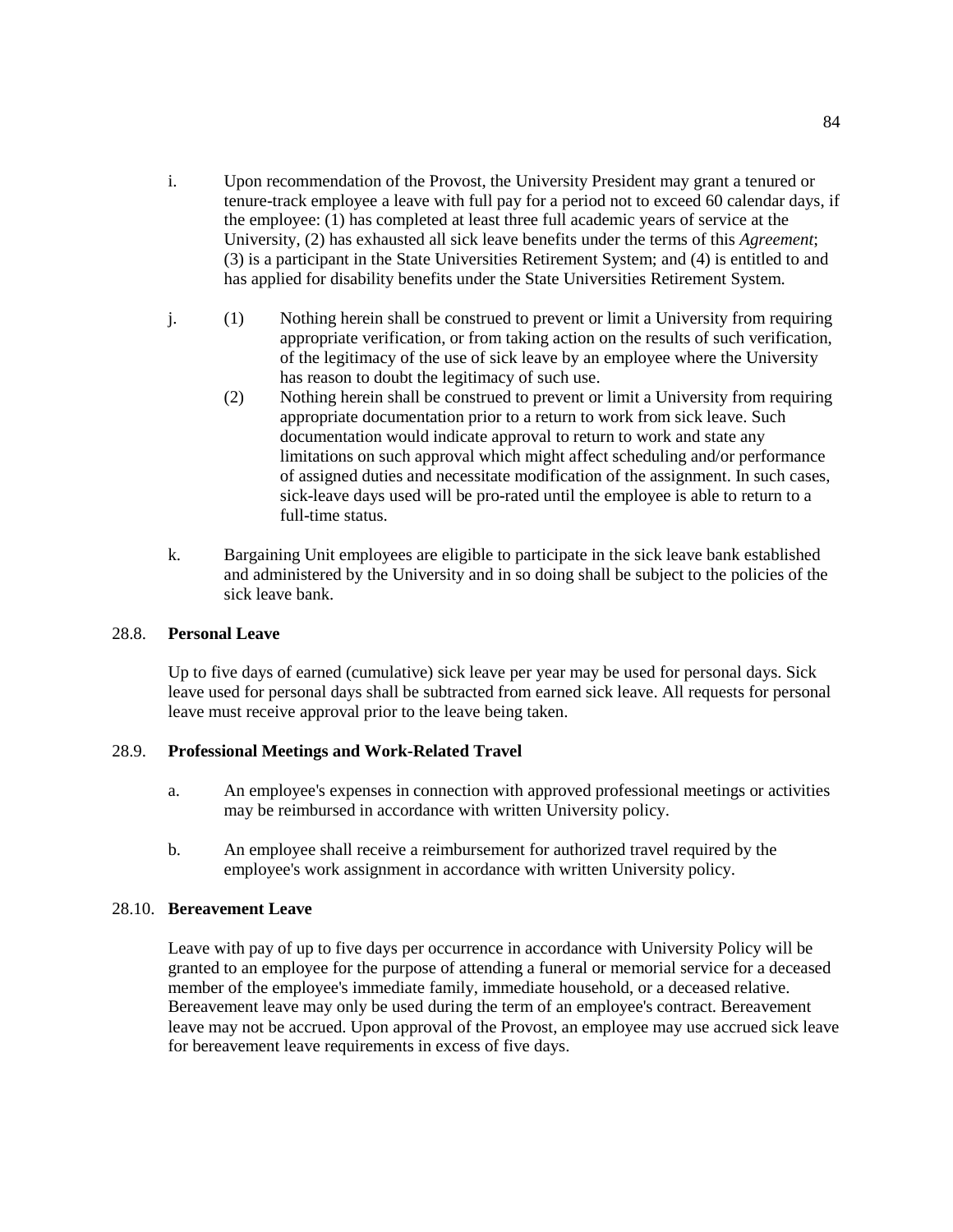i. Upon recommendation of the Provost, the University President may grant a tenured or tenure-track employee a leave with full pay for a period not to exceed 60 calendar days, if the employee: (1) has completed at least three full academic years of service at the University, (2) has exhausted all sick leave benefits under the terms of this *Agreement*; (3) is a participant in the State Universities Retirement System; and (4) is entitled to and has applied for disability benefits under the State Universities Retirement System.

j. (1) Nothing herein shall be construed to prevent or limit a University from requiring appropriate verification, or from taking action on the results of such verification, of the legitimacy of the use of sick leave by an employee where the University has reason to doubt the legitimacy of such use.

   (2) Nothing herein shall be construed to prevent or limit a University from requiring appropriate documentation prior to a return to work from sick leave. Such documentation would indicate approval to return to work and state any limitations on such approval which might affect scheduling and/or performance of assigned duties and necessitate modification of the assignment. In such cases, sick-leave days used will be pro-rated until the employee is able to return to a full-time status.

k. Bargaining Unit employees are eligible to participate in the sick leave bank established and administered by the University and in so doing shall be subject to the policies of the sick leave bank.

### 28.8. Personal Leave

Up to five days of earned (cumulative) sick leave per year may be used for personal days. Sick leave used for personal days shall be subtracted from earned sick leave. All requests for personal leave must receive approval prior to the leave being taken.

### 28.9. Professional Meetings and Work-Related Travel

a. An employee's expenses in connection with approved professional meetings or activities may be reimbursed in accordance with written University policy.

b. An employee shall receive a reimbursement for authorized travel required by the employee's work assignment in accordance with written University policy.

### 28.10. Bereavement Leave

Leave with pay of up to five days per occurrence in accordance with University Policy will be granted to an employee for the purpose of attending a funeral or memorial service for a deceased member of the employee's immediate family, immediate household, or a deceased relative. Bereavement leave may only be used during the term of an employee's contract. Bereavement leave may not be accrued. Upon approval of the Provost, an employee may use accrued sick leave for bereavement leave requirements in excess of five days.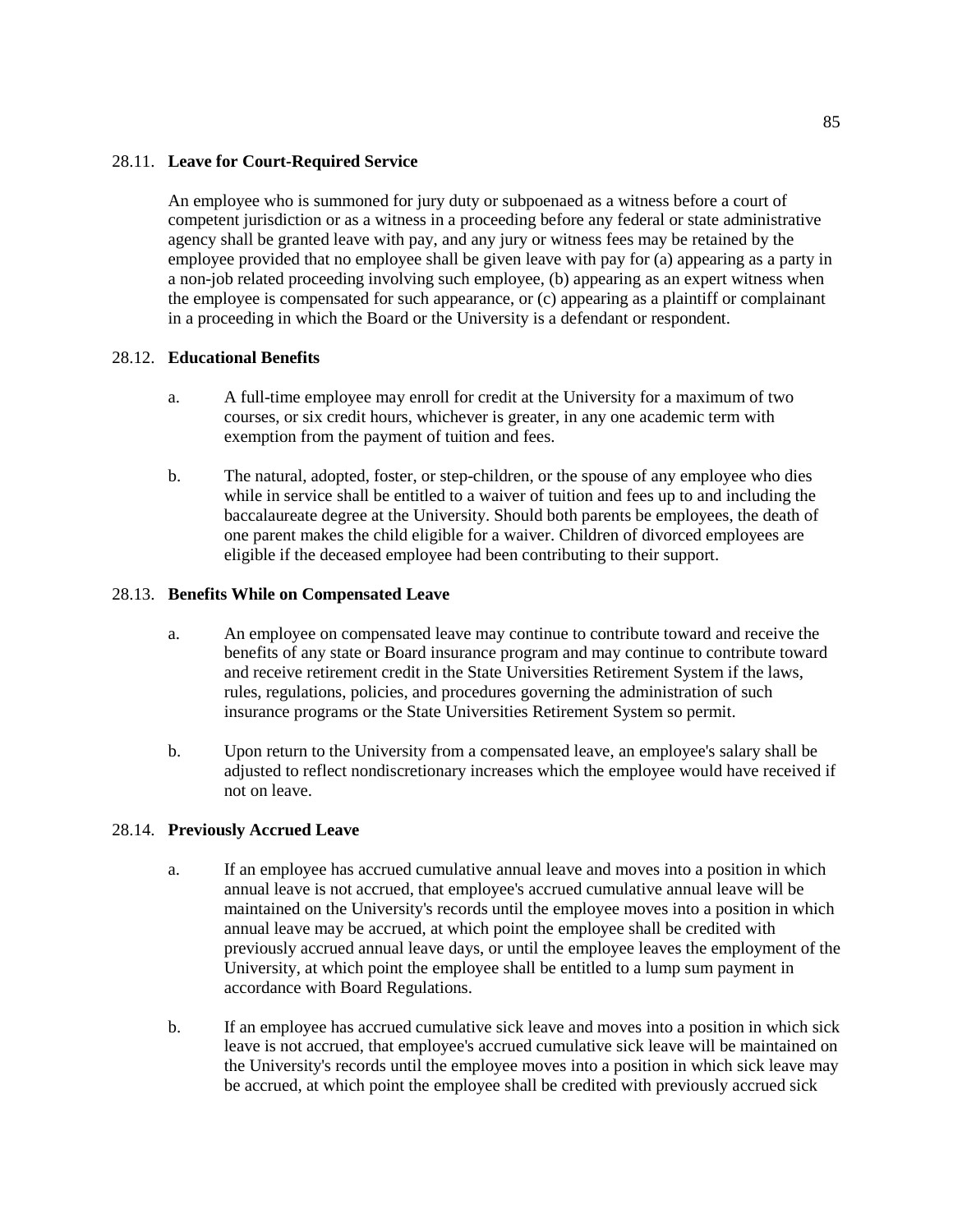### 28.11. **Leave for Court-Required Service**

An employee who is summoned for jury duty or subpoenaed as a witness before a court of competent jurisdiction or as a witness in a proceeding before any federal or state administrative agency shall be granted leave with pay, and any jury or witness fees may be retained by the employee provided that no employee shall be given leave with pay for (a) appearing as a party in a non-job related proceeding involving such employee, (b) appearing as an expert witness when the employee is compensated for such appearance, or (c) appearing as a plaintiff or complainant in a proceeding in which the Board or the University is a defendant or respondent.

### 28.12. **Educational Benefits**

a. A full-time employee may enroll for credit at the University for a maximum of two courses, or six credit hours, whichever is greater, in any one academic term with exemption from the payment of tuition and fees.

b. The natural, adopted, foster, or step-children, or the spouse of any employee who dies while in service shall be entitled to a waiver of tuition and fees up to and including the baccalaureate degree at the University. Should both parents be employees, the death of one parent makes the child eligible for a waiver. Children of divorced employees are eligible if the deceased employee had been contributing to their support.

### 28.13. **Benefits While on Compensated Leave**

a. An employee on compensated leave may continue to contribute toward and receive the benefits of any state or Board insurance program and may continue to contribute toward and receive retirement credit in the State Universities Retirement System if the laws, rules, regulations, policies, and procedures governing the administration of such insurance programs or the State Universities Retirement System so permit.

b. Upon return to the University from a compensated leave, an employee's salary shall be adjusted to reflect nondiscretionary increases which the employee would have received if not on leave.

### 28.14. **Previously Accrued Leave**

a. If an employee has accrued cumulative annual leave and moves into a position in which annual leave is not accrued, that employee's accrued cumulative annual leave will be maintained on the University's records until the employee moves into a position in which annual leave may be accrued, at which point the employee shall be credited with previously accrued annual leave days, or until the employee leaves the employment of the University, at which point the employee shall be entitled to a lump sum payment in accordance with Board Regulations.

b. If an employee has accrued cumulative sick leave and moves into a position in which sick leave is not accrued, that employee's accrued cumulative sick leave will be maintained on the University's records until the employee moves into a position in which sick leave may be accrued, at which point the employee shall be credited with previously accrued sick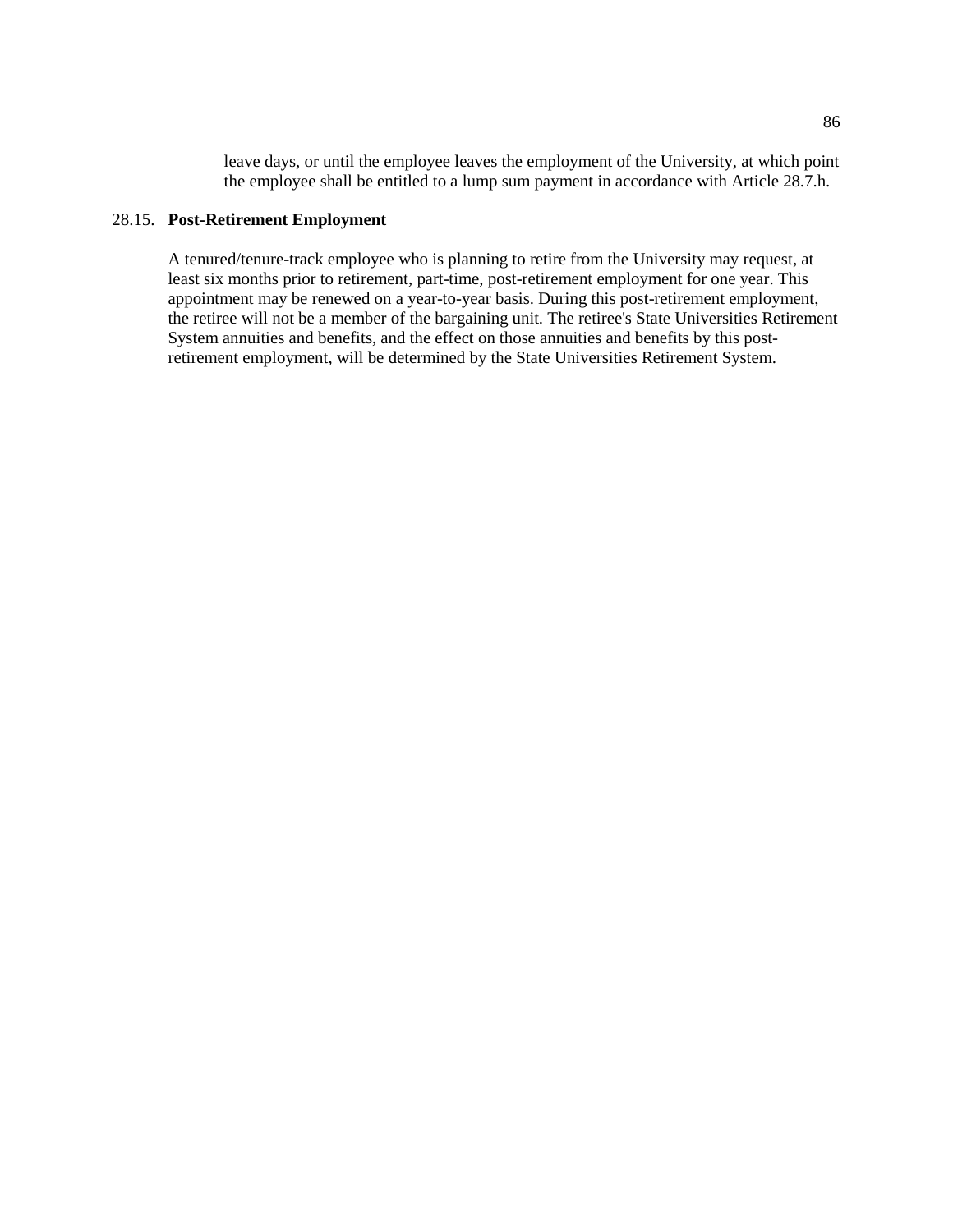leave days, or until the employee leaves the employment of the University, at which point the employee shall be entitled to a lump sum payment in accordance with Article 28.7.h.

### 28.15. Post-Retirement Employment

A tenured/tenure-track employee who is planning to retire from the University may request, at least six months prior to retirement, part-time, post-retirement employment for one year. This appointment may be renewed on a year-to-year basis. During this post-retirement employment, the retiree will not be a member of the bargaining unit. The retiree's State Universities Retirement System annuities and benefits, and the effect on those annuities and benefits by this post-retirement employment, will be determined by the State Universities Retirement System.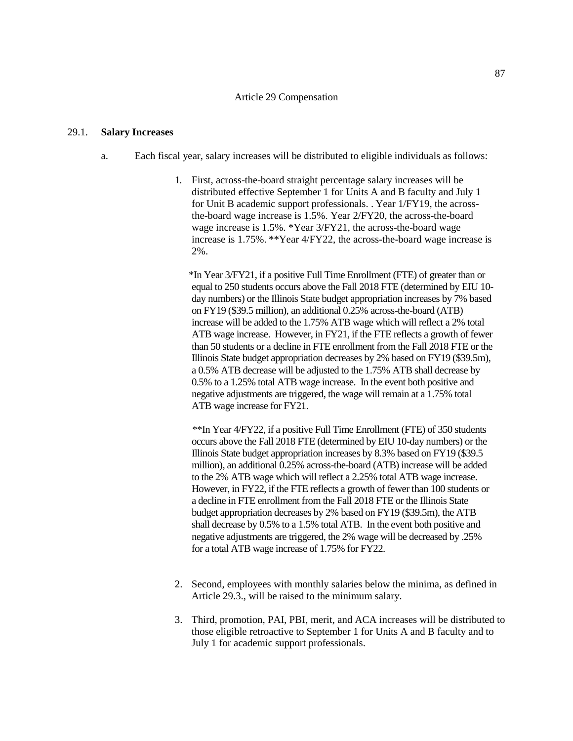# Article 29 Compensation

## 29.1. **Salary Increases**

a. Each fiscal year, salary increases will be distributed to eligible individuals as follows:

1. First, across-the-board straight percentage salary increases will be distributed effective September 1 for Units A and B faculty and July 1 for Unit B academic support professionals. . Year 1/FY19, the across-the-board wage increase is 1.5%. Year 2/FY20, the across-the-board wage increase is 1.5%. *Year 3/FY21, the across-the-board wage increase is 1.75%. **Year 4/FY22, the across-the-board wage increase is 2%.

   *In Year 3/FY21, if a positive Full Time Enrollment (FTE) of greater than or equal to 250 students occurs above the Fall 2018 FTE (determined by EIU 10-day numbers) or the Illinois State budget appropriation increases by 7% based on FY19 ($39.5 million), an additional 0.25% across-the-board (ATB) increase will be added to the 1.75% ATB wage which will reflect a 2% total ATB wage increase. However, in FY21, if the FTE reflects a growth of fewer than 50 students or a decline in FTE enrollment from the Fall 2018 FTE or the Illinois State budget appropriation decreases by 2% based on FY19 ($39.5m), a 0.5% ATB decrease will be adjusted to the 1.75% ATB shall decrease by 0.5% to a 1.25% total ATB wage increase. In the event both positive and negative adjustments are triggered, the wage will remain at a 1.75% total ATB wage increase for FY21.

   **In Year 4/FY22, if a positive Full Time Enrollment (FTE) of 350 students occurs above the Fall 2018 FTE (determined by EIU 10-day numbers) or the Illinois State budget appropriation increases by 8.3% based on FY19 ($39.5 million), an additional 0.25% across-the-board (ATB) increase will be added to the 2% ATB wage which will reflect a 2.25% total ATB wage increase. However, in FY22, if the FTE reflects a growth of fewer than 100 students or a decline in FTE enrollment from the Fall 2018 FTE or the Illinois State budget appropriation decreases by 2% based on FY19 ($39.5m), the ATB shall decrease by 0.5% to a 1.5% total ATB. In the event both positive and negative adjustments are triggered, the 2% wage will be decreased by .25% for a total ATB wage increase of 1.75% for FY22.

2. Second, employees with monthly salaries below the minima, as defined in Article 29.3., will be raised to the minimum salary.

3. Third, promotion, PAI, PBI, merit, and ACA increases will be distributed to those eligible retroactive to September 1 for Units A and B faculty and to July 1 for academic support professionals.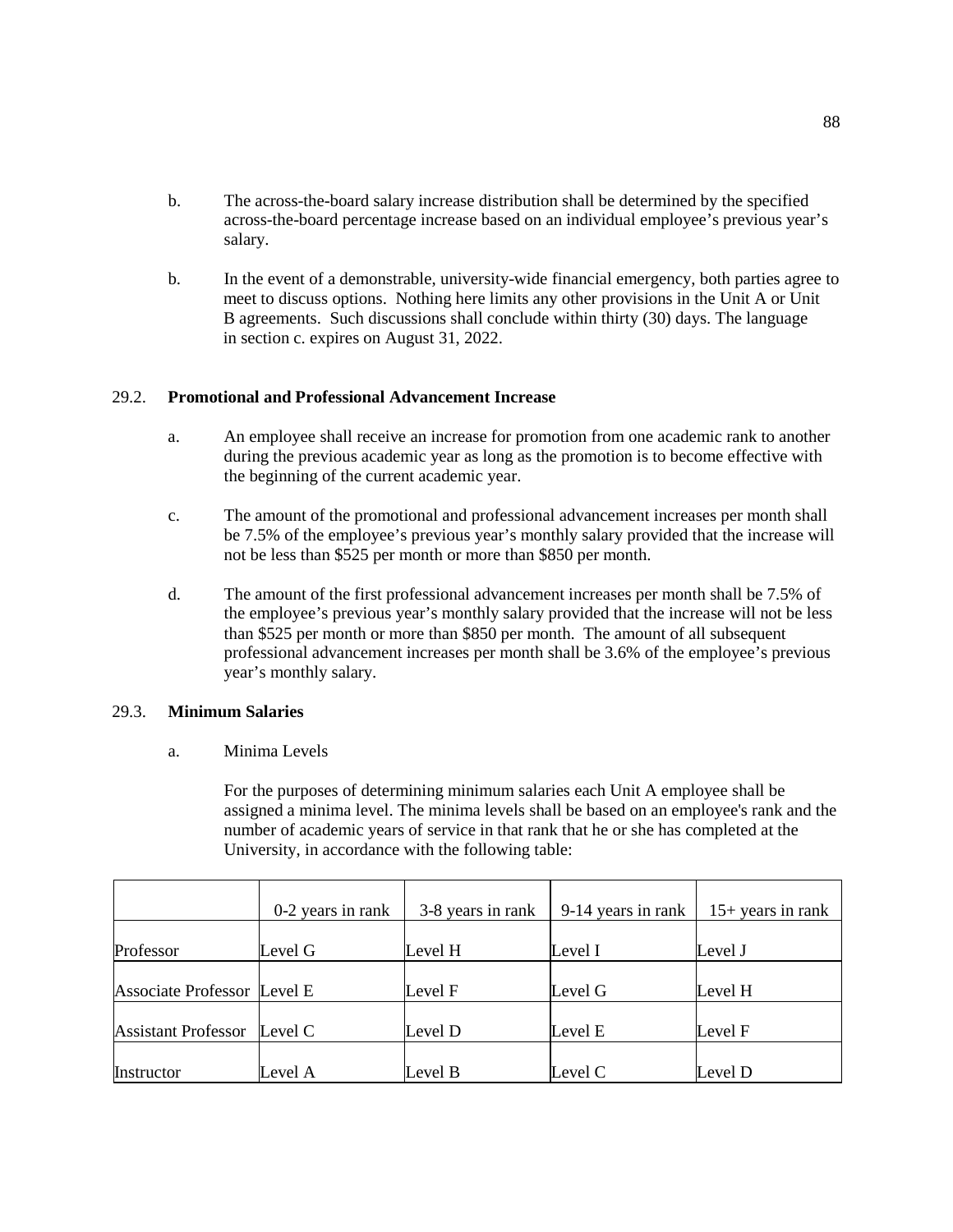b. The across-the-board salary increase distribution shall be determined by the specified across-the-board percentage increase based on an individual employee's previous year's salary.

b. In the event of a demonstrable, university-wide financial emergency, both parties agree to meet to discuss options. Nothing here limits any other provisions in the Unit A or Unit B agreements. Such discussions shall conclude within thirty (30) days. The language in section c. expires on August 31, 2022.

29.2. **Promotional and Professional Advancement Increase**

a. An employee shall receive an increase for promotion from one academic rank to another during the previous academic year as long as the promotion is to become effective with the beginning of the current academic year.

c. The amount of the promotional and professional advancement increases per month shall be 7.5% of the employee's previous year's monthly salary provided that the increase will not be less than $525 per month or more than $850 per month.

d. The amount of the first professional advancement increases per month shall be 7.5% of the employee's previous year's monthly salary provided that the increase will not be less than $525 per month or more than $850 per month. The amount of all subsequent professional advancement increases per month shall be 3.6% of the employee's previous year's monthly salary.

29.3. **Minimum Salaries**

a. Minima Levels

For the purposes of determining minimum salaries each Unit A employee shall be assigned a minima level. The minima levels shall be based on an employee's rank and the number of academic years of service in that rank that he or she has completed at the University, in accordance with the following table:

| | 0-2 years in rank | 3-8 years in rank | 9-14 years in rank | 15+ years in rank |
|---|---|---|---|---|
| Professor | Level G | Level H | Level I | Level J |
| Associate Professor | Level E | Level F | Level G | Level H |
| Assistant Professor | Level C | Level D | Level E | Level F |
| Instructor | Level A | Level B | Level C | Level D |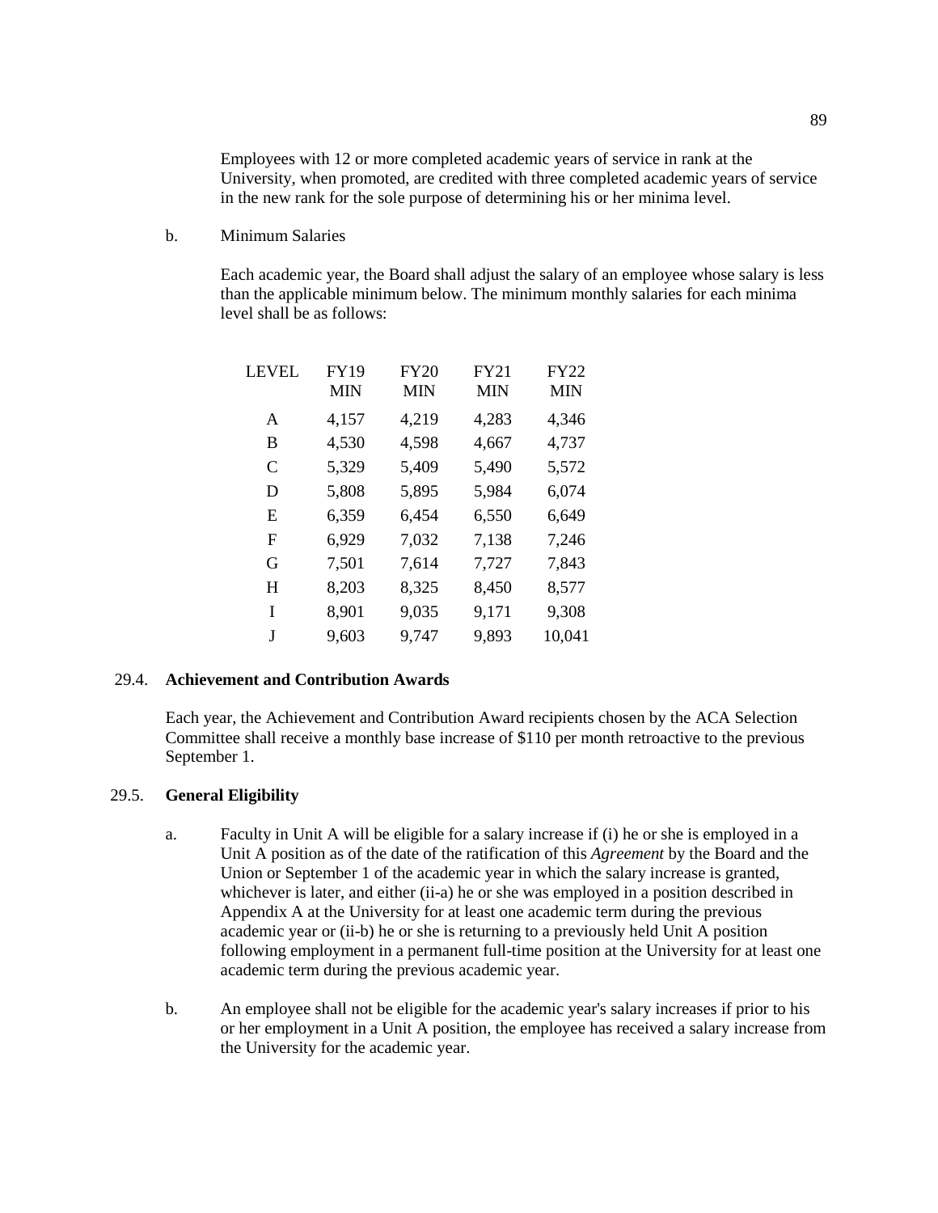Employees with 12 or more completed academic years of service in rank at the University, when promoted, are credited with three completed academic years of service in the new rank for the sole purpose of determining his or her minima level.

b. Minimum Salaries

Each academic year, the Board shall adjust the salary of an employee whose salary is less than the applicable minimum below. The minimum monthly salaries for each minima level shall be as follows:

| LEVEL | FY19 MIN | FY20 MIN | FY21 MIN | FY22 MIN |
|---|---|---|---|---|
| A | 4,157 | 4,219 | 4,283 | 4,346 |
| B | 4,530 | 4,598 | 4,667 | 4,737 |
| C | 5,329 | 5,409 | 5,490 | 5,572 |
| D | 5,808 | 5,895 | 5,984 | 6,074 |
| E | 6,359 | 6,454 | 6,550 | 6,649 |
| F | 6,929 | 7,032 | 7,138 | 7,246 |
| G | 7,501 | 7,614 | 7,727 | 7,843 |
| H | 8,203 | 8,325 | 8,450 | 8,577 |
| I | 8,901 | 9,035 | 9,171 | 9,308 |
| J | 9,603 | 9,747 | 9,893 | 10,041 |

## 29.4. Achievement and Contribution Awards

Each year, the Achievement and Contribution Award recipients chosen by the ACA Selection Committee shall receive a monthly base increase of $110 per month retroactive to the previous September 1.

## 29.5. General Eligibility

a. Faculty in Unit A will be eligible for a salary increase if (i) he or she is employed in a Unit A position as of the date of the ratification of this *Agreement* by the Board and the Union or September 1 of the academic year in which the salary increase is granted, whichever is later, and either (ii-a) he or she was employed in a position described in Appendix A at the University for at least one academic term during the previous academic year or (ii-b) he or she is returning to a previously held Unit A position following employment in a permanent full-time position at the University for at least one academic term during the previous academic year.

b. An employee shall not be eligible for the academic year's salary increases if prior to his or her employment in a Unit A position, the employee has received a salary increase from the University for the academic year.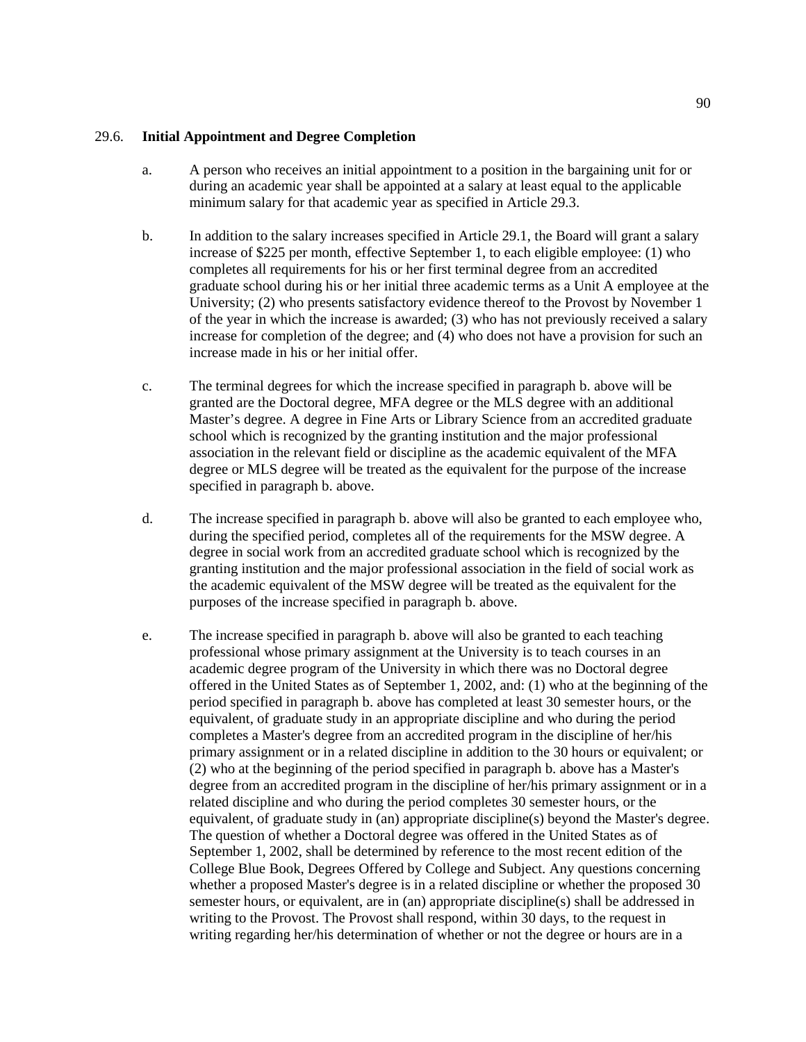## 29.6. Initial Appointment and Degree Completion

a. A person who receives an initial appointment to a position in the bargaining unit for or during an academic year shall be appointed at a salary at least equal to the applicable minimum salary for that academic year as specified in Article 29.3.

b. In addition to the salary increases specified in Article 29.1, the Board will grant a salary increase of $225 per month, effective September 1, to each eligible employee: (1) who completes all requirements for his or her first terminal degree from an accredited graduate school during his or her initial three academic terms as a Unit A employee at the University; (2) who presents satisfactory evidence thereof to the Provost by November 1 of the year in which the increase is awarded; (3) who has not previously received a salary increase for completion of the degree; and (4) who does not have a provision for such an increase made in his or her initial offer.

c. The terminal degrees for which the increase specified in paragraph b. above will be granted are the Doctoral degree, MFA degree or the MLS degree with an additional Master's degree. A degree in Fine Arts or Library Science from an accredited graduate school which is recognized by the granting institution and the major professional association in the relevant field or discipline as the academic equivalent of the MFA degree or MLS degree will be treated as the equivalent for the purpose of the increase specified in paragraph b. above.

d. The increase specified in paragraph b. above will also be granted to each employee who, during the specified period, completes all of the requirements for the MSW degree. A degree in social work from an accredited graduate school which is recognized by the granting institution and the major professional association in the field of social work as the academic equivalent of the MSW degree will be treated as the equivalent for the purposes of the increase specified in paragraph b. above.

e. The increase specified in paragraph b. above will also be granted to each teaching professional whose primary assignment at the University is to teach courses in an academic degree program of the University in which there was no Doctoral degree offered in the United States as of September 1, 2002, and: (1) who at the beginning of the period specified in paragraph b. above has completed at least 30 semester hours, or the equivalent, of graduate study in an appropriate discipline and who during the period completes a Master's degree from an accredited program in the discipline of her/his primary assignment or in a related discipline in addition to the 30 hours or equivalent; or (2) who at the beginning of the period specified in paragraph b. above has a Master's degree from an accredited program in the discipline of her/his primary assignment or in a related discipline and who during the period completes 30 semester hours, or the equivalent, of graduate study in (an) appropriate discipline(s) beyond the Master's degree. The question of whether a Doctoral degree was offered in the United States as of September 1, 2002, shall be determined by reference to the most recent edition of the College Blue Book, Degrees Offered by College and Subject. Any questions concerning whether a proposed Master's degree is in a related discipline or whether the proposed 30 semester hours, or equivalent, are in (an) appropriate discipline(s) shall be addressed in writing to the Provost. The Provost shall respond, within 30 days, to the request in writing regarding her/his determination of whether or not the degree or hours are in a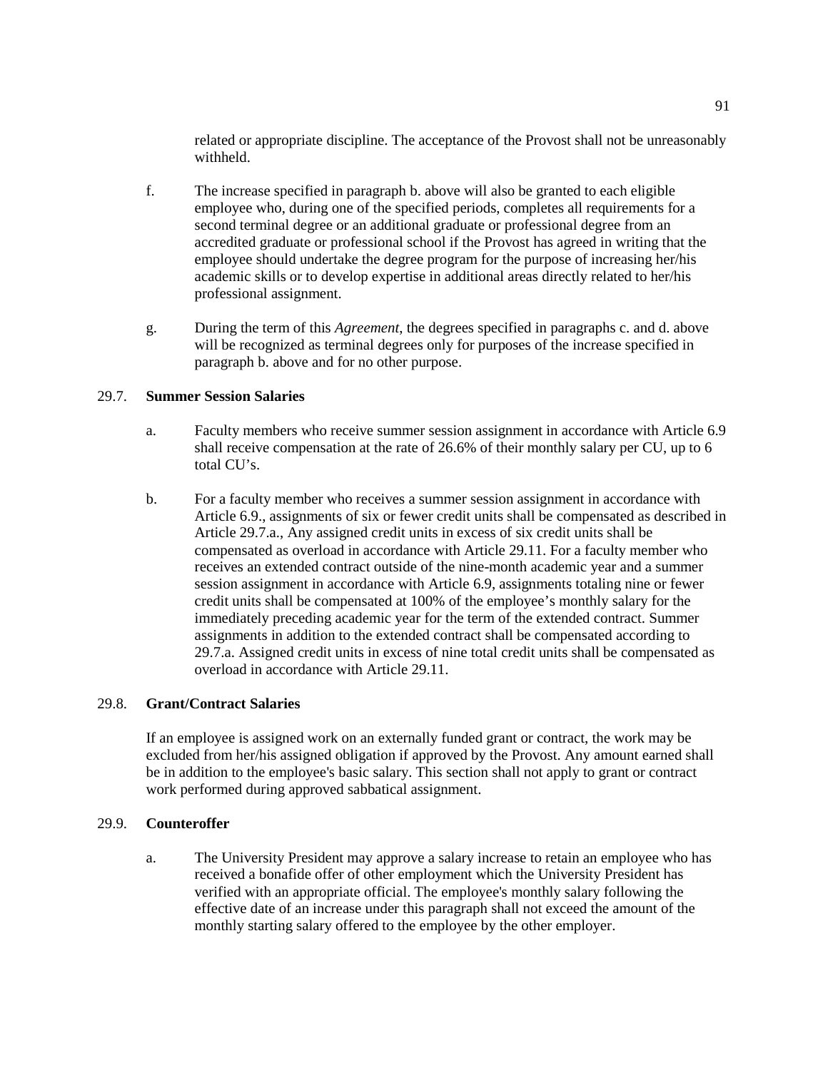related or appropriate discipline. The acceptance of the Provost shall not be unreasonably withheld.

f. The increase specified in paragraph b. above will also be granted to each eligible employee who, during one of the specified periods, completes all requirements for a second terminal degree or an additional graduate or professional degree from an accredited graduate or professional school if the Provost has agreed in writing that the employee should undertake the degree program for the purpose of increasing her/his academic skills or to develop expertise in additional areas directly related to her/his professional assignment.

g. During the term of this *Agreement*, the degrees specified in paragraphs c. and d. above will be recognized as terminal degrees only for purposes of the increase specified in paragraph b. above and for no other purpose.

29.7. **Summer Session Salaries**

a. Faculty members who receive summer session assignment in accordance with Article 6.9 shall receive compensation at the rate of 26.6% of their monthly salary per CU, up to 6 total CU's.

b. For a faculty member who receives a summer session assignment in accordance with Article 6.9., assignments of six or fewer credit units shall be compensated as described in Article 29.7.a., Any assigned credit units in excess of six credit units shall be compensated as overload in accordance with Article 29.11. For a faculty member who receives an extended contract outside of the nine-month academic year and a summer session assignment in accordance with Article 6.9, assignments totaling nine or fewer credit units shall be compensated at 100% of the employee's monthly salary for the immediately preceding academic year for the term of the extended contract. Summer assignments in addition to the extended contract shall be compensated according to 29.7.a. Assigned credit units in excess of nine total credit units shall be compensated as overload in accordance with Article 29.11.

29.8. **Grant/Contract Salaries**

If an employee is assigned work on an externally funded grant or contract, the work may be excluded from her/his assigned obligation if approved by the Provost. Any amount earned shall be in addition to the employee's basic salary. This section shall not apply to grant or contract work performed during approved sabbatical assignment.

29.9. **Counteroffer**

a. The University President may approve a salary increase to retain an employee who has received a bonafide offer of other employment which the University President has verified with an appropriate official. The employee's monthly salary following the effective date of an increase under this paragraph shall not exceed the amount of the monthly starting salary offered to the employee by the other employer.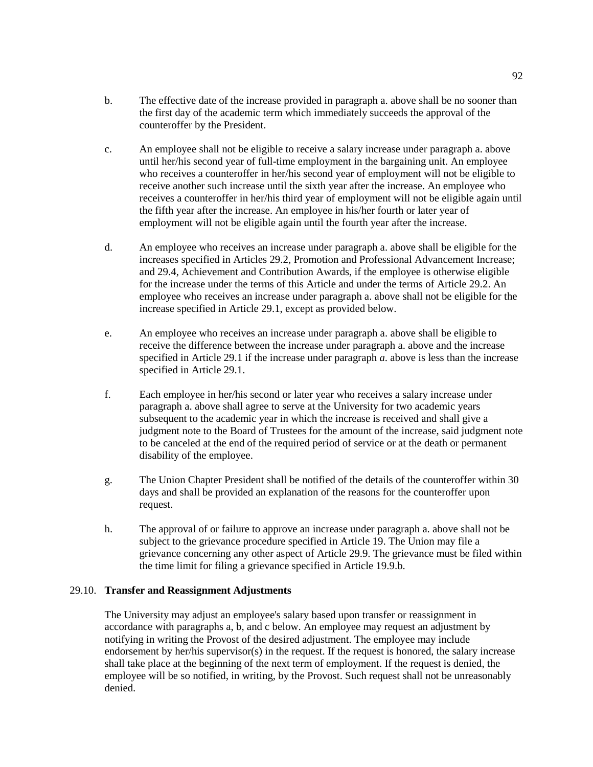b. The effective date of the increase provided in paragraph a. above shall be no sooner than the first day of the academic term which immediately succeeds the approval of the counteroffer by the President.

c. An employee shall not be eligible to receive a salary increase under paragraph a. above until her/his second year of full-time employment in the bargaining unit. An employee who receives a counteroffer in her/his second year of employment will not be eligible to receive another such increase until the sixth year after the increase. An employee who receives a counteroffer in her/his third year of employment will not be eligible again until the fifth year after the increase. An employee in his/her fourth or later year of employment will not be eligible again until the fourth year after the increase.

d. An employee who receives an increase under paragraph a. above shall be eligible for the increases specified in Articles 29.2, Promotion and Professional Advancement Increase; and 29.4, Achievement and Contribution Awards, if the employee is otherwise eligible for the increase under the terms of this Article and under the terms of Article 29.2. An employee who receives an increase under paragraph a. above shall not be eligible for the increase specified in Article 29.1, except as provided below.

e. An employee who receives an increase under paragraph a. above shall be eligible to receive the difference between the increase under paragraph a. above and the increase specified in Article 29.1 if the increase under paragraph *a.* above is less than the increase specified in Article 29.1.

f. Each employee in her/his second or later year who receives a salary increase under paragraph a. above shall agree to serve at the University for two academic years subsequent to the academic year in which the increase is received and shall give a judgment note to the Board of Trustees for the amount of the increase, said judgment note to be canceled at the end of the required period of service or at the death or permanent disability of the employee.

g. The Union Chapter President shall be notified of the details of the counteroffer within 30 days and shall be provided an explanation of the reasons for the counteroffer upon request.

h. The approval of or failure to approve an increase under paragraph a. above shall not be subject to the grievance procedure specified in Article 19. The Union may file a grievance concerning any other aspect of Article 29.9. The grievance must be filed within the time limit for filing a grievance specified in Article 19.9.b.

### 29.10. **Transfer and Reassignment Adjustments**

The University may adjust an employee's salary based upon transfer or reassignment in accordance with paragraphs a, b, and c below. An employee may request an adjustment by notifying in writing the Provost of the desired adjustment. The employee may include endorsement by her/his supervisor(s) in the request. If the request is honored, the salary increase shall take place at the beginning of the next term of employment. If the request is denied, the employee will be so notified, in writing, by the Provost. Such request shall not be unreasonably denied.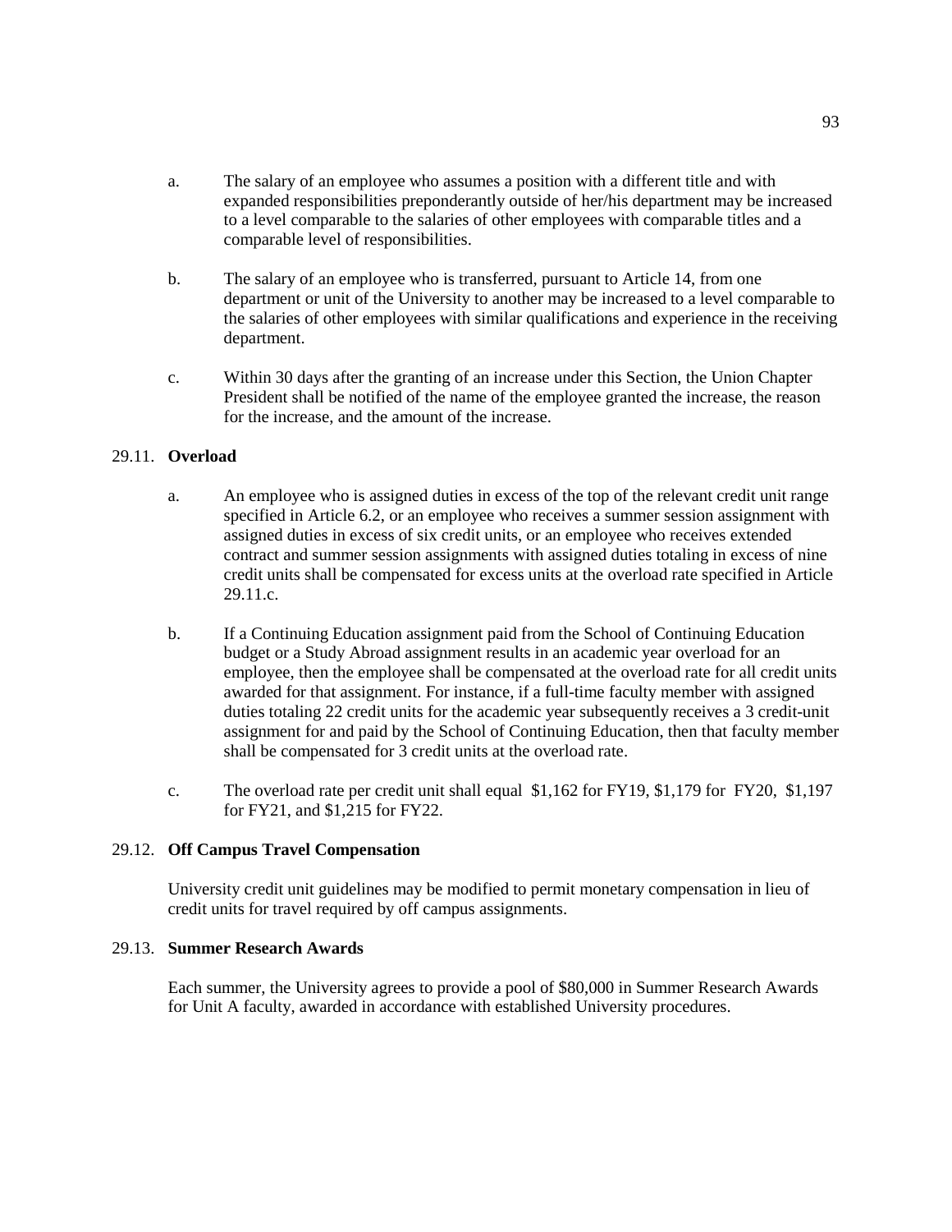a. The salary of an employee who assumes a position with a different title and with expanded responsibilities preponderantly outside of her/his department may be increased to a level comparable to the salaries of other employees with comparable titles and a comparable level of responsibilities.

b. The salary of an employee who is transferred, pursuant to Article 14, from one department or unit of the University to another may be increased to a level comparable to the salaries of other employees with similar qualifications and experience in the receiving department.

c. Within 30 days after the granting of an increase under this Section, the Union Chapter President shall be notified of the name of the employee granted the increase, the reason for the increase, and the amount of the increase.

29.11. **Overload**

a. An employee who is assigned duties in excess of the top of the relevant credit unit range specified in Article 6.2, or an employee who receives a summer session assignment with assigned duties in excess of six credit units, or an employee who receives extended contract and summer session assignments with assigned duties totaling in excess of nine credit units shall be compensated for excess units at the overload rate specified in Article 29.11.c.

b. If a Continuing Education assignment paid from the School of Continuing Education budget or a Study Abroad assignment results in an academic year overload for an employee, then the employee shall be compensated at the overload rate for all credit units awarded for that assignment. For instance, if a full-time faculty member with assigned duties totaling 22 credit units for the academic year subsequently receives a 3 credit-unit assignment for and paid by the School of Continuing Education, then that faculty member shall be compensated for 3 credit units at the overload rate.

c. The overload rate per credit unit shall equal $1,162 for FY19, $1,179 for FY20, $1,197 for FY21, and $1,215 for FY22.

29.12. **Off Campus Travel Compensation**

University credit unit guidelines may be modified to permit monetary compensation in lieu of credit units for travel required by off campus assignments.

29.13. **Summer Research Awards**

Each summer, the University agrees to provide a pool of $80,000 in Summer Research Awards for Unit A faculty, awarded in accordance with established University procedures.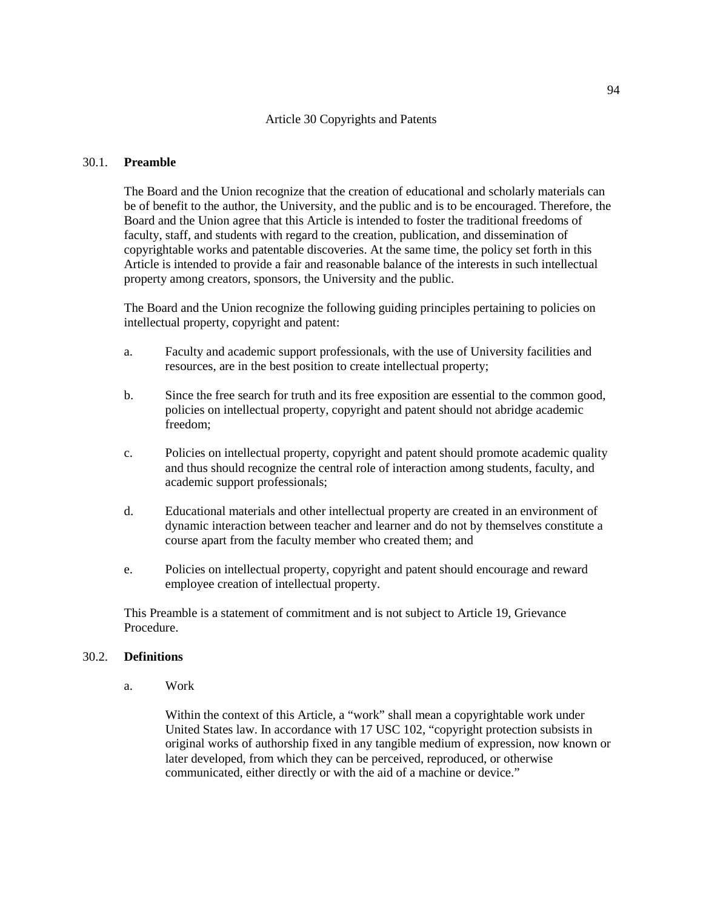# Article 30 Copyrights and Patents

## 30.1. Preamble

The Board and the Union recognize that the creation of educational and scholarly materials can be of benefit to the author, the University, and the public and is to be encouraged. Therefore, the Board and the Union agree that this Article is intended to foster the traditional freedoms of faculty, staff, and students with regard to the creation, publication, and dissemination of copyrightable works and patentable discoveries. At the same time, the policy set forth in this Article is intended to provide a fair and reasonable balance of the interests in such intellectual property among creators, sponsors, the University and the public.

The Board and the Union recognize the following guiding principles pertaining to policies on intellectual property, copyright and patent:

a. Faculty and academic support professionals, with the use of University facilities and resources, are in the best position to create intellectual property;

b. Since the free search for truth and its free exposition are essential to the common good, policies on intellectual property, copyright and patent should not abridge academic freedom;

c. Policies on intellectual property, copyright and patent should promote academic quality and thus should recognize the central role of interaction among students, faculty, and academic support professionals;

d. Educational materials and other intellectual property are created in an environment of dynamic interaction between teacher and learner and do not by themselves constitute a course apart from the faculty member who created them; and

e. Policies on intellectual property, copyright and patent should encourage and reward employee creation of intellectual property.

This Preamble is a statement of commitment and is not subject to Article 19, Grievance Procedure.

## 30.2. Definitions

a. Work

Within the context of this Article, a "work" shall mean a copyrightable work under United States law. In accordance with 17 USC 102, "copyright protection subsists in original works of authorship fixed in any tangible medium of expression, now known or later developed, from which they can be perceived, reproduced, or otherwise communicated, either directly or with the aid of a machine or device."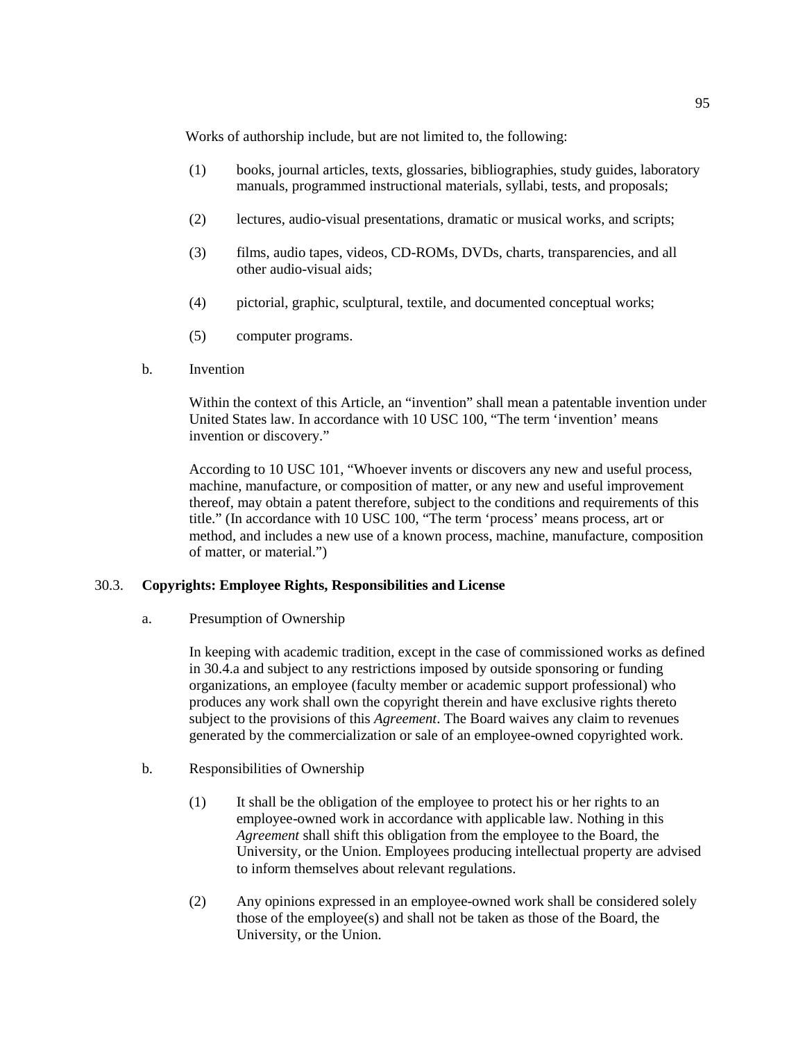Works of authorship include, but are not limited to, the following:

(1) books, journal articles, texts, glossaries, bibliographies, study guides, laboratory manuals, programmed instructional materials, syllabi, tests, and proposals;

(2) lectures, audio-visual presentations, dramatic or musical works, and scripts;

(3) films, audio tapes, videos, CD-ROMs, DVDs, charts, transparencies, and all other audio-visual aids;

(4) pictorial, graphic, sculptural, textile, and documented conceptual works;

(5) computer programs.

b. Invention

Within the context of this Article, an "invention" shall mean a patentable invention under United States law. In accordance with 10 USC 100, "The term 'invention' means invention or discovery."

According to 10 USC 101, "Whoever invents or discovers any new and useful process, machine, manufacture, or composition of matter, or any new and useful improvement thereof, may obtain a patent therefore, subject to the conditions and requirements of this title." (In accordance with 10 USC 100, "The term 'process' means process, art or method, and includes a new use of a known process, machine, manufacture, composition of matter, or material.")

## 30.3. Copyrights: Employee Rights, Responsibilities and License

a. Presumption of Ownership

In keeping with academic tradition, except in the case of commissioned works as defined in 30.4.a and subject to any restrictions imposed by outside sponsoring or funding organizations, an employee (faculty member or academic support professional) who produces any work shall own the copyright therein and have exclusive rights thereto subject to the provisions of this *Agreement*. The Board waives any claim to revenues generated by the commercialization or sale of an employee-owned copyrighted work.

b. Responsibilities of Ownership

(1) It shall be the obligation of the employee to protect his or her rights to an employee-owned work in accordance with applicable law. Nothing in this *Agreement* shall shift this obligation from the employee to the Board, the University, or the Union. Employees producing intellectual property are advised to inform themselves about relevant regulations.

(2) Any opinions expressed in an employee-owned work shall be considered solely those of the employee(s) and shall not be taken as those of the Board, the University, or the Union.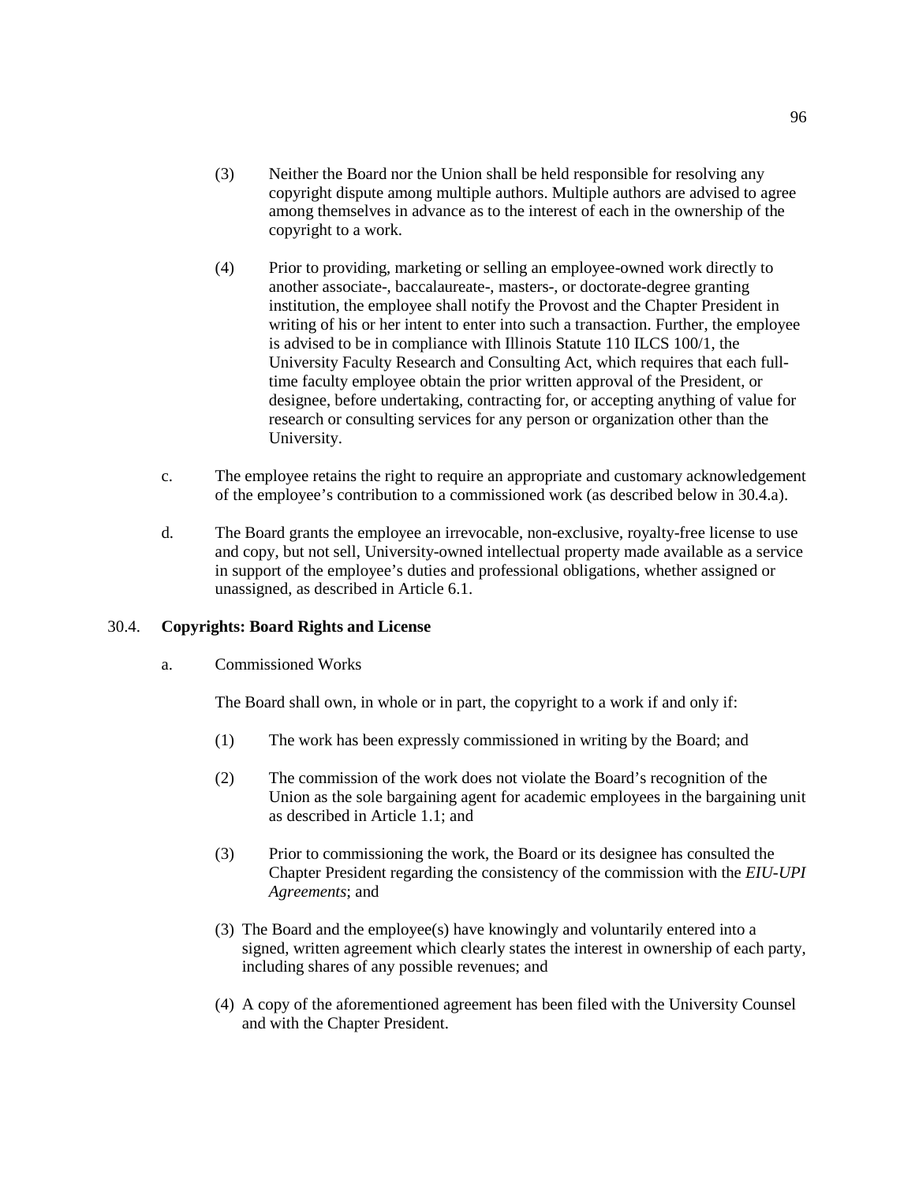(3) Neither the Board nor the Union shall be held responsible for resolving any copyright dispute among multiple authors. Multiple authors are advised to agree among themselves in advance as to the interest of each in the ownership of the copyright to a work.

(4) Prior to providing, marketing or selling an employee-owned work directly to another associate-, baccalaureate-, masters-, or doctorate-degree granting institution, the employee shall notify the Provost and the Chapter President in writing of his or her intent to enter into such a transaction. Further, the employee is advised to be in compliance with Illinois Statute 110 ILCS 100/1, the University Faculty Research and Consulting Act, which requires that each full-time faculty employee obtain the prior written approval of the President, or designee, before undertaking, contracting for, or accepting anything of value for research or consulting services for any person or organization other than the University.

c. The employee retains the right to require an appropriate and customary acknowledgement of the employee's contribution to a commissioned work (as described below in 30.4.a).

d. The Board grants the employee an irrevocable, non-exclusive, royalty-free license to use and copy, but not sell, University-owned intellectual property made available as a service in support of the employee's duties and professional obligations, whether assigned or unassigned, as described in Article 6.1.

30.4. **Copyrights: Board Rights and License**

a. Commissioned Works

The Board shall own, in whole or in part, the copyright to a work if and only if:

(1) The work has been expressly commissioned in writing by the Board; and

(2) The commission of the work does not violate the Board's recognition of the Union as the sole bargaining agent for academic employees in the bargaining unit as described in Article 1.1; and

(3) Prior to commissioning the work, the Board or its designee has consulted the Chapter President regarding the consistency of the commission with the *EIU-UPI Agreements*; and

(3) The Board and the employee(s) have knowingly and voluntarily entered into a signed, written agreement which clearly states the interest in ownership of each party, including shares of any possible revenues; and

(4) A copy of the aforementioned agreement has been filed with the University Counsel and with the Chapter President.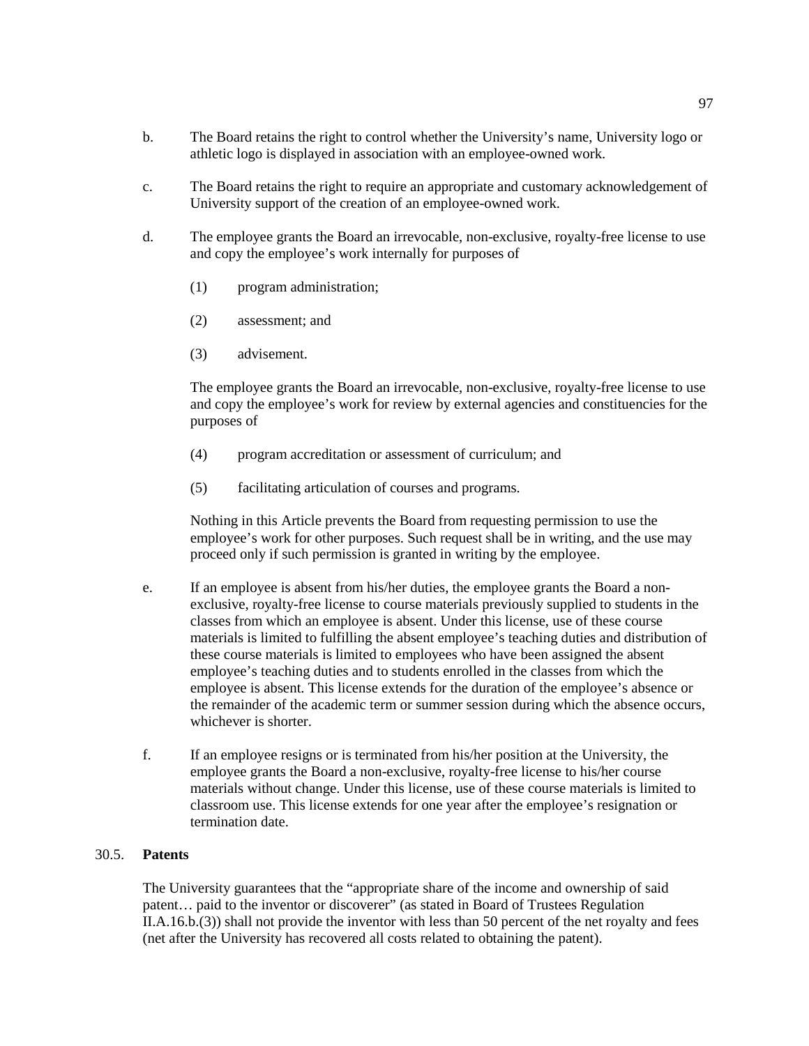b. The Board retains the right to control whether the University's name, University logo or athletic logo is displayed in association with an employee-owned work.

c. The Board retains the right to require an appropriate and customary acknowledgement of University support of the creation of an employee-owned work.

d. The employee grants the Board an irrevocable, non-exclusive, royalty-free license to use and copy the employee's work internally for purposes of

   (1) program administration;

   (2) assessment; and

   (3) advisement.

   The employee grants the Board an irrevocable, non-exclusive, royalty-free license to use and copy the employee's work for review by external agencies and constituencies for the purposes of

   (4) program accreditation or assessment of curriculum; and

   (5) facilitating articulation of courses and programs.

   Nothing in this Article prevents the Board from requesting permission to use the employee's work for other purposes. Such request shall be in writing, and the use may proceed only if such permission is granted in writing by the employee.

e. If an employee is absent from his/her duties, the employee grants the Board a non-exclusive, royalty-free license to course materials previously supplied to students in the classes from which an employee is absent. Under this license, use of these course materials is limited to fulfilling the absent employee's teaching duties and distribution of these course materials is limited to employees who have been assigned the absent employee's teaching duties and to students enrolled in the classes from which the employee is absent. This license extends for the duration of the employee's absence or the remainder of the academic term or summer session during which the absence occurs, whichever is shorter.

f. If an employee resigns or is terminated from his/her position at the University, the employee grants the Board a non-exclusive, royalty-free license to his/her course materials without change. Under this license, use of these course materials is limited to classroom use. This license extends for one year after the employee's resignation or termination date.

30.5. **Patents**

The University guarantees that the "appropriate share of the income and ownership of said patent… paid to the inventor or discoverer" (as stated in Board of Trustees Regulation II.A.16.b.(3)) shall not provide the inventor with less than 50 percent of the net royalty and fees (net after the University has recovered all costs related to obtaining the patent).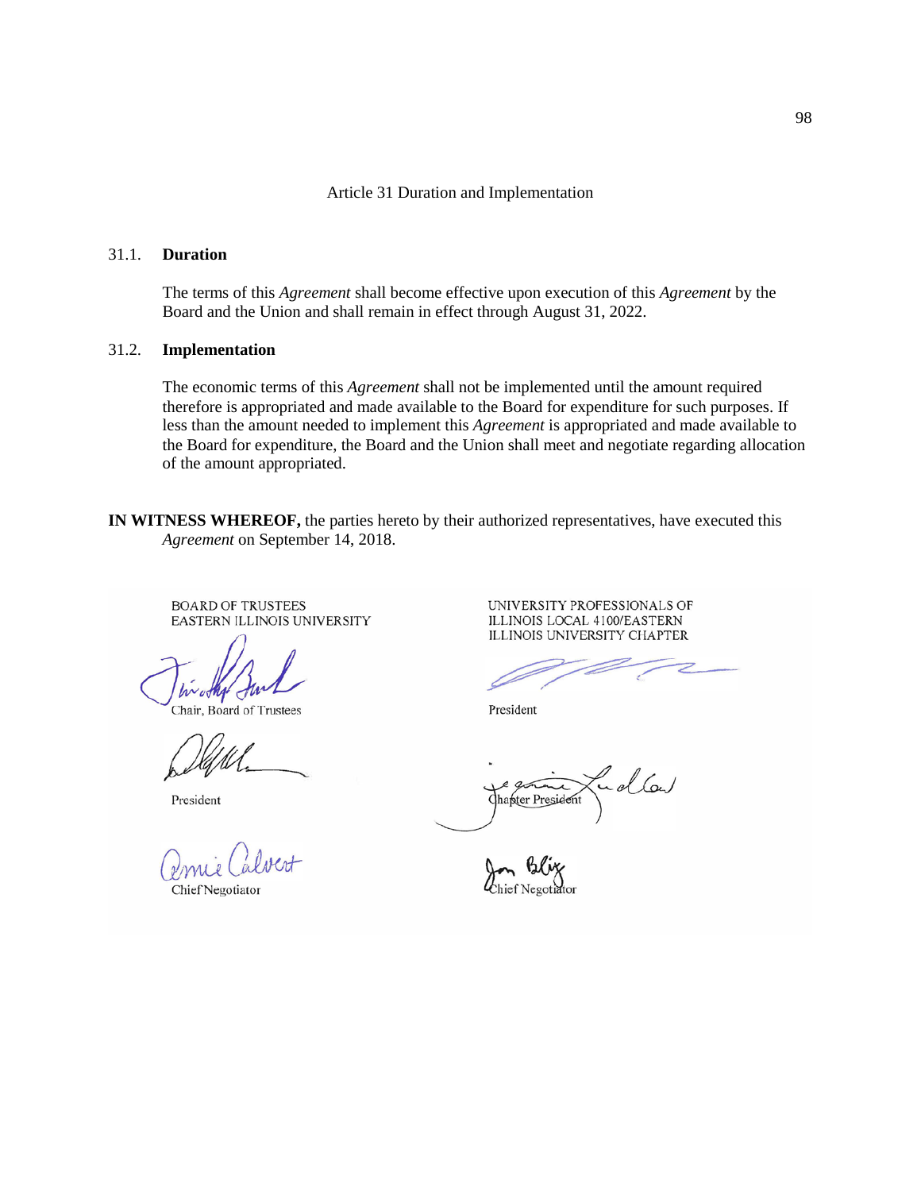## Article 31 Duration and Implementation

### 31.1. **Duration**

The terms of this *Agreement* shall become effective upon execution of this *Agreement* by the Board and the Union and shall remain in effect through August 31, 2022.

### 31.2. **Implementation**

The economic terms of this *Agreement* shall not be implemented until the amount required therefore is appropriated and made available to the Board for expenditure for such purposes. If less than the amount needed to implement this *Agreement* is appropriated and made available to the Board for expenditure, the Board and the Union shall meet and negotiate regarding allocation of the amount appropriated.

**IN WITNESS WHEREOF,** the parties hereto by their authorized representatives, have executed this *Agreement* on September 14, 2018.

| BOARD OF TRUSTEES EASTERN ILLINOIS UNIVERSITY | UNIVERSITY PROFESSIONALS OF ILLINOIS LOCAL 4100/EASTERN ILLINOIS UNIVERSITY CHAPTER |
|---|---|
| Chair, Board of Trustees | President |
| President | Chapter President |
| Chief Negotiator | Chief Negotiator |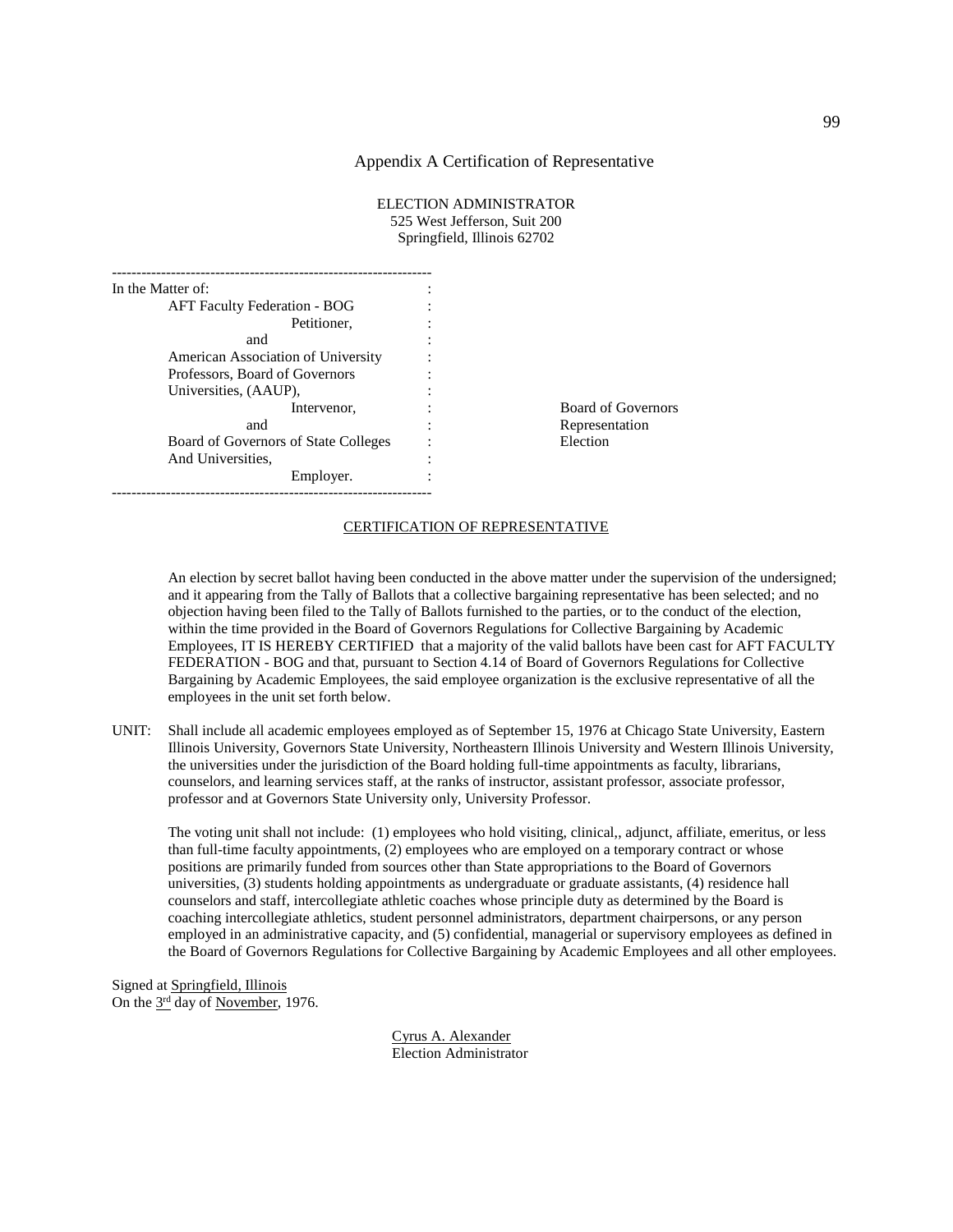# Appendix A Certification of Representative

ELECTION ADMINISTRATOR
525 West Jefferson, Suit 200
Springfield, Illinois 62702

---

In the Matter of:

AFT Faculty Federation - BOG
Petitioner,
and
American Association of University Professors, Board of Governors Universities, (AAUP),
Intervenor,
and
Board of Governors of State Colleges And Universities,
Employer.

Board of Governors Representation Election

---

CERTIFICATION OF REPRESENTATIVE

An election by secret ballot having been conducted in the above matter under the supervision of the undersigned; and it appearing from the Tally of Ballots that a collective bargaining representative has been selected; and no objection having been filed to the Tally of Ballots furnished to the parties, or to the conduct of the election, within the time provided in the Board of Governors Regulations for Collective Bargaining by Academic Employees, IT IS HEREBY CERTIFIED that a majority of the valid ballots have been cast for AFT FACULTY FEDERATION - BOG and that, pursuant to Section 4.14 of Board of Governors Regulations for Collective Bargaining by Academic Employees, the said employee organization is the exclusive representative of all the employees in the unit set forth below.

UNIT: Shall include all academic employees employed as of September 15, 1976 at Chicago State University, Eastern Illinois University, Governors State University, Northeastern Illinois University and Western Illinois University, the universities under the jurisdiction of the Board holding full-time appointments as faculty, librarians, counselors, and learning services staff, at the ranks of instructor, assistant professor, associate professor, professor and at Governors State University only, University Professor.

The voting unit shall not include: (1) employees who hold visiting, clinical,, adjunct, affiliate, emeritus, or less than full-time faculty appointments, (2) employees who are employed on a temporary contract or whose positions are primarily funded from sources other than State appropriations to the Board of Governors universities, (3) students holding appointments as undergraduate or graduate assistants, (4) residence hall counselors and staff, intercollegiate athletic coaches whose principle duty as determined by the Board is coaching intercollegiate athletics, student personnel administrators, department chairpersons, or any person employed in an administrative capacity, and (5) confidential, managerial or supervisory employees as defined in the Board of Governors Regulations for Collective Bargaining by Academic Employees and all other employees.

Signed at Springfield, Illinois
On the 3rd day of November, 1976.

Cyrus A. Alexander
Election Administrator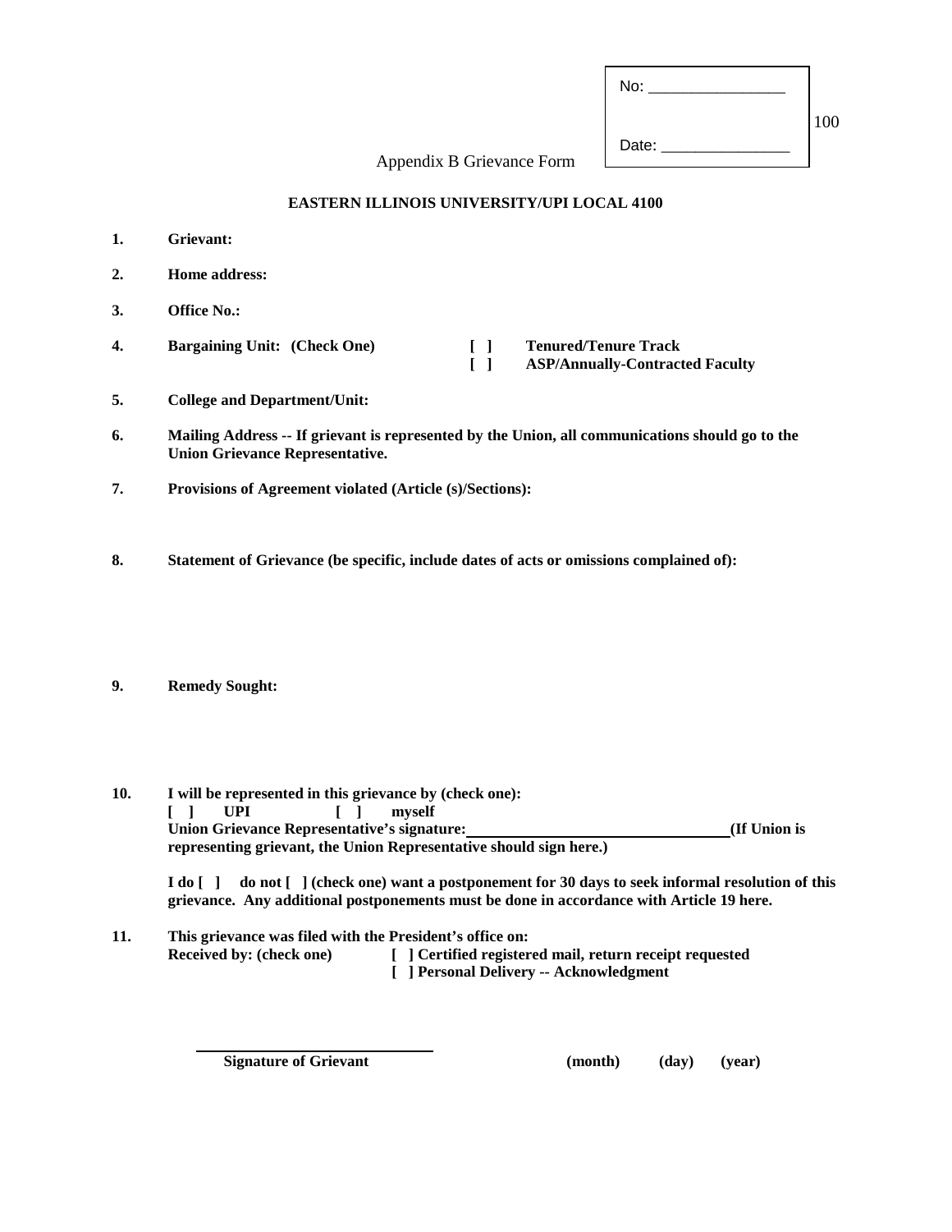No: ________________

Date: _______________

Appendix B Grievance Form

**EASTERN ILLINOIS UNIVERSITY/UPI LOCAL 4100**

1. **Grievant:**

2. **Home address:**

3. **Office No.:**

4. **Bargaining Unit: (Check One)** [ ] **Tenured/Tenure Track**
   [ ] **ASP/Annually-Contracted Faculty**

5. **College and Department/Unit:**

6. **Mailing Address -- If grievant is represented by the Union, all communications should go to the Union Grievance Representative.**

7. **Provisions of Agreement violated (Article (s)/Sections):**

8. **Statement of Grievance (be specific, include dates of acts or omissions complained of):**

9. **Remedy Sought:**

10. **I will be represented in this grievance by (check one):**
    **[ ] UPI [ ] myself**
    **Union Grievance Representative's signature:\_\_\_\_\_\_\_\_\_\_\_\_\_\_\_\_\_\_\_\_\_\_\_\_\_\_\_\_\_\_(If Union is representing grievant, the Union Representative should sign here.)**

    **I do [ ] do not [ ] (check one) want a postponement for 30 days to seek informal resolution of this grievance. Any additional postponements must be done in accordance with Article 19 here.**

11. **This grievance was filed with the President's office on:**
    **Received by: (check one)** **[ ] Certified registered mail, return receipt requested**
    **[ ] Personal Delivery -- Acknowledgment**

\_\_\_\_\_\_\_\_\_\_\_\_\_\_\_\_\_\_\_\_\_\_\_\_\_\_\_\_\_\_
**Signature of Grievant** **(month) (day) (year)**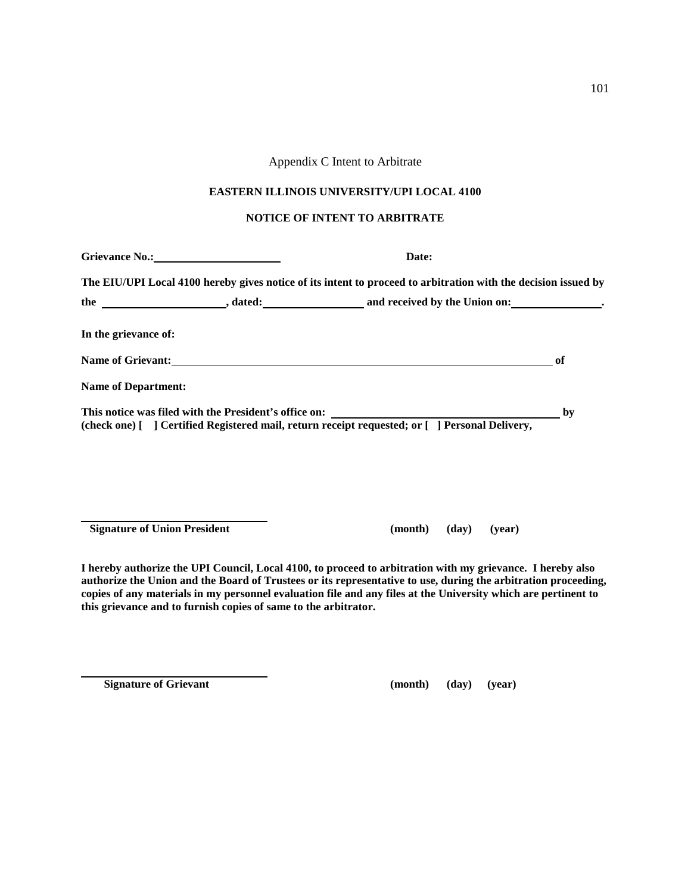Appendix C Intent to Arbitrate

**EASTERN ILLINOIS UNIVERSITY/UPI LOCAL 4100**

**NOTICE OF INTENT TO ARBITRATE**

**Grievance No.:**\_\_\_\_\_\_\_\_\_\_\_\_\_\_\_\_\_\_\_\_\_\_ **Date:**

**The EIU/UPI Local 4100 hereby gives notice of its intent to proceed to arbitration with the decision issued by the** \_\_\_\_\_\_\_\_\_\_\_\_\_\_\_\_\_\_\_\_\_\_**, dated:**\_\_\_\_\_\_\_\_\_\_\_\_\_\_\_\_\_\_ **and received by the Union on:**\_\_\_\_\_\_\_\_\_\_\_\_\_\_\_\_**.**

**In the grievance of:**

**Name of Grievant:**\_\_\_\_\_\_\_\_\_\_\_\_\_\_\_\_\_\_\_\_\_\_\_\_\_\_\_\_\_\_\_\_\_\_\_\_\_\_\_\_\_\_\_\_\_\_\_\_\_\_\_\_\_\_\_\_\_\_\_\_\_\_\_\_ **of**

**Name of Department:**

**This notice was filed with the President's office on:** \_\_\_\_\_\_\_\_\_\_\_\_\_\_\_\_\_\_\_\_\_\_\_\_\_\_\_\_\_\_\_\_\_\_\_\_\_\_\_\_ **by (check one) [ ] Certified Registered mail, return receipt requested; or [ ] Personal Delivery,**

\_\_\_\_\_\_\_\_\_\_\_\_\_\_\_\_\_\_\_\_\_\_\_\_\_\_\_\_\_\_\_\_
**Signature of Union President** **(month) (day) (year)**

**I hereby authorize the UPI Council, Local 4100, to proceed to arbitration with my grievance. I hereby also authorize the Union and the Board of Trustees or its representative to use, during the arbitration proceeding, copies of any materials in my personnel evaluation file and any files at the University which are pertinent to this grievance and to furnish copies of same to the arbitrator.**

\_\_\_\_\_\_\_\_\_\_\_\_\_\_\_\_\_\_\_\_\_\_\_\_\_\_\_\_\_\_\_\_
**Signature of Grievant** **(month) (day) (year)**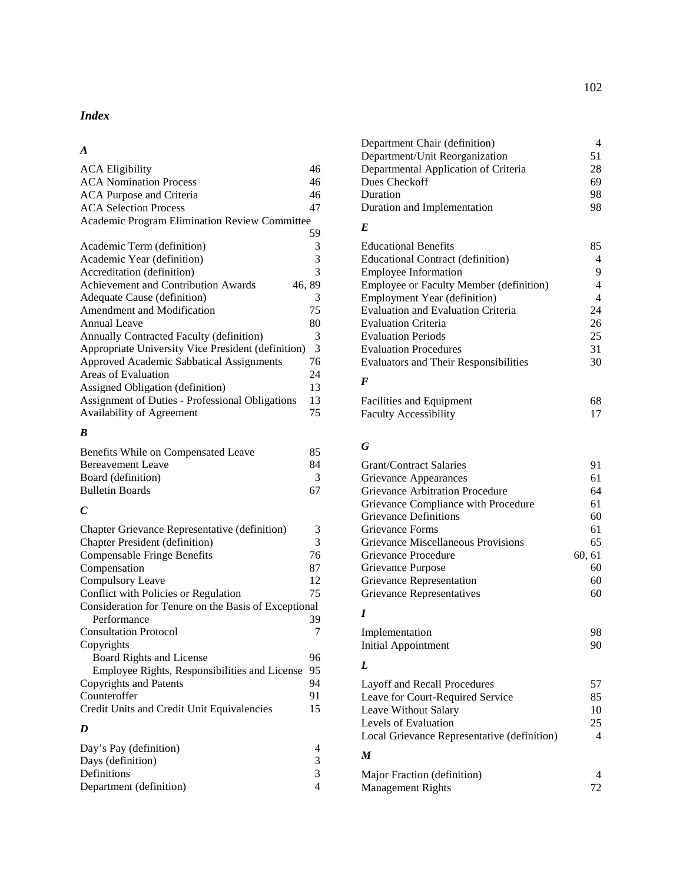# *Index*

### *A*

ACA Eligibility 46
ACA Nomination Process 46
ACA Purpose and Criteria 46
ACA Selection Process 47
Academic Program Elimination Review Committee 59
Academic Term (definition) 3
Academic Year (definition) 3
Accreditation (definition) 3
Achievement and Contribution Awards 46, 89
Adequate Cause (definition) 3
Amendment and Modification 75
Annual Leave 80
Annually Contracted Faculty (definition) 3
Appropriate University Vice President (definition) 3
Approved Academic Sabbatical Assignments 76
Areas of Evaluation 24
Assigned Obligation (definition) 13
Assignment of Duties - Professional Obligations 13
Availability of Agreement 75

### *B*

Benefits While on Compensated Leave 85
Bereavement Leave 84
Board (definition) 3
Bulletin Boards 67

### *C*

Chapter Grievance Representative (definition) 3
Chapter President (definition) 3
Compensable Fringe Benefits 76
Compensation 87
Compulsory Leave 12
Conflict with Policies or Regulation 75
Consideration for Tenure on the Basis of Exceptional Performance 39
Consultation Protocol 7
Copyrights
- Board Rights and License 96
- Employee Rights, Responsibilities and License 95

Copyrights and Patents 94
Counteroffer 91
Credit Units and Credit Unit Equivalencies 15

### *D*

Day's Pay (definition) 4
Days (definition) 3
Definitions 3
Department (definition) 4
Department Chair (definition) 4
Department/Unit Reorganization 51
Departmental Application of Criteria 28
Dues Checkoff 69
Duration 98
Duration and Implementation 98

### *E*

Educational Benefits 85
Educational Contract (definition) 4
Employee Information 9
Employee or Faculty Member (definition) 4
Employment Year (definition) 4
Evaluation and Evaluation Criteria 24
Evaluation Criteria 26
Evaluation Periods 25
Evaluation Procedures 31
Evaluators and Their Responsibilities 30

### *F*

Facilities and Equipment 68
Faculty Accessibility 17

### *G*

Grant/Contract Salaries 91
Grievance Appearances 61
Grievance Arbitration Procedure 64
Grievance Compliance with Procedure 61
Grievance Definitions 60
Grievance Forms 61
Grievance Miscellaneous Provisions 65
Grievance Procedure 60, 61
Grievance Purpose 60
Grievance Representation 60
Grievance Representatives 60

### *I*

Implementation 98
Initial Appointment 90

### *L*

Layoff and Recall Procedures 57
Leave for Court-Required Service 85
Leave Without Salary 10
Levels of Evaluation 25
Local Grievance Representative (definition) 4

### *M*

Major Fraction (definition) 4
Management Rights 72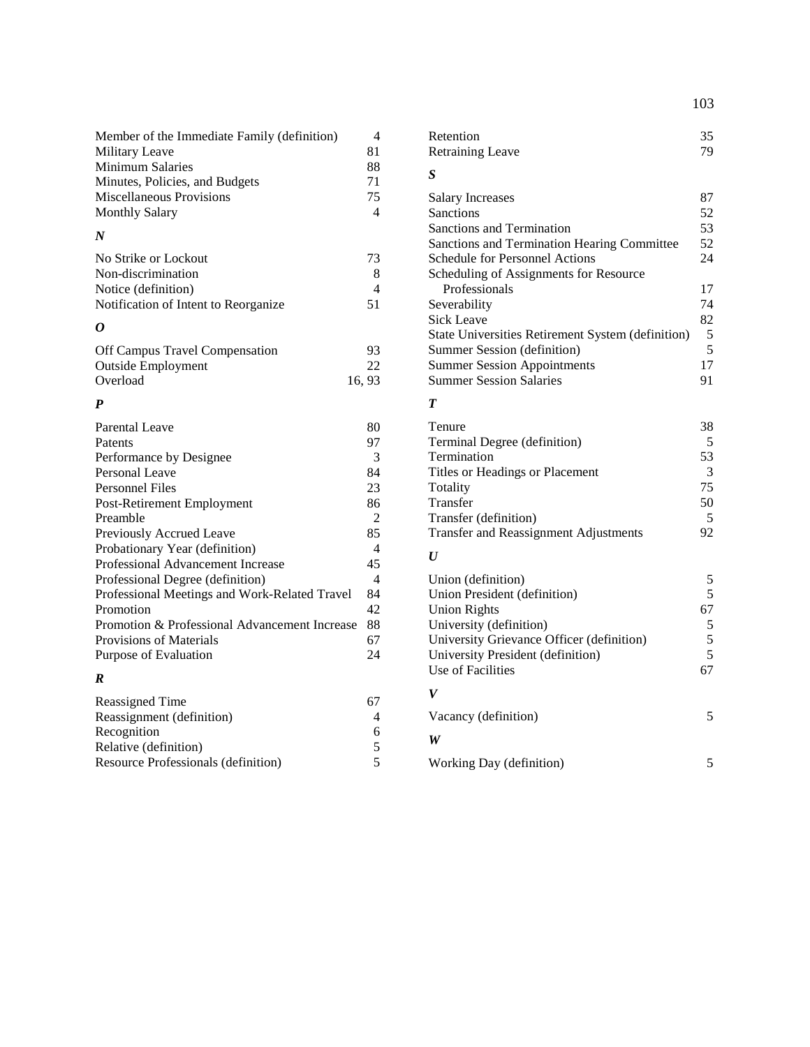Member of the Immediate Family (definition) 4
Military Leave 81
Minimum Salaries 88
Minutes, Policies, and Budgets 71
Miscellaneous Provisions 75
Monthly Salary 4

***N***

No Strike or Lockout 73
Non-discrimination 8
Notice (definition) 4
Notification of Intent to Reorganize 51

***O***

Off Campus Travel Compensation 93
Outside Employment 22
Overload 16, 93

***P***

Parental Leave 80
Patents 97
Performance by Designee 3
Personal Leave 84
Personnel Files 23
Post-Retirement Employment 86
Preamble 2
Previously Accrued Leave 85
Probationary Year (definition) 4
Professional Advancement Increase 45
Professional Degree (definition) 4
Professional Meetings and Work-Related Travel 84
Promotion 42
Promotion & Professional Advancement Increase 88
Provisions of Materials 67
Purpose of Evaluation 24

***R***

Reassigned Time 67
Reassignment (definition) 4
Recognition 6
Relative (definition) 5
Resource Professionals (definition) 5
Retention 35
Retraining Leave 79

***S***

Salary Increases 87
Sanctions 52
Sanctions and Termination 53
Sanctions and Termination Hearing Committee 52
Schedule for Personnel Actions 24
Scheduling of Assignments for Resource Professionals 17
Severability 74
Sick Leave 82
State Universities Retirement System (definition) 5
Summer Session (definition) 5
Summer Session Appointments 17
Summer Session Salaries 91

***T***

Tenure 38
Terminal Degree (definition) 5
Termination 53
Titles or Headings or Placement 3
Totality 75
Transfer 50
Transfer (definition) 5
Transfer and Reassignment Adjustments 92

***U***

Union (definition) 5
Union President (definition) 5
Union Rights 67
University (definition) 5
University Grievance Officer (definition) 5
University President (definition) 5
Use of Facilities 67

***V***

Vacancy (definition) 5

***W***

Working Day (definition) 5